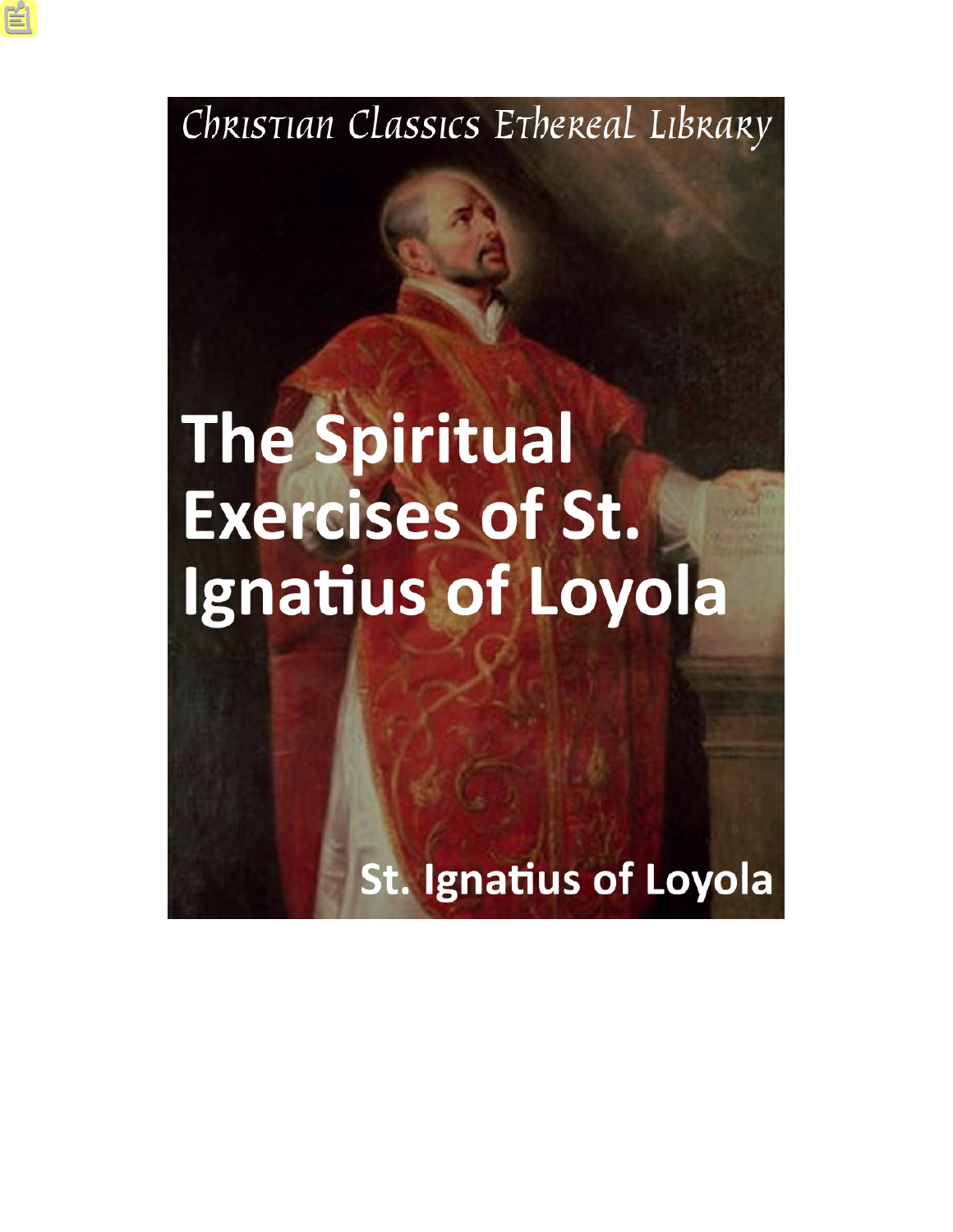Christian Classics Ethereal Library

# The Spiritual Exercises of St. Ignatius of Loyola

St. Ignatius of Loyola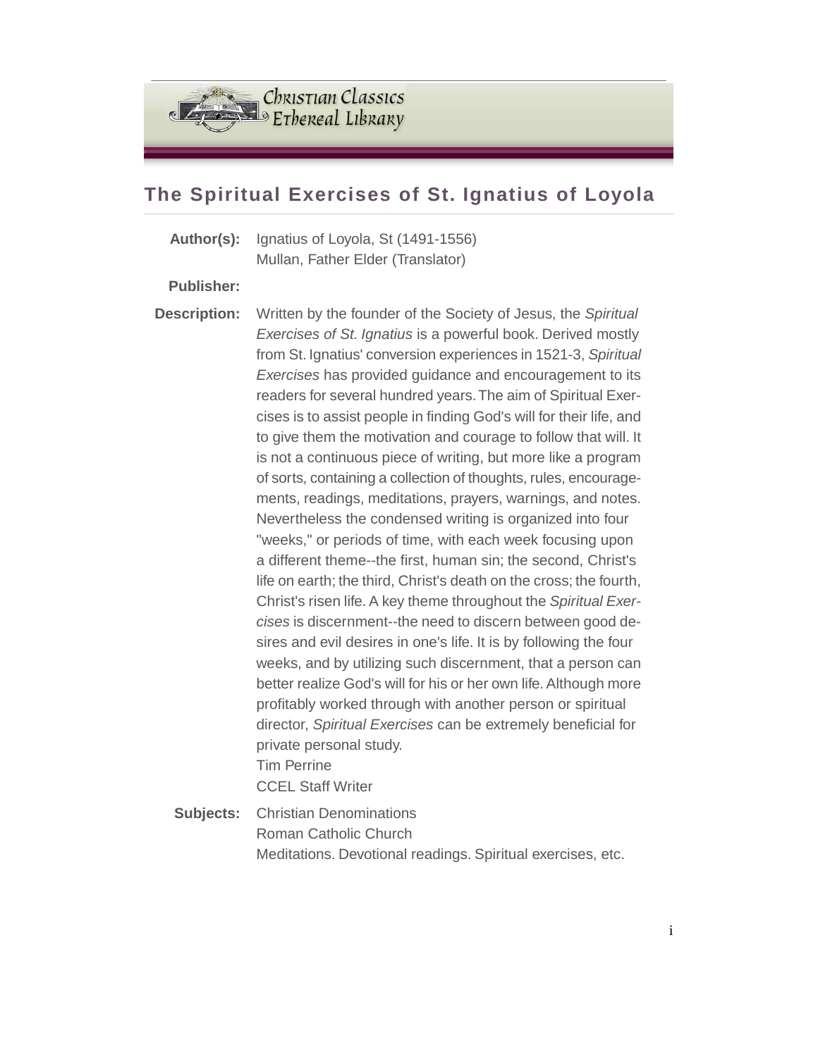# The Spiritual Exercises of St. Ignatius of Loyola

**Author(s):** Ignatius of Loyola, St (1491-1556)
Mullan, Father Elder (Translator)

**Publisher:**

**Description:** Written by the founder of the Society of Jesus, the *Spiritual Exercises of St. Ignatius* is a powerful book. Derived mostly from St. Ignatius' conversion experiences in 1521-3, *Spiritual Exercises* has provided guidance and encouragement to its readers for several hundred years. The aim of Spiritual Exercises is to assist people in finding God's will for their life, and to give them the motivation and courage to follow that will. It is not a continuous piece of writing, but more like a program of sorts, containing a collection of thoughts, rules, encouragements, readings, meditations, prayers, warnings, and notes. Nevertheless the condensed writing is organized into four "weeks," or periods of time, with each week focusing upon a different theme--the first, human sin; the second, Christ's life on earth; the third, Christ's death on the cross; the fourth, Christ's risen life. A key theme throughout the *Spiritual Exercises* is discernment--the need to discern between good desires and evil desires in one's life. It is by following the four weeks, and by utilizing such discernment, that a person can better realize God's will for his or her own life. Although more profitably worked through with another person or spiritual director, *Spiritual Exercises* can be extremely beneficial for private personal study.
Tim Perrine
CCEL Staff Writer

**Subjects:** Christian Denominations
Roman Catholic Church
Meditations. Devotional readings. Spiritual exercises, etc.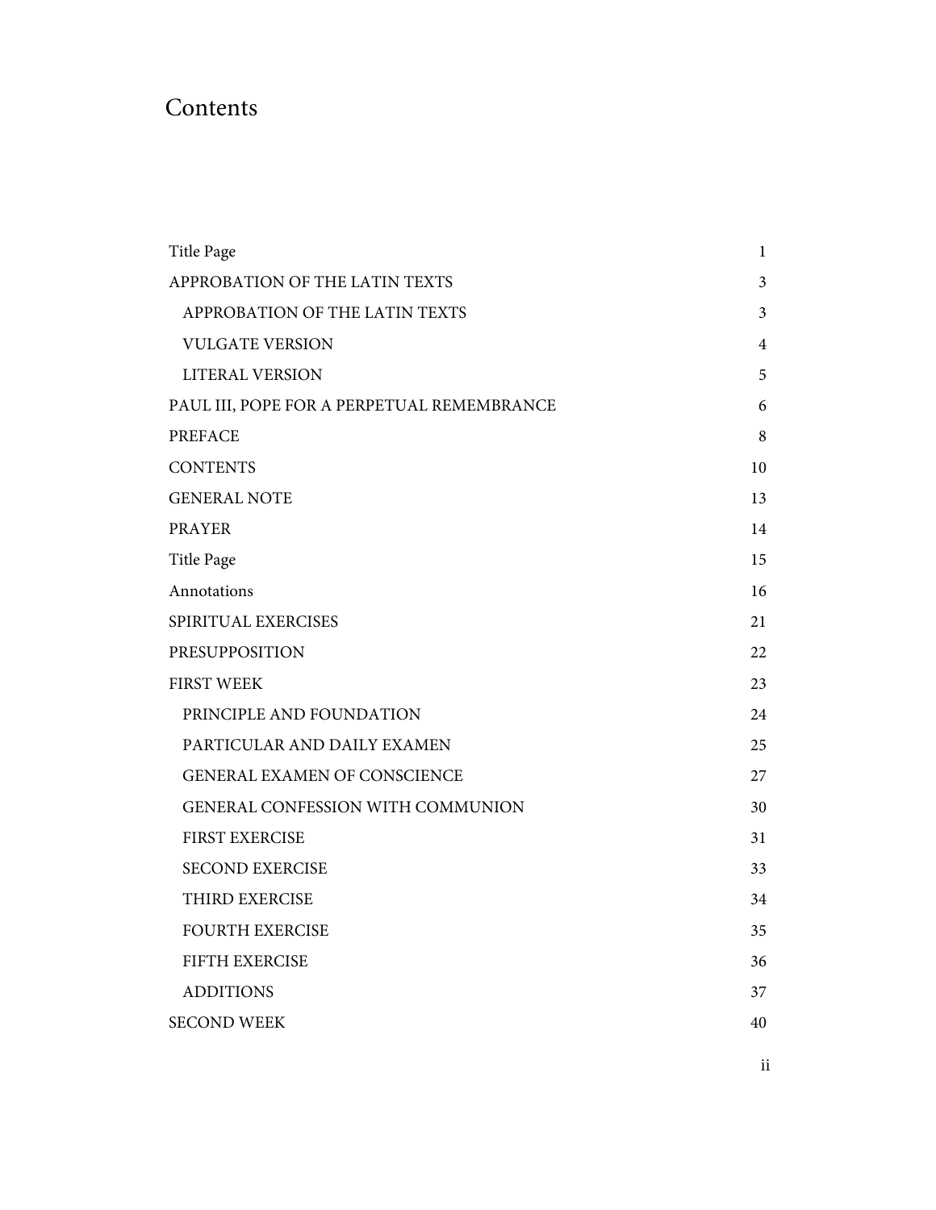# Contents

- Title Page 1
- APPROBATION OF THE LATIN TEXTS 3
  - APPROBATION OF THE LATIN TEXTS 3
  - VULGATE VERSION 4
  - LITERAL VERSION 5
- PAUL III, POPE FOR A PERPETUAL REMEMBRANCE 6
- PREFACE 8
- CONTENTS 10
- GENERAL NOTE 13
- PRAYER 14
- Title Page 15
- Annotations 16
- SPIRITUAL EXERCISES 21
- PRESUPPOSITION 22
- FIRST WEEK 23
  - PRINCIPLE AND FOUNDATION 24
  - PARTICULAR AND DAILY EXAMEN 25
  - GENERAL EXAMEN OF CONSCIENCE 27
  - GENERAL CONFESSION WITH COMMUNION 30
  - FIRST EXERCISE 31
  - SECOND EXERCISE 33
  - THIRD EXERCISE 34
  - FOURTH EXERCISE 35
  - FIFTH EXERCISE 36
  - ADDITIONS 37
- SECOND WEEK 40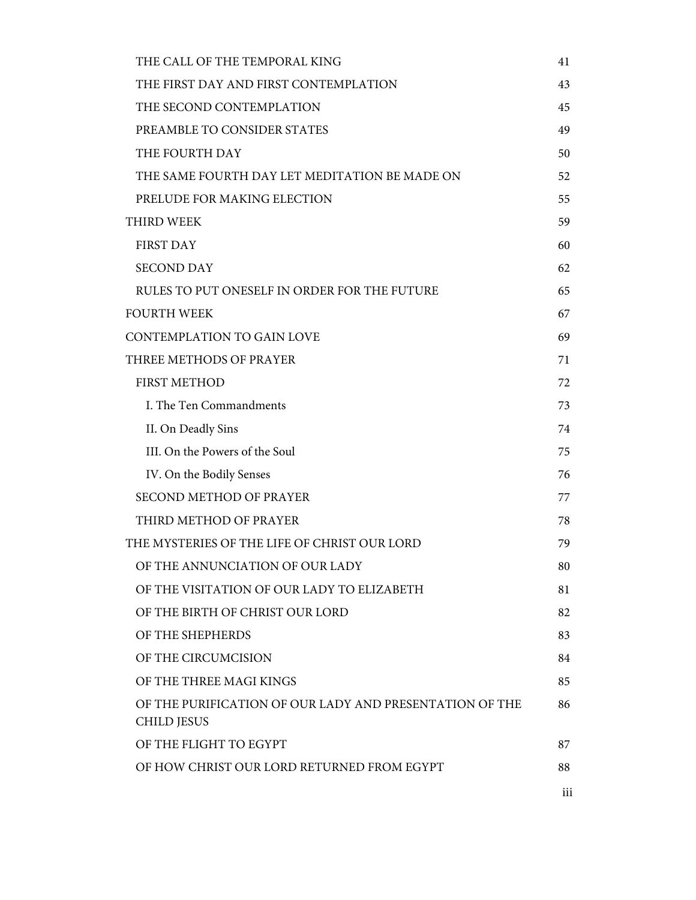- THE CALL OF THE TEMPORAL KING 41
- THE FIRST DAY AND FIRST CONTEMPLATION 43
- THE SECOND CONTEMPLATION 45
- PREAMBLE TO CONSIDER STATES 49
- THE FOURTH DAY 50
- THE SAME FOURTH DAY LET MEDITATION BE MADE ON 52
- PRELUDE FOR MAKING ELECTION 55

THIRD WEEK 59

- FIRST DAY 60
- SECOND DAY 62
- RULES TO PUT ONESELF IN ORDER FOR THE FUTURE 65

FOURTH WEEK 67

CONTEMPLATION TO GAIN LOVE 69

THREE METHODS OF PRAYER 71

- FIRST METHOD 72
  - I. The Ten Commandments 73
  - II. On Deadly Sins 74
  - III. On the Powers of the Soul 75
  - IV. On the Bodily Senses 76
- SECOND METHOD OF PRAYER 77
- THIRD METHOD OF PRAYER 78

THE MYSTERIES OF THE LIFE OF CHRIST OUR LORD 79

- OF THE ANNUNCIATION OF OUR LADY 80
- OF THE VISITATION OF OUR LADY TO ELIZABETH 81
- OF THE BIRTH OF CHRIST OUR LORD 82
- OF THE SHEPHERDS 83
- OF THE CIRCUMCISION 84
- OF THE THREE MAGI KINGS 85
- OF THE PURIFICATION OF OUR LADY AND PRESENTATION OF THE CHILD JESUS 86
- OF THE FLIGHT TO EGYPT 87
- OF HOW CHRIST OUR LORD RETURNED FROM EGYPT 88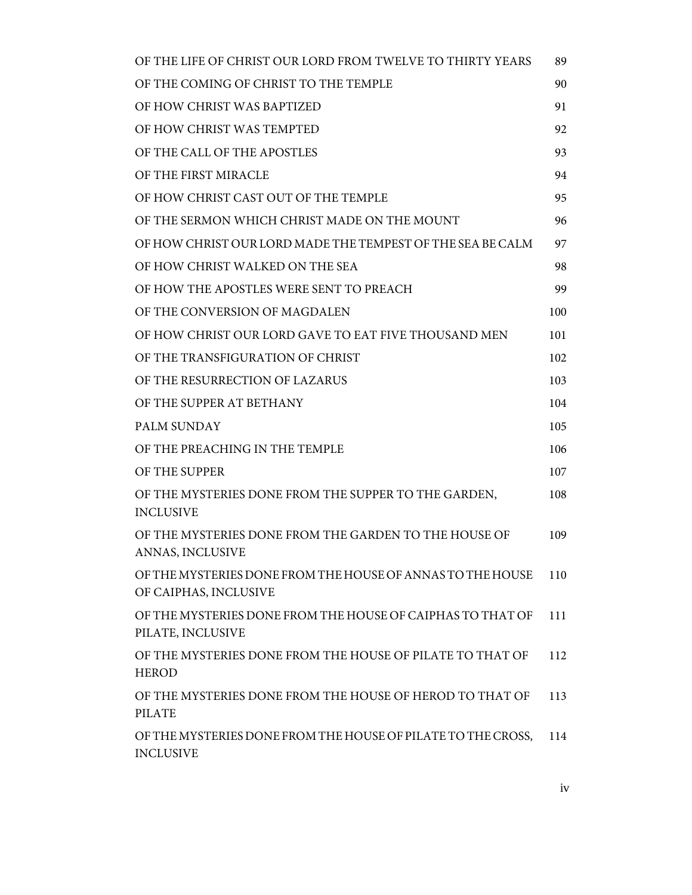| | |
|---|---|
| OF THE LIFE OF CHRIST OUR LORD FROM TWELVE TO THIRTY YEARS | 89 |
| OF THE COMING OF CHRIST TO THE TEMPLE | 90 |
| OF HOW CHRIST WAS BAPTIZED | 91 |
| OF HOW CHRIST WAS TEMPTED | 92 |
| OF THE CALL OF THE APOSTLES | 93 |
| OF THE FIRST MIRACLE | 94 |
| OF HOW CHRIST CAST OUT OF THE TEMPLE | 95 |
| OF THE SERMON WHICH CHRIST MADE ON THE MOUNT | 96 |
| OF HOW CHRIST OUR LORD MADE THE TEMPEST OF THE SEA BE CALM | 97 |
| OF HOW CHRIST WALKED ON THE SEA | 98 |
| OF HOW THE APOSTLES WERE SENT TO PREACH | 99 |
| OF THE CONVERSION OF MAGDALEN | 100 |
| OF HOW CHRIST OUR LORD GAVE TO EAT FIVE THOUSAND MEN | 101 |
| OF THE TRANSFIGURATION OF CHRIST | 102 |
| OF THE RESURRECTION OF LAZARUS | 103 |
| OF THE SUPPER AT BETHANY | 104 |
| PALM SUNDAY | 105 |
| OF THE PREACHING IN THE TEMPLE | 106 |
| OF THE SUPPER | 107 |
| OF THE MYSTERIES DONE FROM THE SUPPER TO THE GARDEN, INCLUSIVE | 108 |
| OF THE MYSTERIES DONE FROM THE GARDEN TO THE HOUSE OF ANNAS, INCLUSIVE | 109 |
| OF THE MYSTERIES DONE FROM THE HOUSE OF ANNAS TO THE HOUSE OF CAIPHAS, INCLUSIVE | 110 |
| OF THE MYSTERIES DONE FROM THE HOUSE OF CAIPHAS TO THAT OF PILATE, INCLUSIVE | 111 |
| OF THE MYSTERIES DONE FROM THE HOUSE OF PILATE TO THAT OF HEROD | 112 |
| OF THE MYSTERIES DONE FROM THE HOUSE OF HEROD TO THAT OF PILATE | 113 |
| OF THE MYSTERIES DONE FROM THE HOUSE OF PILATE TO THE CROSS, INCLUSIVE | 114 |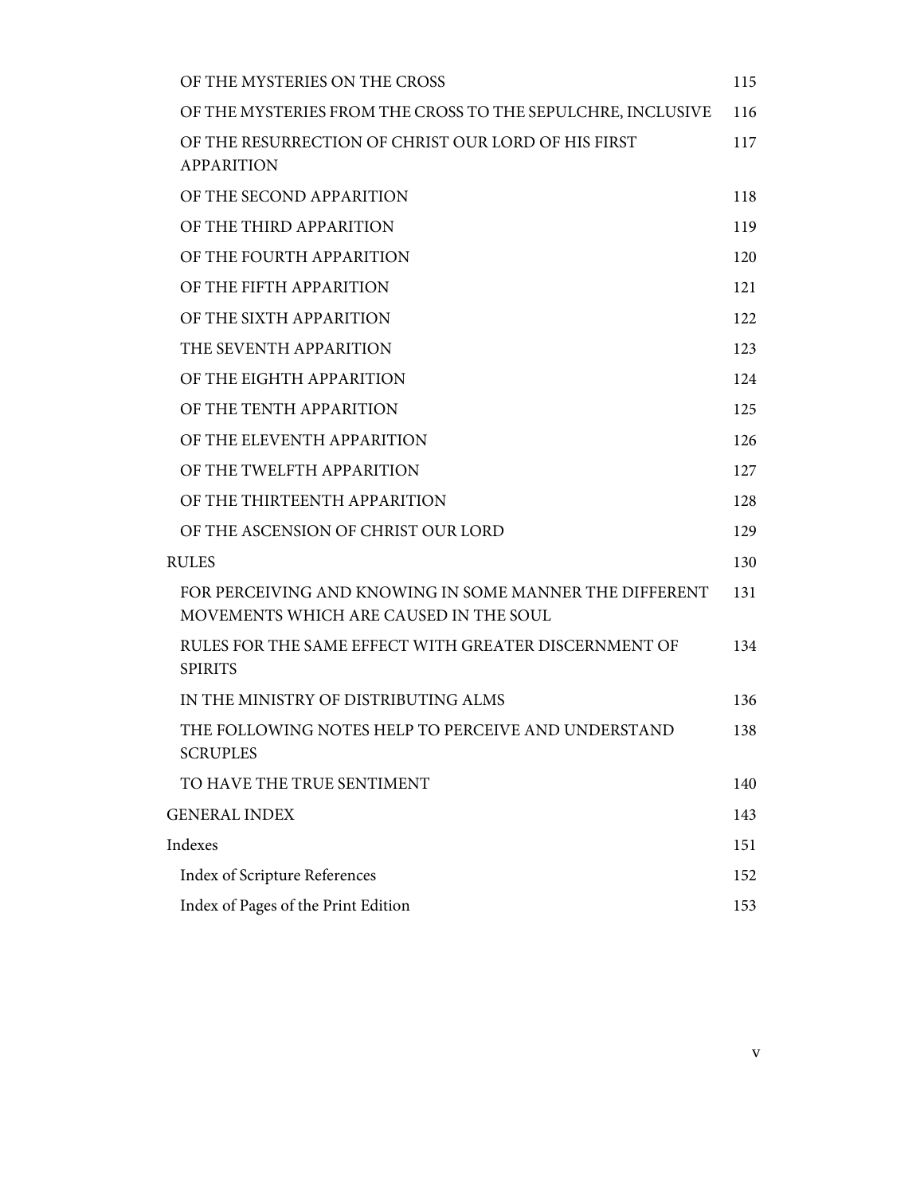| | |
|---|---|
| OF THE MYSTERIES ON THE CROSS | 115 |
| OF THE MYSTERIES FROM THE CROSS TO THE SEPULCHRE, INCLUSIVE | 116 |
| OF THE RESURRECTION OF CHRIST OUR LORD OF HIS FIRST APPARITION | 117 |
| OF THE SECOND APPARITION | 118 |
| OF THE THIRD APPARITION | 119 |
| OF THE FOURTH APPARITION | 120 |
| OF THE FIFTH APPARITION | 121 |
| OF THE SIXTH APPARITION | 122 |
| THE SEVENTH APPARITION | 123 |
| OF THE EIGHTH APPARITION | 124 |
| OF THE TENTH APPARITION | 125 |
| OF THE ELEVENTH APPARITION | 126 |
| OF THE TWELFTH APPARITION | 127 |
| OF THE THIRTEENTH APPARITION | 128 |
| OF THE ASCENSION OF CHRIST OUR LORD | 129 |
| RULES | 130 |
| FOR PERCEIVING AND KNOWING IN SOME MANNER THE DIFFERENT MOVEMENTS WHICH ARE CAUSED IN THE SOUL | 131 |
| RULES FOR THE SAME EFFECT WITH GREATER DISCERNMENT OF SPIRITS | 134 |
| IN THE MINISTRY OF DISTRIBUTING ALMS | 136 |
| THE FOLLOWING NOTES HELP TO PERCEIVE AND UNDERSTAND SCRUPLES | 138 |
| TO HAVE THE TRUE SENTIMENT | 140 |
| GENERAL INDEX | 143 |
| Indexes | 151 |
| Index of Scripture References | 152 |
| Index of Pages of the Print Edition | 153 |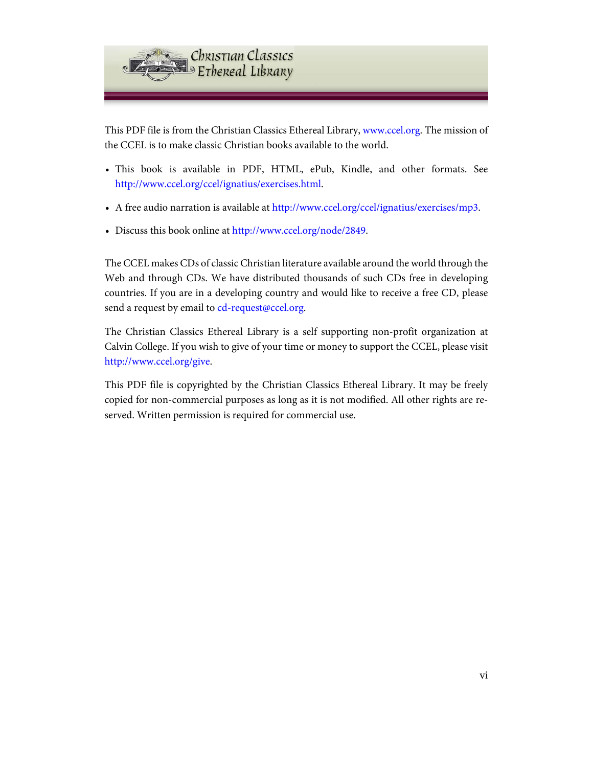This PDF file is from the Christian Classics Ethereal Library, www.ccel.org. The mission of the CCEL is to make classic Christian books available to the world.

- This book is available in PDF, HTML, ePub, Kindle, and other formats. See http://www.ccel.org/ccel/ignatius/exercises.html.
- A free audio narration is available at http://www.ccel.org/ccel/ignatius/exercises/mp3.
- Discuss this book online at http://www.ccel.org/node/2849.

The CCEL makes CDs of classic Christian literature available around the world through the Web and through CDs. We have distributed thousands of such CDs free in developing countries. If you are in a developing country and would like to receive a free CD, please send a request by email to cd-request@ccel.org.

The Christian Classics Ethereal Library is a self supporting non-profit organization at Calvin College. If you wish to give of your time or money to support the CCEL, please visit http://www.ccel.org/give.

This PDF file is copyrighted by the Christian Classics Ethereal Library. It may be freely copied for non-commercial purposes as long as it is not modified. All other rights are reserved. Written permission is required for commercial use.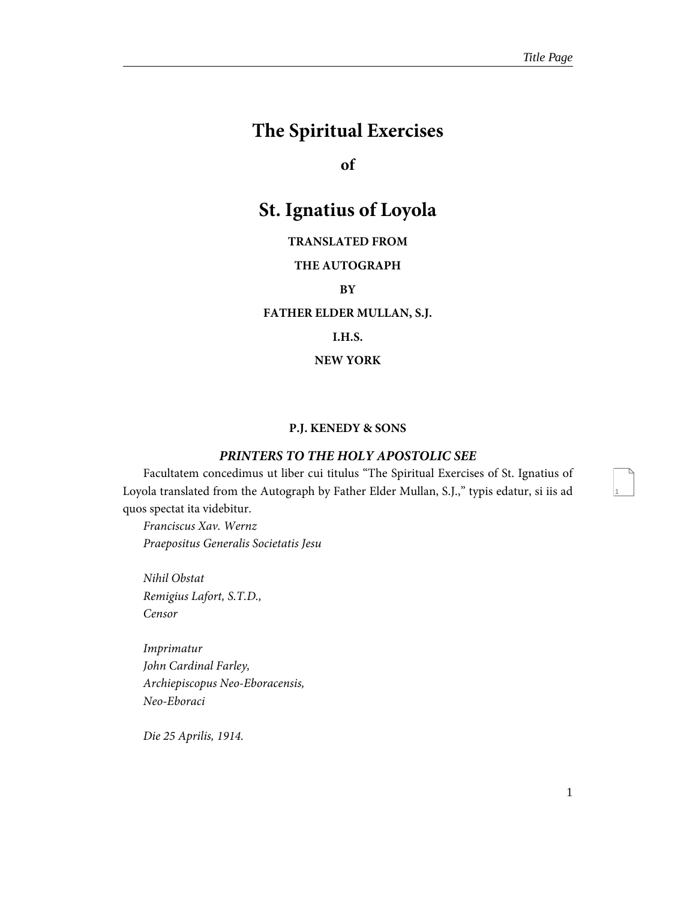# The Spiritual Exercises

## of

# St. Ignatius of Loyola

**TRANSLATED FROM**

**THE AUTOGRAPH**

**BY**

**FATHER ELDER MULLAN, S.J.**

**I.H.S.**

**NEW YORK**

**P.J. KENEDY & SONS**

***PRINTERS TO THE HOLY APOSTOLIC SEE***

Facultatem concedimus ut liber cui titulus “The Spiritual Exercises of St. Ignatius of Loyola translated from the Autograph by Father Elder Mullan, S.J.,” typis edatur, si iis ad quos spectat ita videbitur.

*Franciscus Xav. Wernz*
*Praepositus Generalis Societatis Jesu*

*Nihil Obstat*
*Remigius Lafort, S.T.D.,*
*Censor*

*Imprimatur*
*John Cardinal Farley,*
*Archiepiscopus Neo-Eboracensis,*
*Neo-Eboraci*

*Die 25 Aprilis, 1914.*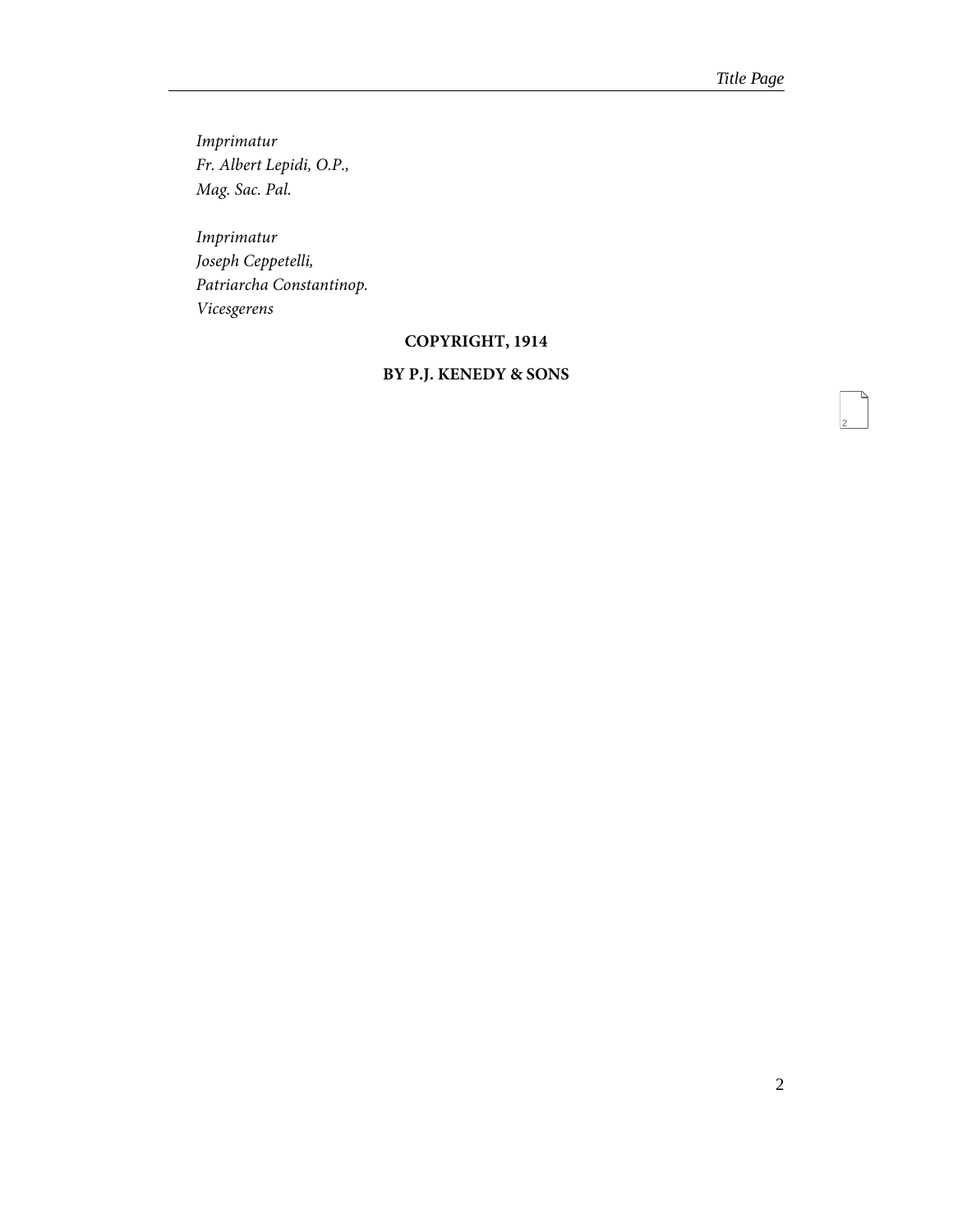*Imprimatur*
*Fr. Albert Lepidi, O.P.,*
*Mag. Sac. Pal.*

*Imprimatur*
*Joseph Ceppetelli,*
*Patriarcha Constantinop.*
*Vicesgerens*

**COPYRIGHT, 1914**

**BY P.J. KENEDY & SONS**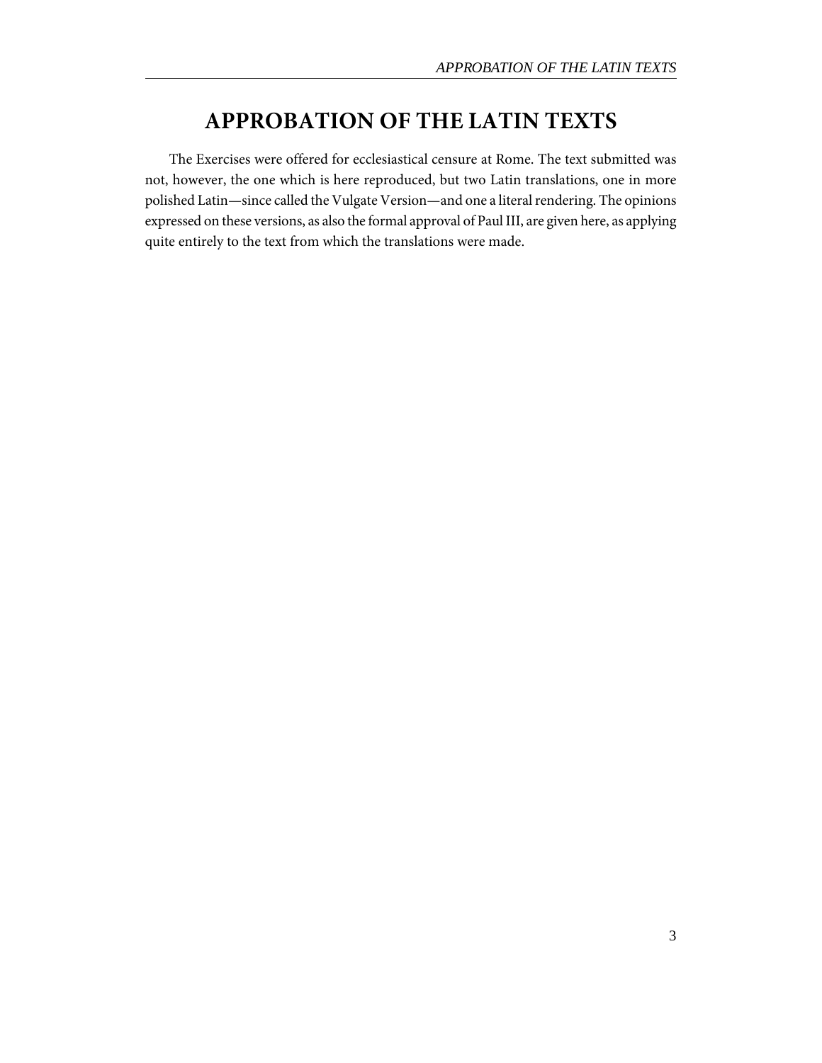# APPROBATION OF THE LATIN TEXTS

The Exercises were offered for ecclesiastical censure at Rome. The text submitted was not, however, the one which is here reproduced, but two Latin translations, one in more polished Latin—since called the Vulgate Version—and one a literal rendering. The opinions expressed on these versions, as also the formal approval of Paul III, are given here, as applying quite entirely to the text from which the translations were made.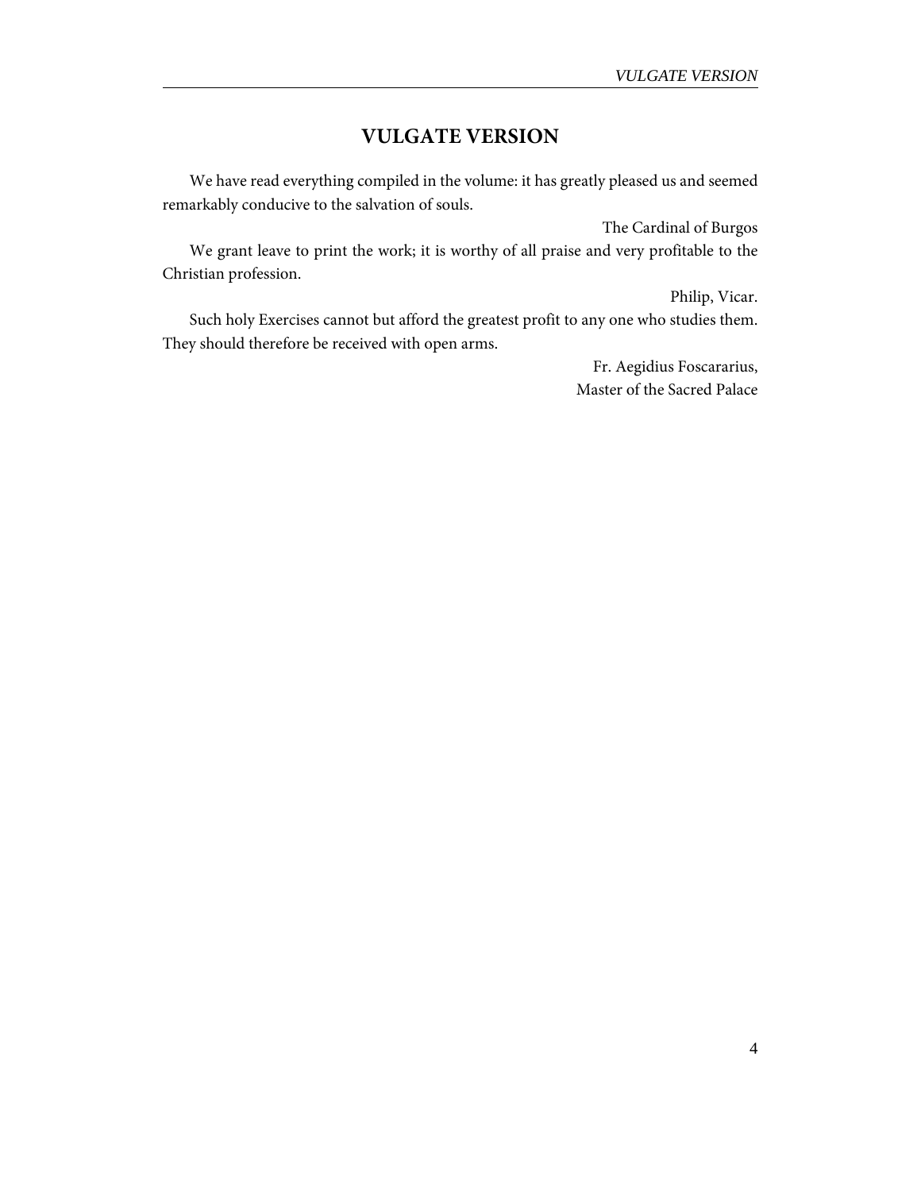## VULGATE VERSION

We have read everything compiled in the volume: it has greatly pleased us and seemed remarkably conducive to the salvation of souls.

The Cardinal of Burgos

We grant leave to print the work; it is worthy of all praise and very profitable to the Christian profession.

Philip, Vicar.

Such holy Exercises cannot but afford the greatest profit to any one who studies them. They should therefore be received with open arms.

Fr. Aegidius Foscararius,
Master of the Sacred Palace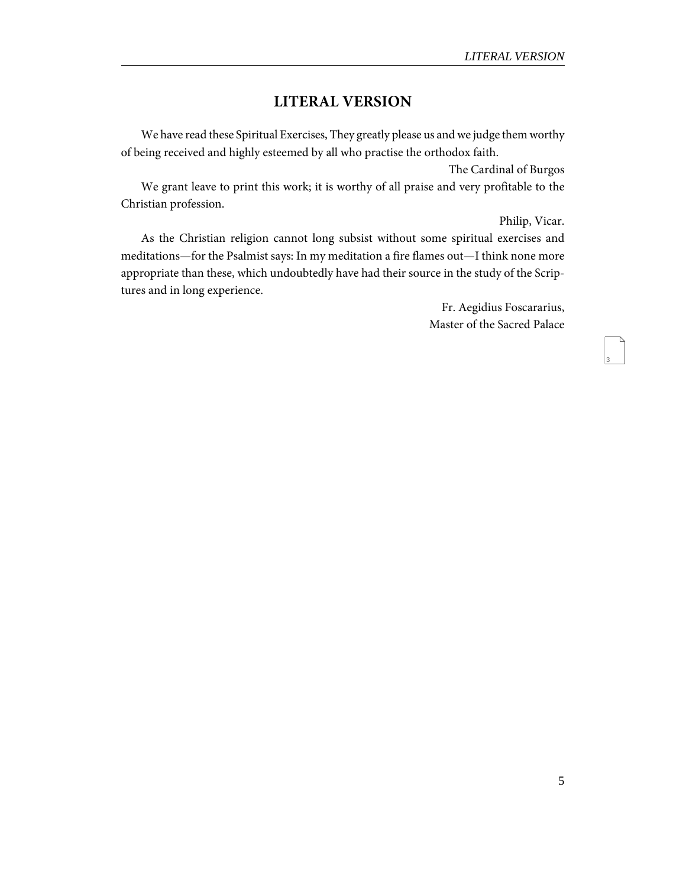# LITERAL VERSION

We have read these Spiritual Exercises, They greatly please us and we judge them worthy of being received and highly esteemed by all who practise the orthodox faith.

The Cardinal of Burgos

We grant leave to print this work; it is worthy of all praise and very profitable to the Christian profession.

Philip, Vicar.

As the Christian religion cannot long subsist without some spiritual exercises and meditations—for the Psalmist says: In my meditation a fire flames out—I think none more appropriate than these, which undoubtedly have had their source in the study of the Scriptures and in long experience.

Fr. Aegidius Foscararius,
Master of the Sacred Palace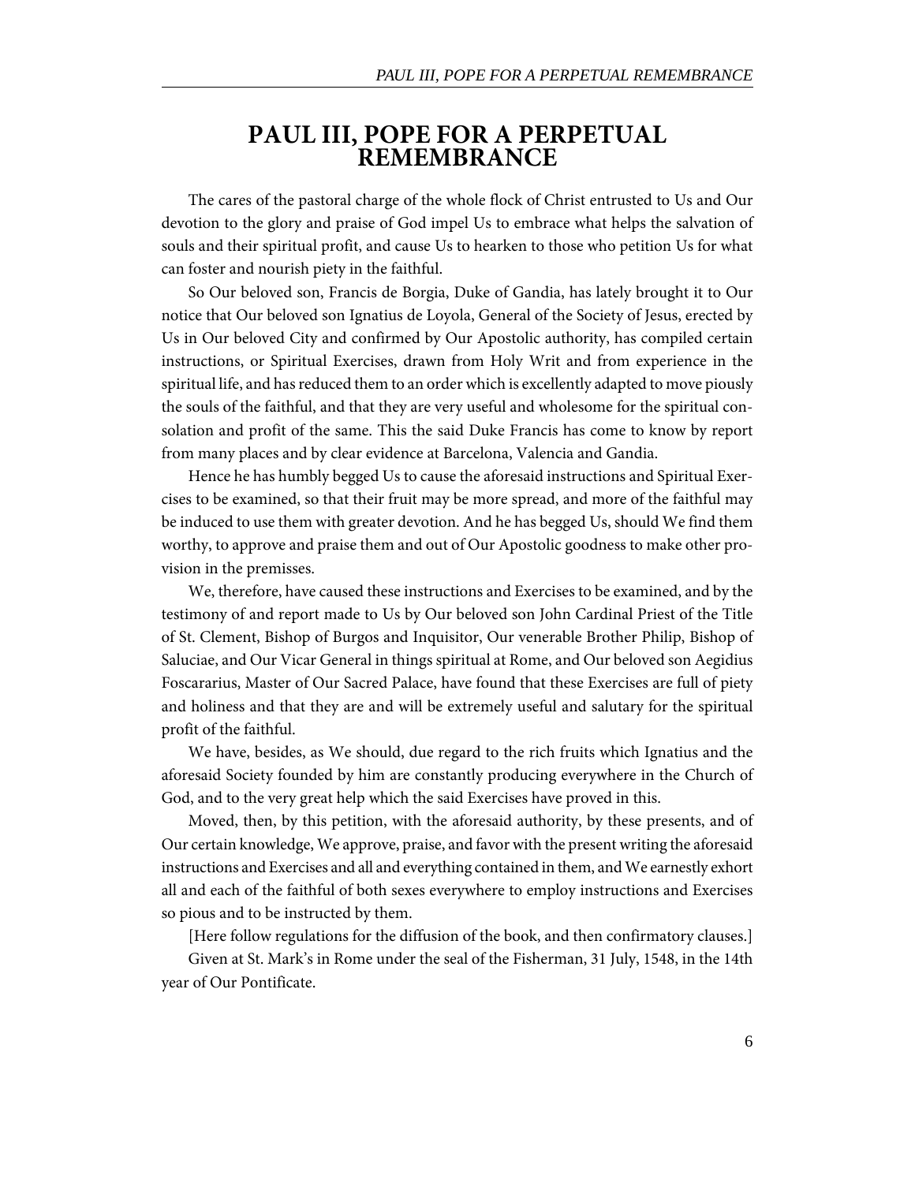# PAUL III, POPE FOR A PERPETUAL REMEMBRANCE

The cares of the pastoral charge of the whole flock of Christ entrusted to Us and Our devotion to the glory and praise of God impel Us to embrace what helps the salvation of souls and their spiritual profit, and cause Us to hearken to those who petition Us for what can foster and nourish piety in the faithful.

So Our beloved son, Francis de Borgia, Duke of Gandia, has lately brought it to Our notice that Our beloved son Ignatius de Loyola, General of the Society of Jesus, erected by Us in Our beloved City and confirmed by Our Apostolic authority, has compiled certain instructions, or Spiritual Exercises, drawn from Holy Writ and from experience in the spiritual life, and has reduced them to an order which is excellently adapted to move piously the souls of the faithful, and that they are very useful and wholesome for the spiritual consolation and profit of the same. This the said Duke Francis has come to know by report from many places and by clear evidence at Barcelona, Valencia and Gandia.

Hence he has humbly begged Us to cause the aforesaid instructions and Spiritual Exercises to be examined, so that their fruit may be more spread, and more of the faithful may be induced to use them with greater devotion. And he has begged Us, should We find them worthy, to approve and praise them and out of Our Apostolic goodness to make other provision in the premisses.

We, therefore, have caused these instructions and Exercises to be examined, and by the testimony of and report made to Us by Our beloved son John Cardinal Priest of the Title of St. Clement, Bishop of Burgos and Inquisitor, Our venerable Brother Philip, Bishop of Saluciae, and Our Vicar General in things spiritual at Rome, and Our beloved son Aegidius Foscararius, Master of Our Sacred Palace, have found that these Exercises are full of piety and holiness and that they are and will be extremely useful and salutary for the spiritual profit of the faithful.

We have, besides, as We should, due regard to the rich fruits which Ignatius and the aforesaid Society founded by him are constantly producing everywhere in the Church of God, and to the very great help which the said Exercises have proved in this.

Moved, then, by this petition, with the aforesaid authority, by these presents, and of Our certain knowledge, We approve, praise, and favor with the present writing the aforesaid instructions and Exercises and all and everything contained in them, and We earnestly exhort all and each of the faithful of both sexes everywhere to employ instructions and Exercises so pious and to be instructed by them.

[Here follow regulations for the diffusion of the book, and then confirmatory clauses.]

Given at St. Mark's in Rome under the seal of the Fisherman, 31 July, 1548, in the 14th year of Our Pontificate.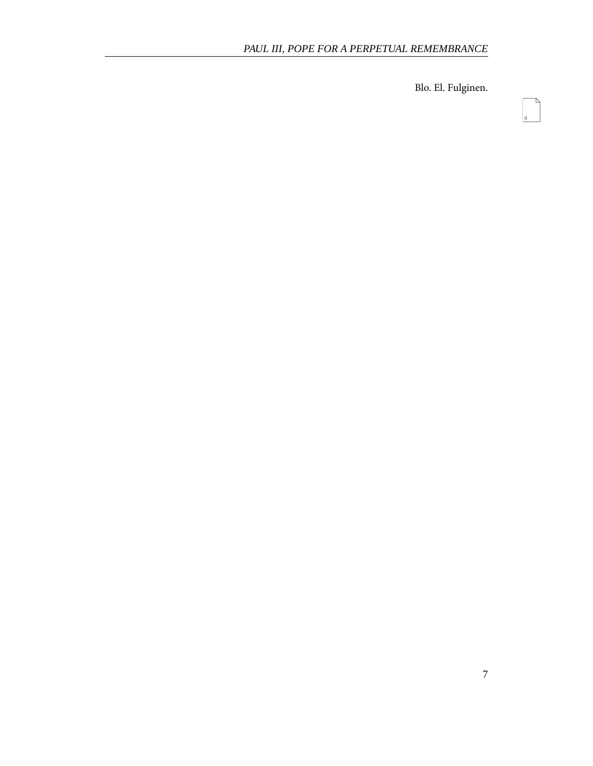Blo. El. Fulginen.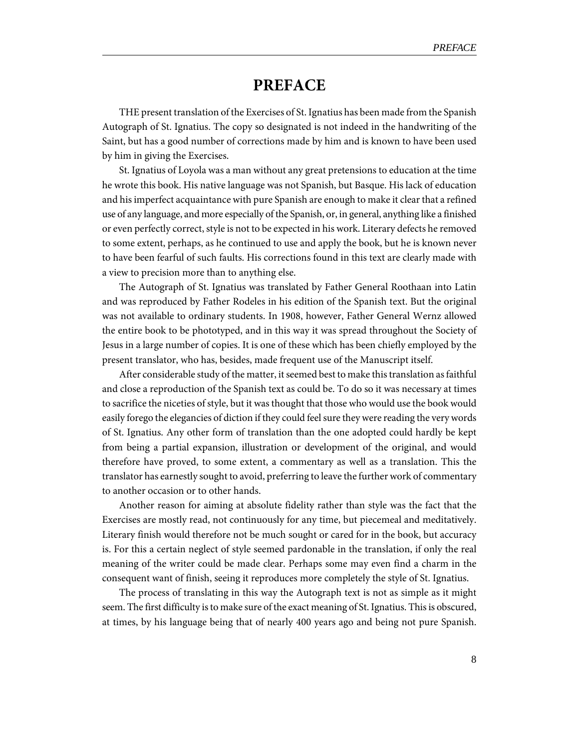# PREFACE

THE present translation of the Exercises of St. Ignatius has been made from the Spanish Autograph of St. Ignatius. The copy so designated is not indeed in the handwriting of the Saint, but has a good number of corrections made by him and is known to have been used by him in giving the Exercises.

St. Ignatius of Loyola was a man without any great pretensions to education at the time he wrote this book. His native language was not Spanish, but Basque. His lack of education and his imperfect acquaintance with pure Spanish are enough to make it clear that a refined use of any language, and more especially of the Spanish, or, in general, anything like a finished or even perfectly correct, style is not to be expected in his work. Literary defects he removed to some extent, perhaps, as he continued to use and apply the book, but he is known never to have been fearful of such faults. His corrections found in this text are clearly made with a view to precision more than to anything else.

The Autograph of St. Ignatius was translated by Father General Roothaan into Latin and was reproduced by Father Rodeles in his edition of the Spanish text. But the original was not available to ordinary students. In 1908, however, Father General Wernz allowed the entire book to be phototyped, and in this way it was spread throughout the Society of Jesus in a large number of copies. It is one of these which has been chiefly employed by the present translator, who has, besides, made frequent use of the Manuscript itself.

After considerable study of the matter, it seemed best to make this translation as faithful and close a reproduction of the Spanish text as could be. To do so it was necessary at times to sacrifice the niceties of style, but it was thought that those who would use the book would easily forego the elegancies of diction if they could feel sure they were reading the very words of St. Ignatius. Any other form of translation than the one adopted could hardly be kept from being a partial expansion, illustration or development of the original, and would therefore have proved, to some extent, a commentary as well as a translation. This the translator has earnestly sought to avoid, preferring to leave the further work of commentary to another occasion or to other hands.

Another reason for aiming at absolute fidelity rather than style was the fact that the Exercises are mostly read, not continuously for any time, but piecemeal and meditatively. Literary finish would therefore not be much sought or cared for in the book, but accuracy is. For this a certain neglect of style seemed pardonable in the translation, if only the real meaning of the writer could be made clear. Perhaps some may even find a charm in the consequent want of finish, seeing it reproduces more completely the style of St. Ignatius.

The process of translating in this way the Autograph text is not as simple as it might seem. The first difficulty is to make sure of the exact meaning of St. Ignatius. This is obscured, at times, by his language being that of nearly 400 years ago and being not pure Spanish.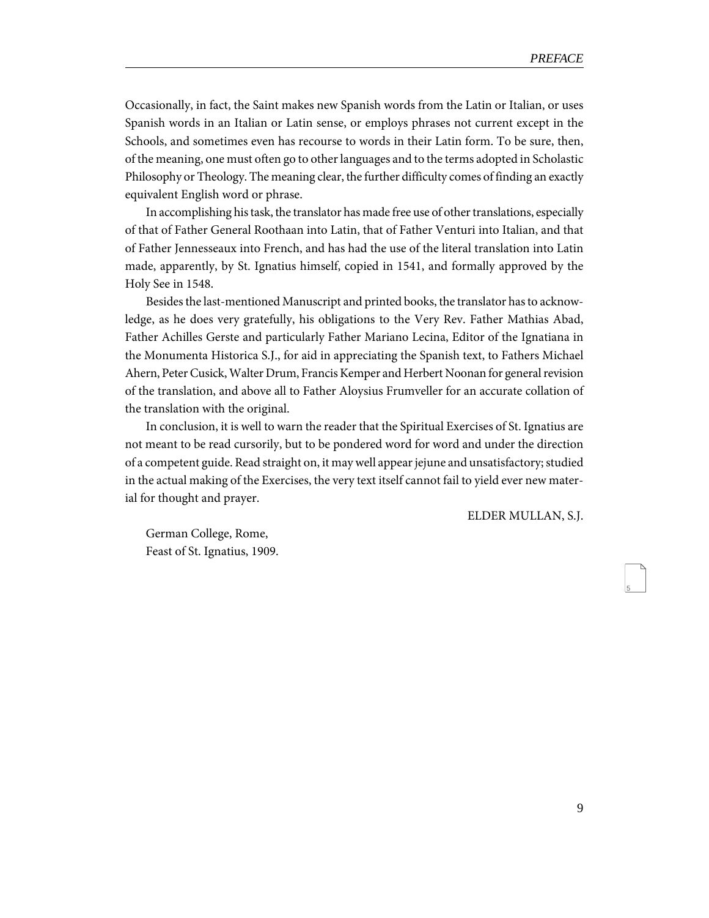Occasionally, in fact, the Saint makes new Spanish words from the Latin or Italian, or uses Spanish words in an Italian or Latin sense, or employs phrases not current except in the Schools, and sometimes even has recourse to words in their Latin form. To be sure, then, of the meaning, one must often go to other languages and to the terms adopted in Scholastic Philosophy or Theology. The meaning clear, the further difficulty comes of finding an exactly equivalent English word or phrase.

In accomplishing his task, the translator has made free use of other translations, especially of that of Father General Roothaan into Latin, that of Father Venturi into Italian, and that of Father Jennesseaux into French, and has had the use of the literal translation into Latin made, apparently, by St. Ignatius himself, copied in 1541, and formally approved by the Holy See in 1548.

Besides the last-mentioned Manuscript and printed books, the translator has to acknowledge, as he does very gratefully, his obligations to the Very Rev. Father Mathias Abad, Father Achilles Gerste and particularly Father Mariano Lecina, Editor of the Ignatiana in the Monumenta Historica S.J., for aid in appreciating the Spanish text, to Fathers Michael Ahern, Peter Cusick, Walter Drum, Francis Kemper and Herbert Noonan for general revision of the translation, and above all to Father Aloysius Frumveller for an accurate collation of the translation with the original.

In conclusion, it is well to warn the reader that the Spiritual Exercises of St. Ignatius are not meant to be read cursorily, but to be pondered word for word and under the direction of a competent guide. Read straight on, it may well appear jejune and unsatisfactory; studied in the actual making of the Exercises, the very text itself cannot fail to yield ever new material for thought and prayer.

ELDER MULLAN, S.J.

German College, Rome,
Feast of St. Ignatius, 1909.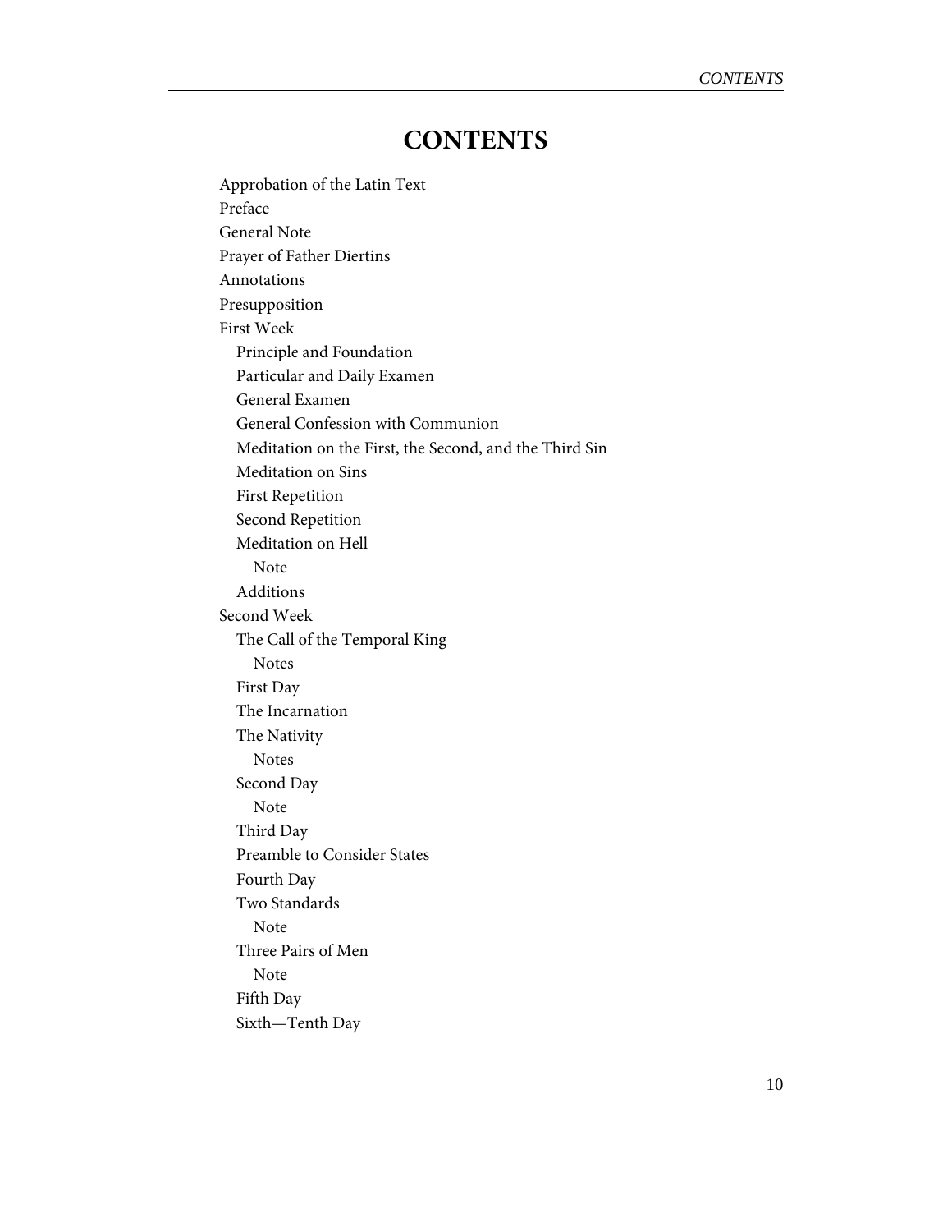# CONTENTS

Approbation of the Latin Text
Preface
General Note
Prayer of Father Diertins
Annotations
Presupposition
First Week
- Principle and Foundation
- Particular and Daily Examen
- General Examen
- General Confession with Communion
- Meditation on the First, the Second, and the Third Sin
- Meditation on Sins
- First Repetition
- Second Repetition
- Meditation on Hell
  - Note
- Additions

Second Week
- The Call of the Temporal King
  - Notes
- First Day
- The Incarnation
- The Nativity
  - Notes
- Second Day
  - Note
- Third Day
- Preamble to Consider States
- Fourth Day
- Two Standards
  - Note
- Three Pairs of Men
  - Note
- Fifth Day
- Sixth—Tenth Day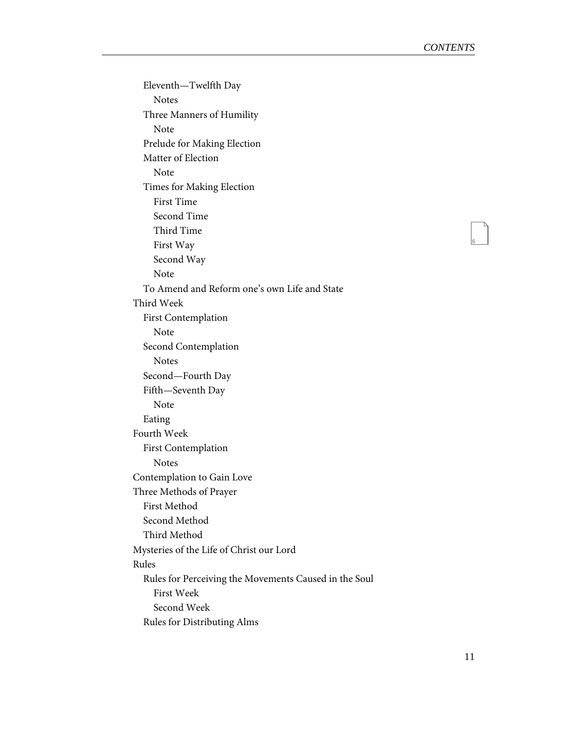- Eleventh—Twelfth Day
  - Notes
- Three Manners of Humility
  - Note
- Prelude for Making Election
- Matter of Election
  - Note
- Times for Making Election
  - First Time
  - Second Time
  - Third Time
  - First Way
  - Second Way
  - Note
- To Amend and Reform one's own Life and State

Third Week

- First Contemplation
  - Note
- Second Contemplation
  - Notes
- Second—Fourth Day
- Fifth—Seventh Day
  - Note
- Eating

Fourth Week

- First Contemplation
  - Notes

Contemplation to Gain Love

Three Methods of Prayer

- First Method
- Second Method
- Third Method

Mysteries of the Life of Christ our Lord

Rules

- Rules for Perceiving the Movements Caused in the Soul
  - First Week
  - Second Week
- Rules for Distributing Alms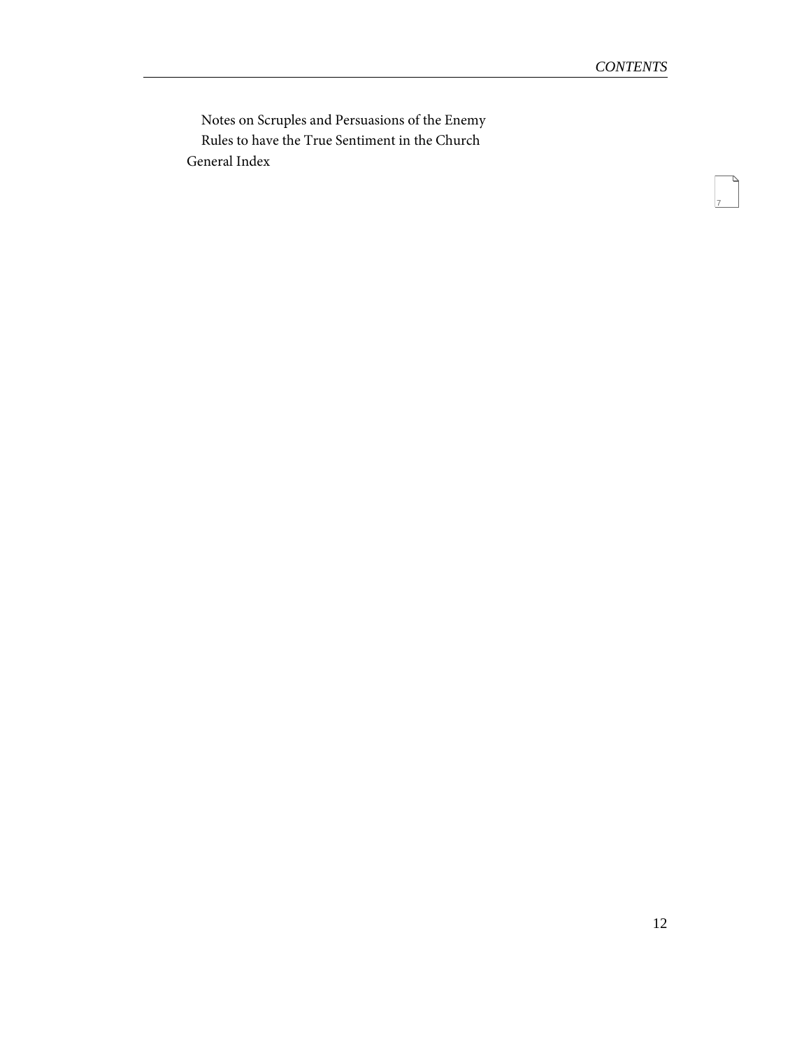- Notes on Scruples and Persuasions of the Enemy
- Rules to have the True Sentiment in the Church

General Index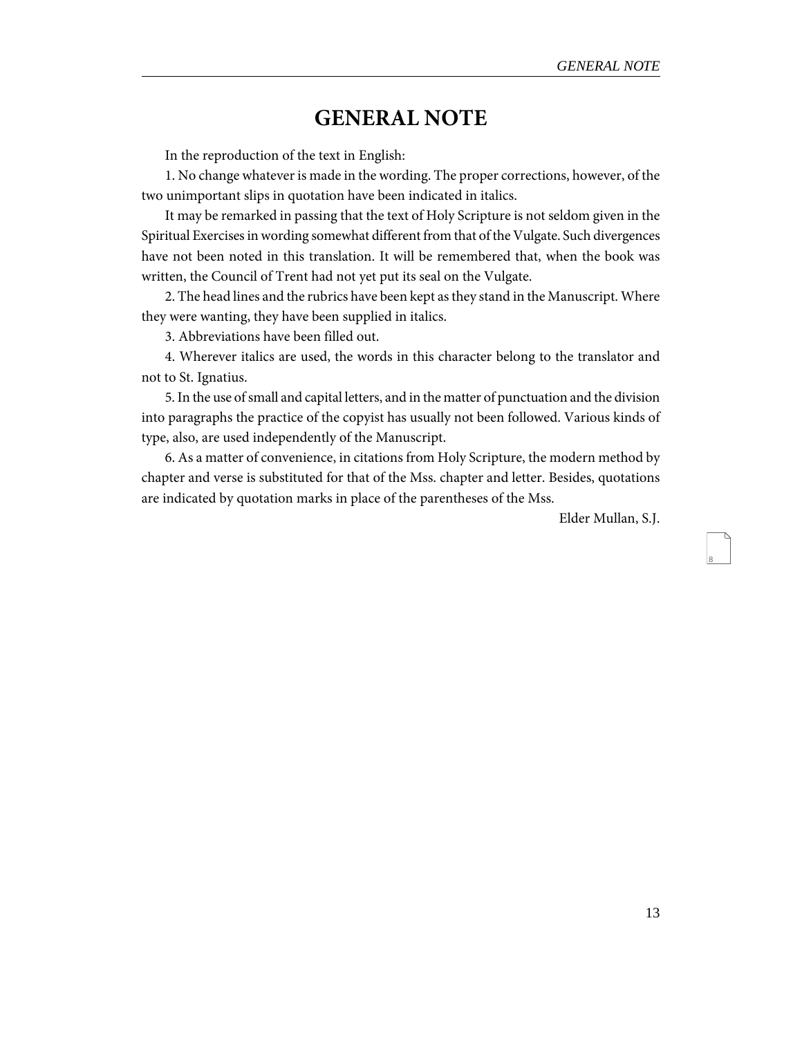# GENERAL NOTE

In the reproduction of the text in English:

1. No change whatever is made in the wording. The proper corrections, however, of the two unimportant slips in quotation have been indicated in italics.

It may be remarked in passing that the text of Holy Scripture is not seldom given in the Spiritual Exercises in wording somewhat different from that of the Vulgate. Such divergences have not been noted in this translation. It will be remembered that, when the book was written, the Council of Trent had not yet put its seal on the Vulgate.

2. The head lines and the rubrics have been kept as they stand in the Manuscript. Where they were wanting, they have been supplied in italics.

3. Abbreviations have been filled out.

4. Wherever italics are used, the words in this character belong to the translator and not to St. Ignatius.

5. In the use of small and capital letters, and in the matter of punctuation and the division into paragraphs the practice of the copyist has usually not been followed. Various kinds of type, also, are used independently of the Manuscript.

6. As a matter of convenience, in citations from Holy Scripture, the modern method by chapter and verse is substituted for that of the Mss. chapter and letter. Besides, quotations are indicated by quotation marks in place of the parentheses of the Mss.

Elder Mullan, S.J.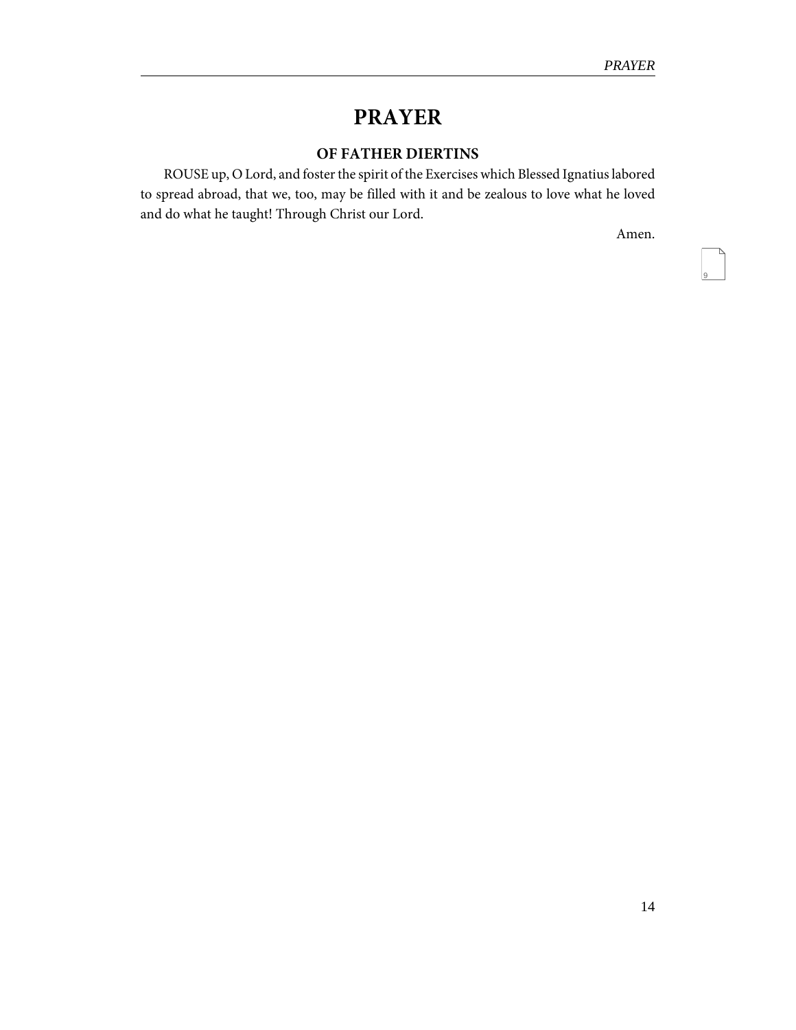# PRAYER

### OF FATHER DIERTINS

ROUSE up, O Lord, and foster the spirit of the Exercises which Blessed Ignatius labored to spread abroad, that we, too, may be filled with it and be zealous to love what he loved and do what he taught! Through Christ our Lord.

Amen.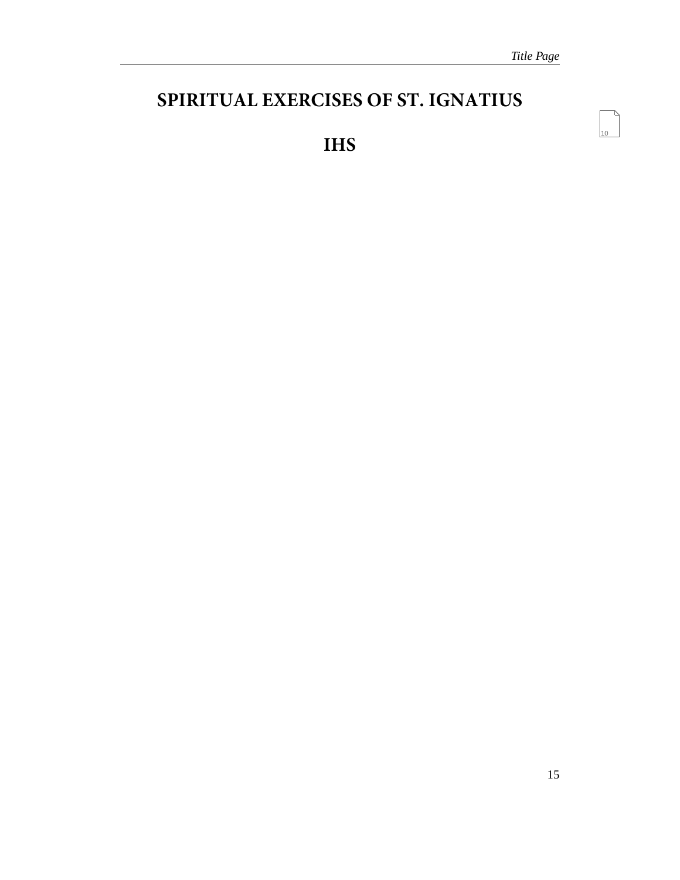# SPIRITUAL EXERCISES OF ST. IGNATIUS

## IHS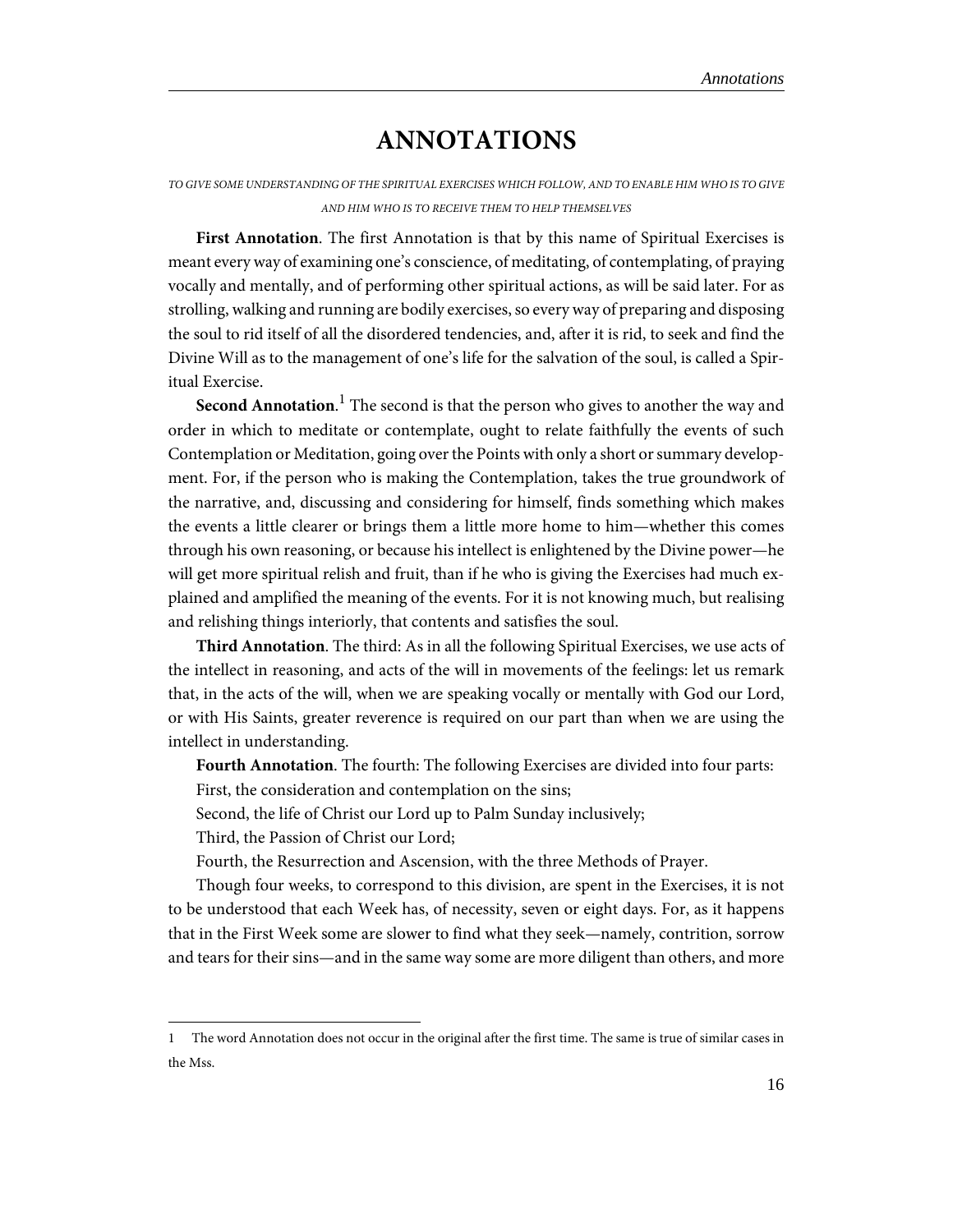# ANNOTATIONS

*TO GIVE SOME UNDERSTANDING OF THE SPIRITUAL EXERCISES WHICH FOLLOW, AND TO ENABLE HIM WHO IS TO GIVE AND HIM WHO IS TO RECEIVE THEM TO HELP THEMSELVES*

**First Annotation**. The first Annotation is that by this name of Spiritual Exercises is meant every way of examining one's conscience, of meditating, of contemplating, of praying vocally and mentally, and of performing other spiritual actions, as will be said later. For as strolling, walking and running are bodily exercises, so every way of preparing and disposing the soul to rid itself of all the disordered tendencies, and, after it is rid, to seek and find the Divine Will as to the management of one's life for the salvation of the soul, is called a Spiritual Exercise.

**Second Annotation**.[1] The second is that the person who gives to another the way and order in which to meditate or contemplate, ought to relate faithfully the events of such Contemplation or Meditation, going over the Points with only a short or summary development. For, if the person who is making the Contemplation, takes the true groundwork of the narrative, and, discussing and considering for himself, finds something which makes the events a little clearer or brings them a little more home to him—whether this comes through his own reasoning, or because his intellect is enlightened by the Divine power—he will get more spiritual relish and fruit, than if he who is giving the Exercises had much explained and amplified the meaning of the events. For it is not knowing much, but realising and relishing things interiorly, that contents and satisfies the soul.

**Third Annotation**. The third: As in all the following Spiritual Exercises, we use acts of the intellect in reasoning, and acts of the will in movements of the feelings: let us remark that, in the acts of the will, when we are speaking vocally or mentally with God our Lord, or with His Saints, greater reverence is required on our part than when we are using the intellect in understanding.

**Fourth Annotation**. The fourth: The following Exercises are divided into four parts:

First, the consideration and contemplation on the sins;

Second, the life of Christ our Lord up to Palm Sunday inclusively;

Third, the Passion of Christ our Lord;

Fourth, the Resurrection and Ascension, with the three Methods of Prayer.

Though four weeks, to correspond to this division, are spent in the Exercises, it is not to be understood that each Week has, of necessity, seven or eight days. For, as it happens that in the First Week some are slower to find what they seek—namely, contrition, sorrow and tears for their sins—and in the same way some are more diligent than others, and more

---

1 The word Annotation does not occur in the original after the first time. The same is true of similar cases in the Mss.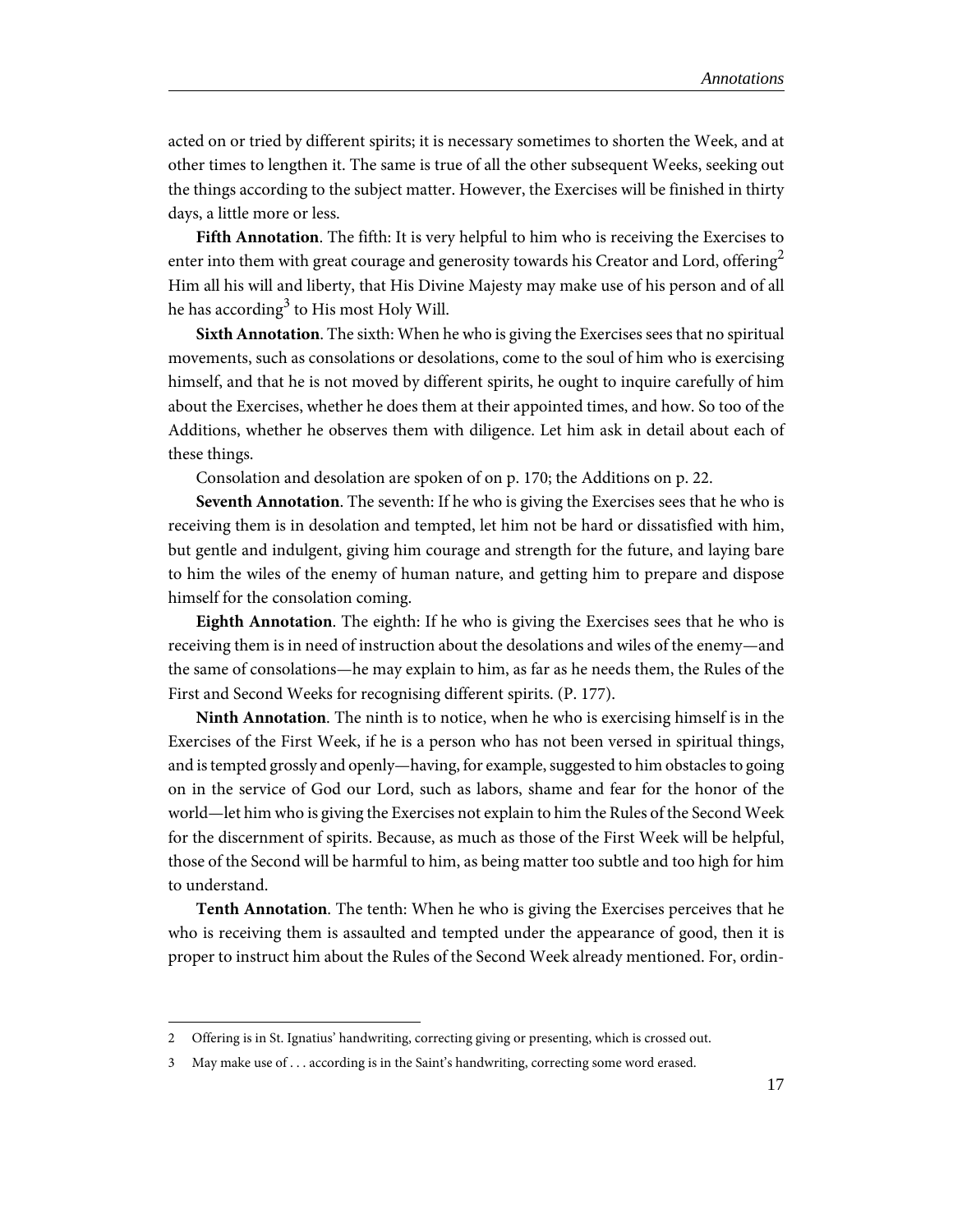acted on or tried by different spirits; it is necessary sometimes to shorten the Week, and at other times to lengthen it. The same is true of all the other subsequent Weeks, seeking out the things according to the subject matter. However, the Exercises will be finished in thirty days, a little more or less.

**Fifth Annotation**. The fifth: It is very helpful to him who is receiving the Exercises to enter into them with great courage and generosity towards his Creator and Lord, offering[2] Him all his will and liberty, that His Divine Majesty may make use of his person and of all he has according[3] to His most Holy Will.

**Sixth Annotation**. The sixth: When he who is giving the Exercises sees that no spiritual movements, such as consolations or desolations, come to the soul of him who is exercising himself, and that he is not moved by different spirits, he ought to inquire carefully of him about the Exercises, whether he does them at their appointed times, and how. So too of the Additions, whether he observes them with diligence. Let him ask in detail about each of these things.

Consolation and desolation are spoken of on p. 170; the Additions on p. 22.

**Seventh Annotation**. The seventh: If he who is giving the Exercises sees that he who is receiving them is in desolation and tempted, let him not be hard or dissatisfied with him, but gentle and indulgent, giving him courage and strength for the future, and laying bare to him the wiles of the enemy of human nature, and getting him to prepare and dispose himself for the consolation coming.

**Eighth Annotation**. The eighth: If he who is giving the Exercises sees that he who is receiving them is in need of instruction about the desolations and wiles of the enemy—and the same of consolations—he may explain to him, as far as he needs them, the Rules of the First and Second Weeks for recognising different spirits. (P. 177).

**Ninth Annotation**. The ninth is to notice, when he who is exercising himself is in the Exercises of the First Week, if he is a person who has not been versed in spiritual things, and is tempted grossly and openly—having, for example, suggested to him obstacles to going on in the service of God our Lord, such as labors, shame and fear for the honor of the world—let him who is giving the Exercises not explain to him the Rules of the Second Week for the discernment of spirits. Because, as much as those of the First Week will be helpful, those of the Second will be harmful to him, as being matter too subtle and too high for him to understand.

**Tenth Annotation**. The tenth: When he who is giving the Exercises perceives that he who is receiving them is assaulted and tempted under the appearance of good, then it is proper to instruct him about the Rules of the Second Week already mentioned. For, ordin-

---

2 Offering is in St. Ignatius' handwriting, correcting giving or presenting, which is crossed out.

3 May make use of . . . according is in the Saint's handwriting, correcting some word erased.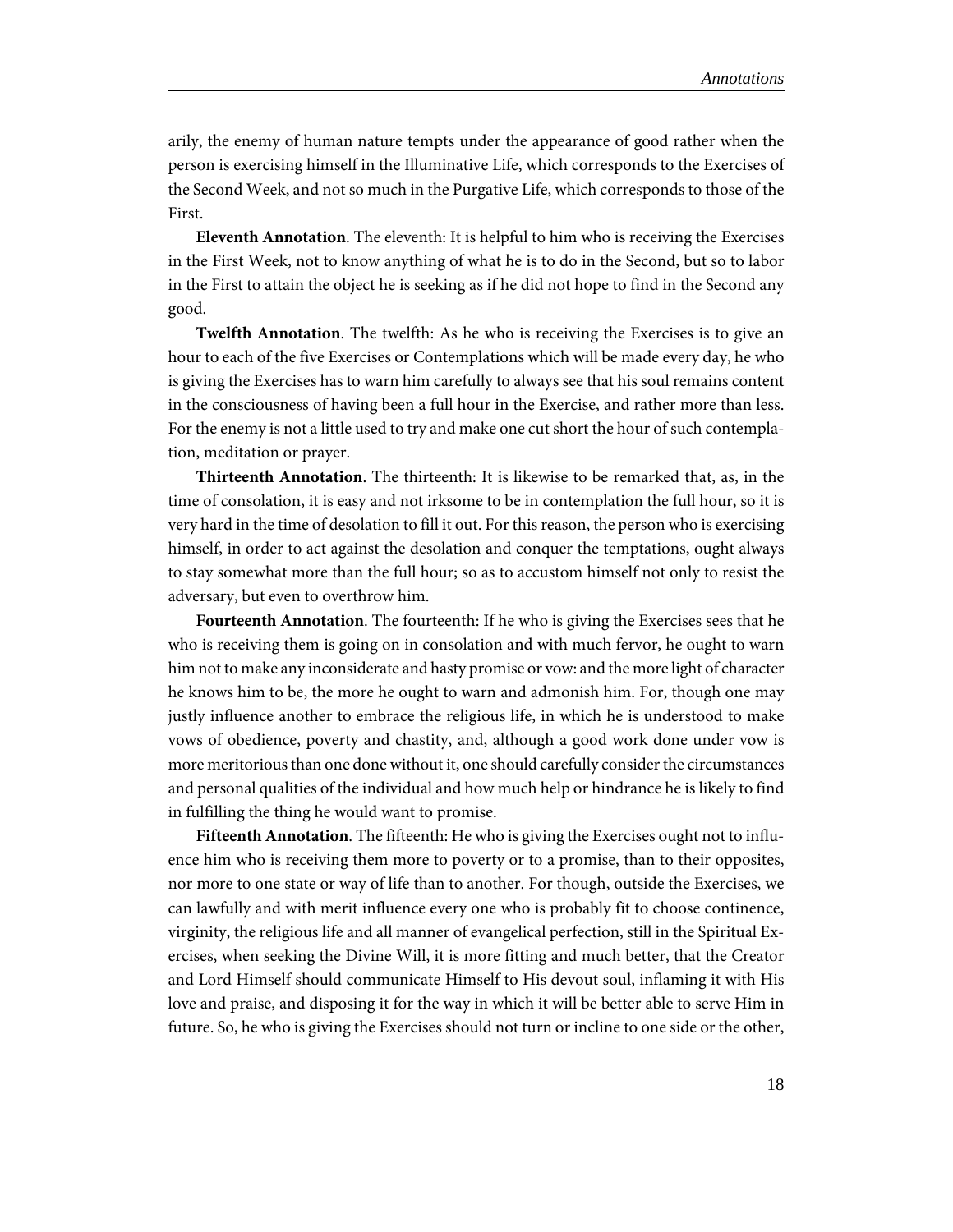arily, the enemy of human nature tempts under the appearance of good rather when the person is exercising himself in the Illuminative Life, which corresponds to the Exercises of the Second Week, and not so much in the Purgative Life, which corresponds to those of the First.

**Eleventh Annotation**. The eleventh: It is helpful to him who is receiving the Exercises in the First Week, not to know anything of what he is to do in the Second, but so to labor in the First to attain the object he is seeking as if he did not hope to find in the Second any good.

**Twelfth Annotation**. The twelfth: As he who is receiving the Exercises is to give an hour to each of the five Exercises or Contemplations which will be made every day, he who is giving the Exercises has to warn him carefully to always see that his soul remains content in the consciousness of having been a full hour in the Exercise, and rather more than less. For the enemy is not a little used to try and make one cut short the hour of such contemplation, meditation or prayer.

**Thirteenth Annotation**. The thirteenth: It is likewise to be remarked that, as, in the time of consolation, it is easy and not irksome to be in contemplation the full hour, so it is very hard in the time of desolation to fill it out. For this reason, the person who is exercising himself, in order to act against the desolation and conquer the temptations, ought always to stay somewhat more than the full hour; so as to accustom himself not only to resist the adversary, but even to overthrow him.

**Fourteenth Annotation**. The fourteenth: If he who is giving the Exercises sees that he who is receiving them is going on in consolation and with much fervor, he ought to warn him not to make any inconsiderate and hasty promise or vow: and the more light of character he knows him to be, the more he ought to warn and admonish him. For, though one may justly influence another to embrace the religious life, in which he is understood to make vows of obedience, poverty and chastity, and, although a good work done under vow is more meritorious than one done without it, one should carefully consider the circumstances and personal qualities of the individual and how much help or hindrance he is likely to find in fulfilling the thing he would want to promise.

**Fifteenth Annotation**. The fifteenth: He who is giving the Exercises ought not to influence him who is receiving them more to poverty or to a promise, than to their opposites, nor more to one state or way of life than to another. For though, outside the Exercises, we can lawfully and with merit influence every one who is probably fit to choose continence, virginity, the religious life and all manner of evangelical perfection, still in the Spiritual Exercises, when seeking the Divine Will, it is more fitting and much better, that the Creator and Lord Himself should communicate Himself to His devout soul, inflaming it with His love and praise, and disposing it for the way in which it will be better able to serve Him in future. So, he who is giving the Exercises should not turn or incline to one side or the other,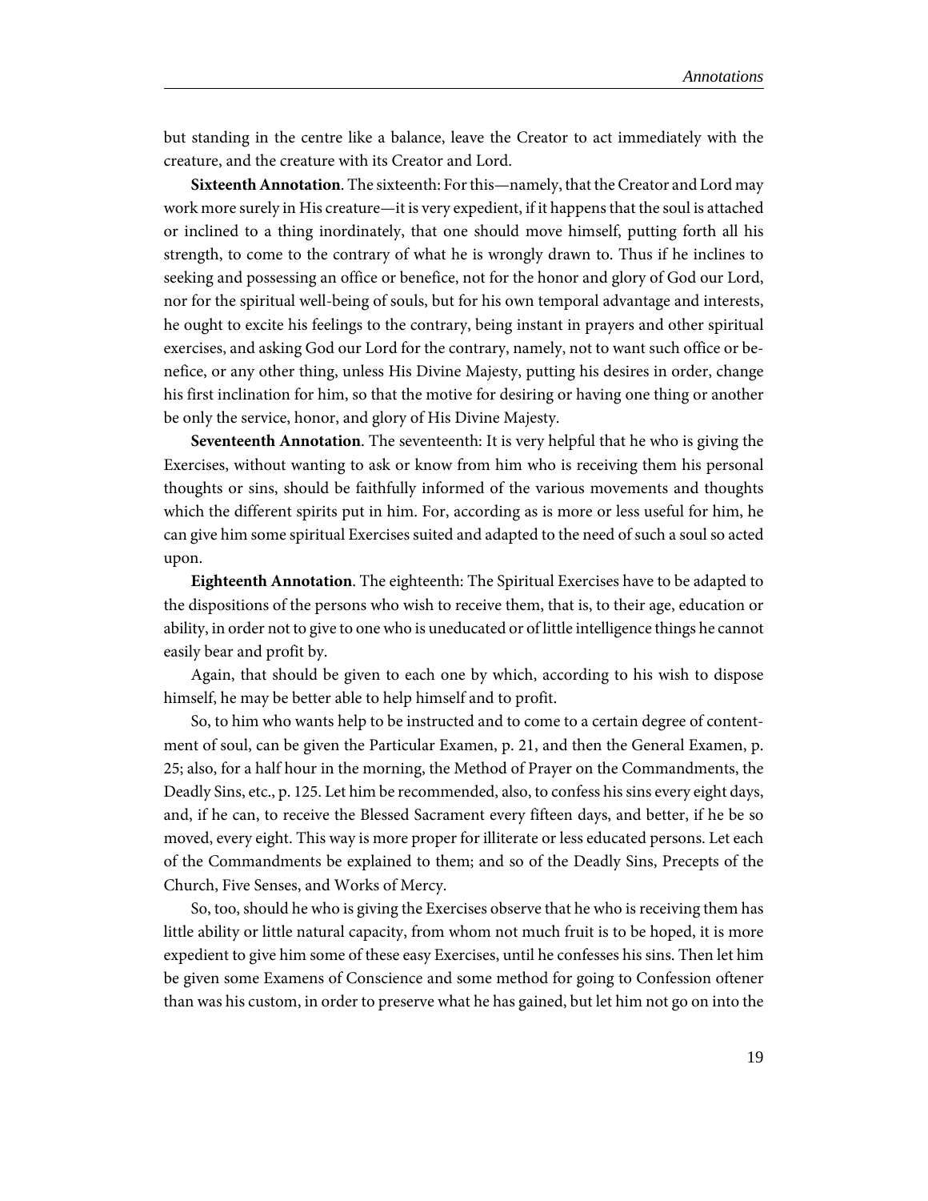but standing in the centre like a balance, leave the Creator to act immediately with the creature, and the creature with its Creator and Lord.

**Sixteenth Annotation**. The sixteenth: For this—namely, that the Creator and Lord may work more surely in His creature—it is very expedient, if it happens that the soul is attached or inclined to a thing inordinately, that one should move himself, putting forth all his strength, to come to the contrary of what he is wrongly drawn to. Thus if he inclines to seeking and possessing an office or benefice, not for the honor and glory of God our Lord, nor for the spiritual well-being of souls, but for his own temporal advantage and interests, he ought to excite his feelings to the contrary, being instant in prayers and other spiritual exercises, and asking God our Lord for the contrary, namely, not to want such office or benefice, or any other thing, unless His Divine Majesty, putting his desires in order, change his first inclination for him, so that the motive for desiring or having one thing or another be only the service, honor, and glory of His Divine Majesty.

**Seventeenth Annotation**. The seventeenth: It is very helpful that he who is giving the Exercises, without wanting to ask or know from him who is receiving them his personal thoughts or sins, should be faithfully informed of the various movements and thoughts which the different spirits put in him. For, according as is more or less useful for him, he can give him some spiritual Exercises suited and adapted to the need of such a soul so acted upon.

**Eighteenth Annotation**. The eighteenth: The Spiritual Exercises have to be adapted to the dispositions of the persons who wish to receive them, that is, to their age, education or ability, in order not to give to one who is uneducated or of little intelligence things he cannot easily bear and profit by.

Again, that should be given to each one by which, according to his wish to dispose himself, he may be better able to help himself and to profit.

So, to him who wants help to be instructed and to come to a certain degree of contentment of soul, can be given the Particular Examen, p. 21, and then the General Examen, p. 25; also, for a half hour in the morning, the Method of Prayer on the Commandments, the Deadly Sins, etc., p. 125. Let him be recommended, also, to confess his sins every eight days, and, if he can, to receive the Blessed Sacrament every fifteen days, and better, if he be so moved, every eight. This way is more proper for illiterate or less educated persons. Let each of the Commandments be explained to them; and so of the Deadly Sins, Precepts of the Church, Five Senses, and Works of Mercy.

So, too, should he who is giving the Exercises observe that he who is receiving them has little ability or little natural capacity, from whom not much fruit is to be hoped, it is more expedient to give him some of these easy Exercises, until he confesses his sins. Then let him be given some Examens of Conscience and some method for going to Confession oftener than was his custom, in order to preserve what he has gained, but let him not go on into the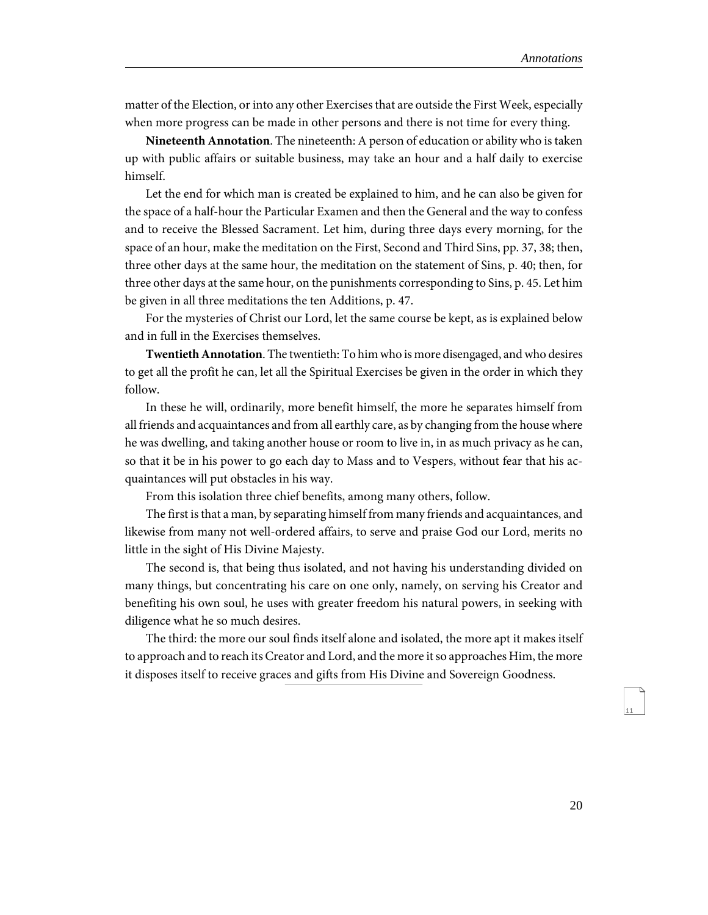matter of the Election, or into any other Exercises that are outside the First Week, especially when more progress can be made in other persons and there is not time for every thing.

**Nineteenth Annotation**. The nineteenth: A person of education or ability who is taken up with public affairs or suitable business, may take an hour and a half daily to exercise himself.

Let the end for which man is created be explained to him, and he can also be given for the space of a half-hour the Particular Examen and then the General and the way to confess and to receive the Blessed Sacrament. Let him, during three days every morning, for the space of an hour, make the meditation on the First, Second and Third Sins, pp. 37, 38; then, three other days at the same hour, the meditation on the statement of Sins, p. 40; then, for three other days at the same hour, on the punishments corresponding to Sins, p. 45. Let him be given in all three meditations the ten Additions, p. 47.

For the mysteries of Christ our Lord, let the same course be kept, as is explained below and in full in the Exercises themselves.

**Twentieth Annotation**. The twentieth: To him who is more disengaged, and who desires to get all the profit he can, let all the Spiritual Exercises be given in the order in which they follow.

In these he will, ordinarily, more benefit himself, the more he separates himself from all friends and acquaintances and from all earthly care, as by changing from the house where he was dwelling, and taking another house or room to live in, in as much privacy as he can, so that it be in his power to go each day to Mass and to Vespers, without fear that his acquaintances will put obstacles in his way.

From this isolation three chief benefits, among many others, follow.

The first is that a man, by separating himself from many friends and acquaintances, and likewise from many not well-ordered affairs, to serve and praise God our Lord, merits no little in the sight of His Divine Majesty.

The second is, that being thus isolated, and not having his understanding divided on many things, but concentrating his care on one only, namely, on serving his Creator and benefiting his own soul, he uses with greater freedom his natural powers, in seeking with diligence what he so much desires.

The third: the more our soul finds itself alone and isolated, the more apt it makes itself to approach and to reach its Creator and Lord, and the more it so approaches Him, the more it disposes itself to receive graces and gifts from His Divine and Sovereign Goodness.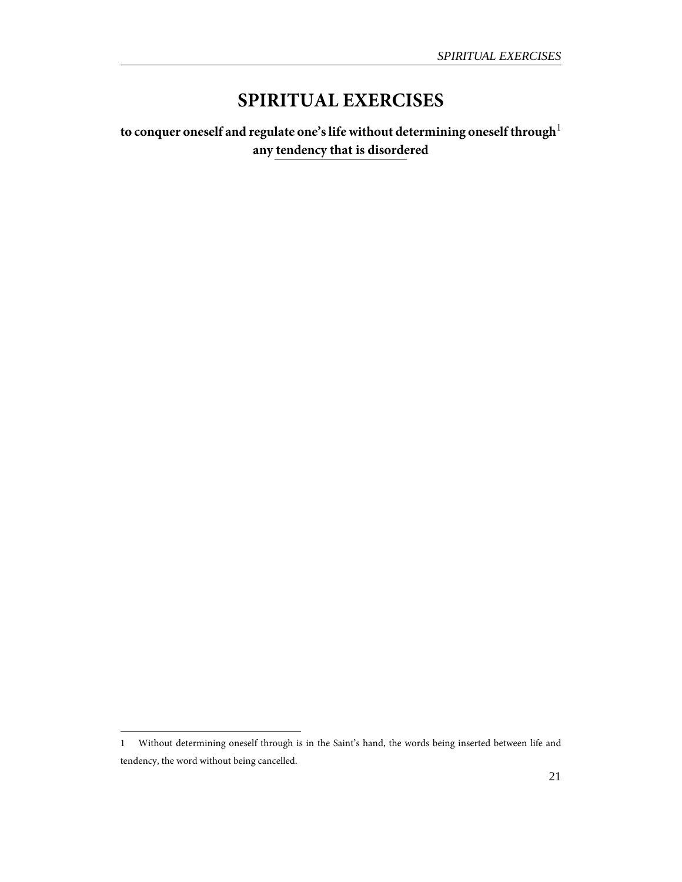# SPIRITUAL EXERCISES

**to conquer oneself and regulate one's life without determining oneself through[1] any tendency that is disordered**

1 Without determining oneself through is in the Saint's hand, the words being inserted between life and tendency, the word without being cancelled.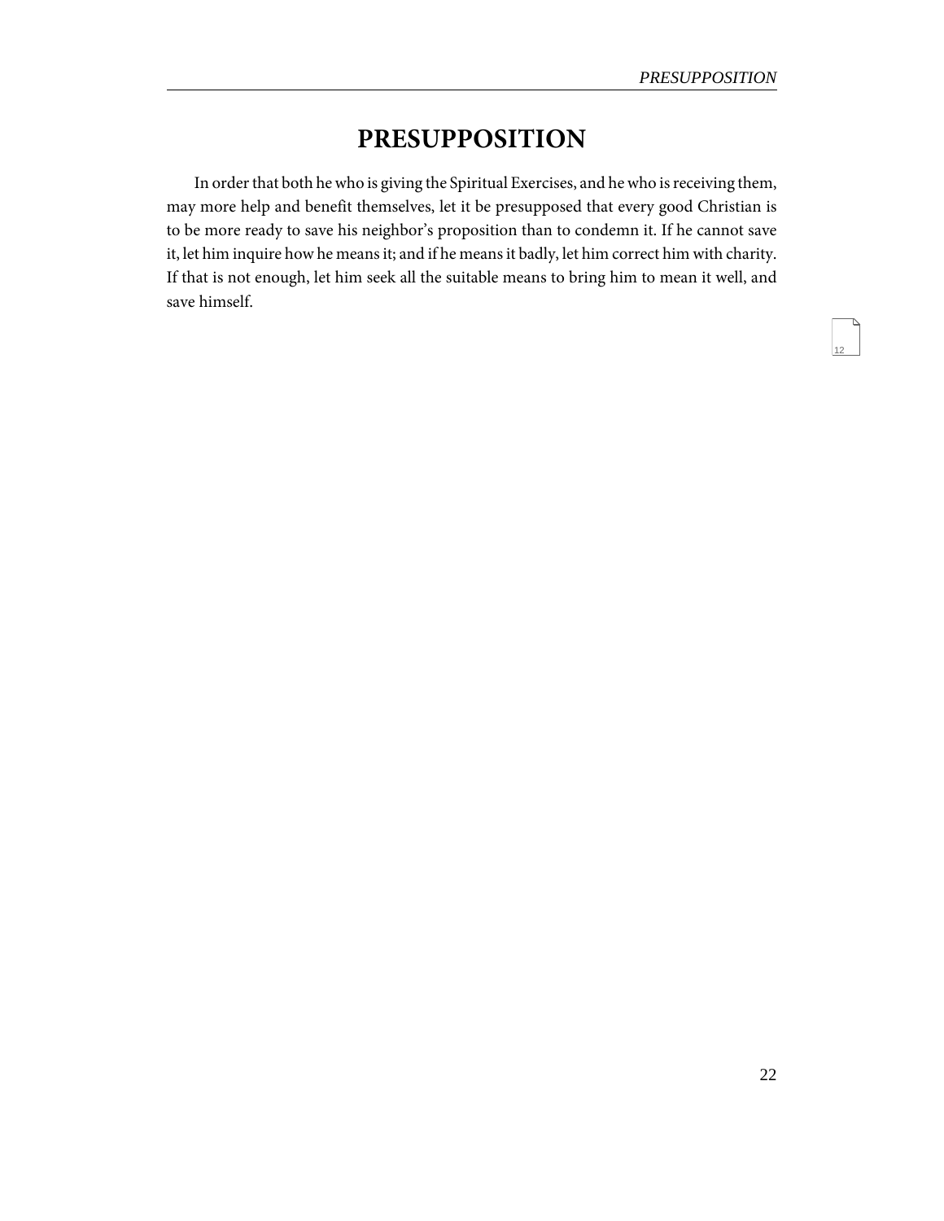# PRESUPPOSITION

In order that both he who is giving the Spiritual Exercises, and he who is receiving them, may more help and benefit themselves, let it be presupposed that every good Christian is to be more ready to save his neighbor's proposition than to condemn it. If he cannot save it, let him inquire how he means it; and if he means it badly, let him correct him with charity. If that is not enough, let him seek all the suitable means to bring him to mean it well, and save himself.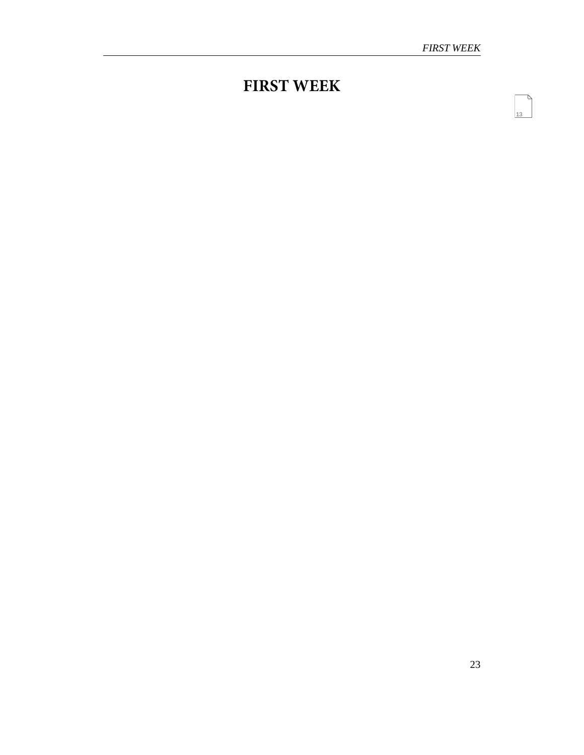# FIRST WEEK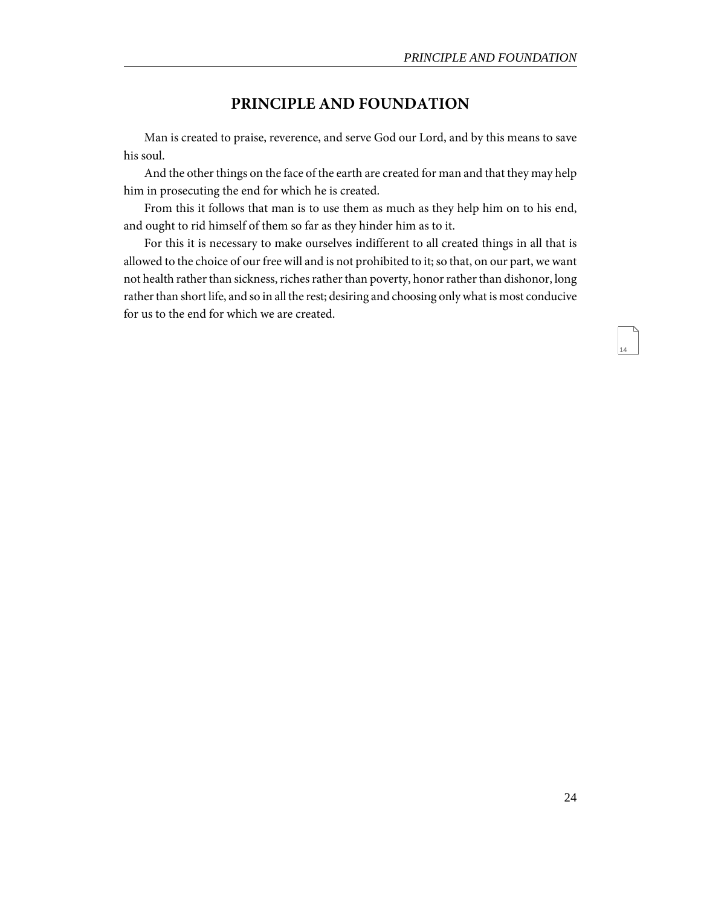# PRINCIPLE AND FOUNDATION

Man is created to praise, reverence, and serve God our Lord, and by this means to save his soul.

And the other things on the face of the earth are created for man and that they may help him in prosecuting the end for which he is created.

From this it follows that man is to use them as much as they help him on to his end, and ought to rid himself of them so far as they hinder him as to it.

For this it is necessary to make ourselves indifferent to all created things in all that is allowed to the choice of our free will and is not prohibited to it; so that, on our part, we want not health rather than sickness, riches rather than poverty, honor rather than dishonor, long rather than short life, and so in all the rest; desiring and choosing only what is most conducive for us to the end for which we are created.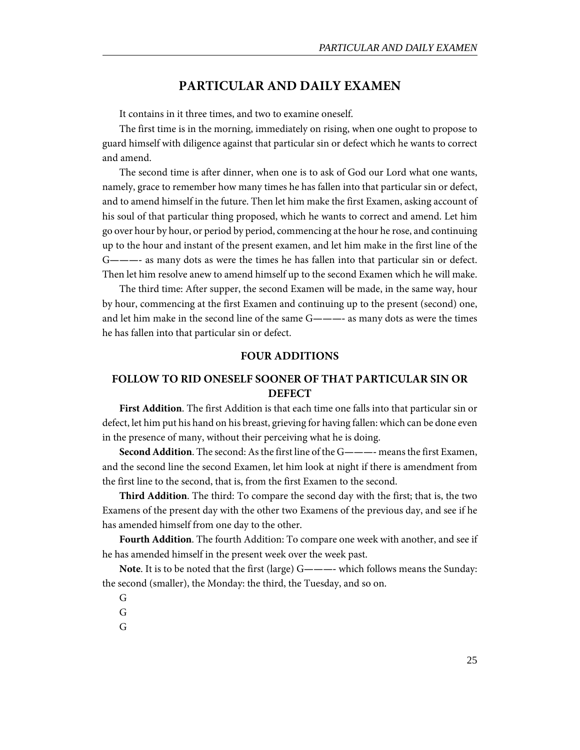## PARTICULAR AND DAILY EXAMEN

It contains in it three times, and two to examine oneself.

The first time is in the morning, immediately on rising, when one ought to propose to guard himself with diligence against that particular sin or defect which he wants to correct and amend.

The second time is after dinner, when one is to ask of God our Lord what one wants, namely, grace to remember how many times he has fallen into that particular sin or defect, and to amend himself in the future. Then let him make the first Examen, asking account of his soul of that particular thing proposed, which he wants to correct and amend. Let him go over hour by hour, or period by period, commencing at the hour he rose, and continuing up to the hour and instant of the present examen, and let him make in the first line of the G———- as many dots as were the times he has fallen into that particular sin or defect. Then let him resolve anew to amend himself up to the second Examen which he will make.

The third time: After supper, the second Examen will be made, in the same way, hour by hour, commencing at the first Examen and continuing up to the present (second) one, and let him make in the second line of the same G———- as many dots as were the times he has fallen into that particular sin or defect.

### FOUR ADDITIONS

### FOLLOW TO RID ONESELF SOONER OF THAT PARTICULAR SIN OR DEFECT

**First Addition**. The first Addition is that each time one falls into that particular sin or defect, let him put his hand on his breast, grieving for having fallen: which can be done even in the presence of many, without their perceiving what he is doing.

**Second Addition**. The second: As the first line of the G———- means the first Examen, and the second line the second Examen, let him look at night if there is amendment from the first line to the second, that is, from the first Examen to the second.

**Third Addition**. The third: To compare the second day with the first; that is, the two Examens of the present day with the other two Examens of the previous day, and see if he has amended himself from one day to the other.

**Fourth Addition**. The fourth Addition: To compare one week with another, and see if he has amended himself in the present week over the week past.

**Note**. It is to be noted that the first (large) G———- which follows means the Sunday: the second (smaller), the Monday: the third, the Tuesday, and so on.

G

G

G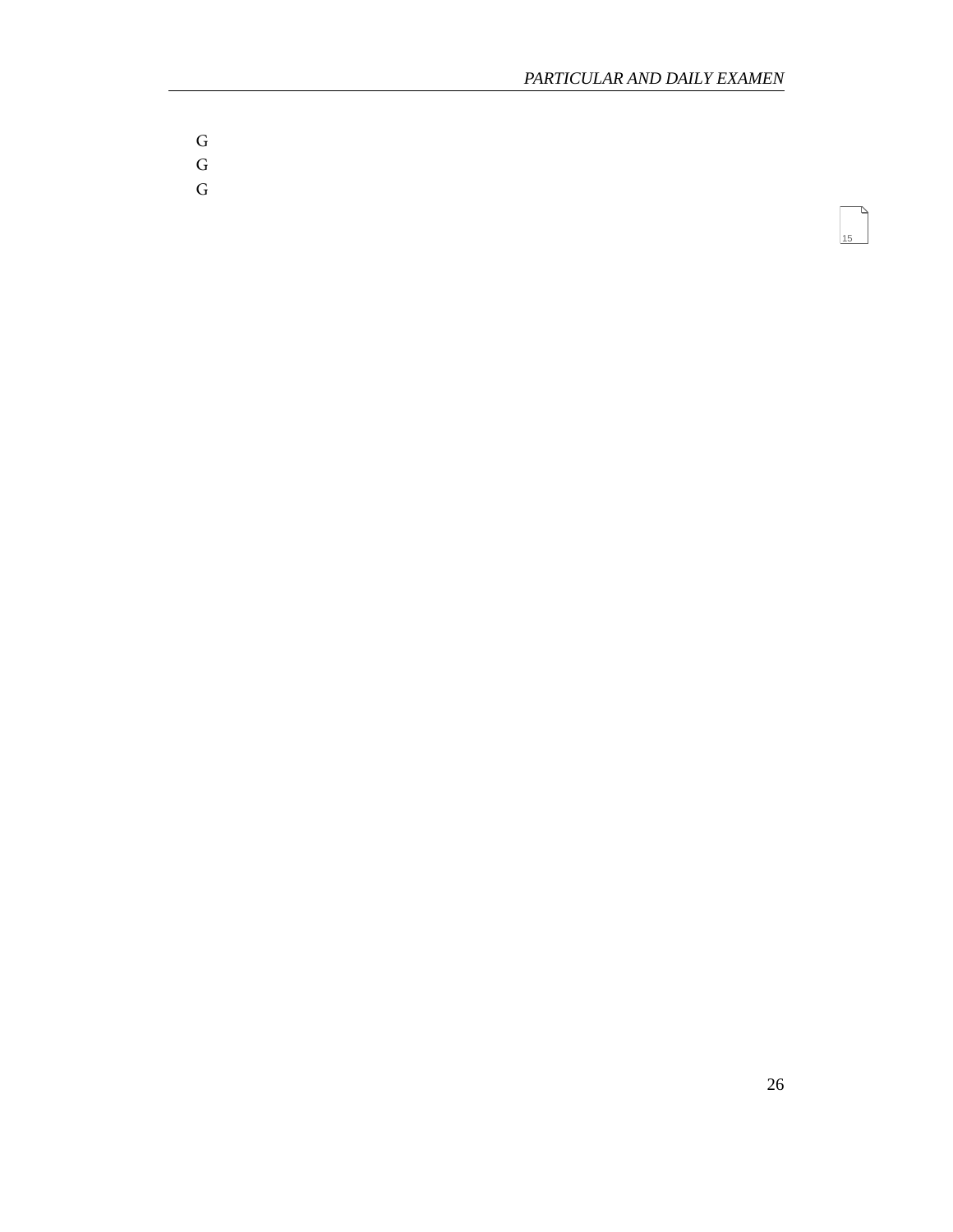G

G

G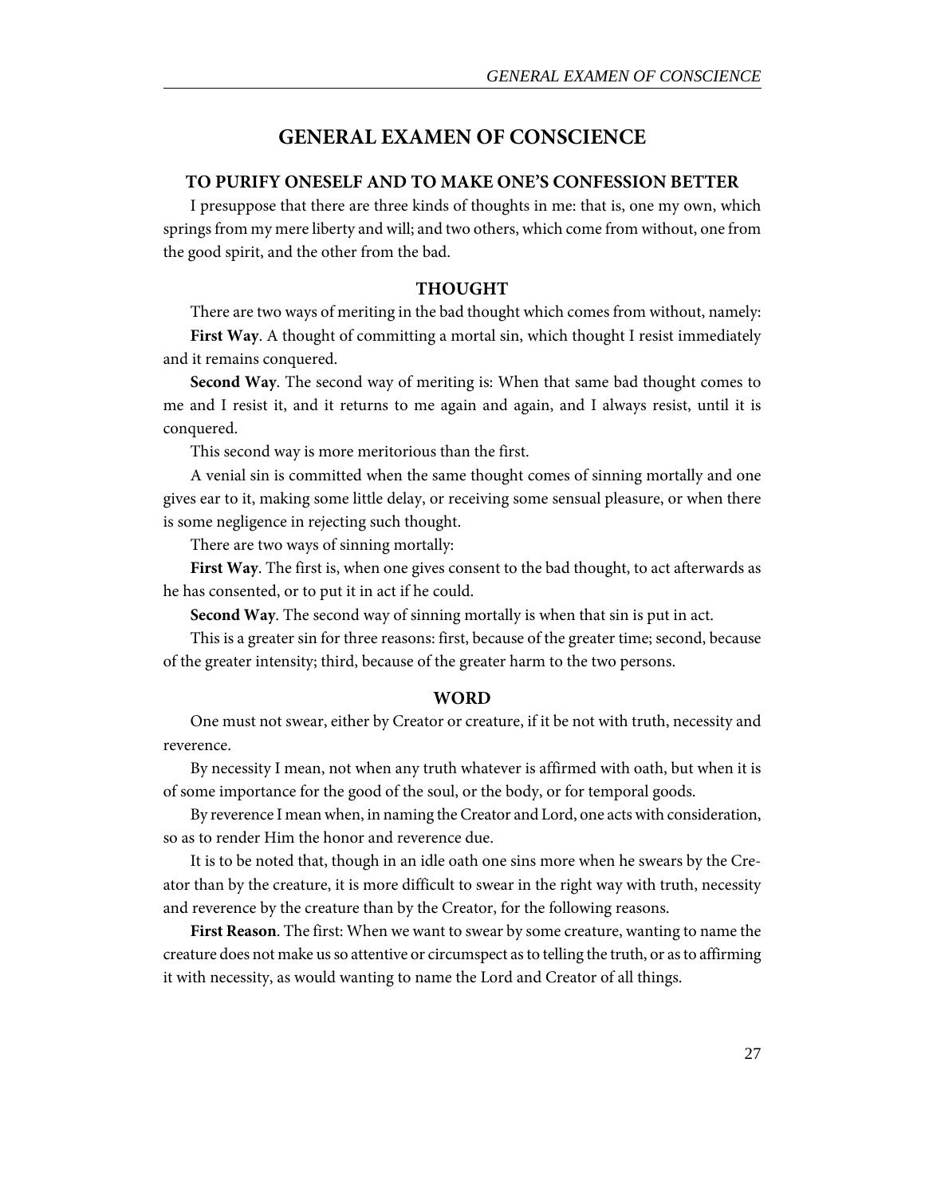## GENERAL EXAMEN OF CONSCIENCE

### TO PURIFY ONESELF AND TO MAKE ONE'S CONFESSION BETTER

I presuppose that there are three kinds of thoughts in me: that is, one my own, which springs from my mere liberty and will; and two others, which come from without, one from the good spirit, and the other from the bad.

### THOUGHT

There are two ways of meriting in the bad thought which comes from without, namely:

**First Way**. A thought of committing a mortal sin, which thought I resist immediately and it remains conquered.

**Second Way**. The second way of meriting is: When that same bad thought comes to me and I resist it, and it returns to me again and again, and I always resist, until it is conquered.

This second way is more meritorious than the first.

A venial sin is committed when the same thought comes of sinning mortally and one gives ear to it, making some little delay, or receiving some sensual pleasure, or when there is some negligence in rejecting such thought.

There are two ways of sinning mortally:

**First Way**. The first is, when one gives consent to the bad thought, to act afterwards as he has consented, or to put it in act if he could.

**Second Way**. The second way of sinning mortally is when that sin is put in act.

This is a greater sin for three reasons: first, because of the greater time; second, because of the greater intensity; third, because of the greater harm to the two persons.

### WORD

One must not swear, either by Creator or creature, if it be not with truth, necessity and reverence.

By necessity I mean, not when any truth whatever is affirmed with oath, but when it is of some importance for the good of the soul, or the body, or for temporal goods.

By reverence I mean when, in naming the Creator and Lord, one acts with consideration, so as to render Him the honor and reverence due.

It is to be noted that, though in an idle oath one sins more when he swears by the Creator than by the creature, it is more difficult to swear in the right way with truth, necessity and reverence by the creature than by the Creator, for the following reasons.

**First Reason**. The first: When we want to swear by some creature, wanting to name the creature does not make us so attentive or circumspect as to telling the truth, or as to affirming it with necessity, as would wanting to name the Lord and Creator of all things.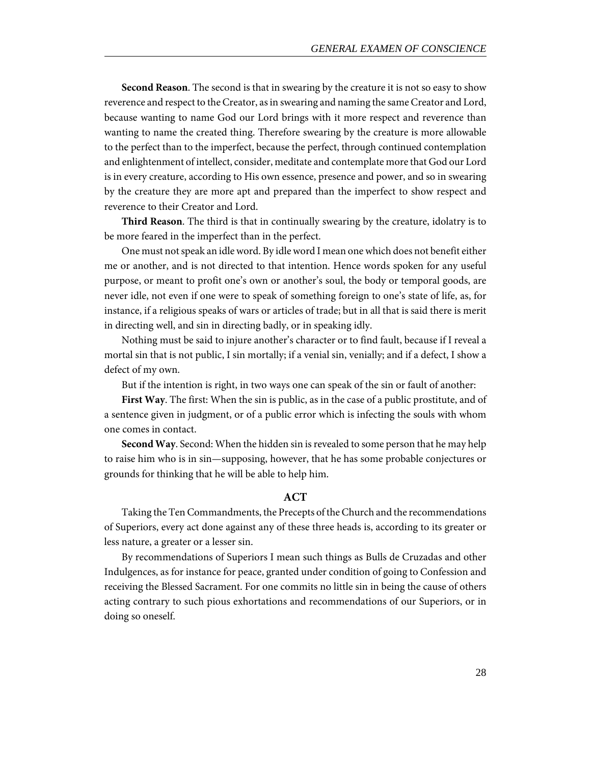**Second Reason**. The second is that in swearing by the creature it is not so easy to show reverence and respect to the Creator, as in swearing and naming the same Creator and Lord, because wanting to name God our Lord brings with it more respect and reverence than wanting to name the created thing. Therefore swearing by the creature is more allowable to the perfect than to the imperfect, because the perfect, through continued contemplation and enlightenment of intellect, consider, meditate and contemplate more that God our Lord is in every creature, according to His own essence, presence and power, and so in swearing by the creature they are more apt and prepared than the imperfect to show respect and reverence to their Creator and Lord.

**Third Reason**. The third is that in continually swearing by the creature, idolatry is to be more feared in the imperfect than in the perfect.

One must not speak an idle word. By idle word I mean one which does not benefit either me or another, and is not directed to that intention. Hence words spoken for any useful purpose, or meant to profit one's own or another's soul, the body or temporal goods, are never idle, not even if one were to speak of something foreign to one's state of life, as, for instance, if a religious speaks of wars or articles of trade; but in all that is said there is merit in directing well, and sin in directing badly, or in speaking idly.

Nothing must be said to injure another's character or to find fault, because if I reveal a mortal sin that is not public, I sin mortally; if a venial sin, venially; and if a defect, I show a defect of my own.

But if the intention is right, in two ways one can speak of the sin or fault of another:

**First Way**. The first: When the sin is public, as in the case of a public prostitute, and of a sentence given in judgment, or of a public error which is infecting the souls with whom one comes in contact.

**Second Way**. Second: When the hidden sin is revealed to some person that he may help to raise him who is in sin—supposing, however, that he has some probable conjectures or grounds for thinking that he will be able to help him.

### ACT

Taking the Ten Commandments, the Precepts of the Church and the recommendations of Superiors, every act done against any of these three heads is, according to its greater or less nature, a greater or a lesser sin.

By recommendations of Superiors I mean such things as Bulls de Cruzadas and other Indulgences, as for instance for peace, granted under condition of going to Confession and receiving the Blessed Sacrament. For one commits no little sin in being the cause of others acting contrary to such pious exhortations and recommendations of our Superiors, or in doing so oneself.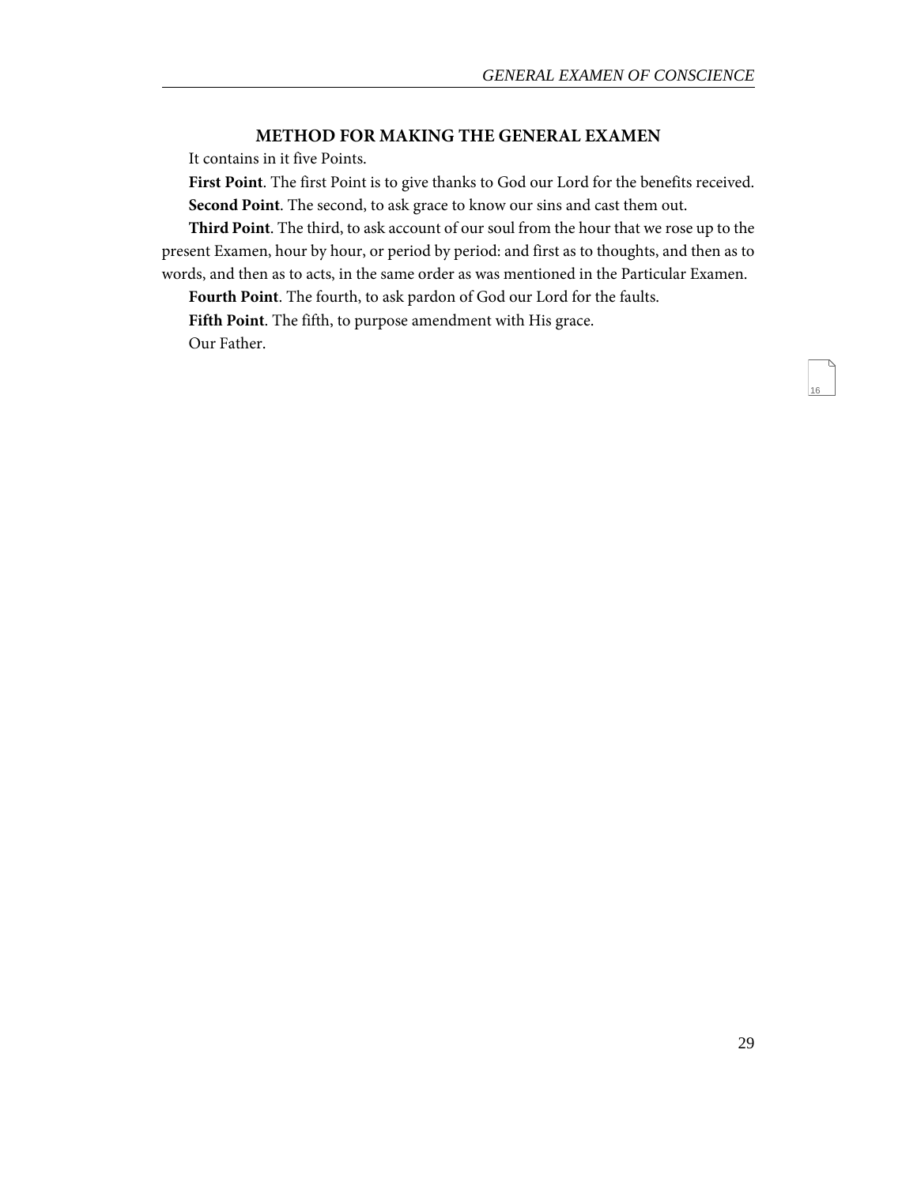### METHOD FOR MAKING THE GENERAL EXAMEN

It contains in it five Points.

**First Point**. The first Point is to give thanks to God our Lord for the benefits received.

**Second Point**. The second, to ask grace to know our sins and cast them out.

**Third Point**. The third, to ask account of our soul from the hour that we rose up to the present Examen, hour by hour, or period by period: and first as to thoughts, and then as to words, and then as to acts, in the same order as was mentioned in the Particular Examen.

**Fourth Point**. The fourth, to ask pardon of God our Lord for the faults.

**Fifth Point**. The fifth, to purpose amendment with His grace.

Our Father.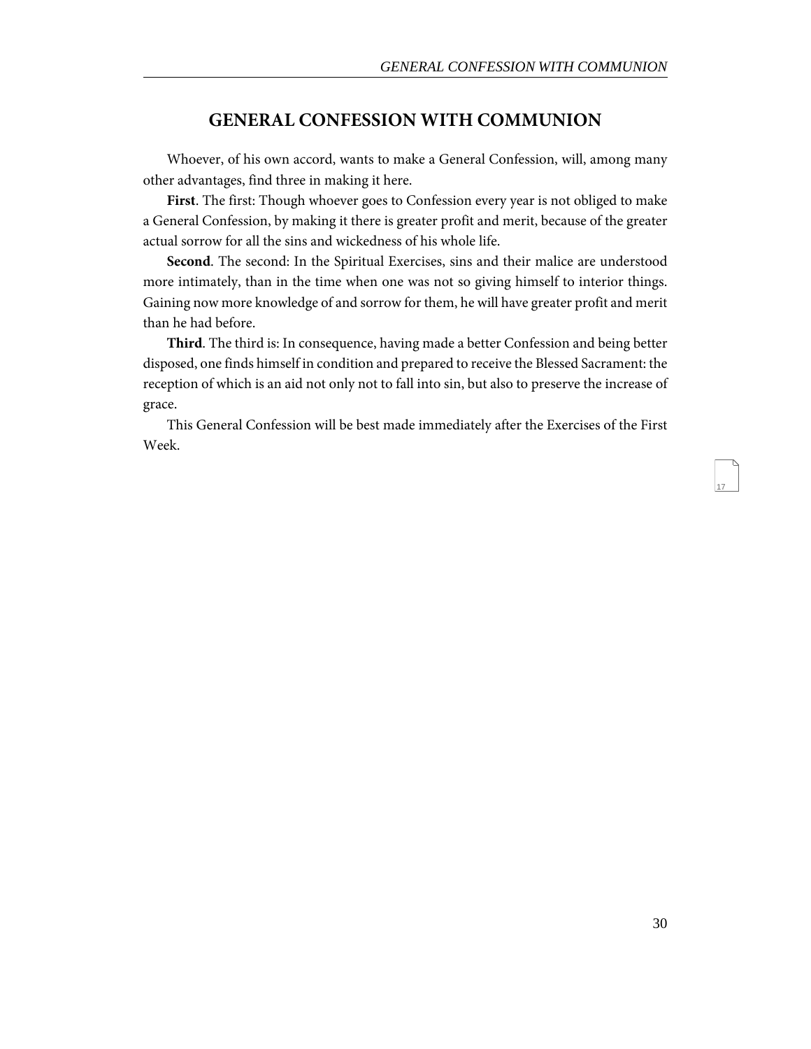## GENERAL CONFESSION WITH COMMUNION

Whoever, of his own accord, wants to make a General Confession, will, among many other advantages, find three in making it here.

**First**. The first: Though whoever goes to Confession every year is not obliged to make a General Confession, by making it there is greater profit and merit, because of the greater actual sorrow for all the sins and wickedness of his whole life.

**Second**. The second: In the Spiritual Exercises, sins and their malice are understood more intimately, than in the time when one was not so giving himself to interior things. Gaining now more knowledge of and sorrow for them, he will have greater profit and merit than he had before.

**Third**. The third is: In consequence, having made a better Confession and being better disposed, one finds himself in condition and prepared to receive the Blessed Sacrament: the reception of which is an aid not only not to fall into sin, but also to preserve the increase of grace.

This General Confession will be best made immediately after the Exercises of the First Week.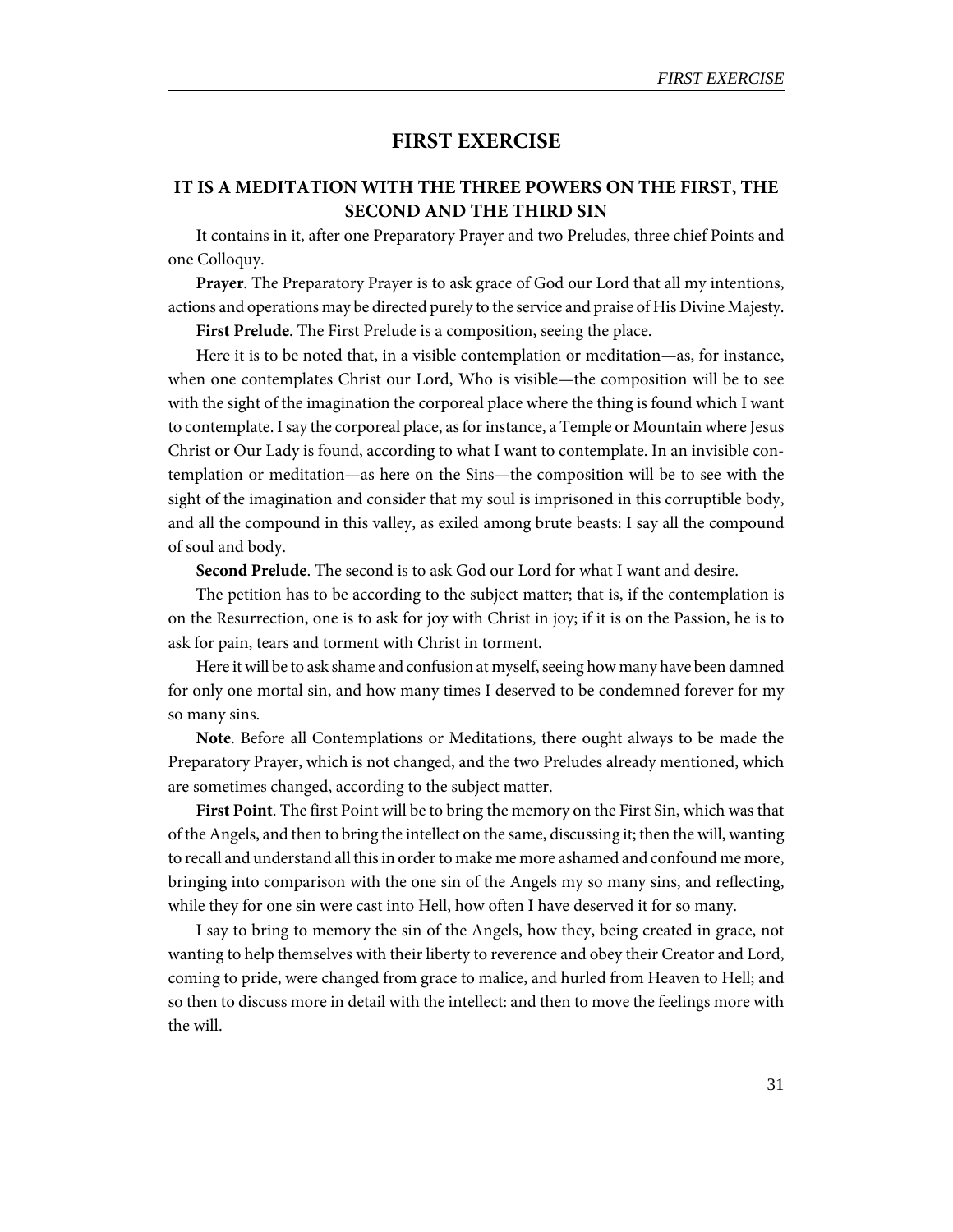## FIRST EXERCISE

### IT IS A MEDITATION WITH THE THREE POWERS ON THE FIRST, THE SECOND AND THE THIRD SIN

It contains in it, after one Preparatory Prayer and two Preludes, three chief Points and one Colloquy.

**Prayer**. The Preparatory Prayer is to ask grace of God our Lord that all my intentions, actions and operations may be directed purely to the service and praise of His Divine Majesty.

**First Prelude**. The First Prelude is a composition, seeing the place.

Here it is to be noted that, in a visible contemplation or meditation—as, for instance, when one contemplates Christ our Lord, Who is visible—the composition will be to see with the sight of the imagination the corporeal place where the thing is found which I want to contemplate. I say the corporeal place, as for instance, a Temple or Mountain where Jesus Christ or Our Lady is found, according to what I want to contemplate. In an invisible contemplation or meditation—as here on the Sins—the composition will be to see with the sight of the imagination and consider that my soul is imprisoned in this corruptible body, and all the compound in this valley, as exiled among brute beasts: I say all the compound of soul and body.

**Second Prelude**. The second is to ask God our Lord for what I want and desire.

The petition has to be according to the subject matter; that is, if the contemplation is on the Resurrection, one is to ask for joy with Christ in joy; if it is on the Passion, he is to ask for pain, tears and torment with Christ in torment.

Here it will be to ask shame and confusion at myself, seeing how many have been damned for only one mortal sin, and how many times I deserved to be condemned forever for my so many sins.

**Note**. Before all Contemplations or Meditations, there ought always to be made the Preparatory Prayer, which is not changed, and the two Preludes already mentioned, which are sometimes changed, according to the subject matter.

**First Point**. The first Point will be to bring the memory on the First Sin, which was that of the Angels, and then to bring the intellect on the same, discussing it; then the will, wanting to recall and understand all this in order to make me more ashamed and confound me more, bringing into comparison with the one sin of the Angels my so many sins, and reflecting, while they for one sin were cast into Hell, how often I have deserved it for so many.

I say to bring to memory the sin of the Angels, how they, being created in grace, not wanting to help themselves with their liberty to reverence and obey their Creator and Lord, coming to pride, were changed from grace to malice, and hurled from Heaven to Hell; and so then to discuss more in detail with the intellect: and then to move the feelings more with the will.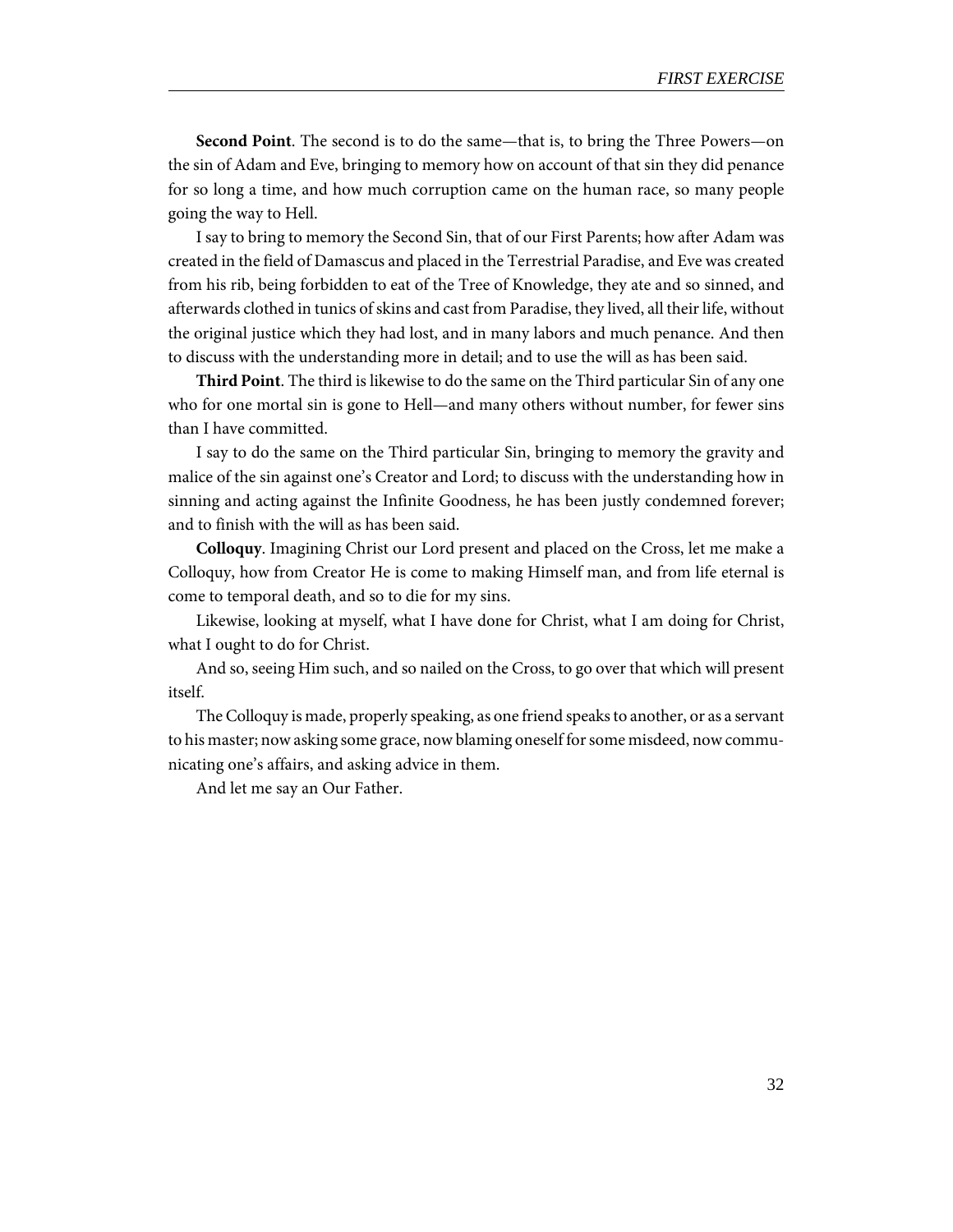**Second Point**. The second is to do the same—that is, to bring the Three Powers—on the sin of Adam and Eve, bringing to memory how on account of that sin they did penance for so long a time, and how much corruption came on the human race, so many people going the way to Hell.

I say to bring to memory the Second Sin, that of our First Parents; how after Adam was created in the field of Damascus and placed in the Terrestrial Paradise, and Eve was created from his rib, being forbidden to eat of the Tree of Knowledge, they ate and so sinned, and afterwards clothed in tunics of skins and cast from Paradise, they lived, all their life, without the original justice which they had lost, and in many labors and much penance. And then to discuss with the understanding more in detail; and to use the will as has been said.

**Third Point**. The third is likewise to do the same on the Third particular Sin of any one who for one mortal sin is gone to Hell—and many others without number, for fewer sins than I have committed.

I say to do the same on the Third particular Sin, bringing to memory the gravity and malice of the sin against one's Creator and Lord; to discuss with the understanding how in sinning and acting against the Infinite Goodness, he has been justly condemned forever; and to finish with the will as has been said.

**Colloquy**. Imagining Christ our Lord present and placed on the Cross, let me make a Colloquy, how from Creator He is come to making Himself man, and from life eternal is come to temporal death, and so to die for my sins.

Likewise, looking at myself, what I have done for Christ, what I am doing for Christ, what I ought to do for Christ.

And so, seeing Him such, and so nailed on the Cross, to go over that which will present itself.

The Colloquy is made, properly speaking, as one friend speaks to another, or as a servant to his master; now asking some grace, now blaming oneself for some misdeed, now communicating one's affairs, and asking advice in them.

And let me say an Our Father.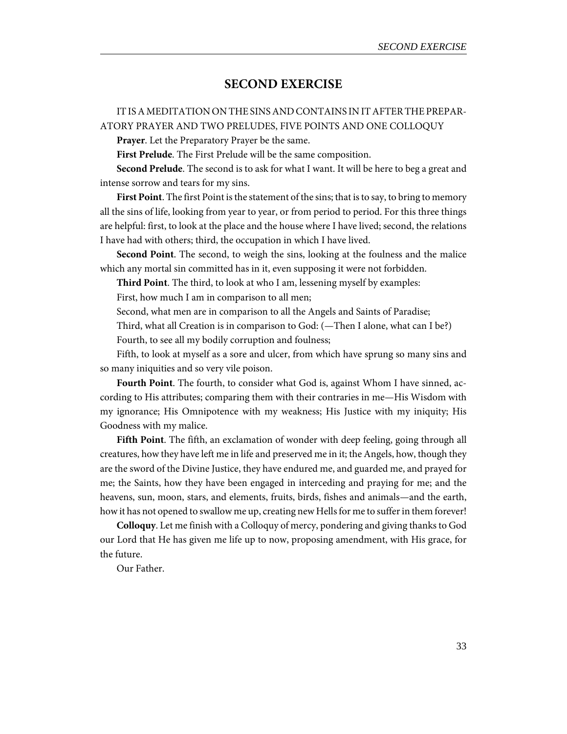## SECOND EXERCISE

IT IS A MEDITATION ON THE SINS AND CONTAINS IN IT AFTER THE PREPARATORY PRAYER AND TWO PRELUDES, FIVE POINTS AND ONE COLLOQUY

**Prayer**. Let the Preparatory Prayer be the same.

**First Prelude**. The First Prelude will be the same composition.

**Second Prelude**. The second is to ask for what I want. It will be here to beg a great and intense sorrow and tears for my sins.

**First Point**. The first Point is the statement of the sins; that is to say, to bring to memory all the sins of life, looking from year to year, or from period to period. For this three things are helpful: first, to look at the place and the house where I have lived; second, the relations I have had with others; third, the occupation in which I have lived.

**Second Point**. The second, to weigh the sins, looking at the foulness and the malice which any mortal sin committed has in it, even supposing it were not forbidden.

**Third Point**. The third, to look at who I am, lessening myself by examples:

First, how much I am in comparison to all men;

Second, what men are in comparison to all the Angels and Saints of Paradise;

Third, what all Creation is in comparison to God: (—Then I alone, what can I be?)

Fourth, to see all my bodily corruption and foulness;

Fifth, to look at myself as a sore and ulcer, from which have sprung so many sins and so many iniquities and so very vile poison.

**Fourth Point**. The fourth, to consider what God is, against Whom I have sinned, according to His attributes; comparing them with their contraries in me—His Wisdom with my ignorance; His Omnipotence with my weakness; His Justice with my iniquity; His Goodness with my malice.

**Fifth Point**. The fifth, an exclamation of wonder with deep feeling, going through all creatures, how they have left me in life and preserved me in it; the Angels, how, though they are the sword of the Divine Justice, they have endured me, and guarded me, and prayed for me; the Saints, how they have been engaged in interceding and praying for me; and the heavens, sun, moon, stars, and elements, fruits, birds, fishes and animals—and the earth, how it has not opened to swallow me up, creating new Hells for me to suffer in them forever!

**Colloquy**. Let me finish with a Colloquy of mercy, pondering and giving thanks to God our Lord that He has given me life up to now, proposing amendment, with His grace, for the future.

Our Father.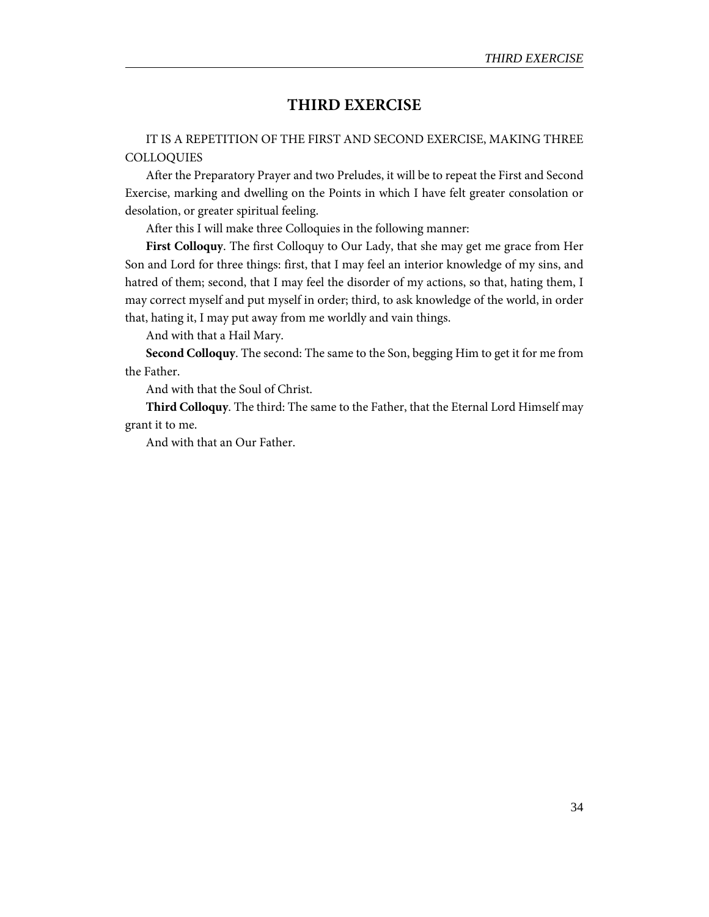## THIRD EXERCISE

IT IS A REPETITION OF THE FIRST AND SECOND EXERCISE, MAKING THREE COLLOQUIES

After the Preparatory Prayer and two Preludes, it will be to repeat the First and Second Exercise, marking and dwelling on the Points in which I have felt greater consolation or desolation, or greater spiritual feeling.

After this I will make three Colloquies in the following manner:

**First Colloquy**. The first Colloquy to Our Lady, that she may get me grace from Her Son and Lord for three things: first, that I may feel an interior knowledge of my sins, and hatred of them; second, that I may feel the disorder of my actions, so that, hating them, I may correct myself and put myself in order; third, to ask knowledge of the world, in order that, hating it, I may put away from me worldly and vain things.

And with that a Hail Mary.

**Second Colloquy**. The second: The same to the Son, begging Him to get it for me from the Father.

And with that the Soul of Christ.

**Third Colloquy**. The third: The same to the Father, that the Eternal Lord Himself may grant it to me.

And with that an Our Father.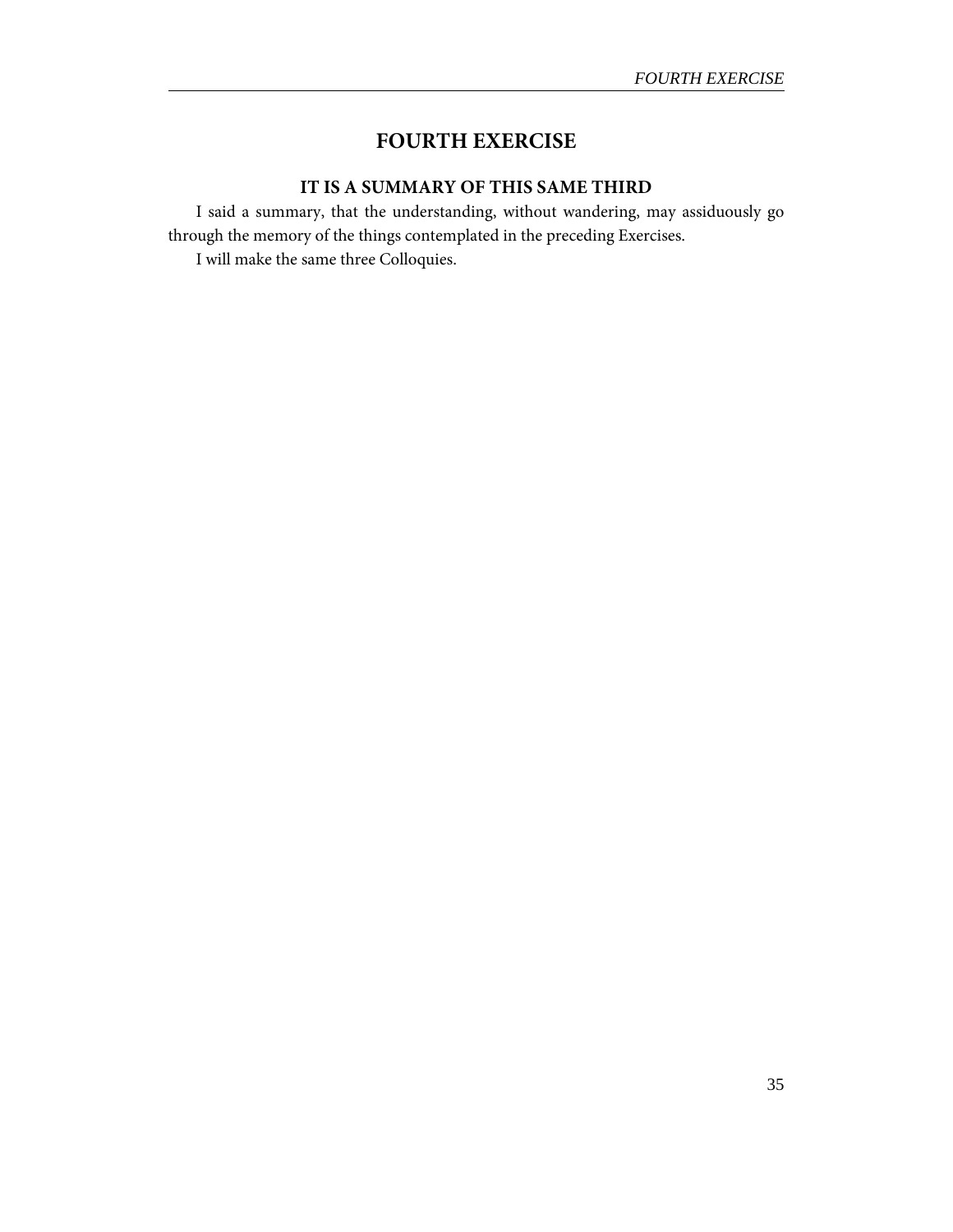## FOURTH EXERCISE

### IT IS A SUMMARY OF THIS SAME THIRD

I said a summary, that the understanding, without wandering, may assiduously go through the memory of the things contemplated in the preceding Exercises.

I will make the same three Colloquies.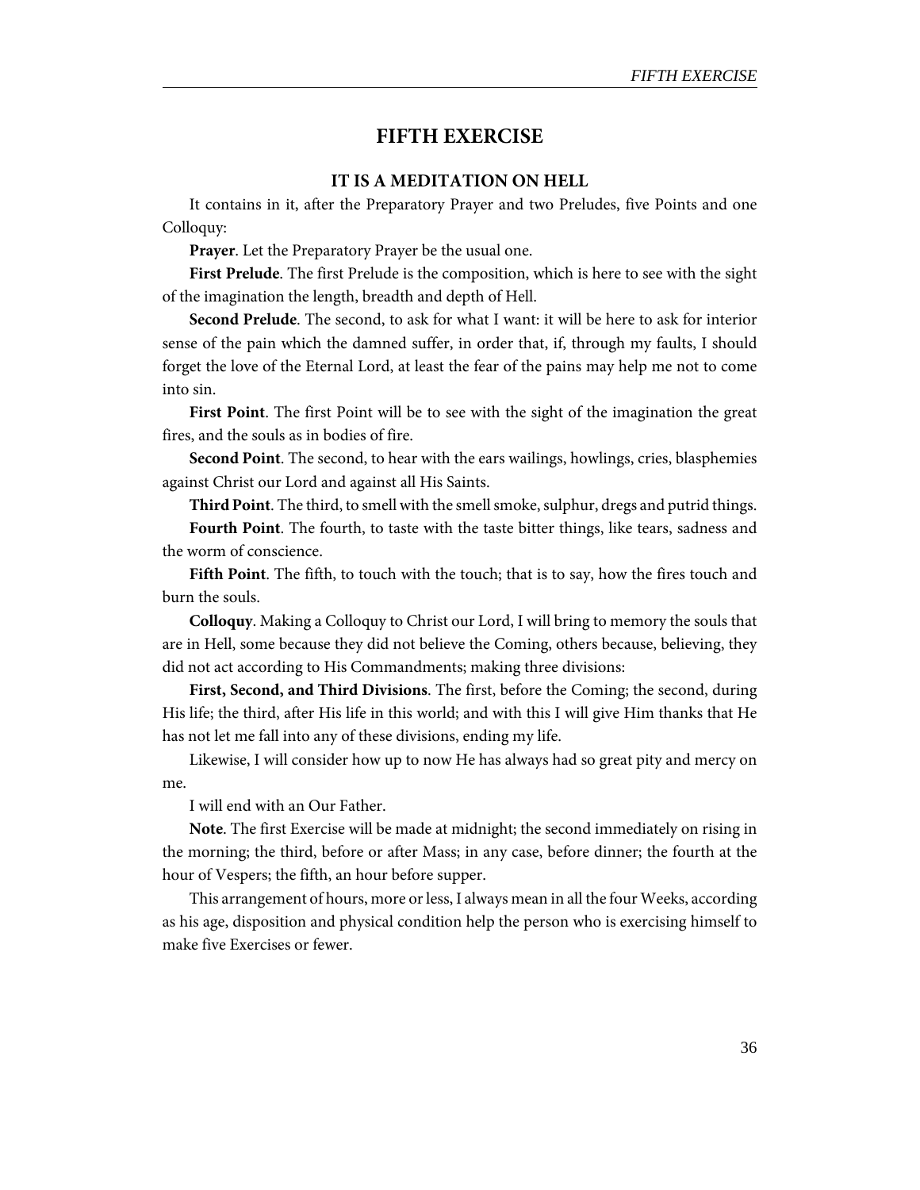## FIFTH EXERCISE

### IT IS A MEDITATION ON HELL

It contains in it, after the Preparatory Prayer and two Preludes, five Points and one Colloquy:

**Prayer**. Let the Preparatory Prayer be the usual one.

**First Prelude**. The first Prelude is the composition, which is here to see with the sight of the imagination the length, breadth and depth of Hell.

**Second Prelude**. The second, to ask for what I want: it will be here to ask for interior sense of the pain which the damned suffer, in order that, if, through my faults, I should forget the love of the Eternal Lord, at least the fear of the pains may help me not to come into sin.

**First Point**. The first Point will be to see with the sight of the imagination the great fires, and the souls as in bodies of fire.

**Second Point**. The second, to hear with the ears wailings, howlings, cries, blasphemies against Christ our Lord and against all His Saints.

**Third Point**. The third, to smell with the smell smoke, sulphur, dregs and putrid things.

**Fourth Point**. The fourth, to taste with the taste bitter things, like tears, sadness and the worm of conscience.

**Fifth Point**. The fifth, to touch with the touch; that is to say, how the fires touch and burn the souls.

**Colloquy**. Making a Colloquy to Christ our Lord, I will bring to memory the souls that are in Hell, some because they did not believe the Coming, others because, believing, they did not act according to His Commandments; making three divisions:

**First, Second, and Third Divisions**. The first, before the Coming; the second, during His life; the third, after His life in this world; and with this I will give Him thanks that He has not let me fall into any of these divisions, ending my life.

Likewise, I will consider how up to now He has always had so great pity and mercy on me.

I will end with an Our Father.

**Note**. The first Exercise will be made at midnight; the second immediately on rising in the morning; the third, before or after Mass; in any case, before dinner; the fourth at the hour of Vespers; the fifth, an hour before supper.

This arrangement of hours, more or less, I always mean in all the four Weeks, according as his age, disposition and physical condition help the person who is exercising himself to make five Exercises or fewer.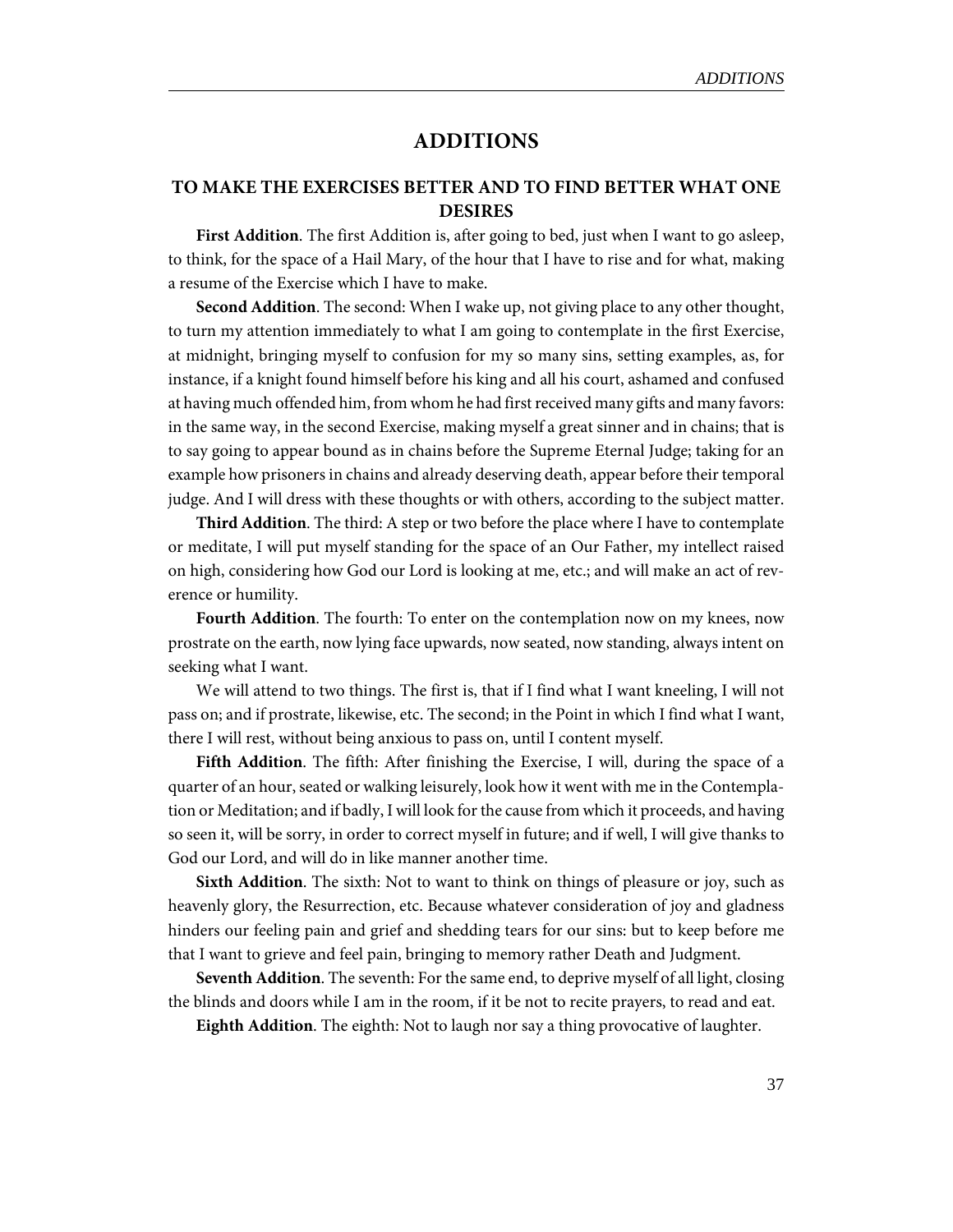# ADDITIONS

## TO MAKE THE EXERCISES BETTER AND TO FIND BETTER WHAT ONE DESIRES

**First Addition**. The first Addition is, after going to bed, just when I want to go asleep, to think, for the space of a Hail Mary, of the hour that I have to rise and for what, making a resume of the Exercise which I have to make.

**Second Addition**. The second: When I wake up, not giving place to any other thought, to turn my attention immediately to what I am going to contemplate in the first Exercise, at midnight, bringing myself to confusion for my so many sins, setting examples, as, for instance, if a knight found himself before his king and all his court, ashamed and confused at having much offended him, from whom he had first received many gifts and many favors: in the same way, in the second Exercise, making myself a great sinner and in chains; that is to say going to appear bound as in chains before the Supreme Eternal Judge; taking for an example how prisoners in chains and already deserving death, appear before their temporal judge. And I will dress with these thoughts or with others, according to the subject matter.

**Third Addition**. The third: A step or two before the place where I have to contemplate or meditate, I will put myself standing for the space of an Our Father, my intellect raised on high, considering how God our Lord is looking at me, etc.; and will make an act of reverence or humility.

**Fourth Addition**. The fourth: To enter on the contemplation now on my knees, now prostrate on the earth, now lying face upwards, now seated, now standing, always intent on seeking what I want.

We will attend to two things. The first is, that if I find what I want kneeling, I will not pass on; and if prostrate, likewise, etc. The second; in the Point in which I find what I want, there I will rest, without being anxious to pass on, until I content myself.

**Fifth Addition**. The fifth: After finishing the Exercise, I will, during the space of a quarter of an hour, seated or walking leisurely, look how it went with me in the Contemplation or Meditation; and if badly, I will look for the cause from which it proceeds, and having so seen it, will be sorry, in order to correct myself in future; and if well, I will give thanks to God our Lord, and will do in like manner another time.

**Sixth Addition**. The sixth: Not to want to think on things of pleasure or joy, such as heavenly glory, the Resurrection, etc. Because whatever consideration of joy and gladness hinders our feeling pain and grief and shedding tears for our sins: but to keep before me that I want to grieve and feel pain, bringing to memory rather Death and Judgment.

**Seventh Addition**. The seventh: For the same end, to deprive myself of all light, closing the blinds and doors while I am in the room, if it be not to recite prayers, to read and eat.

**Eighth Addition**. The eighth: Not to laugh nor say a thing provocative of laughter.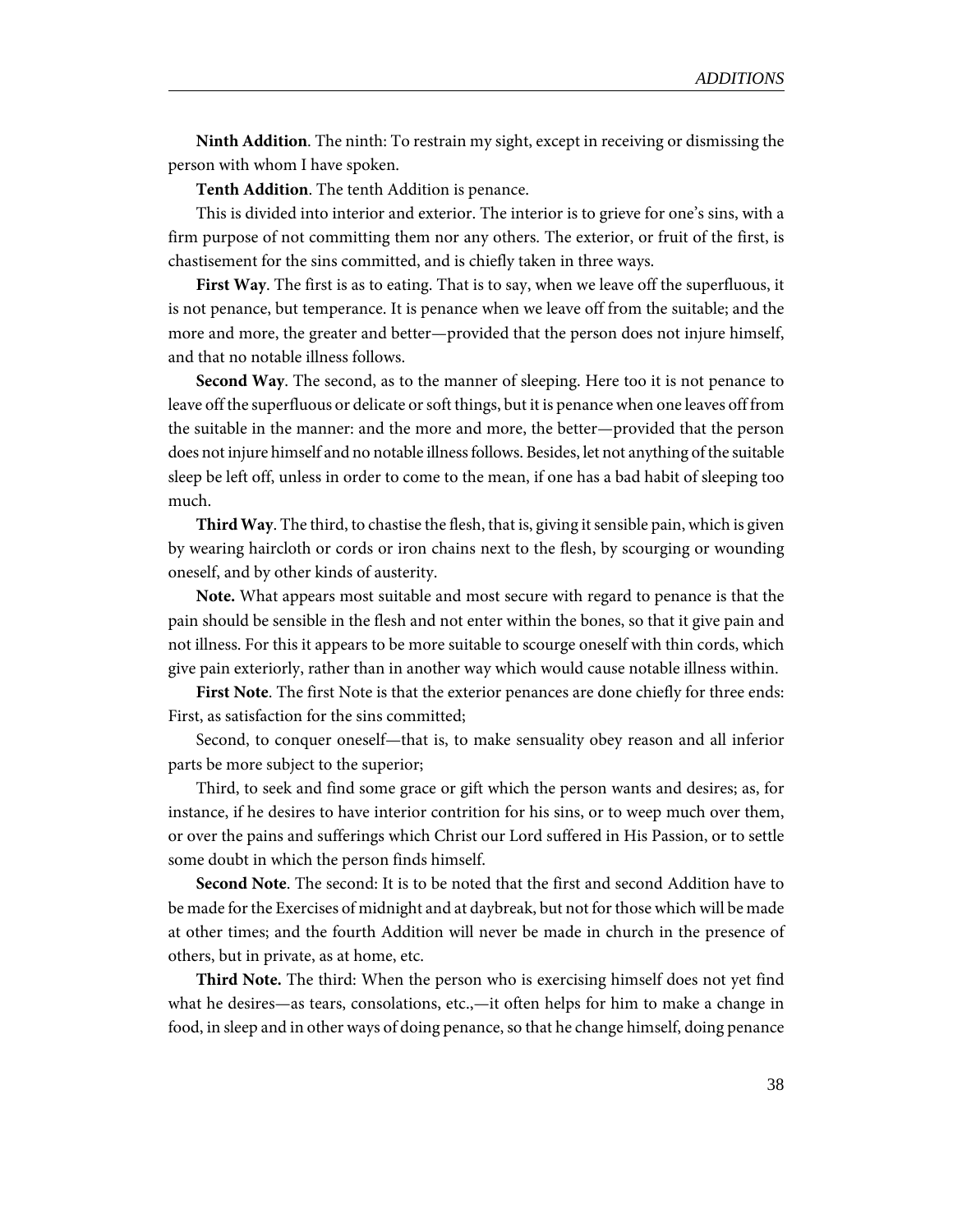**Ninth Addition**. The ninth: To restrain my sight, except in receiving or dismissing the person with whom I have spoken.

**Tenth Addition**. The tenth Addition is penance.

This is divided into interior and exterior. The interior is to grieve for one's sins, with a firm purpose of not committing them nor any others. The exterior, or fruit of the first, is chastisement for the sins committed, and is chiefly taken in three ways.

**First Way**. The first is as to eating. That is to say, when we leave off the superfluous, it is not penance, but temperance. It is penance when we leave off from the suitable; and the more and more, the greater and better—provided that the person does not injure himself, and that no notable illness follows.

**Second Way**. The second, as to the manner of sleeping. Here too it is not penance to leave off the superfluous or delicate or soft things, but it is penance when one leaves off from the suitable in the manner: and the more and more, the better—provided that the person does not injure himself and no notable illness follows. Besides, let not anything of the suitable sleep be left off, unless in order to come to the mean, if one has a bad habit of sleeping too much.

**Third Way**. The third, to chastise the flesh, that is, giving it sensible pain, which is given by wearing haircloth or cords or iron chains next to the flesh, by scourging or wounding oneself, and by other kinds of austerity.

**Note.** What appears most suitable and most secure with regard to penance is that the pain should be sensible in the flesh and not enter within the bones, so that it give pain and not illness. For this it appears to be more suitable to scourge oneself with thin cords, which give pain exteriorly, rather than in another way which would cause notable illness within.

**First Note**. The first Note is that the exterior penances are done chiefly for three ends: First, as satisfaction for the sins committed;

Second, to conquer oneself—that is, to make sensuality obey reason and all inferior parts be more subject to the superior;

Third, to seek and find some grace or gift which the person wants and desires; as, for instance, if he desires to have interior contrition for his sins, or to weep much over them, or over the pains and sufferings which Christ our Lord suffered in His Passion, or to settle some doubt in which the person finds himself.

**Second Note**. The second: It is to be noted that the first and second Addition have to be made for the Exercises of midnight and at daybreak, but not for those which will be made at other times; and the fourth Addition will never be made in church in the presence of others, but in private, as at home, etc.

**Third Note.** The third: When the person who is exercising himself does not yet find what he desires—as tears, consolations, etc.,—it often helps for him to make a change in food, in sleep and in other ways of doing penance, so that he change himself, doing penance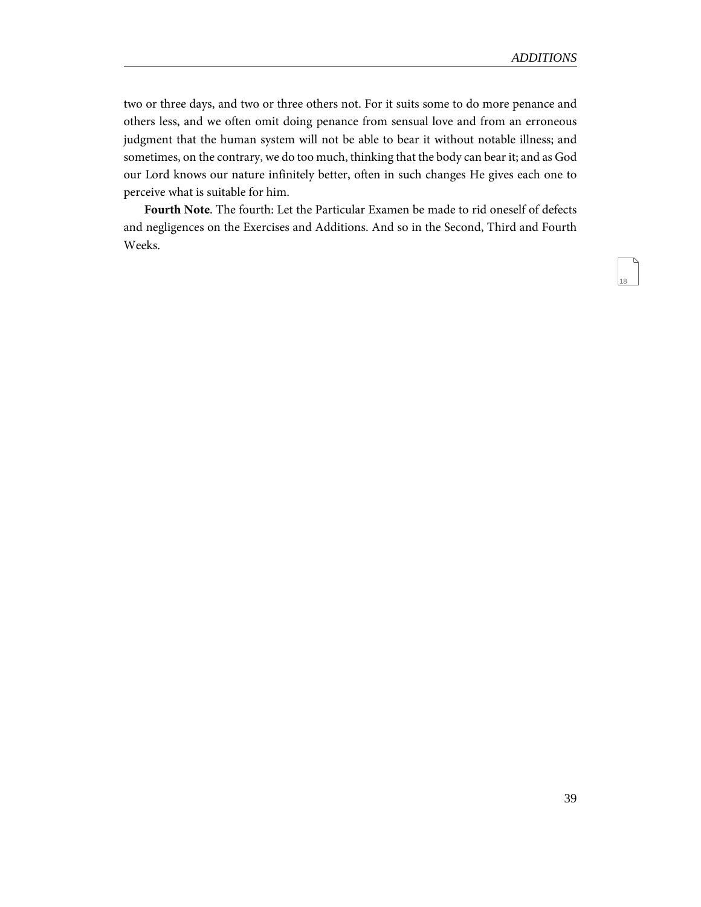two or three days, and two or three others not. For it suits some to do more penance and others less, and we often omit doing penance from sensual love and from an erroneous judgment that the human system will not be able to bear it without notable illness; and sometimes, on the contrary, we do too much, thinking that the body can bear it; and as God our Lord knows our nature infinitely better, often in such changes He gives each one to perceive what is suitable for him.

**Fourth Note**. The fourth: Let the Particular Examen be made to rid oneself of defects and negligences on the Exercises and Additions. And so in the Second, Third and Fourth Weeks.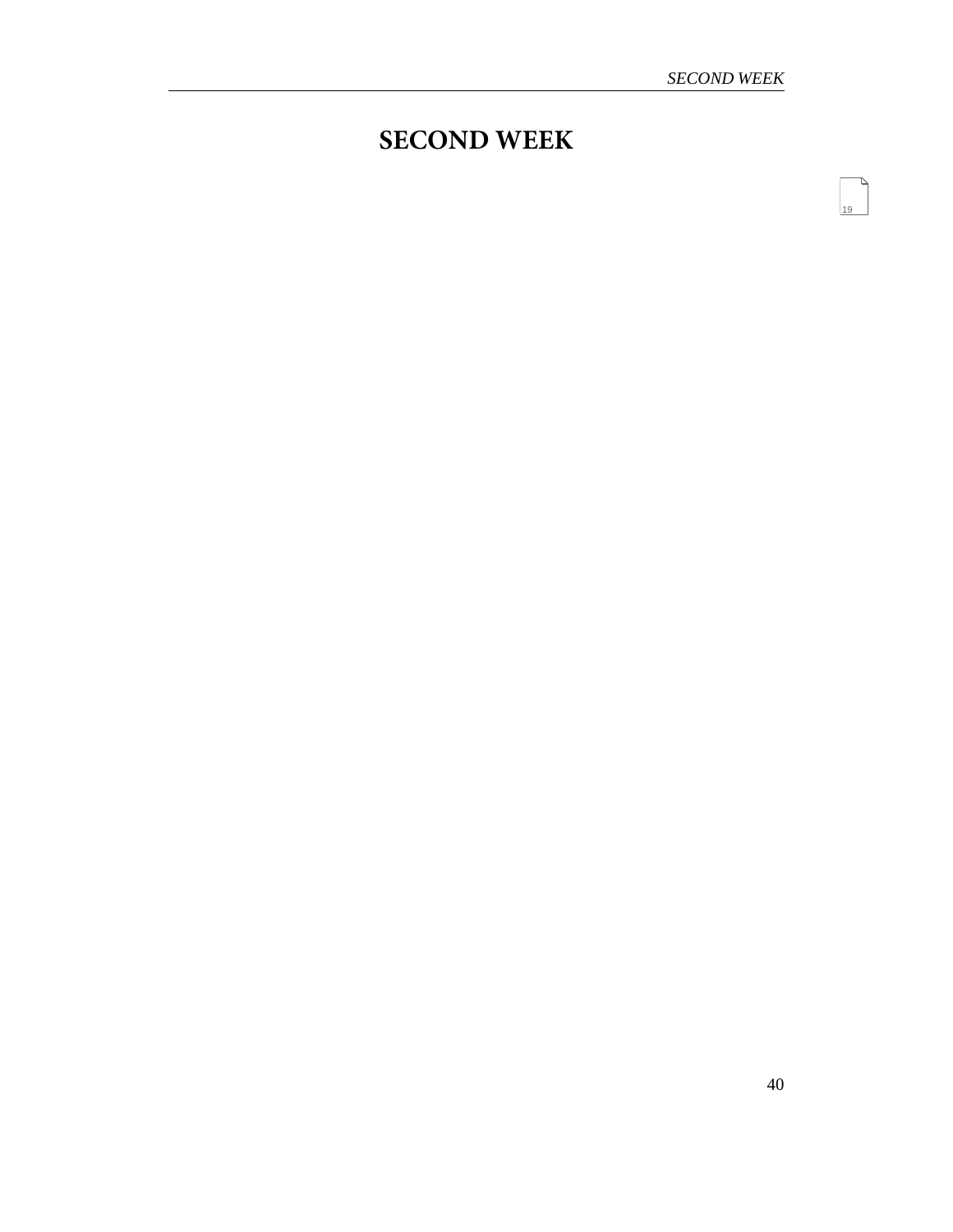# SECOND WEEK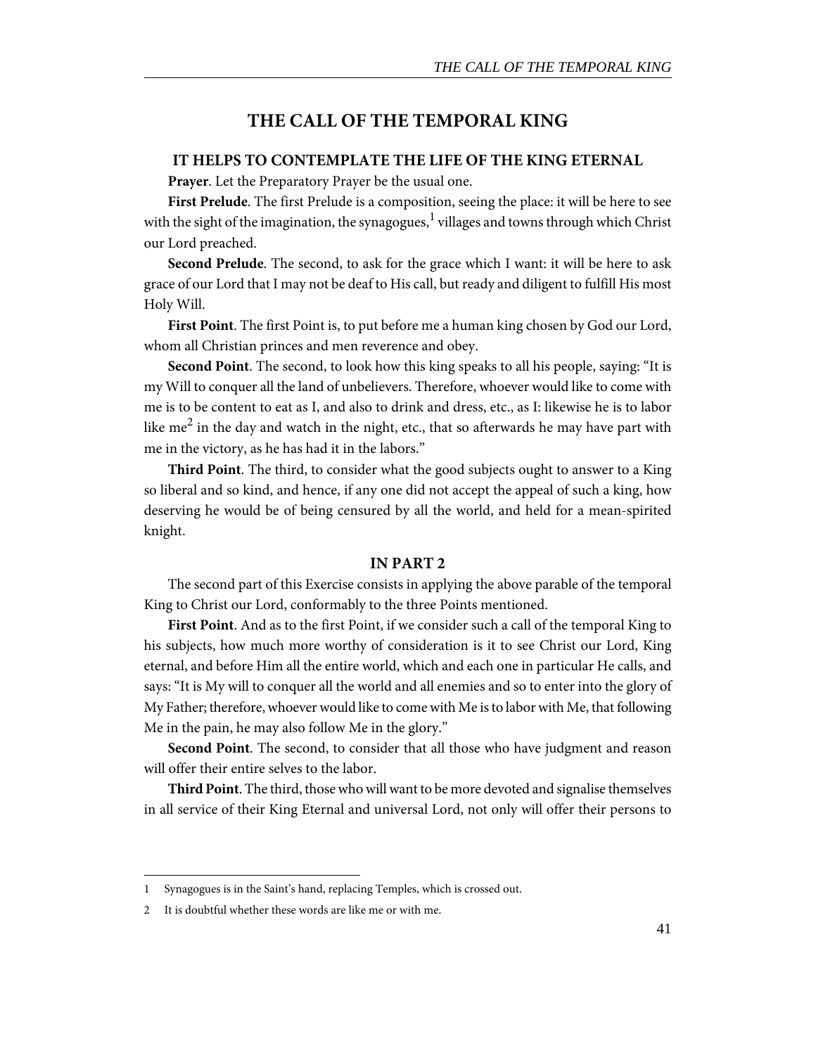# THE CALL OF THE TEMPORAL KING

## IT HELPS TO CONTEMPLATE THE LIFE OF THE KING ETERNAL

**Prayer**. Let the Preparatory Prayer be the usual one.

**First Prelude**. The first Prelude is a composition, seeing the place: it will be here to see with the sight of the imagination, the synagogues,[1] villages and towns through which Christ our Lord preached.

**Second Prelude**. The second, to ask for the grace which I want: it will be here to ask grace of our Lord that I may not be deaf to His call, but ready and diligent to fulfill His most Holy Will.

**First Point**. The first Point is, to put before me a human king chosen by God our Lord, whom all Christian princes and men reverence and obey.

**Second Point**. The second, to look how this king speaks to all his people, saying: "It is my Will to conquer all the land of unbelievers. Therefore, whoever would like to come with me is to be content to eat as I, and also to drink and dress, etc., as I: likewise he is to labor like me[2] in the day and watch in the night, etc., that so afterwards he may have part with me in the victory, as he has had it in the labors."

**Third Point**. The third, to consider what the good subjects ought to answer to a King so liberal and so kind, and hence, if any one did not accept the appeal of such a king, how deserving he would be of being censured by all the world, and held for a mean-spirited knight.

## IN PART 2

The second part of this Exercise consists in applying the above parable of the temporal King to Christ our Lord, conformably to the three Points mentioned.

**First Point**. And as to the first Point, if we consider such a call of the temporal King to his subjects, how much more worthy of consideration is it to see Christ our Lord, King eternal, and before Him all the entire world, which and each one in particular He calls, and says: "It is My will to conquer all the world and all enemies and so to enter into the glory of My Father; therefore, whoever would like to come with Me is to labor with Me, that following Me in the pain, he may also follow Me in the glory."

**Second Point**. The second, to consider that all those who have judgment and reason will offer their entire selves to the labor.

**Third Point**. The third, those who will want to be more devoted and signalise themselves in all service of their King Eternal and universal Lord, not only will offer their persons to

---

1 Synagogues is in the Saint's hand, replacing Temples, which is crossed out.

2 It is doubtful whether these words are like me or with me.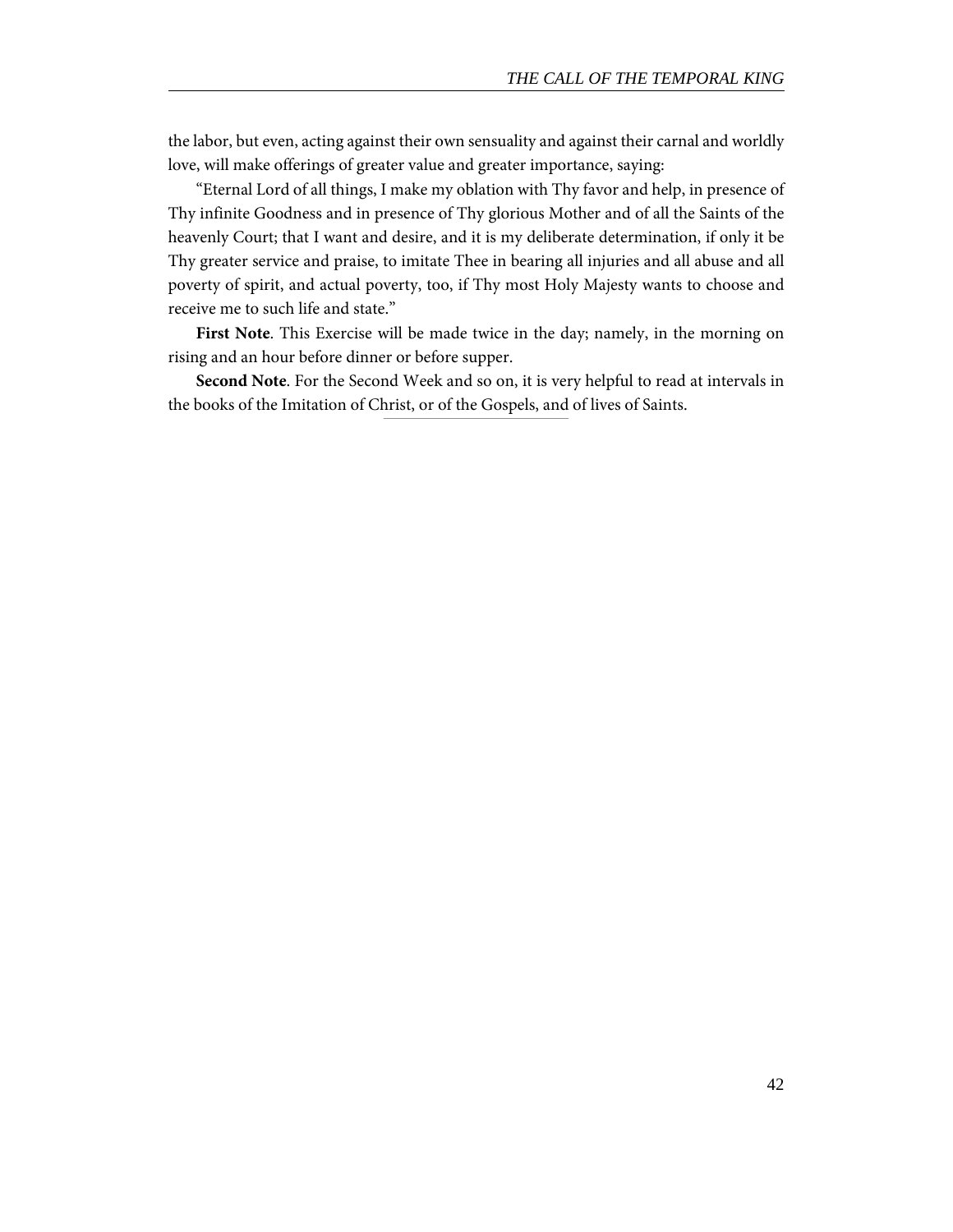the labor, but even, acting against their own sensuality and against their carnal and worldly love, will make offerings of greater value and greater importance, saying:

"Eternal Lord of all things, I make my oblation with Thy favor and help, in presence of Thy infinite Goodness and in presence of Thy glorious Mother and of all the Saints of the heavenly Court; that I want and desire, and it is my deliberate determination, if only it be Thy greater service and praise, to imitate Thee in bearing all injuries and all abuse and all poverty of spirit, and actual poverty, too, if Thy most Holy Majesty wants to choose and receive me to such life and state."

**First Note**. This Exercise will be made twice in the day; namely, in the morning on rising and an hour before dinner or before supper.

**Second Note**. For the Second Week and so on, it is very helpful to read at intervals in the books of the Imitation of Christ, or of the Gospels, and of lives of Saints.

---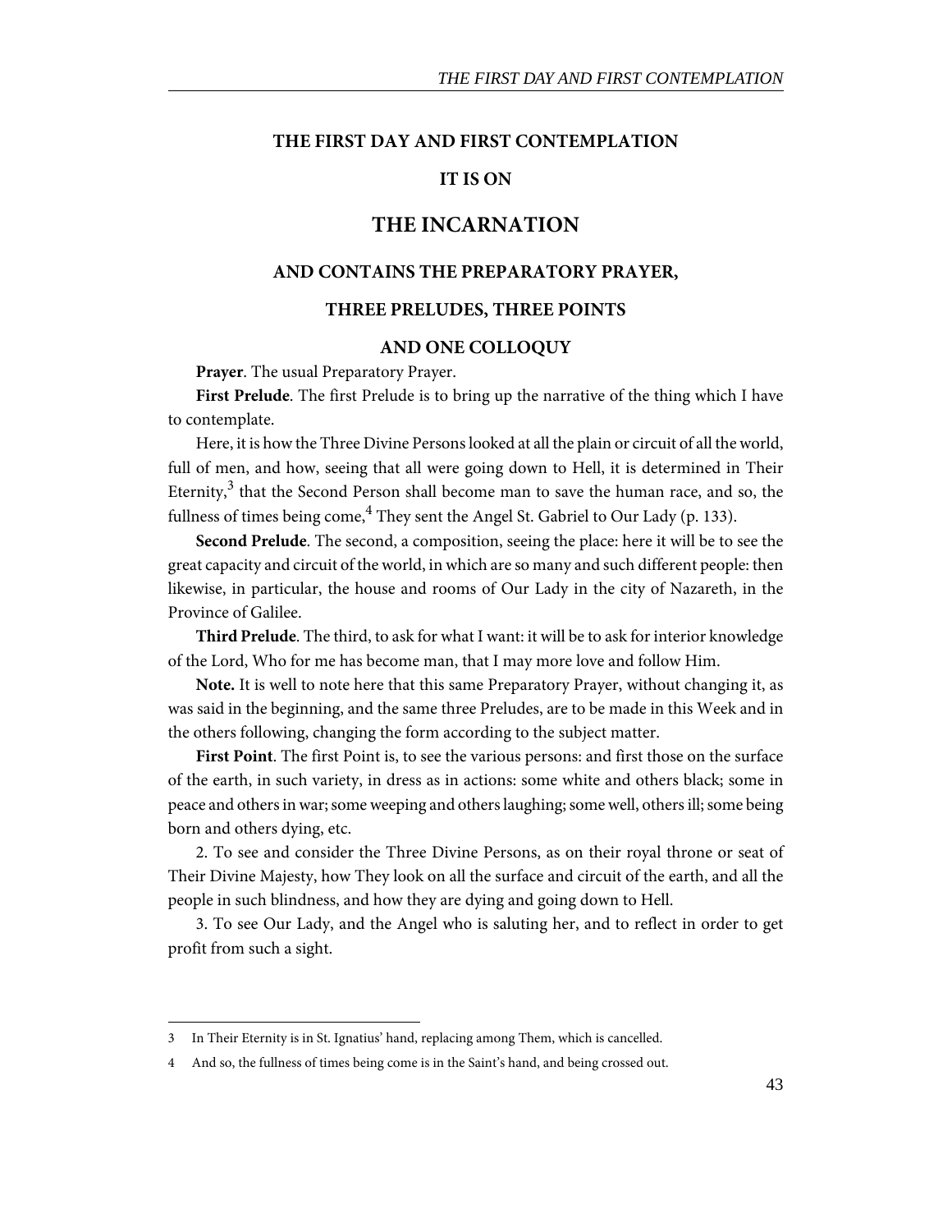## THE FIRST DAY AND FIRST CONTEMPLATION

### IT IS ON

# THE INCARNATION

### AND CONTAINS THE PREPARATORY PRAYER, THREE PRELUDES, THREE POINTS AND ONE COLLOQUY

**Prayer**. The usual Preparatory Prayer.

**First Prelude**. The first Prelude is to bring up the narrative of the thing which I have to contemplate.

Here, it is how the Three Divine Persons looked at all the plain or circuit of all the world, full of men, and how, seeing that all were going down to Hell, it is determined in Their Eternity,[3] that the Second Person shall become man to save the human race, and so, the fullness of times being come,[4] They sent the Angel St. Gabriel to Our Lady (p. 133).

**Second Prelude**. The second, a composition, seeing the place: here it will be to see the great capacity and circuit of the world, in which are so many and such different people: then likewise, in particular, the house and rooms of Our Lady in the city of Nazareth, in the Province of Galilee.

**Third Prelude**. The third, to ask for what I want: it will be to ask for interior knowledge of the Lord, Who for me has become man, that I may more love and follow Him.

**Note.** It is well to note here that this same Preparatory Prayer, without changing it, as was said in the beginning, and the same three Preludes, are to be made in this Week and in the others following, changing the form according to the subject matter.

**First Point**. The first Point is, to see the various persons: and first those on the surface of the earth, in such variety, in dress as in actions: some white and others black; some in peace and others in war; some weeping and others laughing; some well, others ill; some being born and others dying, etc.

2. To see and consider the Three Divine Persons, as on their royal throne or seat of Their Divine Majesty, how They look on all the surface and circuit of the earth, and all the people in such blindness, and how they are dying and going down to Hell.

3. To see Our Lady, and the Angel who is saluting her, and to reflect in order to get profit from such a sight.

---

3 In Their Eternity is in St. Ignatius' hand, replacing among Them, which is cancelled.

4 And so, the fullness of times being come is in the Saint's hand, and being crossed out.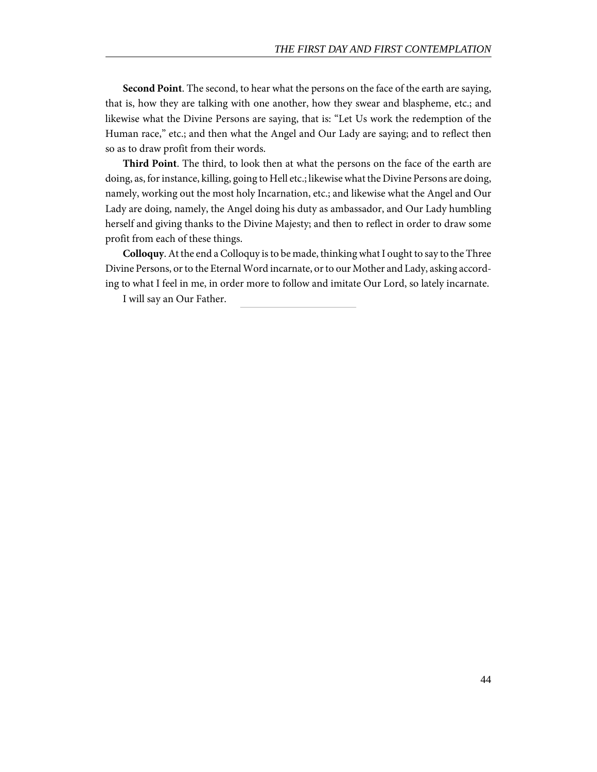**Second Point**. The second, to hear what the persons on the face of the earth are saying, that is, how they are talking with one another, how they swear and blaspheme, etc.; and likewise what the Divine Persons are saying, that is: "Let Us work the redemption of the Human race," etc.; and then what the Angel and Our Lady are saying; and to reflect then so as to draw profit from their words.

**Third Point**. The third, to look then at what the persons on the face of the earth are doing, as, for instance, killing, going to Hell etc.; likewise what the Divine Persons are doing, namely, working out the most holy Incarnation, etc.; and likewise what the Angel and Our Lady are doing, namely, the Angel doing his duty as ambassador, and Our Lady humbling herself and giving thanks to the Divine Majesty; and then to reflect in order to draw some profit from each of these things.

**Colloquy**. At the end a Colloquy is to be made, thinking what I ought to say to the Three Divine Persons, or to the Eternal Word incarnate, or to our Mother and Lady, asking according to what I feel in me, in order more to follow and imitate Our Lord, so lately incarnate.

I will say an Our Father.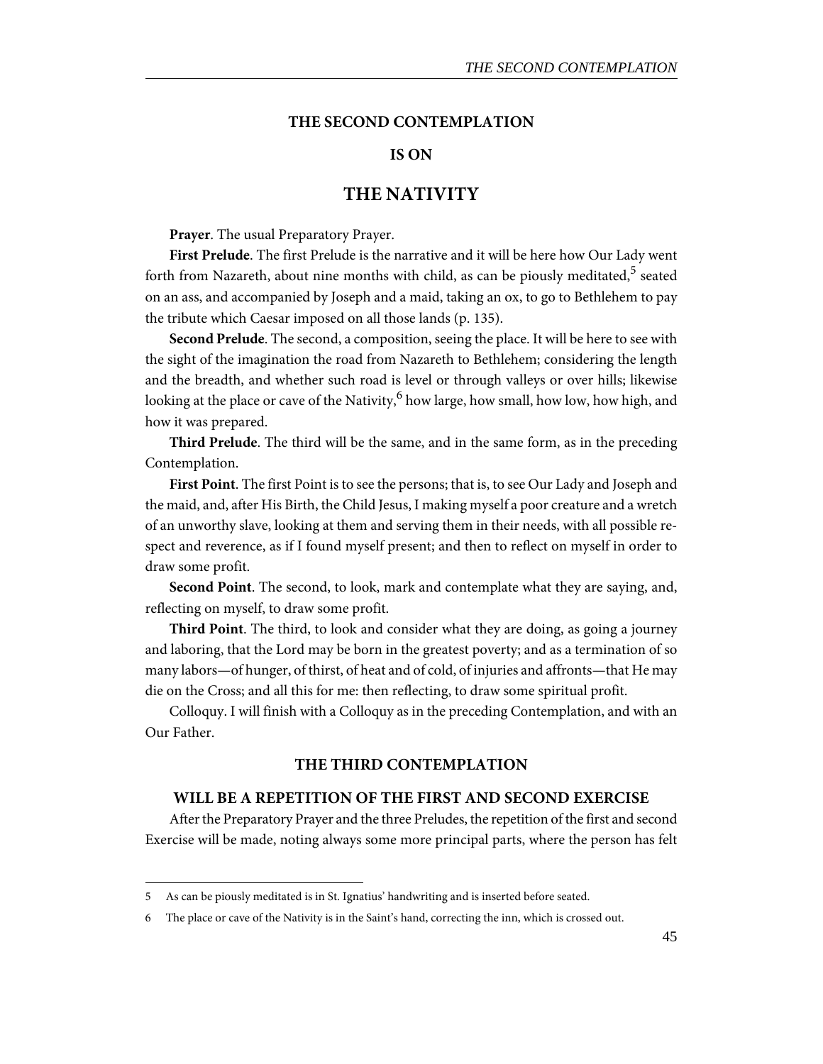## THE SECOND CONTEMPLATION

### IS ON

# THE NATIVITY

**Prayer**. The usual Preparatory Prayer.

**First Prelude**. The first Prelude is the narrative and it will be here how Our Lady went forth from Nazareth, about nine months with child, as can be piously meditated,[5] seated on an ass, and accompanied by Joseph and a maid, taking an ox, to go to Bethlehem to pay the tribute which Caesar imposed on all those lands (p. 135).

**Second Prelude**. The second, a composition, seeing the place. It will be here to see with the sight of the imagination the road from Nazareth to Bethlehem; considering the length and the breadth, and whether such road is level or through valleys or over hills; likewise looking at the place or cave of the Nativity,[6] how large, how small, how low, how high, and how it was prepared.

**Third Prelude**. The third will be the same, and in the same form, as in the preceding Contemplation.

**First Point**. The first Point is to see the persons; that is, to see Our Lady and Joseph and the maid, and, after His Birth, the Child Jesus, I making myself a poor creature and a wretch of an unworthy slave, looking at them and serving them in their needs, with all possible respect and reverence, as if I found myself present; and then to reflect on myself in order to draw some profit.

**Second Point**. The second, to look, mark and contemplate what they are saying, and, reflecting on myself, to draw some profit.

**Third Point**. The third, to look and consider what they are doing, as going a journey and laboring, that the Lord may be born in the greatest poverty; and as a termination of so many labors—of hunger, of thirst, of heat and of cold, of injuries and affronts—that He may die on the Cross; and all this for me: then reflecting, to draw some spiritual profit.

Colloquy. I will finish with a Colloquy as in the preceding Contemplation, and with an Our Father.

## THE THIRD CONTEMPLATION

### WILL BE A REPETITION OF THE FIRST AND SECOND EXERCISE

After the Preparatory Prayer and the three Preludes, the repetition of the first and second Exercise will be made, noting always some more principal parts, where the person has felt

---

5 As can be piously meditated is in St. Ignatius' handwriting and is inserted before seated.

6 The place or cave of the Nativity is in the Saint's hand, correcting the inn, which is crossed out.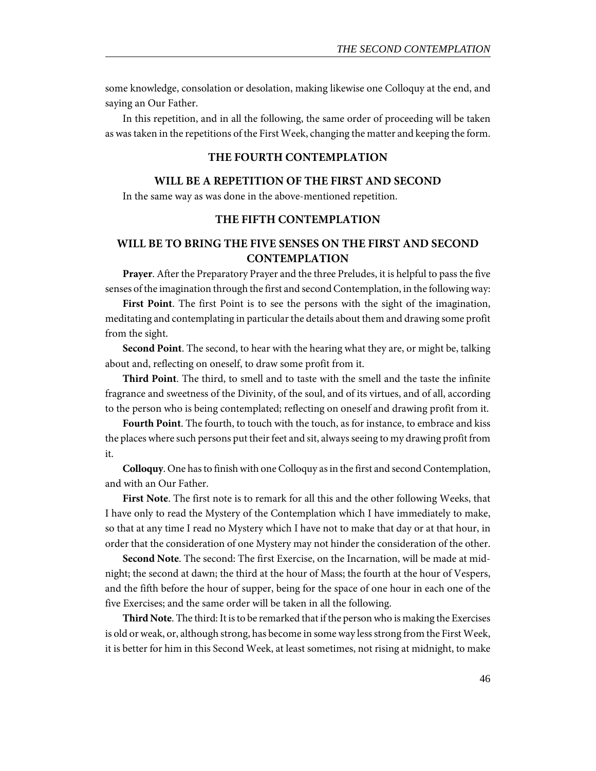some knowledge, consolation or desolation, making likewise one Colloquy at the end, and saying an Our Father.

In this repetition, and in all the following, the same order of proceeding will be taken as was taken in the repetitions of the First Week, changing the matter and keeping the form.

### THE FOURTH CONTEMPLATION

#### WILL BE A REPETITION OF THE FIRST AND SECOND

In the same way as was done in the above-mentioned repetition.

### THE FIFTH CONTEMPLATION

#### WILL BE TO BRING THE FIVE SENSES ON THE FIRST AND SECOND CONTEMPLATION

**Prayer**. After the Preparatory Prayer and the three Preludes, it is helpful to pass the five senses of the imagination through the first and second Contemplation, in the following way:

**First Point**. The first Point is to see the persons with the sight of the imagination, meditating and contemplating in particular the details about them and drawing some profit from the sight.

**Second Point**. The second, to hear with the hearing what they are, or might be, talking about and, reflecting on oneself, to draw some profit from it.

**Third Point**. The third, to smell and to taste with the smell and the taste the infinite fragrance and sweetness of the Divinity, of the soul, and of its virtues, and of all, according to the person who is being contemplated; reflecting on oneself and drawing profit from it.

**Fourth Point**. The fourth, to touch with the touch, as for instance, to embrace and kiss the places where such persons put their feet and sit, always seeing to my drawing profit from it.

**Colloquy**. One has to finish with one Colloquy as in the first and second Contemplation, and with an Our Father.

**First Note**. The first note is to remark for all this and the other following Weeks, that I have only to read the Mystery of the Contemplation which I have immediately to make, so that at any time I read no Mystery which I have not to make that day or at that hour, in order that the consideration of one Mystery may not hinder the consideration of the other.

**Second Note**. The second: The first Exercise, on the Incarnation, will be made at midnight; the second at dawn; the third at the hour of Mass; the fourth at the hour of Vespers, and the fifth before the hour of supper, being for the space of one hour in each one of the five Exercises; and the same order will be taken in all the following.

**Third Note**. The third: It is to be remarked that if the person who is making the Exercises is old or weak, or, although strong, has become in some way less strong from the First Week, it is better for him in this Second Week, at least sometimes, not rising at midnight, to make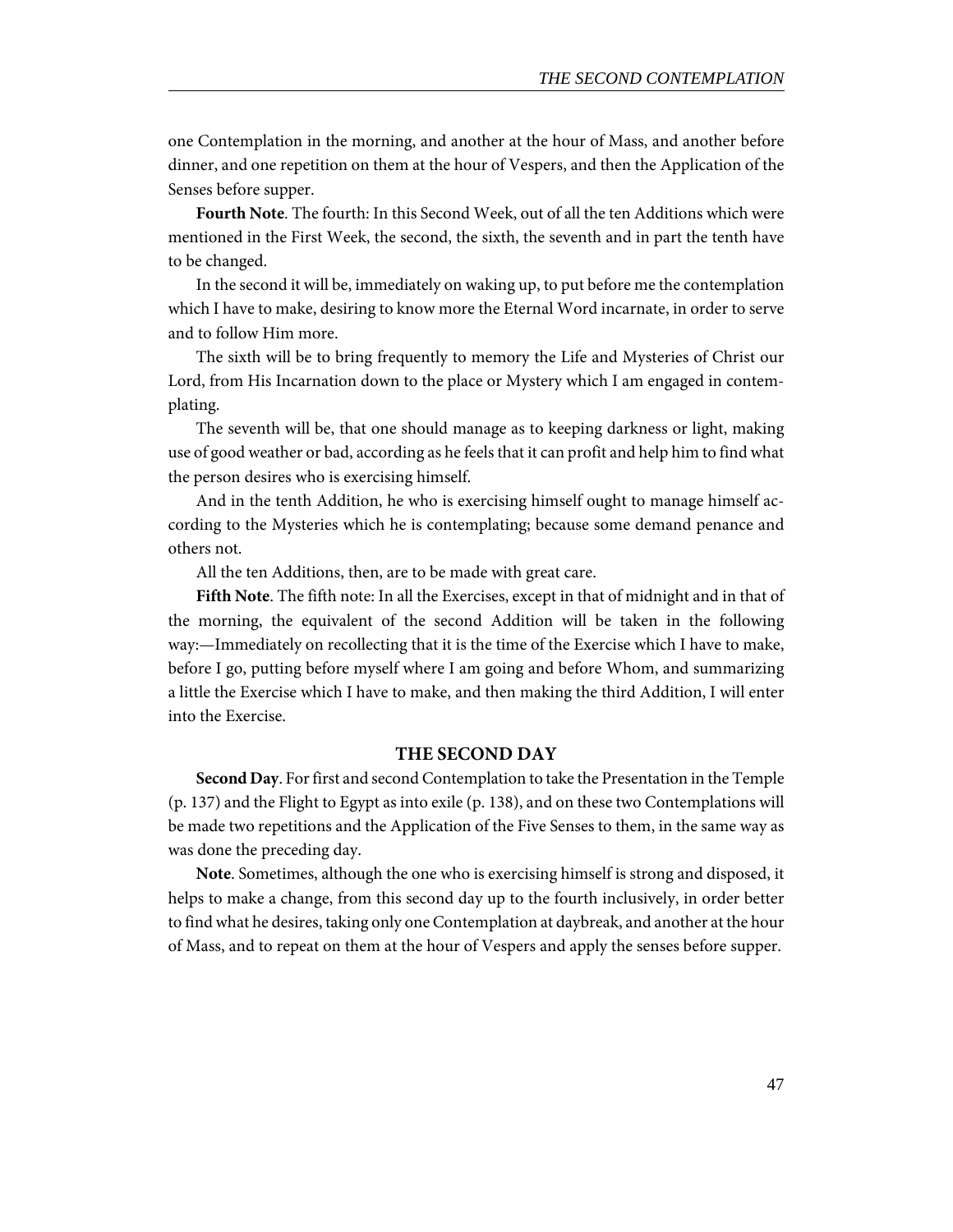one Contemplation in the morning, and another at the hour of Mass, and another before dinner, and one repetition on them at the hour of Vespers, and then the Application of the Senses before supper.

**Fourth Note**. The fourth: In this Second Week, out of all the ten Additions which were mentioned in the First Week, the second, the sixth, the seventh and in part the tenth have to be changed.

In the second it will be, immediately on waking up, to put before me the contemplation which I have to make, desiring to know more the Eternal Word incarnate, in order to serve and to follow Him more.

The sixth will be to bring frequently to memory the Life and Mysteries of Christ our Lord, from His Incarnation down to the place or Mystery which I am engaged in contemplating.

The seventh will be, that one should manage as to keeping darkness or light, making use of good weather or bad, according as he feels that it can profit and help him to find what the person desires who is exercising himself.

And in the tenth Addition, he who is exercising himself ought to manage himself according to the Mysteries which he is contemplating; because some demand penance and others not.

All the ten Additions, then, are to be made with great care.

**Fifth Note**. The fifth note: In all the Exercises, except in that of midnight and in that of the morning, the equivalent of the second Addition will be taken in the following way:—Immediately on recollecting that it is the time of the Exercise which I have to make, before I go, putting before myself where I am going and before Whom, and summarizing a little the Exercise which I have to make, and then making the third Addition, I will enter into the Exercise.

### THE SECOND DAY

**Second Day**. For first and second Contemplation to take the Presentation in the Temple (p. 137) and the Flight to Egypt as into exile (p. 138), and on these two Contemplations will be made two repetitions and the Application of the Five Senses to them, in the same way as was done the preceding day.

**Note**. Sometimes, although the one who is exercising himself is strong and disposed, it helps to make a change, from this second day up to the fourth inclusively, in order better to find what he desires, taking only one Contemplation at daybreak, and another at the hour of Mass, and to repeat on them at the hour of Vespers and apply the senses before supper.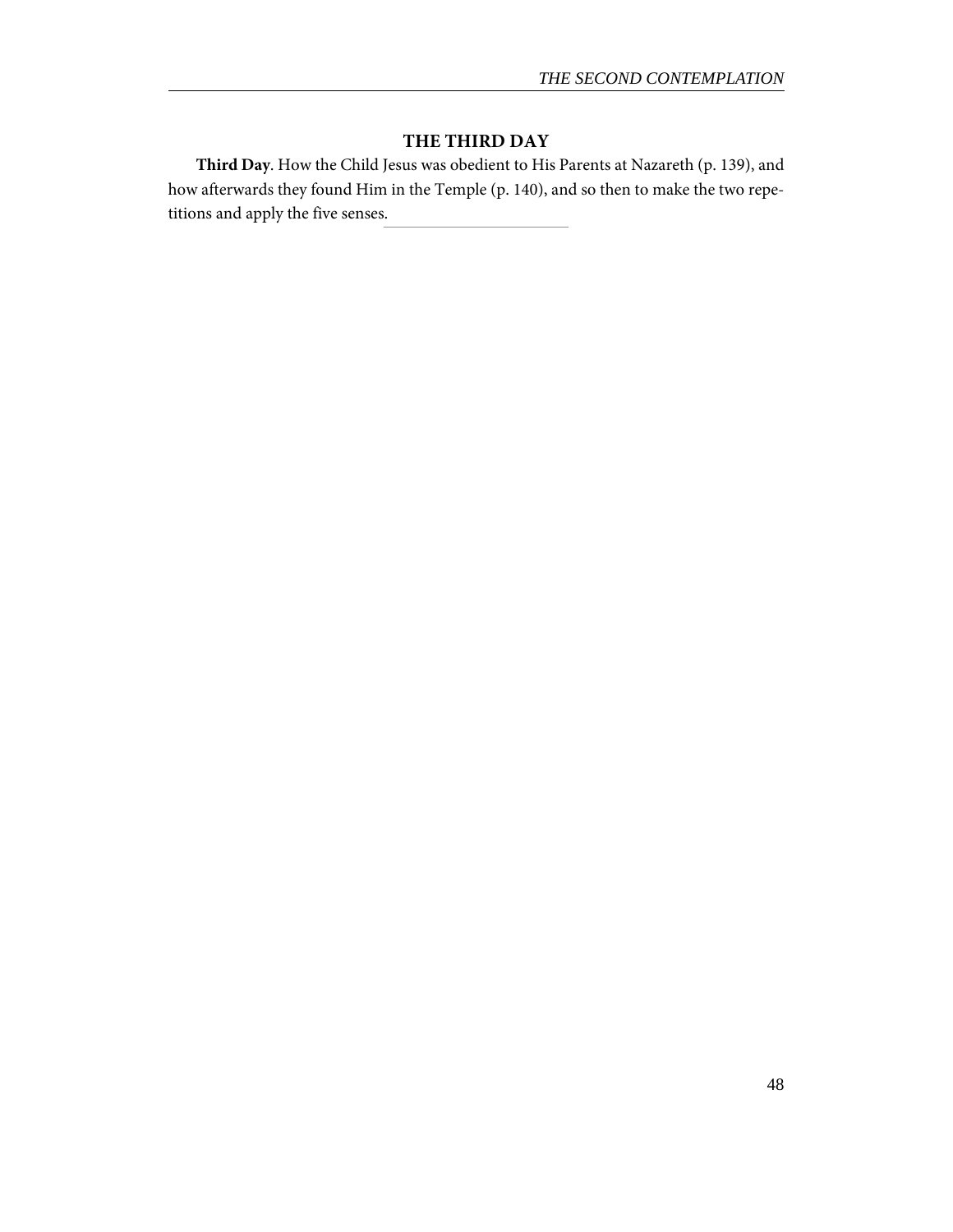## THE THIRD DAY

**Third Day**. How the Child Jesus was obedient to His Parents at Nazareth (p. 139), and how afterwards they found Him in the Temple (p. 140), and so then to make the two repetitions and apply the five senses.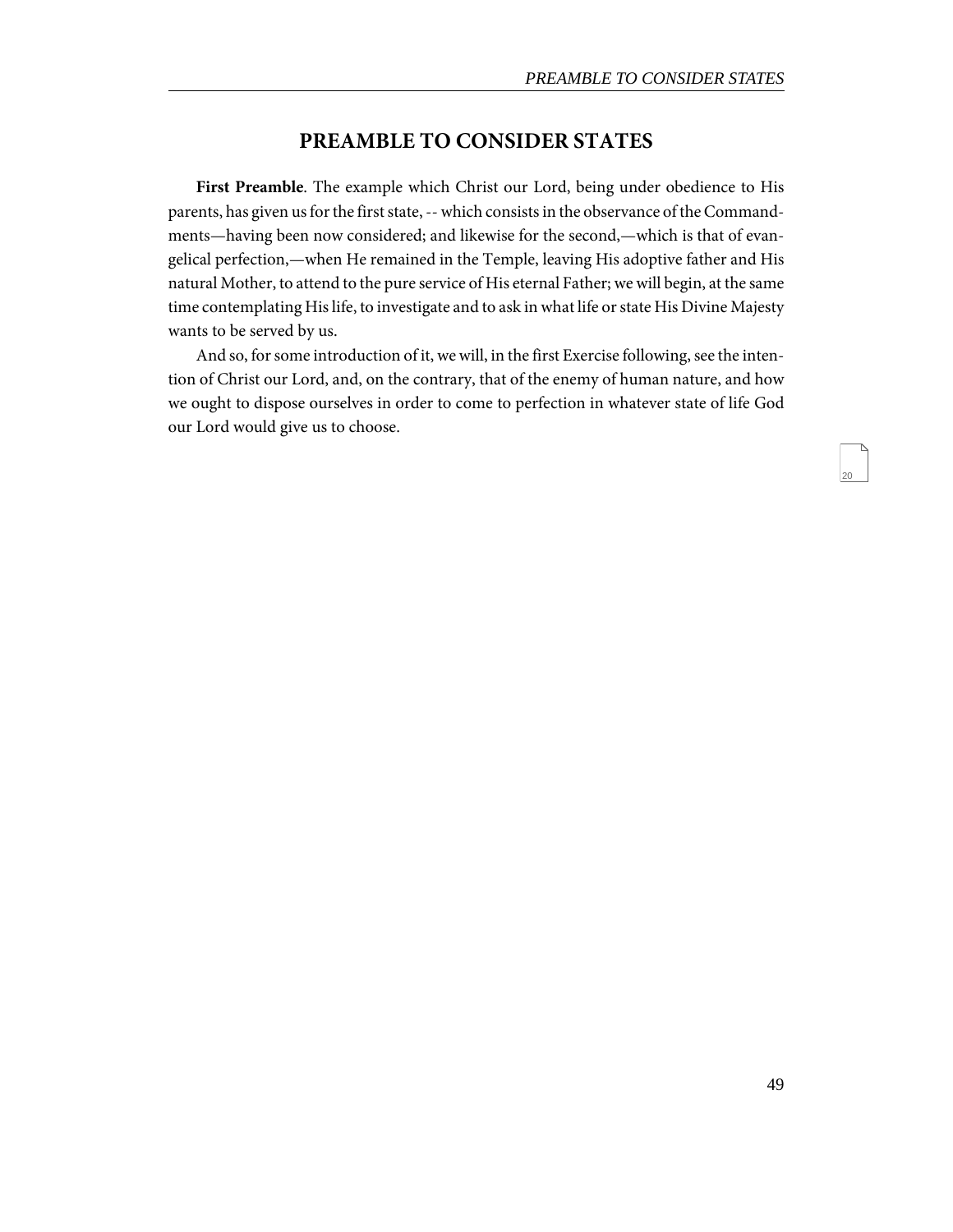## PREAMBLE TO CONSIDER STATES

**First Preamble**. The example which Christ our Lord, being under obedience to His parents, has given us for the first state, -- which consists in the observance of the Commandments—having been now considered; and likewise for the second,—which is that of evangelical perfection,—when He remained in the Temple, leaving His adoptive father and His natural Mother, to attend to the pure service of His eternal Father; we will begin, at the same time contemplating His life, to investigate and to ask in what life or state His Divine Majesty wants to be served by us.

And so, for some introduction of it, we will, in the first Exercise following, see the intention of Christ our Lord, and, on the contrary, that of the enemy of human nature, and how we ought to dispose ourselves in order to come to perfection in whatever state of life God our Lord would give us to choose.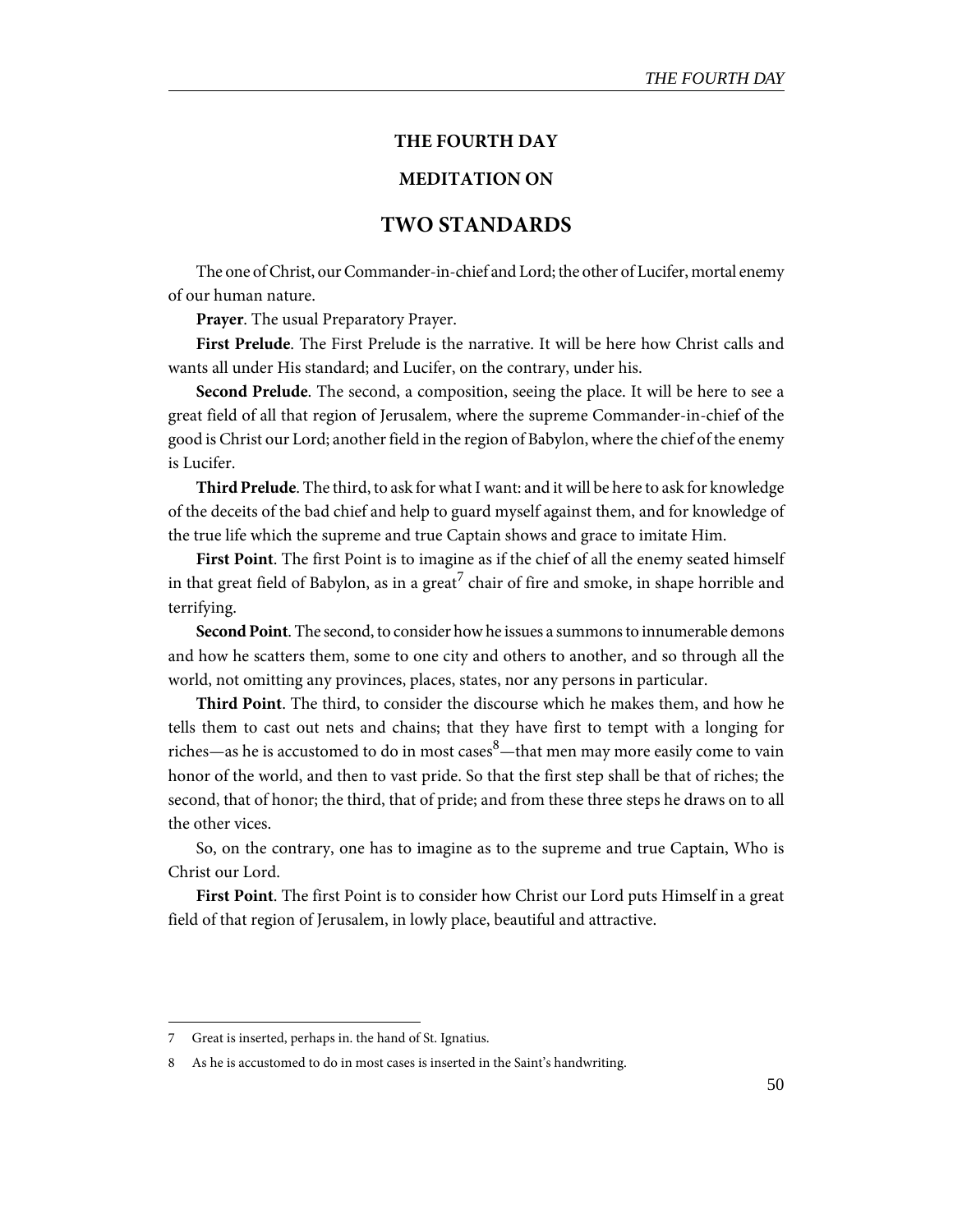# THE FOURTH DAY

## MEDITATION ON

# TWO STANDARDS

The one of Christ, our Commander-in-chief and Lord; the other of Lucifer, mortal enemy of our human nature.

**Prayer**. The usual Preparatory Prayer.

**First Prelude**. The First Prelude is the narrative. It will be here how Christ calls and wants all under His standard; and Lucifer, on the contrary, under his.

**Second Prelude**. The second, a composition, seeing the place. It will be here to see a great field of all that region of Jerusalem, where the supreme Commander-in-chief of the good is Christ our Lord; another field in the region of Babylon, where the chief of the enemy is Lucifer.

**Third Prelude**. The third, to ask for what I want: and it will be here to ask for knowledge of the deceits of the bad chief and help to guard myself against them, and for knowledge of the true life which the supreme and true Captain shows and grace to imitate Him.

**First Point**. The first Point is to imagine as if the chief of all the enemy seated himself in that great field of Babylon, as in a great[7] chair of fire and smoke, in shape horrible and terrifying.

**Second Point**. The second, to consider how he issues a summons to innumerable demons and how he scatters them, some to one city and others to another, and so through all the world, not omitting any provinces, places, states, nor any persons in particular.

**Third Point**. The third, to consider the discourse which he makes them, and how he tells them to cast out nets and chains; that they have first to tempt with a longing for riches—as he is accustomed to do in most cases[8]—that men may more easily come to vain honor of the world, and then to vast pride. So that the first step shall be that of riches; the second, that of honor; the third, that of pride; and from these three steps he draws on to all the other vices.

So, on the contrary, one has to imagine as to the supreme and true Captain, Who is Christ our Lord.

**First Point**. The first Point is to consider how Christ our Lord puts Himself in a great field of that region of Jerusalem, in lowly place, beautiful and attractive.

---

7 Great is inserted, perhaps in. the hand of St. Ignatius.

8 As he is accustomed to do in most cases is inserted in the Saint's handwriting.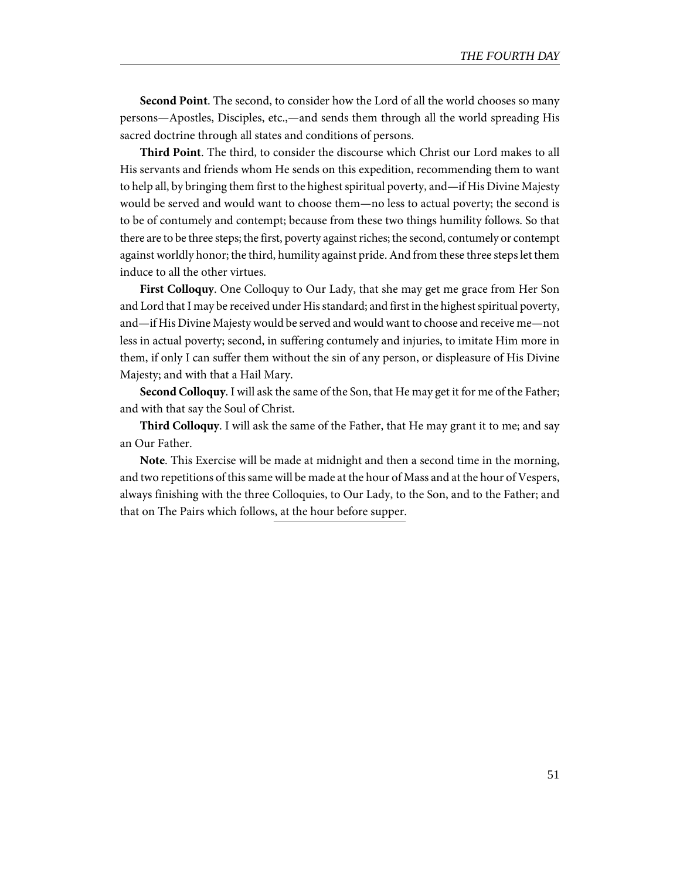**Second Point**. The second, to consider how the Lord of all the world chooses so many persons—Apostles, Disciples, etc.,—and sends them through all the world spreading His sacred doctrine through all states and conditions of persons.

**Third Point**. The third, to consider the discourse which Christ our Lord makes to all His servants and friends whom He sends on this expedition, recommending them to want to help all, by bringing them first to the highest spiritual poverty, and—if His Divine Majesty would be served and would want to choose them—no less to actual poverty; the second is to be of contumely and contempt; because from these two things humility follows. So that there are to be three steps; the first, poverty against riches; the second, contumely or contempt against worldly honor; the third, humility against pride. And from these three steps let them induce to all the other virtues.

**First Colloquy**. One Colloquy to Our Lady, that she may get me grace from Her Son and Lord that I may be received under His standard; and first in the highest spiritual poverty, and—if His Divine Majesty would be served and would want to choose and receive me—not less in actual poverty; second, in suffering contumely and injuries, to imitate Him more in them, if only I can suffer them without the sin of any person, or displeasure of His Divine Majesty; and with that a Hail Mary.

**Second Colloquy**. I will ask the same of the Son, that He may get it for me of the Father; and with that say the Soul of Christ.

**Third Colloquy**. I will ask the same of the Father, that He may grant it to me; and say an Our Father.

**Note**. This Exercise will be made at midnight and then a second time in the morning, and two repetitions of this same will be made at the hour of Mass and at the hour of Vespers, always finishing with the three Colloquies, to Our Lady, to the Son, and to the Father; and that on The Pairs which follows, at the hour before supper.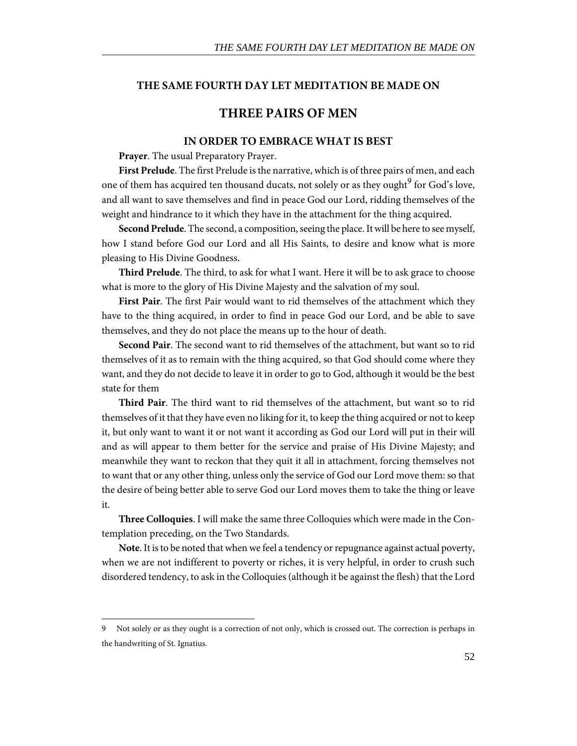### THE SAME FOURTH DAY LET MEDITATION BE MADE ON

## THREE PAIRS OF MEN

### IN ORDER TO EMBRACE WHAT IS BEST

**Prayer**. The usual Preparatory Prayer.

**First Prelude**. The first Prelude is the narrative, which is of three pairs of men, and each one of them has acquired ten thousand ducats, not solely or as they ought[9] for God's love, and all want to save themselves and find in peace God our Lord, ridding themselves of the weight and hindrance to it which they have in the attachment for the thing acquired.

**Second Prelude**. The second, a composition, seeing the place. It will be here to see myself, how I stand before God our Lord and all His Saints, to desire and know what is more pleasing to His Divine Goodness.

**Third Prelude**. The third, to ask for what I want. Here it will be to ask grace to choose what is more to the glory of His Divine Majesty and the salvation of my soul.

**First Pair**. The first Pair would want to rid themselves of the attachment which they have to the thing acquired, in order to find in peace God our Lord, and be able to save themselves, and they do not place the means up to the hour of death.

**Second Pair**. The second want to rid themselves of the attachment, but want so to rid themselves of it as to remain with the thing acquired, so that God should come where they want, and they do not decide to leave it in order to go to God, although it would be the best state for them

**Third Pair**. The third want to rid themselves of the attachment, but want so to rid themselves of it that they have even no liking for it, to keep the thing acquired or not to keep it, but only want to want it or not want it according as God our Lord will put in their will and as will appear to them better for the service and praise of His Divine Majesty; and meanwhile they want to reckon that they quit it all in attachment, forcing themselves not to want that or any other thing, unless only the service of God our Lord move them: so that the desire of being better able to serve God our Lord moves them to take the thing or leave it.

**Three Colloquies**. I will make the same three Colloquies which were made in the Contemplation preceding, on the Two Standards.

**Note**. It is to be noted that when we feel a tendency or repugnance against actual poverty, when we are not indifferent to poverty or riches, it is very helpful, in order to crush such disordered tendency, to ask in the Colloquies (although it be against the flesh) that the Lord

---

9 Not solely or as they ought is a correction of not only, which is crossed out. The correction is perhaps in the handwriting of St. Ignatius.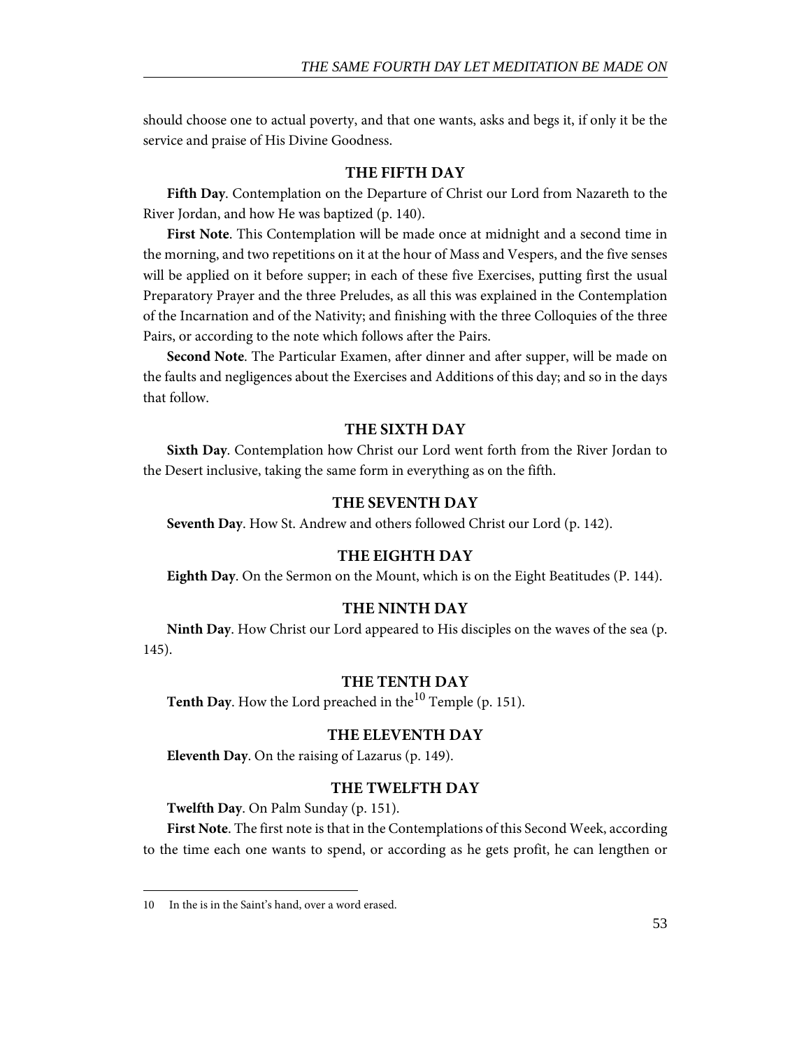should choose one to actual poverty, and that one wants, asks and begs it, if only it be the service and praise of His Divine Goodness.

### THE FIFTH DAY

**Fifth Day**. Contemplation on the Departure of Christ our Lord from Nazareth to the River Jordan, and how He was baptized (p. 140).

**First Note**. This Contemplation will be made once at midnight and a second time in the morning, and two repetitions on it at the hour of Mass and Vespers, and the five senses will be applied on it before supper; in each of these five Exercises, putting first the usual Preparatory Prayer and the three Preludes, as all this was explained in the Contemplation of the Incarnation and of the Nativity; and finishing with the three Colloquies of the three Pairs, or according to the note which follows after the Pairs.

**Second Note**. The Particular Examen, after dinner and after supper, will be made on the faults and negligences about the Exercises and Additions of this day; and so in the days that follow.

### THE SIXTH DAY

**Sixth Day**. Contemplation how Christ our Lord went forth from the River Jordan to the Desert inclusive, taking the same form in everything as on the fifth.

### THE SEVENTH DAY

**Seventh Day**. How St. Andrew and others followed Christ our Lord (p. 142).

### THE EIGHTH DAY

**Eighth Day**. On the Sermon on the Mount, which is on the Eight Beatitudes (P. 144).

### THE NINTH DAY

**Ninth Day**. How Christ our Lord appeared to His disciples on the waves of the sea (p. 145).

### THE TENTH DAY

**Tenth Day**. How the Lord preached in the[10] Temple (p. 151).

### THE ELEVENTH DAY

**Eleventh Day**. On the raising of Lazarus (p. 149).

### THE TWELFTH DAY

**Twelfth Day**. On Palm Sunday (p. 151).

**First Note**. The first note is that in the Contemplations of this Second Week, according to the time each one wants to spend, or according as he gets profit, he can lengthen or

---

10 In the is in the Saint's hand, over a word erased.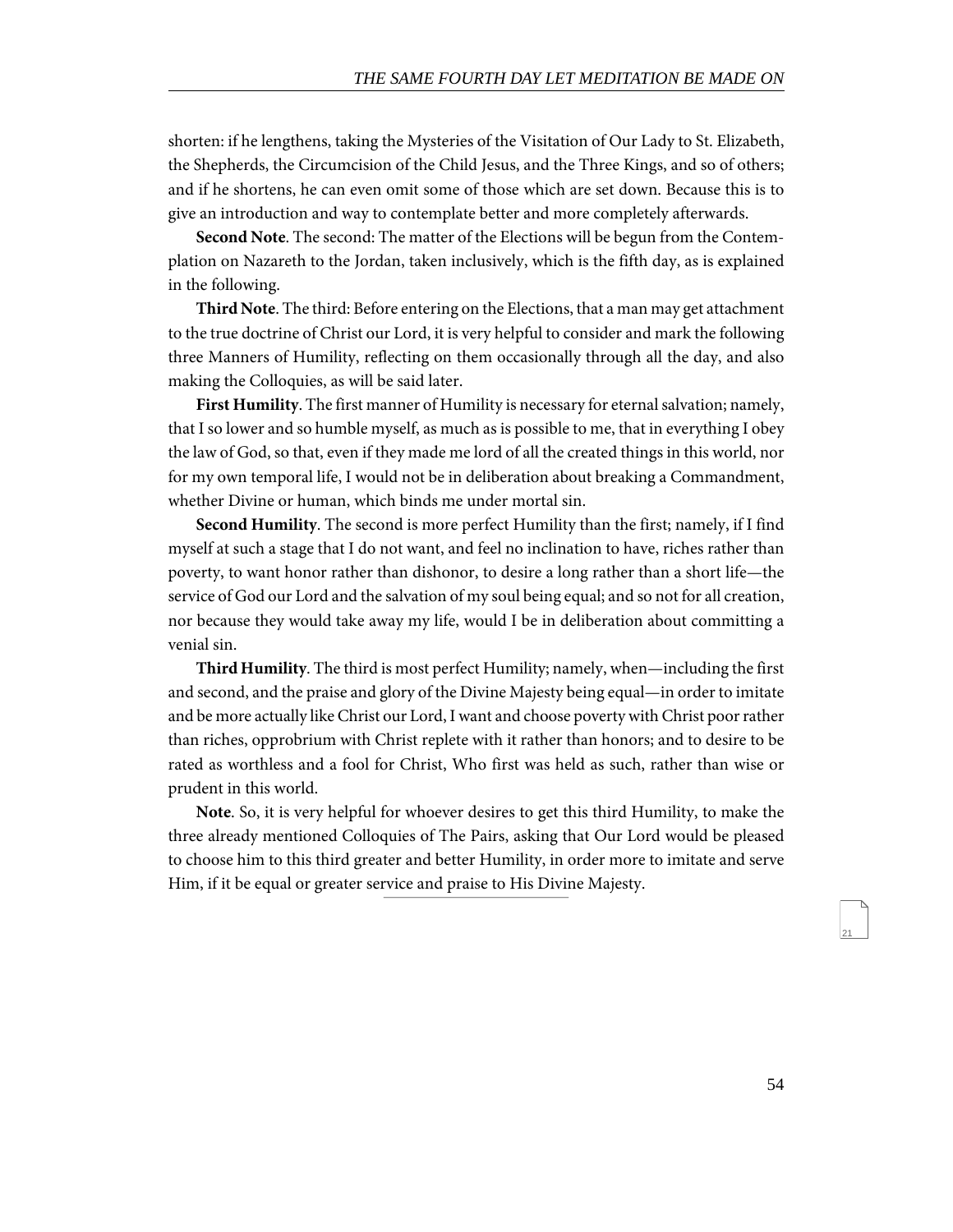shorten: if he lengthens, taking the Mysteries of the Visitation of Our Lady to St. Elizabeth, the Shepherds, the Circumcision of the Child Jesus, and the Three Kings, and so of others; and if he shortens, he can even omit some of those which are set down. Because this is to give an introduction and way to contemplate better and more completely afterwards.

**Second Note**. The second: The matter of the Elections will be begun from the Contemplation on Nazareth to the Jordan, taken inclusively, which is the fifth day, as is explained in the following.

**Third Note**. The third: Before entering on the Elections, that a man may get attachment to the true doctrine of Christ our Lord, it is very helpful to consider and mark the following three Manners of Humility, reflecting on them occasionally through all the day, and also making the Colloquies, as will be said later.

**First Humility**. The first manner of Humility is necessary for eternal salvation; namely, that I so lower and so humble myself, as much as is possible to me, that in everything I obey the law of God, so that, even if they made me lord of all the created things in this world, nor for my own temporal life, I would not be in deliberation about breaking a Commandment, whether Divine or human, which binds me under mortal sin.

**Second Humility**. The second is more perfect Humility than the first; namely, if I find myself at such a stage that I do not want, and feel no inclination to have, riches rather than poverty, to want honor rather than dishonor, to desire a long rather than a short life—the service of God our Lord and the salvation of my soul being equal; and so not for all creation, nor because they would take away my life, would I be in deliberation about committing a venial sin.

**Third Humility**. The third is most perfect Humility; namely, when—including the first and second, and the praise and glory of the Divine Majesty being equal—in order to imitate and be more actually like Christ our Lord, I want and choose poverty with Christ poor rather than riches, opprobrium with Christ replete with it rather than honors; and to desire to be rated as worthless and a fool for Christ, Who first was held as such, rather than wise or prudent in this world.

**Note**. So, it is very helpful for whoever desires to get this third Humility, to make the three already mentioned Colloquies of The Pairs, asking that Our Lord would be pleased to choose him to this third greater and better Humility, in order more to imitate and serve Him, if it be equal or greater service and praise to His Divine Majesty.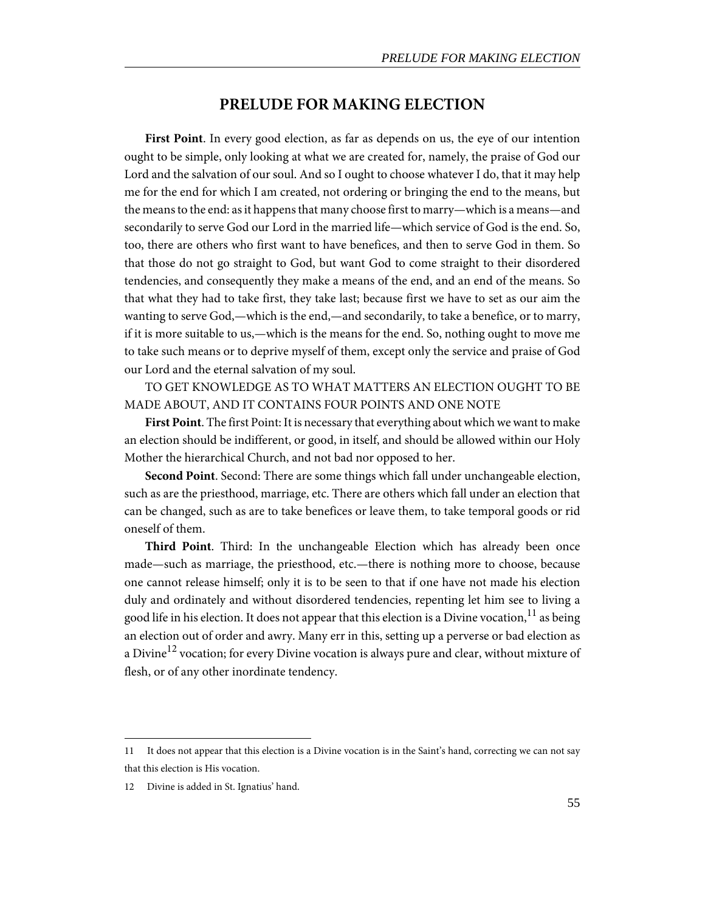# PRELUDE FOR MAKING ELECTION

**First Point**. In every good election, as far as depends on us, the eye of our intention ought to be simple, only looking at what we are created for, namely, the praise of God our Lord and the salvation of our soul. And so I ought to choose whatever I do, that it may help me for the end for which I am created, not ordering or bringing the end to the means, but the means to the end: as it happens that many choose first to marry—which is a means—and secondarily to serve God our Lord in the married life—which service of God is the end. So, too, there are others who first want to have benefices, and then to serve God in them. So that those do not go straight to God, but want God to come straight to their disordered tendencies, and consequently they make a means of the end, and an end of the means. So that what they had to take first, they take last; because first we have to set as our aim the wanting to serve God,—which is the end,—and secondarily, to take a benefice, or to marry, if it is more suitable to us,—which is the means for the end. So, nothing ought to move me to take such means or to deprive myself of them, except only the service and praise of God our Lord and the eternal salvation of my soul.

TO GET KNOWLEDGE AS TO WHAT MATTERS AN ELECTION OUGHT TO BE MADE ABOUT, AND IT CONTAINS FOUR POINTS AND ONE NOTE

**First Point**. The first Point: It is necessary that everything about which we want to make an election should be indifferent, or good, in itself, and should be allowed within our Holy Mother the hierarchical Church, and not bad nor opposed to her.

**Second Point**. Second: There are some things which fall under unchangeable election, such as are the priesthood, marriage, etc. There are others which fall under an election that can be changed, such as are to take benefices or leave them, to take temporal goods or rid oneself of them.

**Third Point**. Third: In the unchangeable Election which has already been once made—such as marriage, the priesthood, etc.—there is nothing more to choose, because one cannot release himself; only it is to be seen to that if one have not made his election duly and ordinately and without disordered tendencies, repenting let him see to living a good life in his election. It does not appear that this election is a Divine vocation,[11] as being an election out of order and awry. Many err in this, setting up a perverse or bad election as a Divine[12] vocation; for every Divine vocation is always pure and clear, without mixture of flesh, or of any other inordinate tendency.

---

11 It does not appear that this election is a Divine vocation is in the Saint's hand, correcting we can not say that this election is His vocation.

12 Divine is added in St. Ignatius' hand.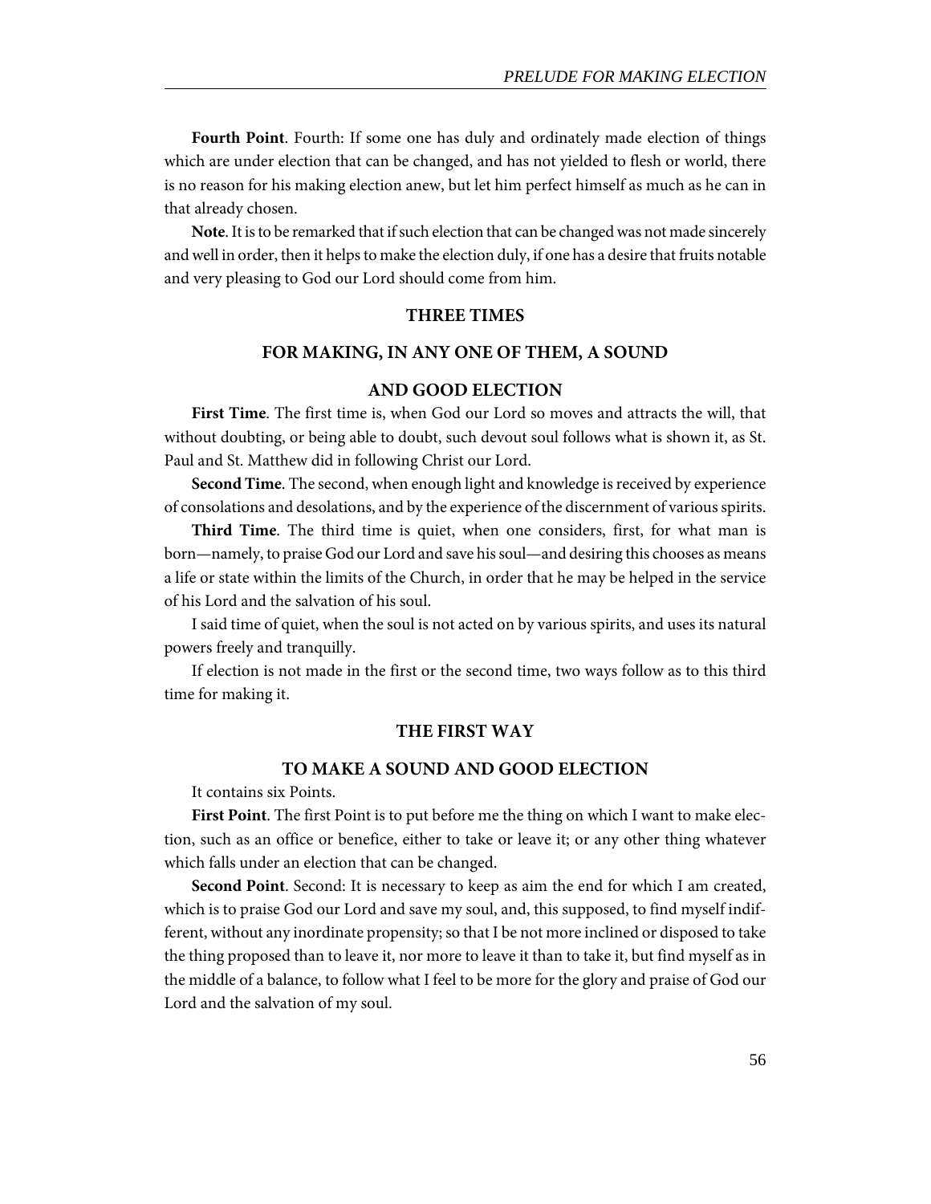**Fourth Point**. Fourth: If some one has duly and ordinately made election of things which are under election that can be changed, and has not yielded to flesh or world, there is no reason for his making election anew, but let him perfect himself as much as he can in that already chosen.

**Note**. It is to be remarked that if such election that can be changed was not made sincerely and well in order, then it helps to make the election duly, if one has a desire that fruits notable and very pleasing to God our Lord should come from him.

## THREE TIMES

## FOR MAKING, IN ANY ONE OF THEM, A SOUND AND GOOD ELECTION

**First Time**. The first time is, when God our Lord so moves and attracts the will, that without doubting, or being able to doubt, such devout soul follows what is shown it, as St. Paul and St. Matthew did in following Christ our Lord.

**Second Time**. The second, when enough light and knowledge is received by experience of consolations and desolations, and by the experience of the discernment of various spirits.

**Third Time**. The third time is quiet, when one considers, first, for what man is born—namely, to praise God our Lord and save his soul—and desiring this chooses as means a life or state within the limits of the Church, in order that he may be helped in the service of his Lord and the salvation of his soul.

I said time of quiet, when the soul is not acted on by various spirits, and uses its natural powers freely and tranquilly.

If election is not made in the first or the second time, two ways follow as to this third time for making it.

## THE FIRST WAY

## TO MAKE A SOUND AND GOOD ELECTION

It contains six Points.

**First Point**. The first Point is to put before me the thing on which I want to make election, such as an office or benefice, either to take or leave it; or any other thing whatever which falls under an election that can be changed.

**Second Point**. Second: It is necessary to keep as aim the end for which I am created, which is to praise God our Lord and save my soul, and, this supposed, to find myself indifferent, without any inordinate propensity; so that I be not more inclined or disposed to take the thing proposed than to leave it, nor more to leave it than to take it, but find myself as in the middle of a balance, to follow what I feel to be more for the glory and praise of God our Lord and the salvation of my soul.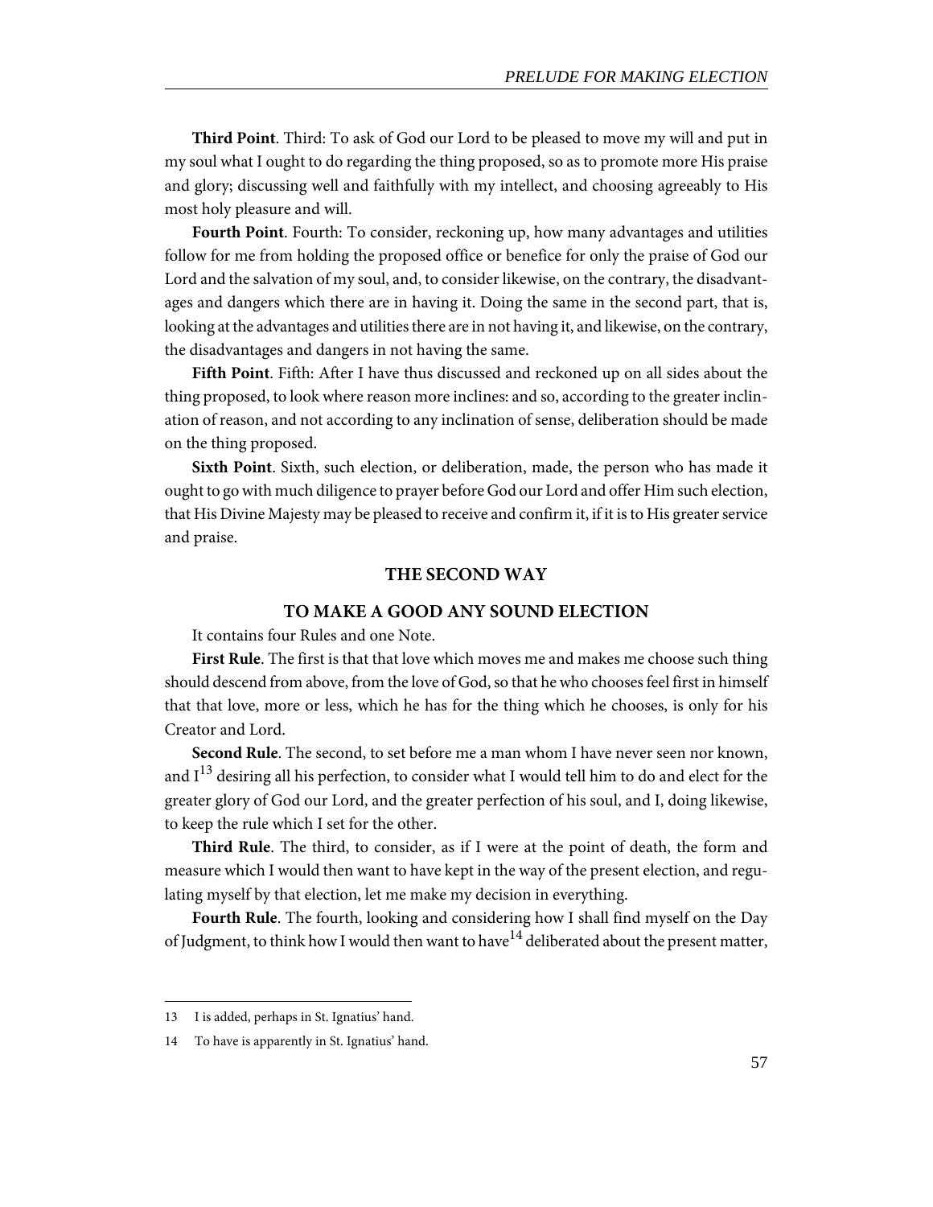**Third Point**. Third: To ask of God our Lord to be pleased to move my will and put in my soul what I ought to do regarding the thing proposed, so as to promote more His praise and glory; discussing well and faithfully with my intellect, and choosing agreeably to His most holy pleasure and will.

**Fourth Point**. Fourth: To consider, reckoning up, how many advantages and utilities follow for me from holding the proposed office or benefice for only the praise of God our Lord and the salvation of my soul, and, to consider likewise, on the contrary, the disadvantages and dangers which there are in having it. Doing the same in the second part, that is, looking at the advantages and utilities there are in not having it, and likewise, on the contrary, the disadvantages and dangers in not having the same.

**Fifth Point**. Fifth: After I have thus discussed and reckoned up on all sides about the thing proposed, to look where reason more inclines: and so, according to the greater inclination of reason, and not according to any inclination of sense, deliberation should be made on the thing proposed.

**Sixth Point**. Sixth, such election, or deliberation, made, the person who has made it ought to go with much diligence to prayer before God our Lord and offer Him such election, that His Divine Majesty may be pleased to receive and confirm it, if it is to His greater service and praise.

## THE SECOND WAY

## TO MAKE A GOOD ANY SOUND ELECTION

It contains four Rules and one Note.

**First Rule**. The first is that that love which moves me and makes me choose such thing should descend from above, from the love of God, so that he who chooses feel first in himself that that love, more or less, which he has for the thing which he chooses, is only for his Creator and Lord.

**Second Rule**. The second, to set before me a man whom I have never seen nor known, and I[13] desiring all his perfection, to consider what I would tell him to do and elect for the greater glory of God our Lord, and the greater perfection of his soul, and I, doing likewise, to keep the rule which I set for the other.

**Third Rule**. The third, to consider, as if I were at the point of death, the form and measure which I would then want to have kept in the way of the present election, and regulating myself by that election, let me make my decision in everything.

**Fourth Rule**. The fourth, looking and considering how I shall find myself on the Day of Judgment, to think how I would then want to have[14] deliberated about the present matter,

13 I is added, perhaps in St. Ignatius' hand.

14 To have is apparently in St. Ignatius' hand.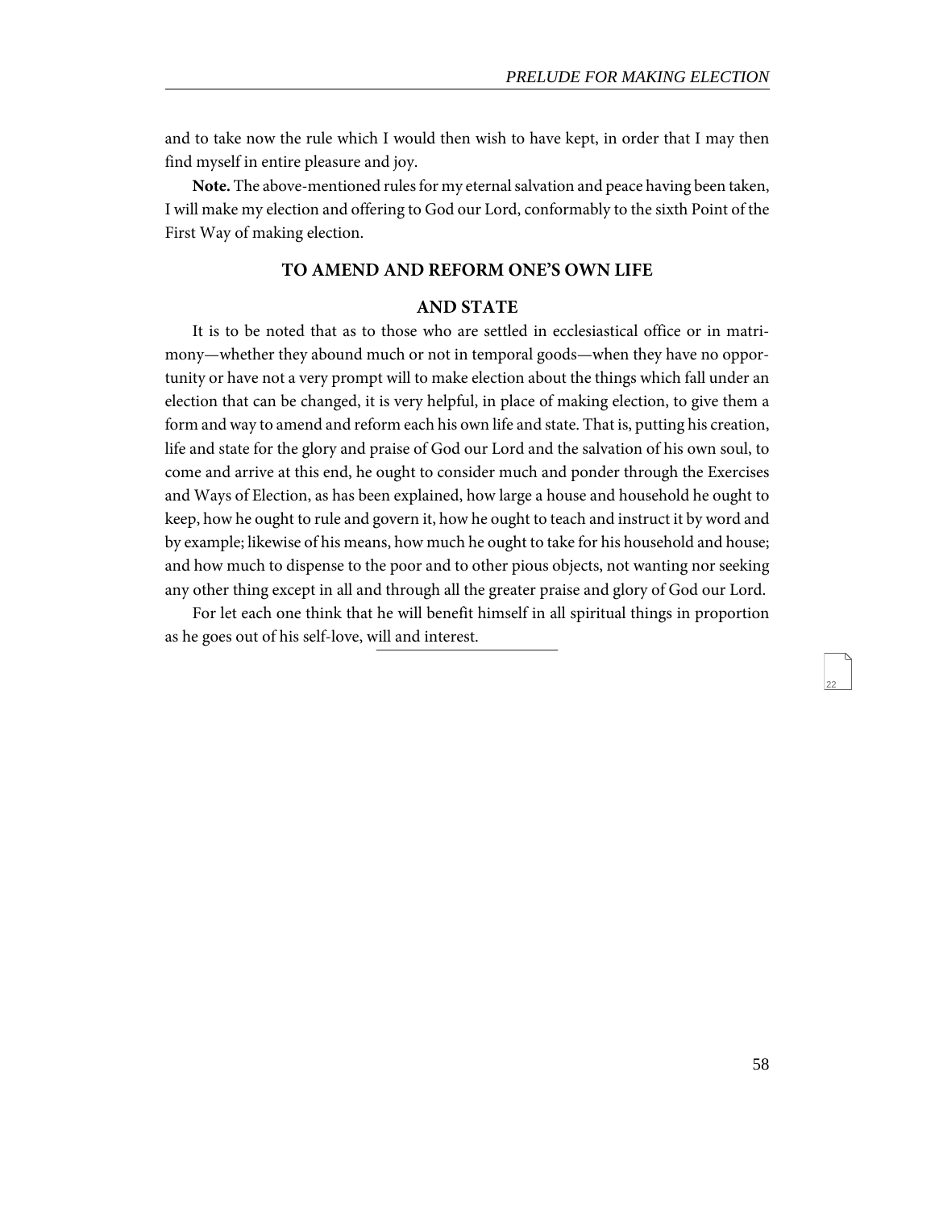and to take now the rule which I would then wish to have kept, in order that I may then find myself in entire pleasure and joy.

**Note.** The above-mentioned rules for my eternal salvation and peace having been taken, I will make my election and offering to God our Lord, conformably to the sixth Point of the First Way of making election.

## TO AMEND AND REFORM ONE'S OWN LIFE AND STATE

It is to be noted that as to those who are settled in ecclesiastical office or in matrimony—whether they abound much or not in temporal goods—when they have no opportunity or have not a very prompt will to make election about the things which fall under an election that can be changed, it is very helpful, in place of making election, to give them a form and way to amend and reform each his own life and state. That is, putting his creation, life and state for the glory and praise of God our Lord and the salvation of his own soul, to come and arrive at this end, he ought to consider much and ponder through the Exercises and Ways of Election, as has been explained, how large a house and household he ought to keep, how he ought to rule and govern it, how he ought to teach and instruct it by word and by example; likewise of his means, how much he ought to take for his household and house; and how much to dispense to the poor and to other pious objects, not wanting nor seeking any other thing except in all and through all the greater praise and glory of God our Lord.

For let each one think that he will benefit himself in all spiritual things in proportion as he goes out of his self-love, will and interest.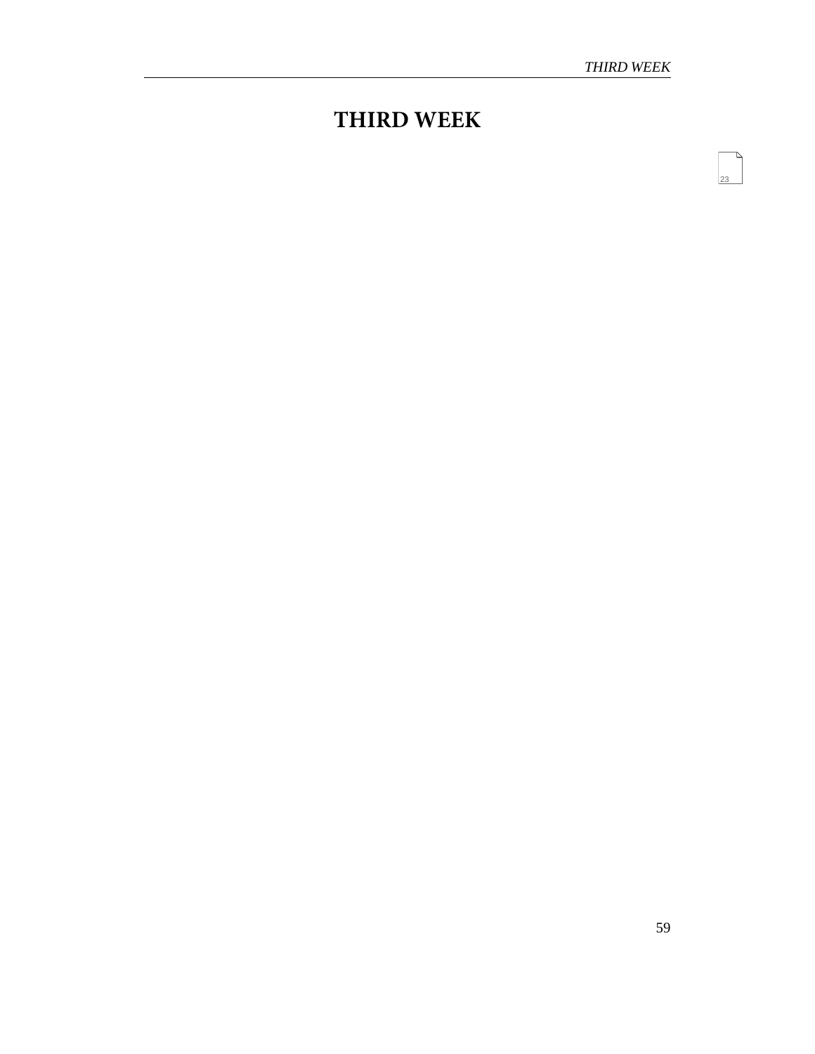# THIRD WEEK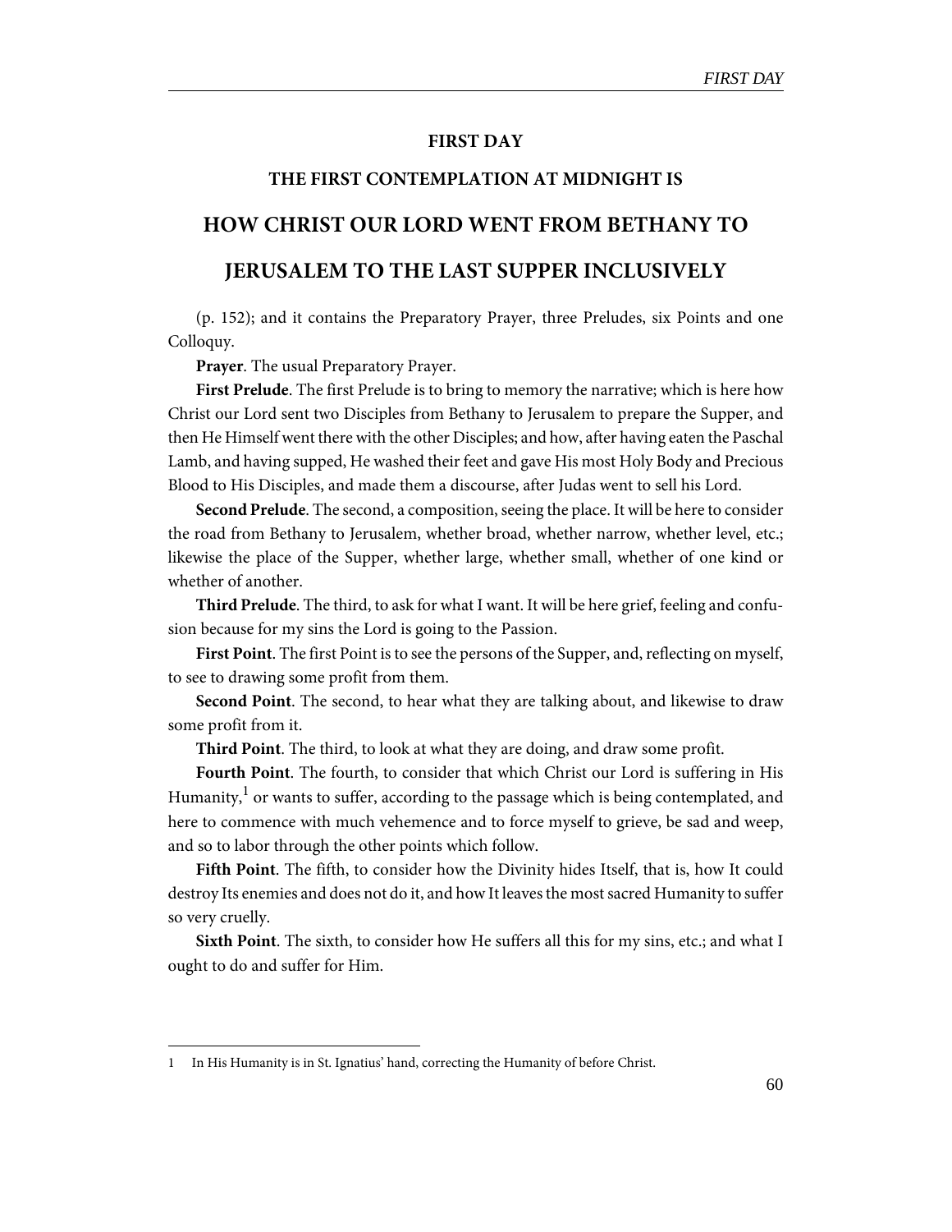## FIRST DAY

### THE FIRST CONTEMPLATION AT MIDNIGHT IS

# HOW CHRIST OUR LORD WENT FROM BETHANY TO JERUSALEM TO THE LAST SUPPER INCLUSIVELY

(p. 152); and it contains the Preparatory Prayer, three Preludes, six Points and one Colloquy.

**Prayer**. The usual Preparatory Prayer.

**First Prelude**. The first Prelude is to bring to memory the narrative; which is here how Christ our Lord sent two Disciples from Bethany to Jerusalem to prepare the Supper, and then He Himself went there with the other Disciples; and how, after having eaten the Paschal Lamb, and having supped, He washed their feet and gave His most Holy Body and Precious Blood to His Disciples, and made them a discourse, after Judas went to sell his Lord.

**Second Prelude**. The second, a composition, seeing the place. It will be here to consider the road from Bethany to Jerusalem, whether broad, whether narrow, whether level, etc.; likewise the place of the Supper, whether large, whether small, whether of one kind or whether of another.

**Third Prelude**. The third, to ask for what I want. It will be here grief, feeling and confusion because for my sins the Lord is going to the Passion.

**First Point**. The first Point is to see the persons of the Supper, and, reflecting on myself, to see to drawing some profit from them.

**Second Point**. The second, to hear what they are talking about, and likewise to draw some profit from it.

**Third Point**. The third, to look at what they are doing, and draw some profit.

**Fourth Point**. The fourth, to consider that which Christ our Lord is suffering in His Humanity,[1] or wants to suffer, according to the passage which is being contemplated, and here to commence with much vehemence and to force myself to grieve, be sad and weep, and so to labor through the other points which follow.

**Fifth Point**. The fifth, to consider how the Divinity hides Itself, that is, how It could destroy Its enemies and does not do it, and how It leaves the most sacred Humanity to suffer so very cruelly.

**Sixth Point**. The sixth, to consider how He suffers all this for my sins, etc.; and what I ought to do and suffer for Him.

---

1 In His Humanity is in St. Ignatius' hand, correcting the Humanity of before Christ.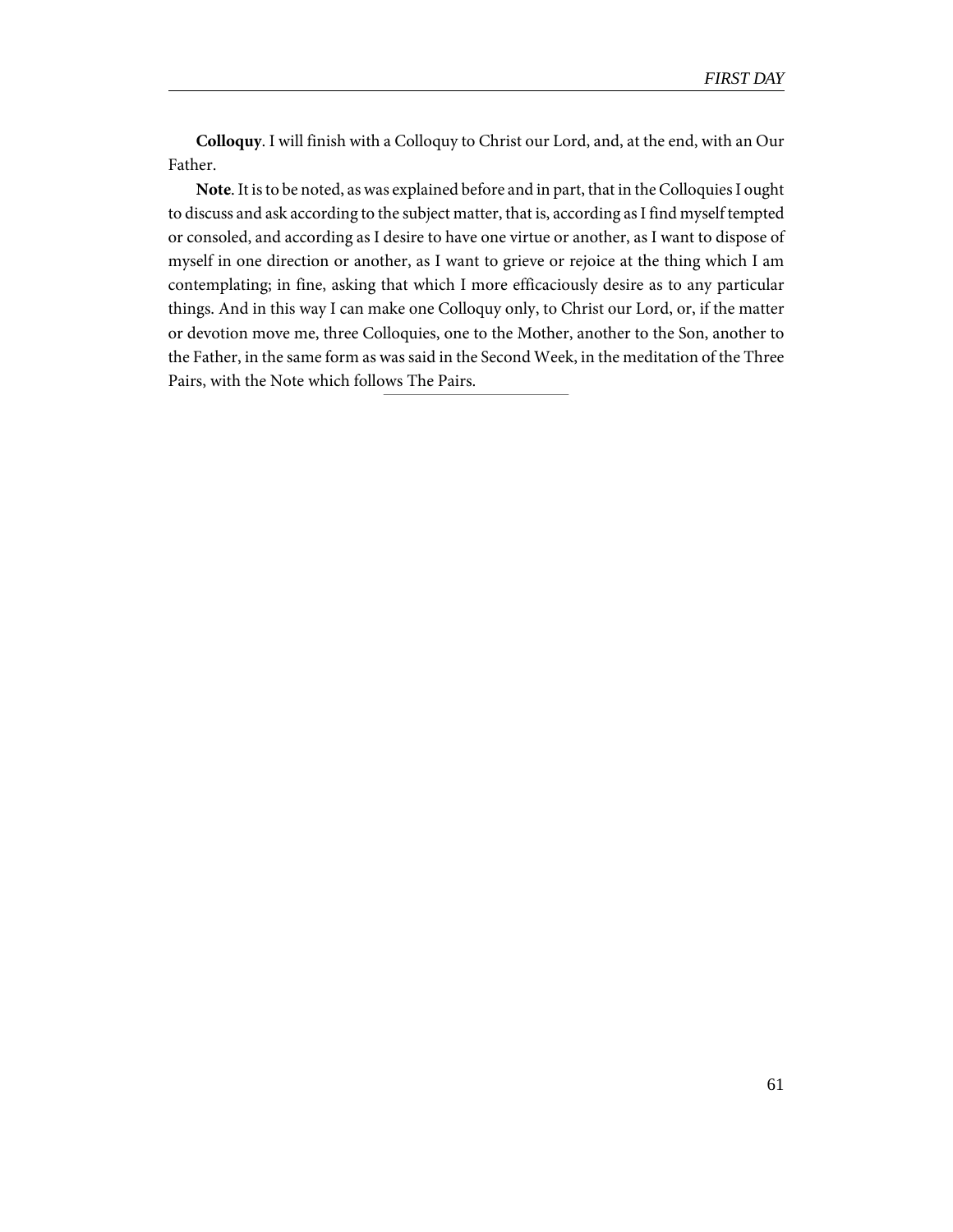**Colloquy**. I will finish with a Colloquy to Christ our Lord, and, at the end, with an Our Father.

**Note**. It is to be noted, as was explained before and in part, that in the Colloquies I ought to discuss and ask according to the subject matter, that is, according as I find myself tempted or consoled, and according as I desire to have one virtue or another, as I want to dispose of myself in one direction or another, as I want to grieve or rejoice at the thing which I am contemplating; in fine, asking that which I more efficaciously desire as to any particular things. And in this way I can make one Colloquy only, to Christ our Lord, or, if the matter or devotion move me, three Colloquies, one to the Mother, another to the Son, another to the Father, in the same form as was said in the Second Week, in the meditation of the Three Pairs, with the Note which follows The Pairs.

---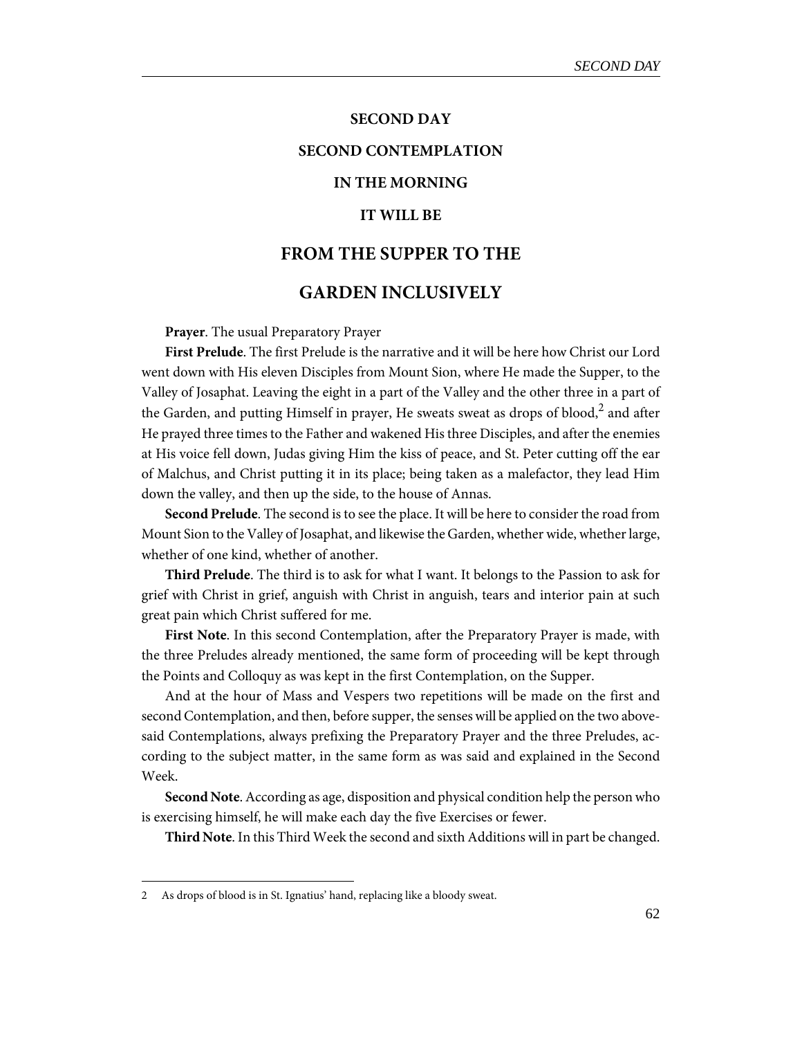# SECOND DAY

## SECOND CONTEMPLATION

## IN THE MORNING

## IT WILL BE

# FROM THE SUPPER TO THE GARDEN INCLUSIVELY

**Prayer**. The usual Preparatory Prayer

**First Prelude**. The first Prelude is the narrative and it will be here how Christ our Lord went down with His eleven Disciples from Mount Sion, where He made the Supper, to the Valley of Josaphat. Leaving the eight in a part of the Valley and the other three in a part of the Garden, and putting Himself in prayer, He sweats sweat as drops of blood,[2] and after He prayed three times to the Father and wakened His three Disciples, and after the enemies at His voice fell down, Judas giving Him the kiss of peace, and St. Peter cutting off the ear of Malchus, and Christ putting it in its place; being taken as a malefactor, they lead Him down the valley, and then up the side, to the house of Annas.

**Second Prelude**. The second is to see the place. It will be here to consider the road from Mount Sion to the Valley of Josaphat, and likewise the Garden, whether wide, whether large, whether of one kind, whether of another.

**Third Prelude**. The third is to ask for what I want. It belongs to the Passion to ask for grief with Christ in grief, anguish with Christ in anguish, tears and interior pain at such great pain which Christ suffered for me.

**First Note**. In this second Contemplation, after the Preparatory Prayer is made, with the three Preludes already mentioned, the same form of proceeding will be kept through the Points and Colloquy as was kept in the first Contemplation, on the Supper.

And at the hour of Mass and Vespers two repetitions will be made on the first and second Contemplation, and then, before supper, the senses will be applied on the two above-said Contemplations, always prefixing the Preparatory Prayer and the three Preludes, according to the subject matter, in the same form as was said and explained in the Second Week.

**Second Note**. According as age, disposition and physical condition help the person who is exercising himself, he will make each day the five Exercises or fewer.

**Third Note**. In this Third Week the second and sixth Additions will in part be changed.

---

2 As drops of blood is in St. Ignatius' hand, replacing like a bloody sweat.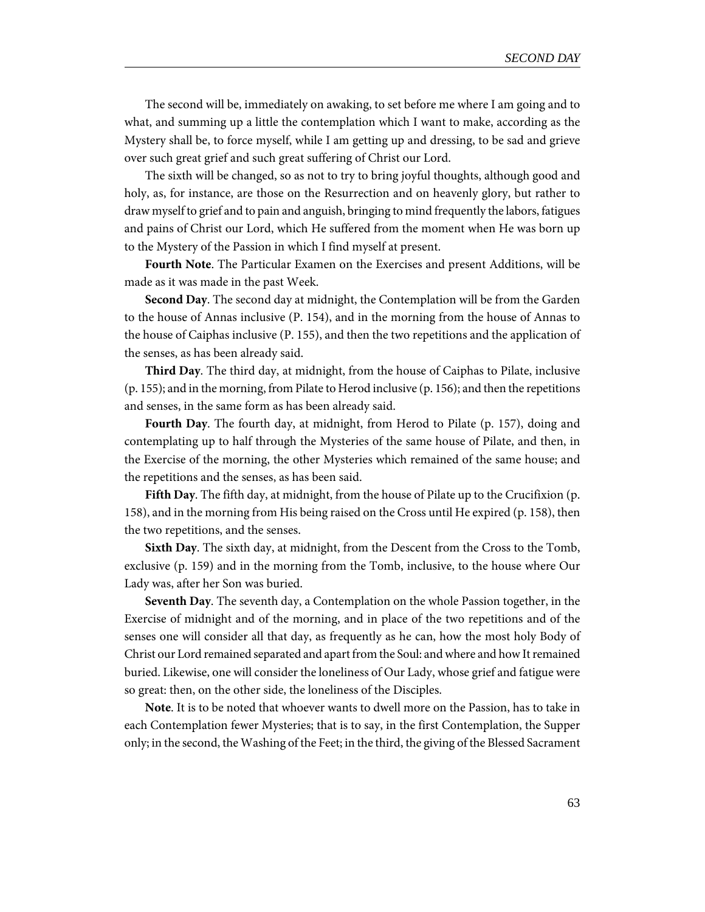The second will be, immediately on awaking, to set before me where I am going and to what, and summing up a little the contemplation which I want to make, according as the Mystery shall be, to force myself, while I am getting up and dressing, to be sad and grieve over such great grief and such great suffering of Christ our Lord.

The sixth will be changed, so as not to try to bring joyful thoughts, although good and holy, as, for instance, are those on the Resurrection and on heavenly glory, but rather to draw myself to grief and to pain and anguish, bringing to mind frequently the labors, fatigues and pains of Christ our Lord, which He suffered from the moment when He was born up to the Mystery of the Passion in which I find myself at present.

**Fourth Note**. The Particular Examen on the Exercises and present Additions, will be made as it was made in the past Week.

**Second Day**. The second day at midnight, the Contemplation will be from the Garden to the house of Annas inclusive (P. 154), and in the morning from the house of Annas to the house of Caiphas inclusive (P. 155), and then the two repetitions and the application of the senses, as has been already said.

**Third Day**. The third day, at midnight, from the house of Caiphas to Pilate, inclusive (p. 155); and in the morning, from Pilate to Herod inclusive (p. 156); and then the repetitions and senses, in the same form as has been already said.

**Fourth Day**. The fourth day, at midnight, from Herod to Pilate (p. 157), doing and contemplating up to half through the Mysteries of the same house of Pilate, and then, in the Exercise of the morning, the other Mysteries which remained of the same house; and the repetitions and the senses, as has been said.

**Fifth Day**. The fifth day, at midnight, from the house of Pilate up to the Crucifixion (p. 158), and in the morning from His being raised on the Cross until He expired (p. 158), then the two repetitions, and the senses.

**Sixth Day**. The sixth day, at midnight, from the Descent from the Cross to the Tomb, exclusive (p. 159) and in the morning from the Tomb, inclusive, to the house where Our Lady was, after her Son was buried.

**Seventh Day**. The seventh day, a Contemplation on the whole Passion together, in the Exercise of midnight and of the morning, and in place of the two repetitions and of the senses one will consider all that day, as frequently as he can, how the most holy Body of Christ our Lord remained separated and apart from the Soul: and where and how It remained buried. Likewise, one will consider the loneliness of Our Lady, whose grief and fatigue were so great: then, on the other side, the loneliness of the Disciples.

**Note**. It is to be noted that whoever wants to dwell more on the Passion, has to take in each Contemplation fewer Mysteries; that is to say, in the first Contemplation, the Supper only; in the second, the Washing of the Feet; in the third, the giving of the Blessed Sacrament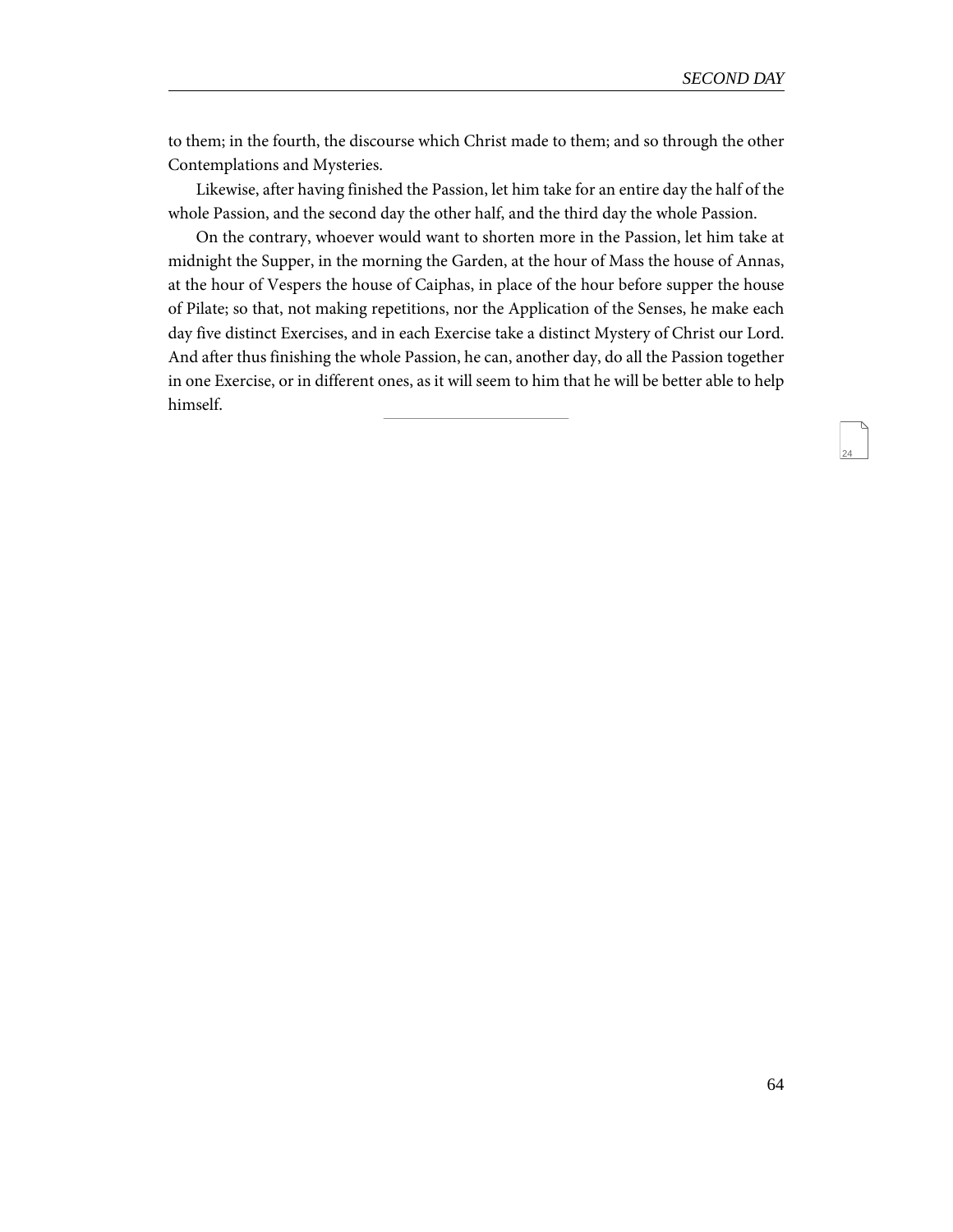to them; in the fourth, the discourse which Christ made to them; and so through the other Contemplations and Mysteries.

Likewise, after having finished the Passion, let him take for an entire day the half of the whole Passion, and the second day the other half, and the third day the whole Passion.

On the contrary, whoever would want to shorten more in the Passion, let him take at midnight the Supper, in the morning the Garden, at the hour of Mass the house of Annas, at the hour of Vespers the house of Caiphas, in place of the hour before supper the house of Pilate; so that, not making repetitions, nor the Application of the Senses, he make each day five distinct Exercises, and in each Exercise take a distinct Mystery of Christ our Lord. And after thus finishing the whole Passion, he can, another day, do all the Passion together in one Exercise, or in different ones, as it will seem to him that he will be better able to help himself.

---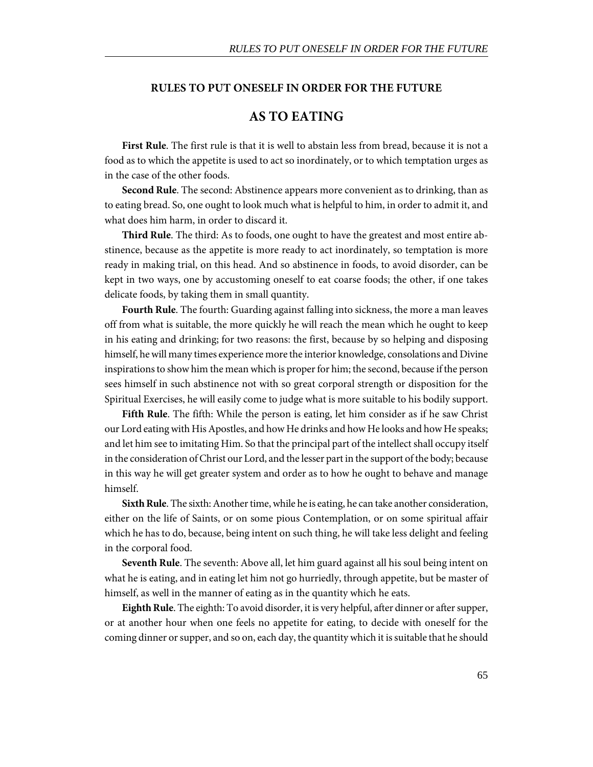## RULES TO PUT ONESELF IN ORDER FOR THE FUTURE

### AS TO EATING

**First Rule**. The first rule is that it is well to abstain less from bread, because it is not a food as to which the appetite is used to act so inordinately, or to which temptation urges as in the case of the other foods.

**Second Rule**. The second: Abstinence appears more convenient as to drinking, than as to eating bread. So, one ought to look much what is helpful to him, in order to admit it, and what does him harm, in order to discard it.

**Third Rule**. The third: As to foods, one ought to have the greatest and most entire abstinence, because as the appetite is more ready to act inordinately, so temptation is more ready in making trial, on this head. And so abstinence in foods, to avoid disorder, can be kept in two ways, one by accustoming oneself to eat coarse foods; the other, if one takes delicate foods, by taking them in small quantity.

**Fourth Rule**. The fourth: Guarding against falling into sickness, the more a man leaves off from what is suitable, the more quickly he will reach the mean which he ought to keep in his eating and drinking; for two reasons: the first, because by so helping and disposing himself, he will many times experience more the interior knowledge, consolations and Divine inspirations to show him the mean which is proper for him; the second, because if the person sees himself in such abstinence not with so great corporal strength or disposition for the Spiritual Exercises, he will easily come to judge what is more suitable to his bodily support.

**Fifth Rule**. The fifth: While the person is eating, let him consider as if he saw Christ our Lord eating with His Apostles, and how He drinks and how He looks and how He speaks; and let him see to imitating Him. So that the principal part of the intellect shall occupy itself in the consideration of Christ our Lord, and the lesser part in the support of the body; because in this way he will get greater system and order as to how he ought to behave and manage himself.

**Sixth Rule**. The sixth: Another time, while he is eating, he can take another consideration, either on the life of Saints, or on some pious Contemplation, or on some spiritual affair which he has to do, because, being intent on such thing, he will take less delight and feeling in the corporal food.

**Seventh Rule**. The seventh: Above all, let him guard against all his soul being intent on what he is eating, and in eating let him not go hurriedly, through appetite, but be master of himself, as well in the manner of eating as in the quantity which he eats.

**Eighth Rule**. The eighth: To avoid disorder, it is very helpful, after dinner or after supper, or at another hour when one feels no appetite for eating, to decide with oneself for the coming dinner or supper, and so on, each day, the quantity which it is suitable that he should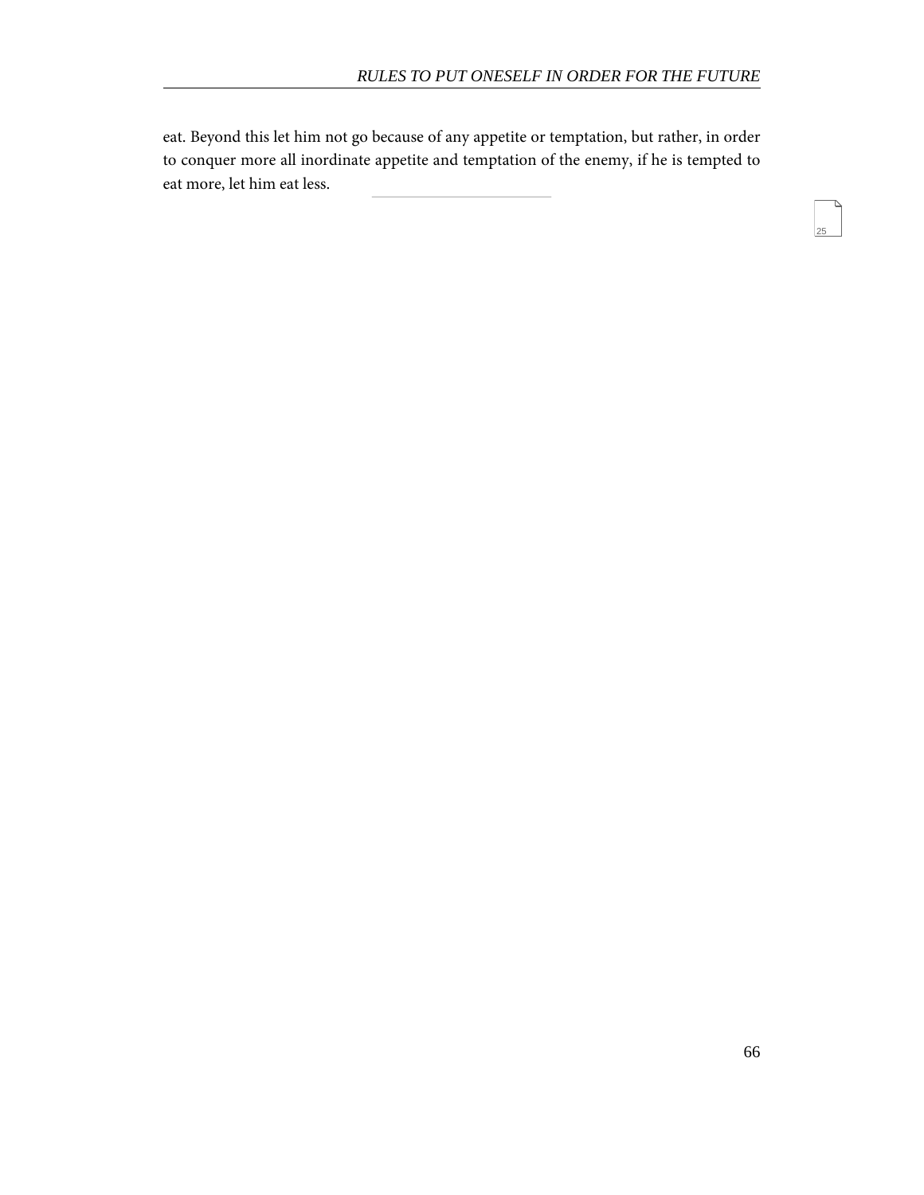eat. Beyond this let him not go because of any appetite or temptation, but rather, in order to conquer more all inordinate appetite and temptation of the enemy, if he is tempted to eat more, let him eat less.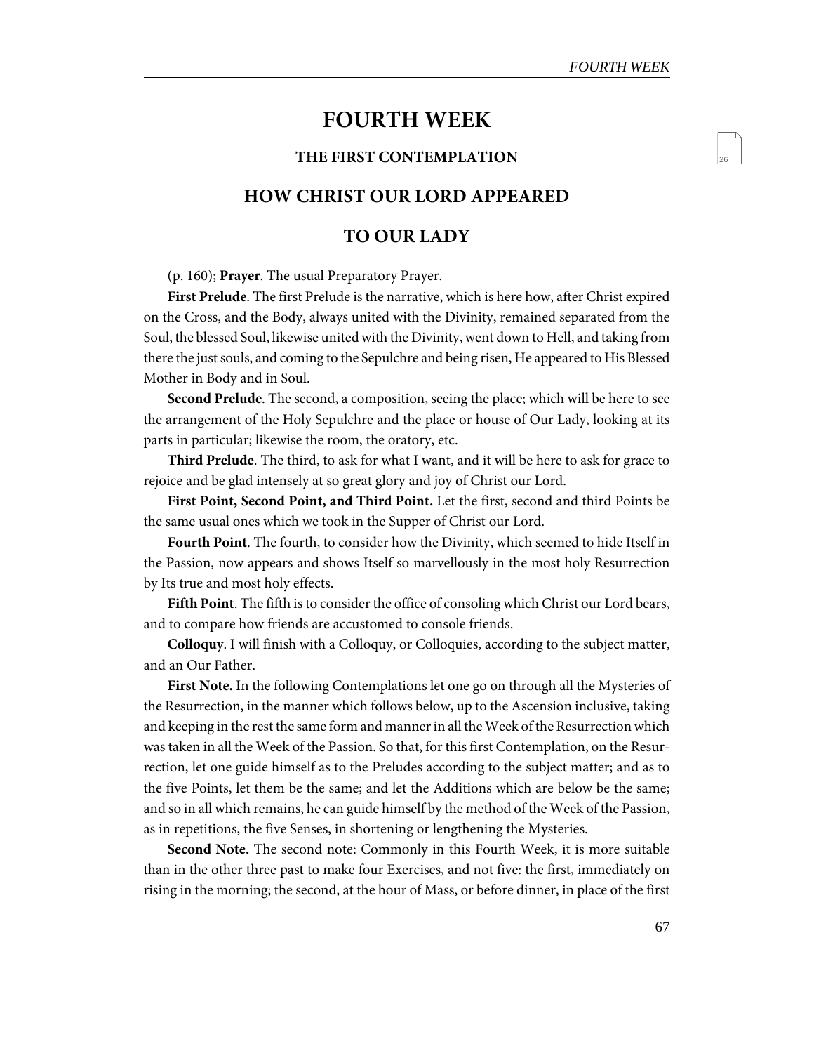# FOURTH WEEK

### THE FIRST CONTEMPLATION

## HOW CHRIST OUR LORD APPEARED

## TO OUR LADY

(p. 160); **Prayer**. The usual Preparatory Prayer.

**First Prelude**. The first Prelude is the narrative, which is here how, after Christ expired on the Cross, and the Body, always united with the Divinity, remained separated from the Soul, the blessed Soul, likewise united with the Divinity, went down to Hell, and taking from there the just souls, and coming to the Sepulchre and being risen, He appeared to His Blessed Mother in Body and in Soul.

**Second Prelude**. The second, a composition, seeing the place; which will be here to see the arrangement of the Holy Sepulchre and the place or house of Our Lady, looking at its parts in particular; likewise the room, the oratory, etc.

**Third Prelude**. The third, to ask for what I want, and it will be here to ask for grace to rejoice and be glad intensely at so great glory and joy of Christ our Lord.

**First Point, Second Point, and Third Point.** Let the first, second and third Points be the same usual ones which we took in the Supper of Christ our Lord.

**Fourth Point**. The fourth, to consider how the Divinity, which seemed to hide Itself in the Passion, now appears and shows Itself so marvellously in the most holy Resurrection by Its true and most holy effects.

**Fifth Point**. The fifth is to consider the office of consoling which Christ our Lord bears, and to compare how friends are accustomed to console friends.

**Colloquy**. I will finish with a Colloquy, or Colloquies, according to the subject matter, and an Our Father.

**First Note.** In the following Contemplations let one go on through all the Mysteries of the Resurrection, in the manner which follows below, up to the Ascension inclusive, taking and keeping in the rest the same form and manner in all the Week of the Resurrection which was taken in all the Week of the Passion. So that, for this first Contemplation, on the Resurrection, let one guide himself as to the Preludes according to the subject matter; and as to the five Points, let them be the same; and let the Additions which are below be the same; and so in all which remains, he can guide himself by the method of the Week of the Passion, as in repetitions, the five Senses, in shortening or lengthening the Mysteries.

**Second Note.** The second note: Commonly in this Fourth Week, it is more suitable than in the other three past to make four Exercises, and not five: the first, immediately on rising in the morning; the second, at the hour of Mass, or before dinner, in place of the first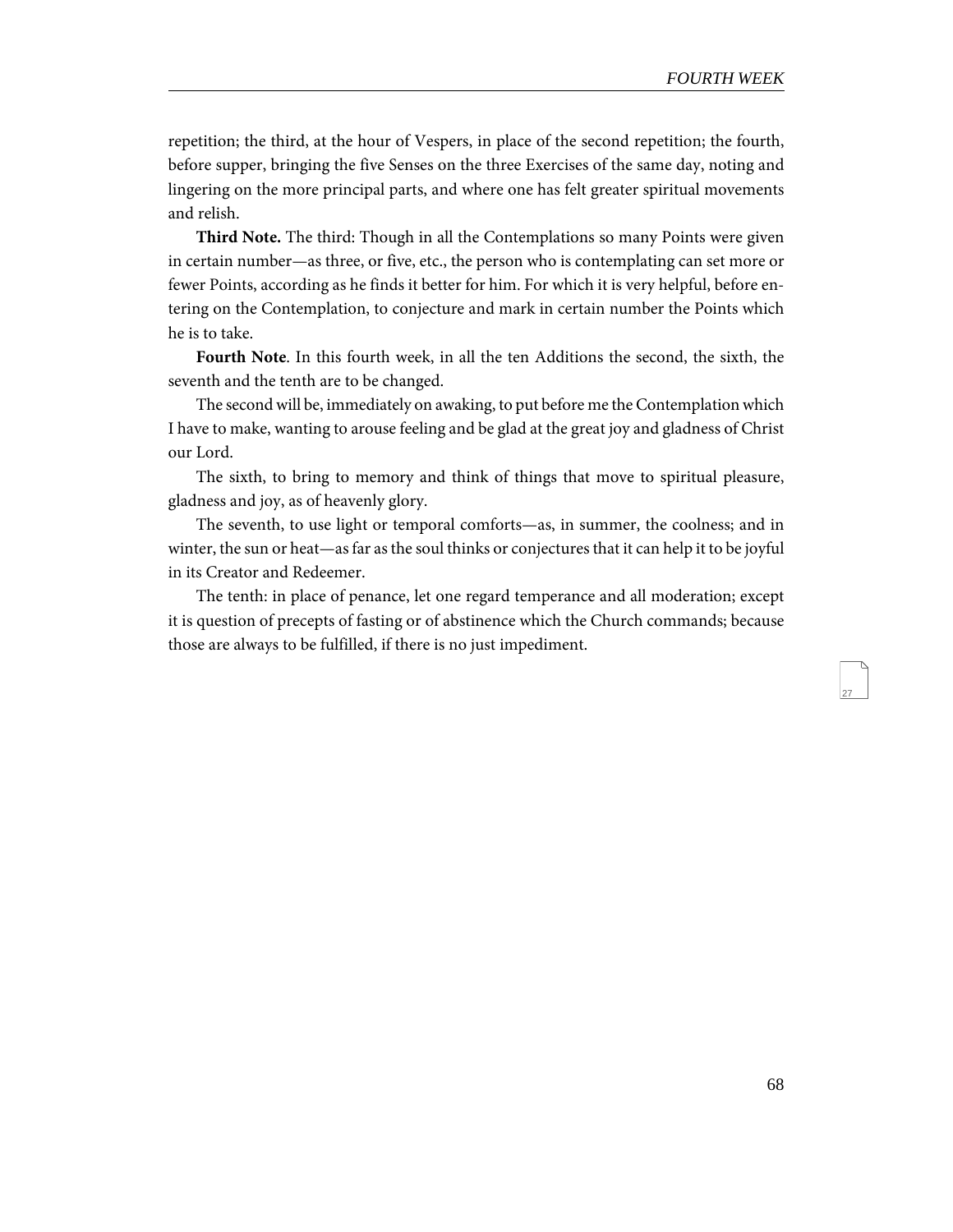repetition; the third, at the hour of Vespers, in place of the second repetition; the fourth, before supper, bringing the five Senses on the three Exercises of the same day, noting and lingering on the more principal parts, and where one has felt greater spiritual movements and relish.

**Third Note.** The third: Though in all the Contemplations so many Points were given in certain number—as three, or five, etc., the person who is contemplating can set more or fewer Points, according as he finds it better for him. For which it is very helpful, before entering on the Contemplation, to conjecture and mark in certain number the Points which he is to take.

**Fourth Note**. In this fourth week, in all the ten Additions the second, the sixth, the seventh and the tenth are to be changed.

The second will be, immediately on awaking, to put before me the Contemplation which I have to make, wanting to arouse feeling and be glad at the great joy and gladness of Christ our Lord.

The sixth, to bring to memory and think of things that move to spiritual pleasure, gladness and joy, as of heavenly glory.

The seventh, to use light or temporal comforts—as, in summer, the coolness; and in winter, the sun or heat—as far as the soul thinks or conjectures that it can help it to be joyful in its Creator and Redeemer.

The tenth: in place of penance, let one regard temperance and all moderation; except it is question of precepts of fasting or of abstinence which the Church commands; because those are always to be fulfilled, if there is no just impediment.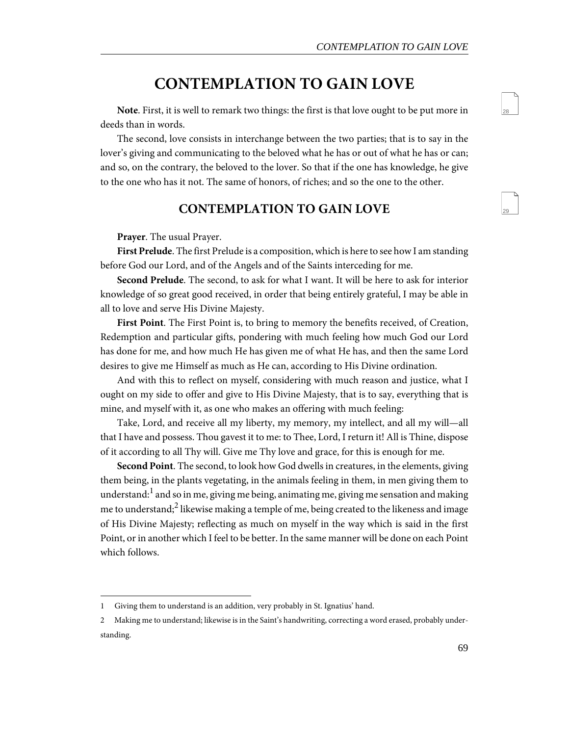# CONTEMPLATION TO GAIN LOVE

**Note**. First, it is well to remark two things: the first is that love ought to be put more in deeds than in words.

The second, love consists in interchange between the two parties; that is to say in the lover's giving and communicating to the beloved what he has or out of what he has or can; and so, on the contrary, the beloved to the lover. So that if the one has knowledge, he give to the one who has it not. The same of honors, of riches; and so the one to the other.

## CONTEMPLATION TO GAIN LOVE

**Prayer**. The usual Prayer.

**First Prelude**. The first Prelude is a composition, which is here to see how I am standing before God our Lord, and of the Angels and of the Saints interceding for me.

**Second Prelude**. The second, to ask for what I want. It will be here to ask for interior knowledge of so great good received, in order that being entirely grateful, I may be able in all to love and serve His Divine Majesty.

**First Point**. The First Point is, to bring to memory the benefits received, of Creation, Redemption and particular gifts, pondering with much feeling how much God our Lord has done for me, and how much He has given me of what He has, and then the same Lord desires to give me Himself as much as He can, according to His Divine ordination.

And with this to reflect on myself, considering with much reason and justice, what I ought on my side to offer and give to His Divine Majesty, that is to say, everything that is mine, and myself with it, as one who makes an offering with much feeling:

Take, Lord, and receive all my liberty, my memory, my intellect, and all my will—all that I have and possess. Thou gavest it to me: to Thee, Lord, I return it! All is Thine, dispose of it according to all Thy will. Give me Thy love and grace, for this is enough for me.

**Second Point**. The second, to look how God dwells in creatures, in the elements, giving them being, in the plants vegetating, in the animals feeling in them, in men giving them to understand:[1] and so in me, giving me being, animating me, giving me sensation and making me to understand;[2] likewise making a temple of me, being created to the likeness and image of His Divine Majesty; reflecting as much on myself in the way which is said in the first Point, or in another which I feel to be better. In the same manner will be done on each Point which follows.

---

1 Giving them to understand is an addition, very probably in St. Ignatius' hand.

2 Making me to understand; likewise is in the Saint's handwriting, correcting a word erased, probably understanding.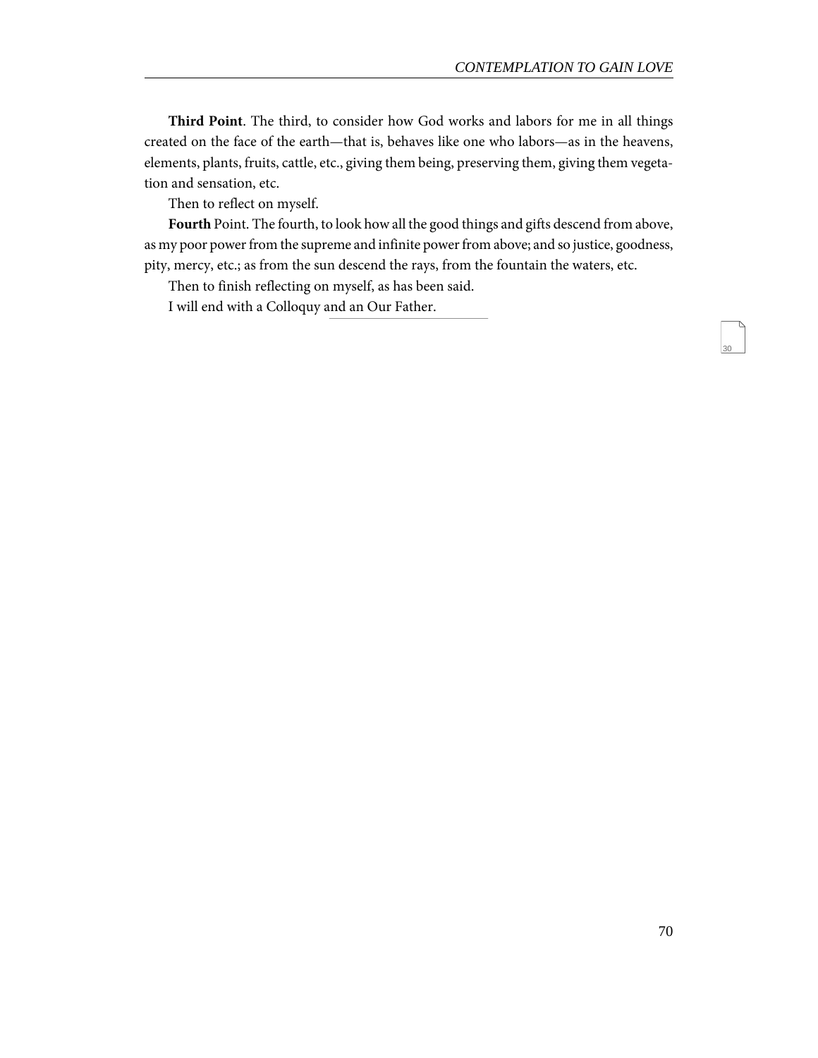**Third Point**. The third, to consider how God works and labors for me in all things created on the face of the earth—that is, behaves like one who labors—as in the heavens, elements, plants, fruits, cattle, etc., giving them being, preserving them, giving them vegetation and sensation, etc.

Then to reflect on myself.

**Fourth** Point. The fourth, to look how all the good things and gifts descend from above, as my poor power from the supreme and infinite power from above; and so justice, goodness, pity, mercy, etc.; as from the sun descend the rays, from the fountain the waters, etc.

Then to finish reflecting on myself, as has been said.

I will end with a Colloquy and an Our Father.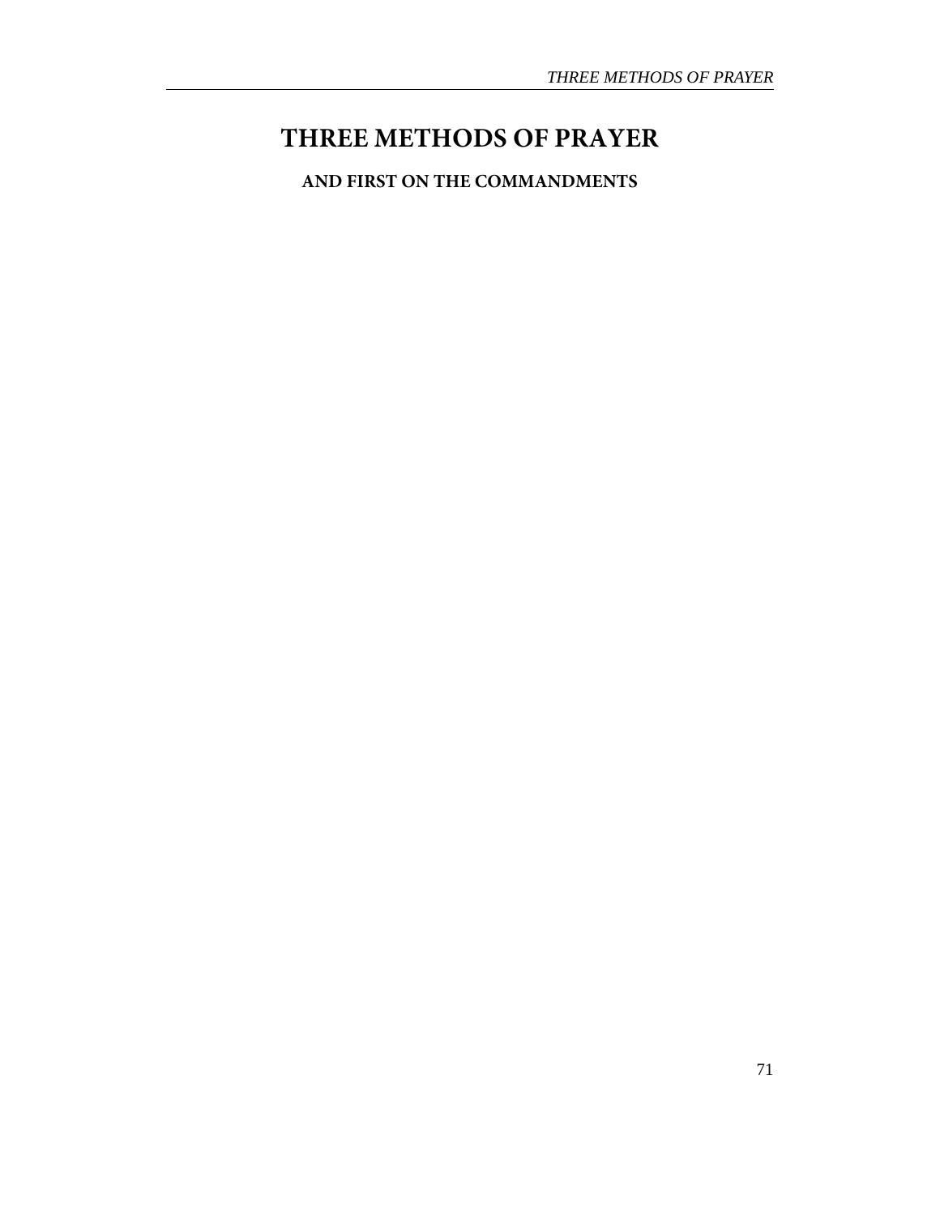# THREE METHODS OF PRAYER

## AND FIRST ON THE COMMANDMENTS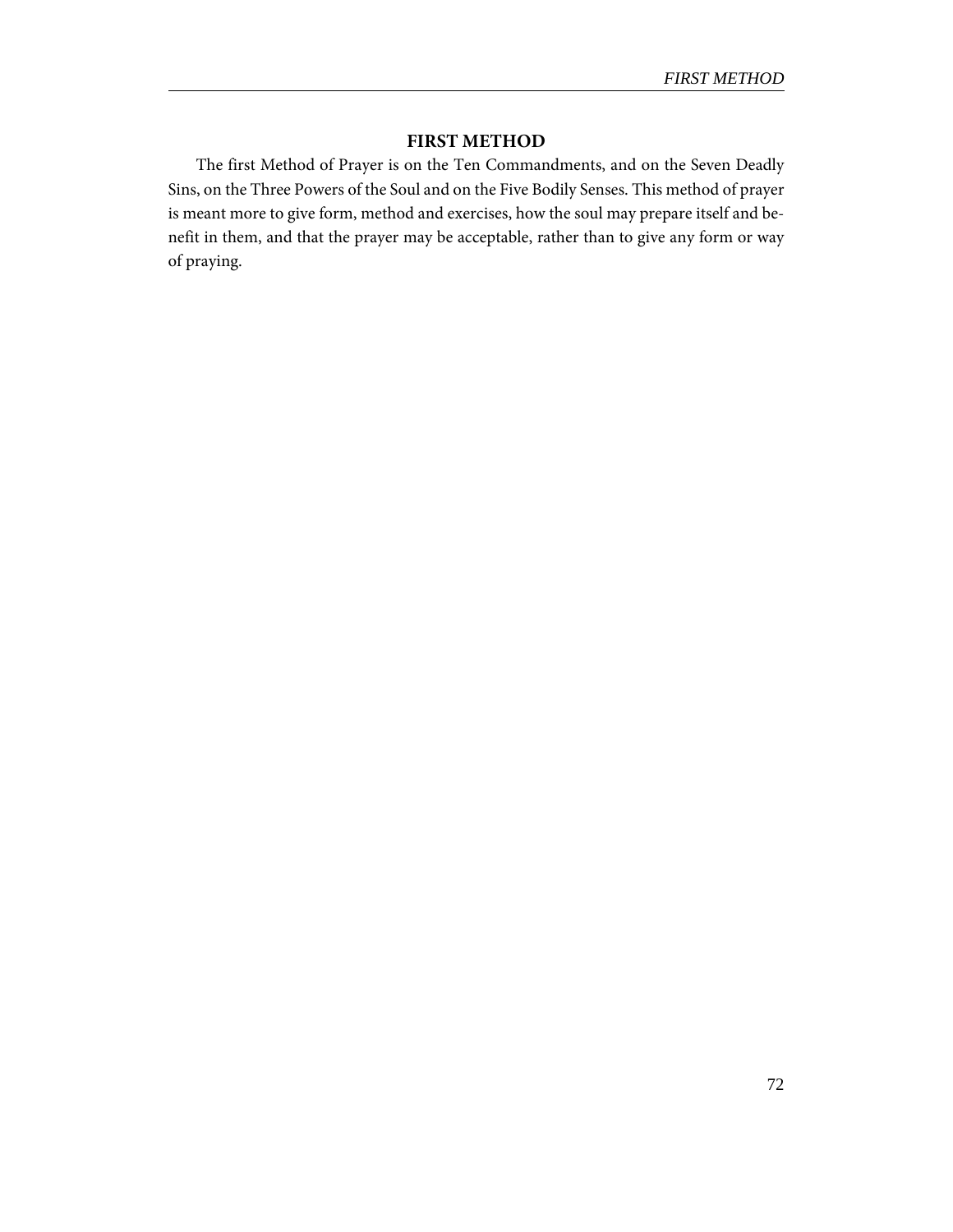## FIRST METHOD

The first Method of Prayer is on the Ten Commandments, and on the Seven Deadly Sins, on the Three Powers of the Soul and on the Five Bodily Senses. This method of prayer is meant more to give form, method and exercises, how the soul may prepare itself and benefit in them, and that the prayer may be acceptable, rather than to give any form or way of praying.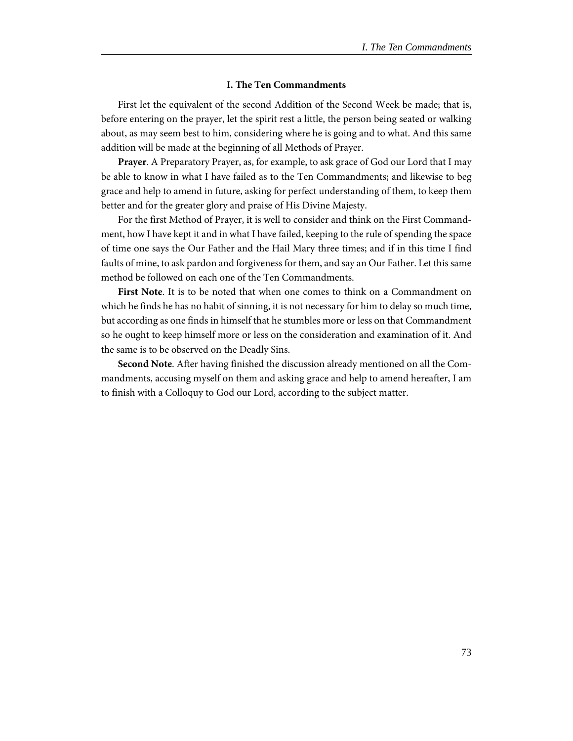### I. The Ten Commandments

First let the equivalent of the second Addition of the Second Week be made; that is, before entering on the prayer, let the spirit rest a little, the person being seated or walking about, as may seem best to him, considering where he is going and to what. And this same addition will be made at the beginning of all Methods of Prayer.

**Prayer**. A Preparatory Prayer, as, for example, to ask grace of God our Lord that I may be able to know in what I have failed as to the Ten Commandments; and likewise to beg grace and help to amend in future, asking for perfect understanding of them, to keep them better and for the greater glory and praise of His Divine Majesty.

For the first Method of Prayer, it is well to consider and think on the First Commandment, how I have kept it and in what I have failed, keeping to the rule of spending the space of time one says the Our Father and the Hail Mary three times; and if in this time I find faults of mine, to ask pardon and forgiveness for them, and say an Our Father. Let this same method be followed on each one of the Ten Commandments.

**First Note**. It is to be noted that when one comes to think on a Commandment on which he finds he has no habit of sinning, it is not necessary for him to delay so much time, but according as one finds in himself that he stumbles more or less on that Commandment so he ought to keep himself more or less on the consideration and examination of it. And the same is to be observed on the Deadly Sins.

**Second Note**. After having finished the discussion already mentioned on all the Commandments, accusing myself on them and asking grace and help to amend hereafter, I am to finish with a Colloquy to God our Lord, according to the subject matter.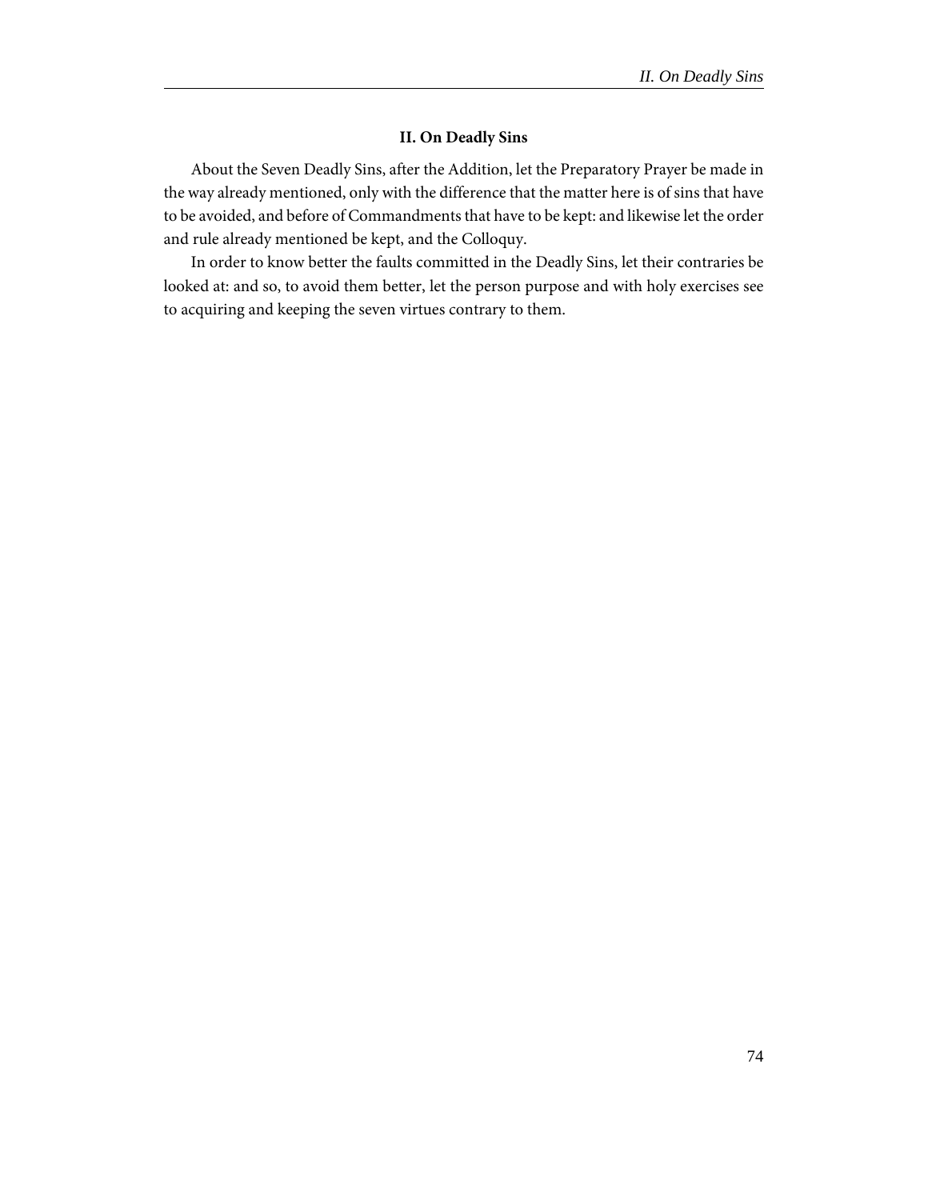## II. On Deadly Sins

About the Seven Deadly Sins, after the Addition, let the Preparatory Prayer be made in the way already mentioned, only with the difference that the matter here is of sins that have to be avoided, and before of Commandments that have to be kept: and likewise let the order and rule already mentioned be kept, and the Colloquy.

In order to know better the faults committed in the Deadly Sins, let their contraries be looked at: and so, to avoid them better, let the person purpose and with holy exercises see to acquiring and keeping the seven virtues contrary to them.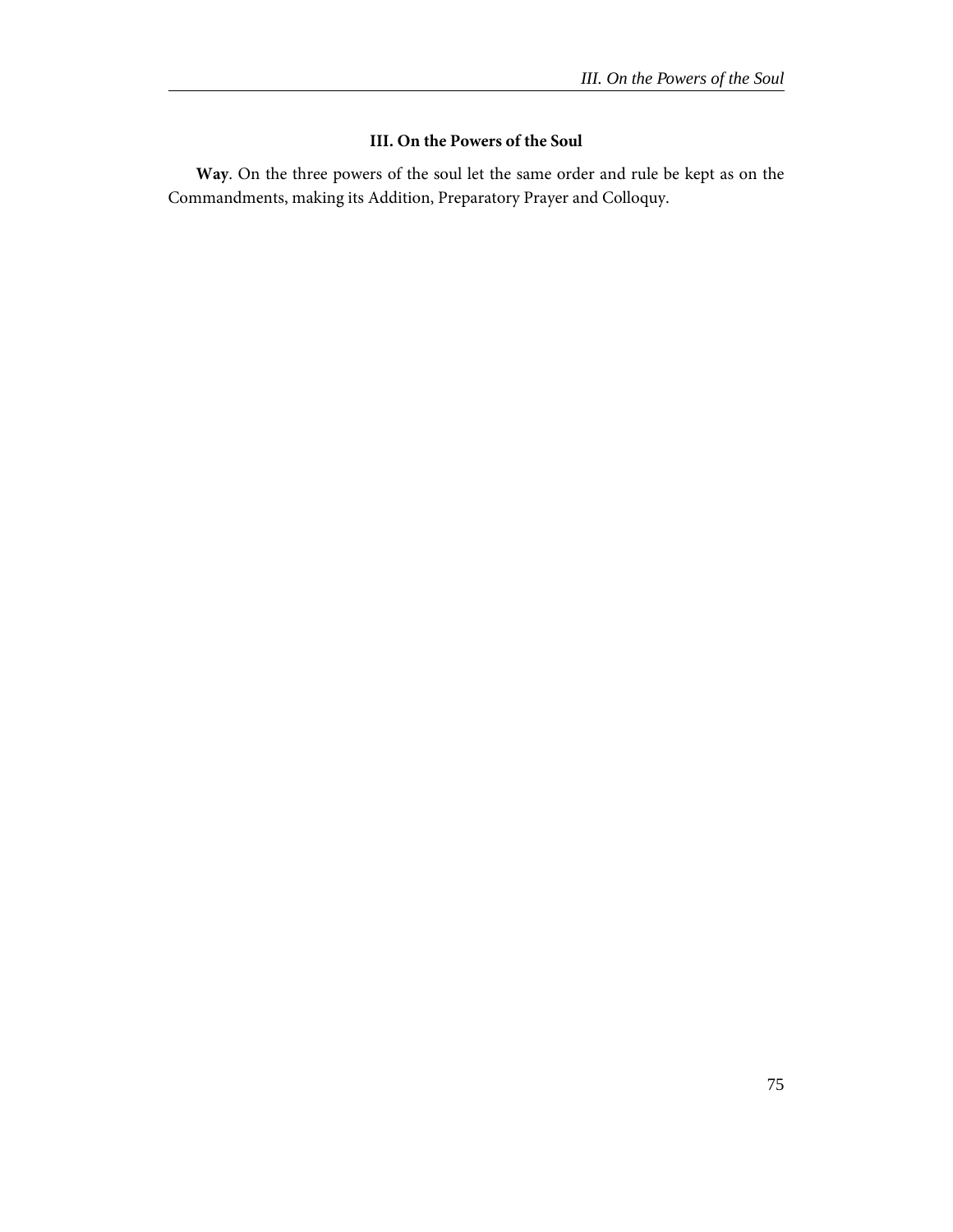### III. On the Powers of the Soul

**Way**. On the three powers of the soul let the same order and rule be kept as on the Commandments, making its Addition, Preparatory Prayer and Colloquy.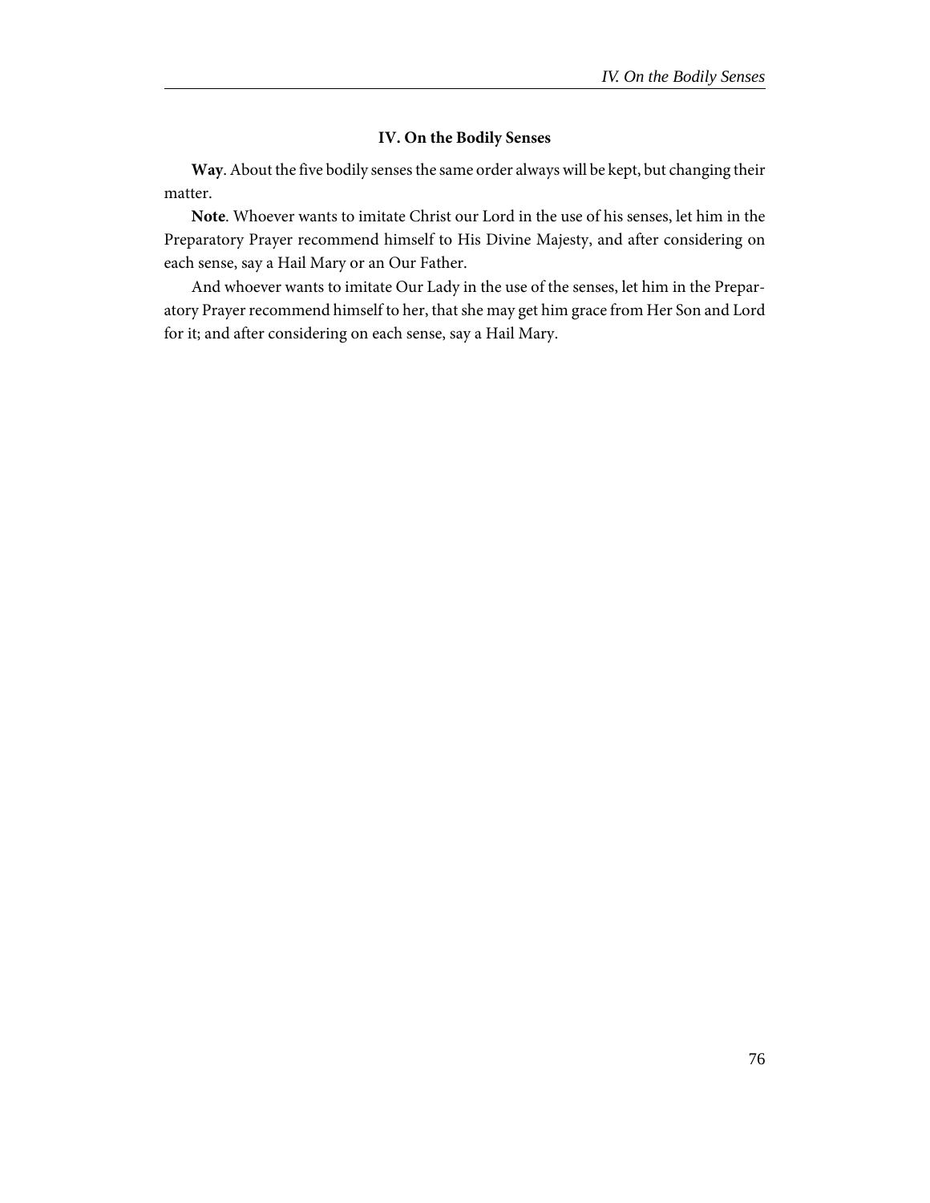### IV. On the Bodily Senses

**Way**. About the five bodily senses the same order always will be kept, but changing their matter.

**Note**. Whoever wants to imitate Christ our Lord in the use of his senses, let him in the Preparatory Prayer recommend himself to His Divine Majesty, and after considering on each sense, say a Hail Mary or an Our Father.

And whoever wants to imitate Our Lady in the use of the senses, let him in the Preparatory Prayer recommend himself to her, that she may get him grace from Her Son and Lord for it; and after considering on each sense, say a Hail Mary.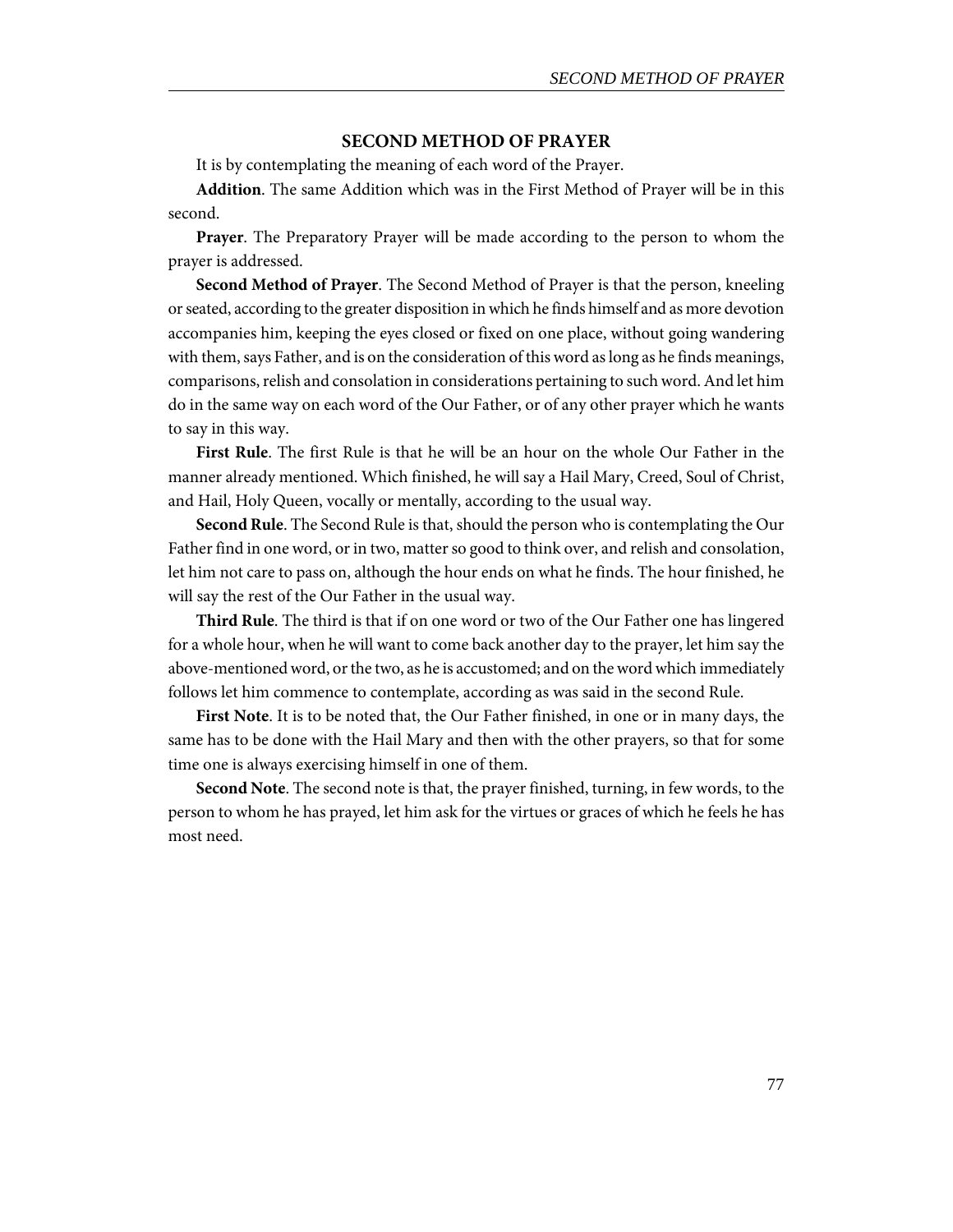## SECOND METHOD OF PRAYER

It is by contemplating the meaning of each word of the Prayer.

**Addition**. The same Addition which was in the First Method of Prayer will be in this second.

**Prayer**. The Preparatory Prayer will be made according to the person to whom the prayer is addressed.

**Second Method of Prayer**. The Second Method of Prayer is that the person, kneeling or seated, according to the greater disposition in which he finds himself and as more devotion accompanies him, keeping the eyes closed or fixed on one place, without going wandering with them, says Father, and is on the consideration of this word as long as he finds meanings, comparisons, relish and consolation in considerations pertaining to such word. And let him do in the same way on each word of the Our Father, or of any other prayer which he wants to say in this way.

**First Rule**. The first Rule is that he will be an hour on the whole Our Father in the manner already mentioned. Which finished, he will say a Hail Mary, Creed, Soul of Christ, and Hail, Holy Queen, vocally or mentally, according to the usual way.

**Second Rule**. The Second Rule is that, should the person who is contemplating the Our Father find in one word, or in two, matter so good to think over, and relish and consolation, let him not care to pass on, although the hour ends on what he finds. The hour finished, he will say the rest of the Our Father in the usual way.

**Third Rule**. The third is that if on one word or two of the Our Father one has lingered for a whole hour, when he will want to come back another day to the prayer, let him say the above-mentioned word, or the two, as he is accustomed; and on the word which immediately follows let him commence to contemplate, according as was said in the second Rule.

**First Note**. It is to be noted that, the Our Father finished, in one or in many days, the same has to be done with the Hail Mary and then with the other prayers, so that for some time one is always exercising himself in one of them.

**Second Note**. The second note is that, the prayer finished, turning, in few words, to the person to whom he has prayed, let him ask for the virtues or graces of which he feels he has most need.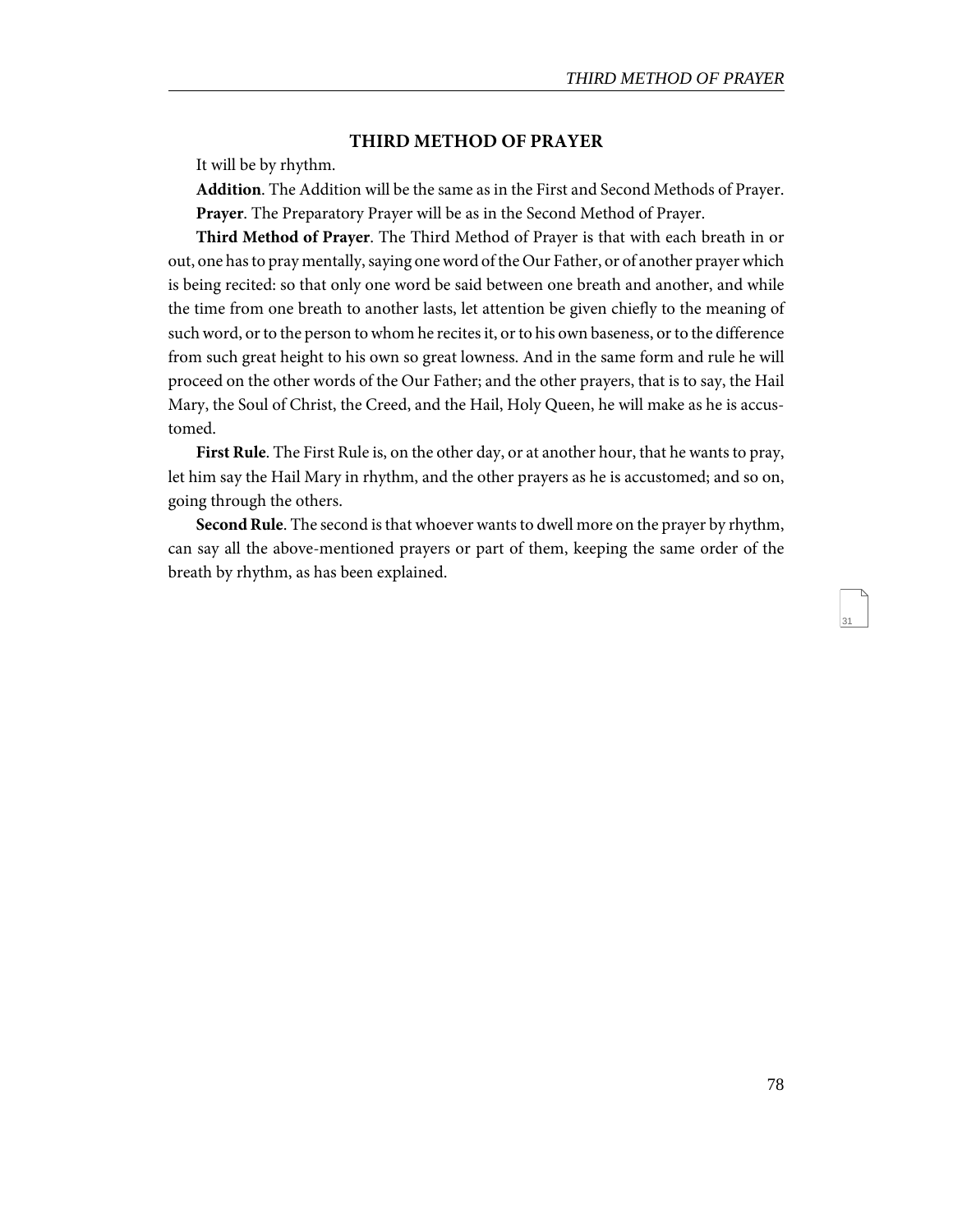## THIRD METHOD OF PRAYER

It will be by rhythm.

**Addition**. The Addition will be the same as in the First and Second Methods of Prayer.

**Prayer**. The Preparatory Prayer will be as in the Second Method of Prayer.

**Third Method of Prayer**. The Third Method of Prayer is that with each breath in or out, one has to pray mentally, saying one word of the Our Father, or of another prayer which is being recited: so that only one word be said between one breath and another, and while the time from one breath to another lasts, let attention be given chiefly to the meaning of such word, or to the person to whom he recites it, or to his own baseness, or to the difference from such great height to his own so great lowness. And in the same form and rule he will proceed on the other words of the Our Father; and the other prayers, that is to say, the Hail Mary, the Soul of Christ, the Creed, and the Hail, Holy Queen, he will make as he is accustomed.

**First Rule**. The First Rule is, on the other day, or at another hour, that he wants to pray, let him say the Hail Mary in rhythm, and the other prayers as he is accustomed; and so on, going through the others.

**Second Rule**. The second is that whoever wants to dwell more on the prayer by rhythm, can say all the above-mentioned prayers or part of them, keeping the same order of the breath by rhythm, as has been explained.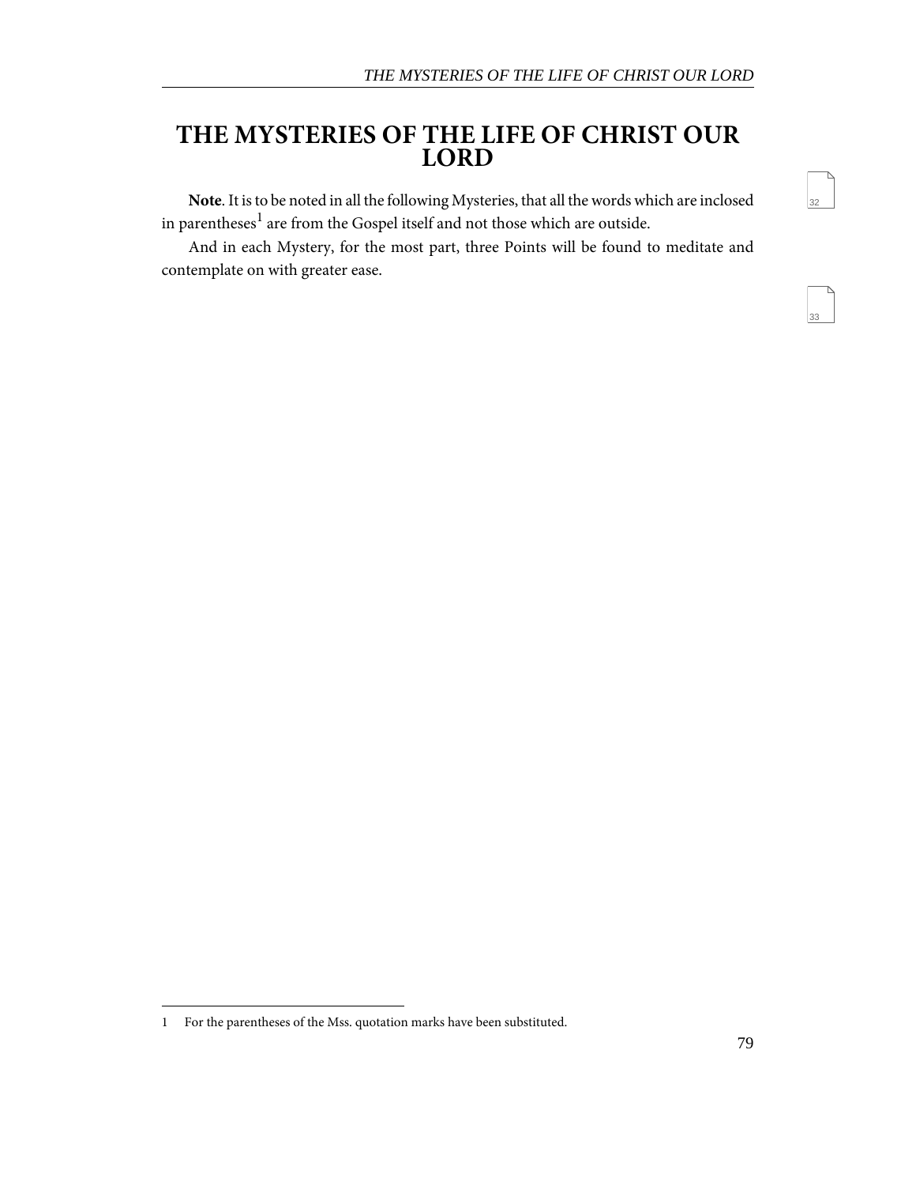# THE MYSTERIES OF THE LIFE OF CHRIST OUR LORD

**Note**. It is to be noted in all the following Mysteries, that all the words which are inclosed in parentheses[1] are from the Gospel itself and not those which are outside.

And in each Mystery, for the most part, three Points will be found to meditate and contemplate on with greater ease.

---

1 For the parentheses of the Mss. quotation marks have been substituted.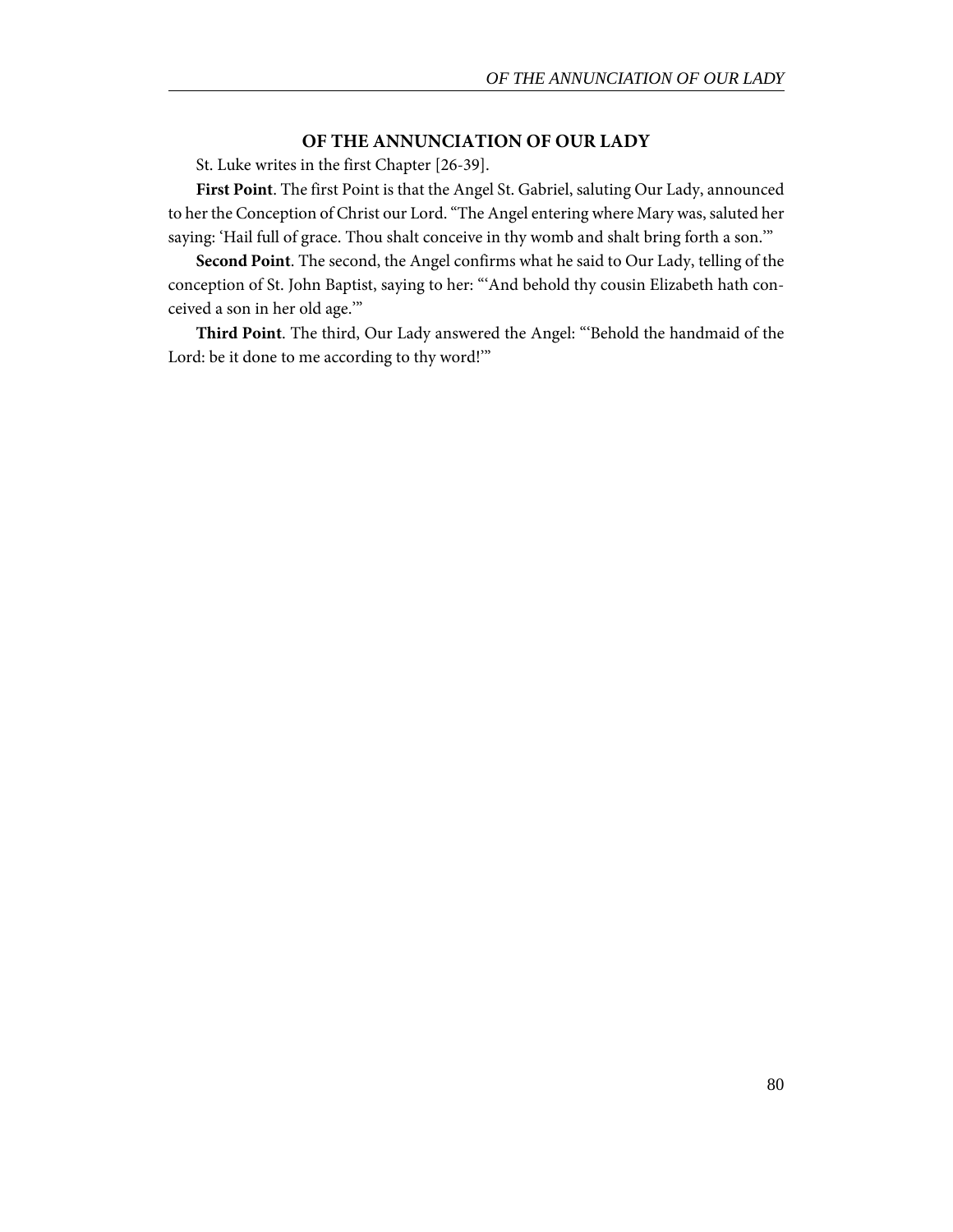## OF THE ANNUNCIATION OF OUR LADY

St. Luke writes in the first Chapter [26-39].

**First Point**. The first Point is that the Angel St. Gabriel, saluting Our Lady, announced to her the Conception of Christ our Lord. "The Angel entering where Mary was, saluted her saying: 'Hail full of grace. Thou shalt conceive in thy womb and shalt bring forth a son.'"

**Second Point**. The second, the Angel confirms what he said to Our Lady, telling of the conception of St. John Baptist, saying to her: "'And behold thy cousin Elizabeth hath conceived a son in her old age.'"

**Third Point**. The third, Our Lady answered the Angel: "'Behold the handmaid of the Lord: be it done to me according to thy word!'"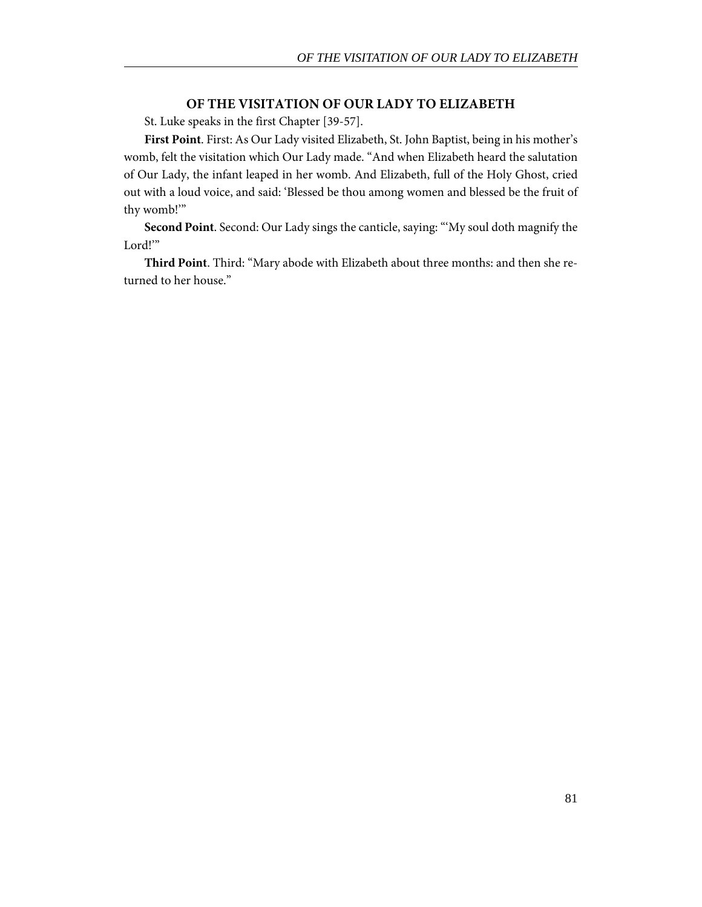## OF THE VISITATION OF OUR LADY TO ELIZABETH

St. Luke speaks in the first Chapter [39-57].

**First Point**. First: As Our Lady visited Elizabeth, St. John Baptist, being in his mother's womb, felt the visitation which Our Lady made. "And when Elizabeth heard the salutation of Our Lady, the infant leaped in her womb. And Elizabeth, full of the Holy Ghost, cried out with a loud voice, and said: 'Blessed be thou among women and blessed be the fruit of thy womb!'"

**Second Point**. Second: Our Lady sings the canticle, saying: "'My soul doth magnify the Lord!'"

**Third Point**. Third: "Mary abode with Elizabeth about three months: and then she returned to her house."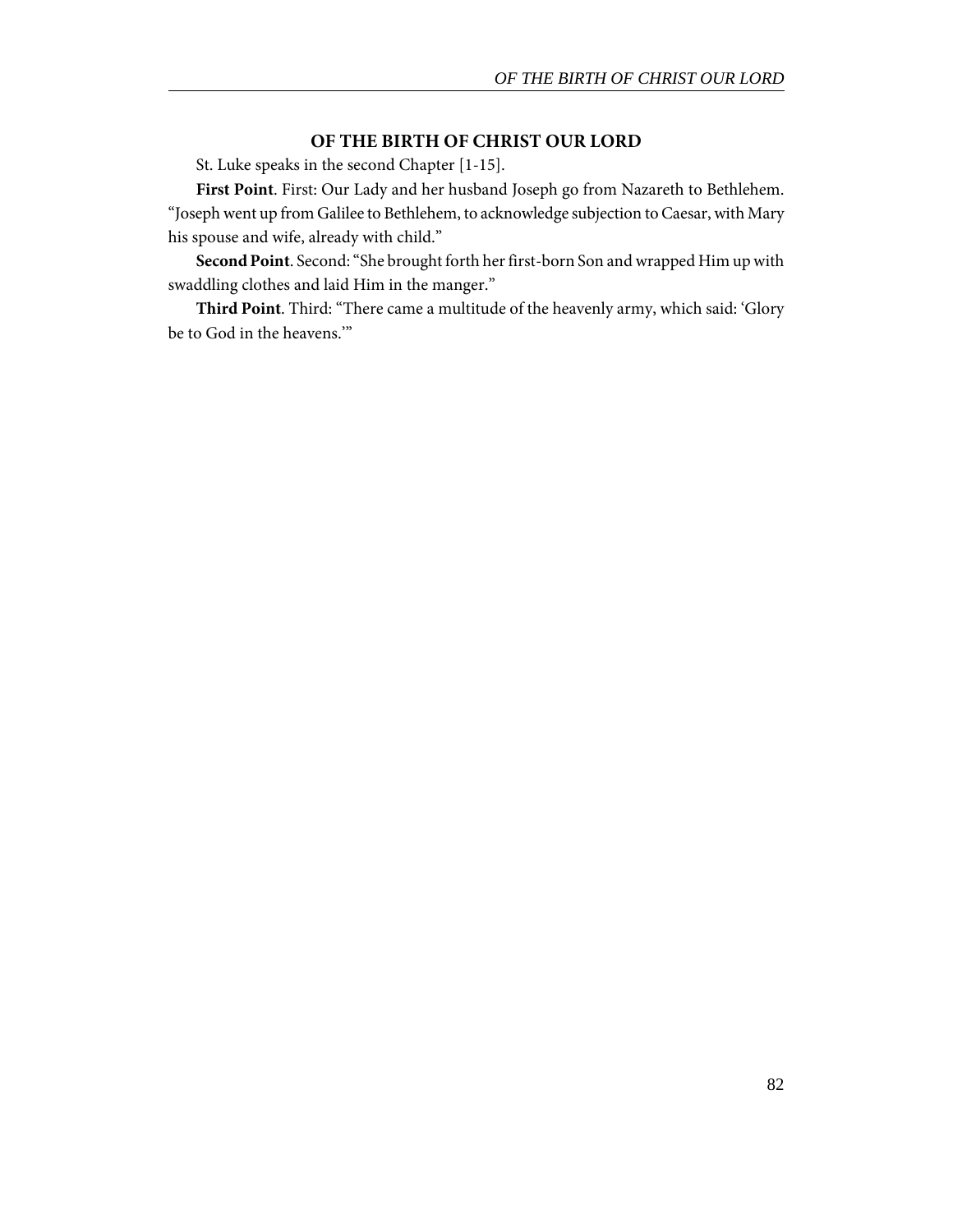## OF THE BIRTH OF CHRIST OUR LORD

St. Luke speaks in the second Chapter [1-15].

**First Point**. First: Our Lady and her husband Joseph go from Nazareth to Bethlehem. "Joseph went up from Galilee to Bethlehem, to acknowledge subjection to Caesar, with Mary his spouse and wife, already with child."

**Second Point**. Second: "She brought forth her first-born Son and wrapped Him up with swaddling clothes and laid Him in the manger."

**Third Point**. Third: "There came a multitude of the heavenly army, which said: 'Glory be to God in the heavens.'"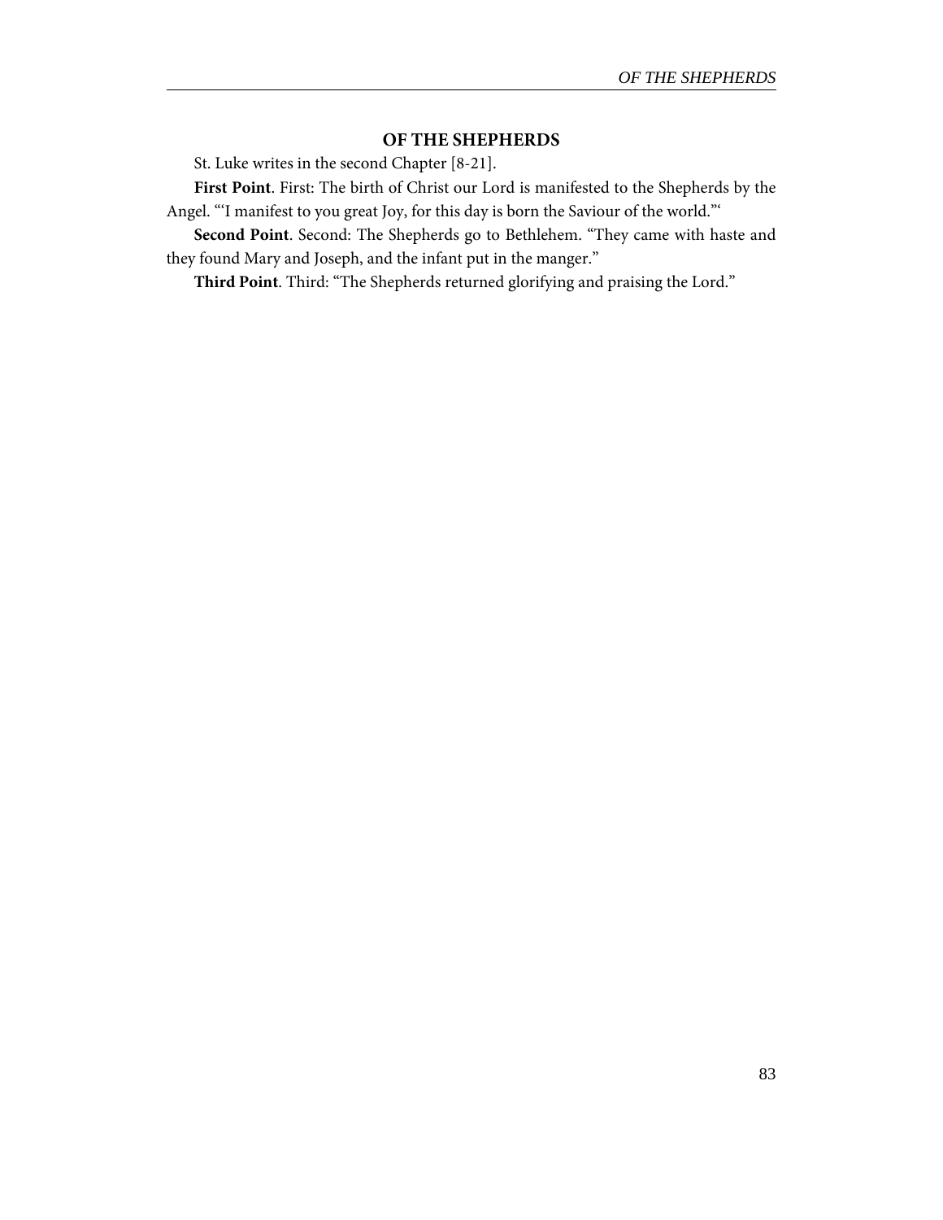## OF THE SHEPHERDS

St. Luke writes in the second Chapter [8-21].

**First Point**. First: The birth of Christ our Lord is manifested to the Shepherds by the Angel. "'I manifest to you great Joy, for this day is born the Saviour of the world.'"

**Second Point**. Second: The Shepherds go to Bethlehem. "They came with haste and they found Mary and Joseph, and the infant put in the manger."

**Third Point**. Third: "The Shepherds returned glorifying and praising the Lord."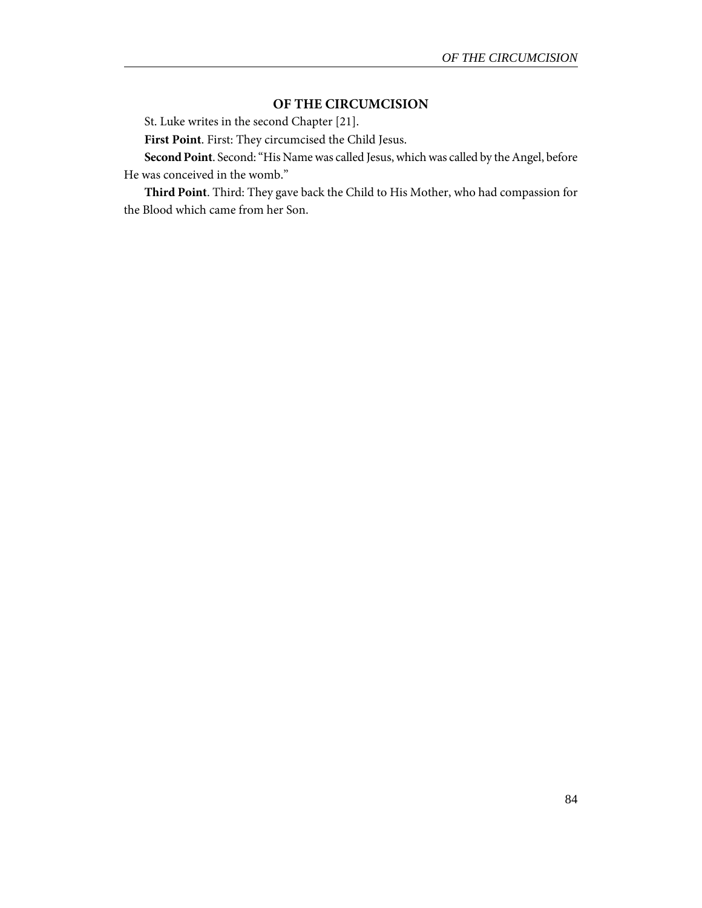## OF THE CIRCUMCISION

St. Luke writes in the second Chapter [21].

**First Point**. First: They circumcised the Child Jesus.

**Second Point**. Second: "His Name was called Jesus, which was called by the Angel, before He was conceived in the womb."

**Third Point**. Third: They gave back the Child to His Mother, who had compassion for the Blood which came from her Son.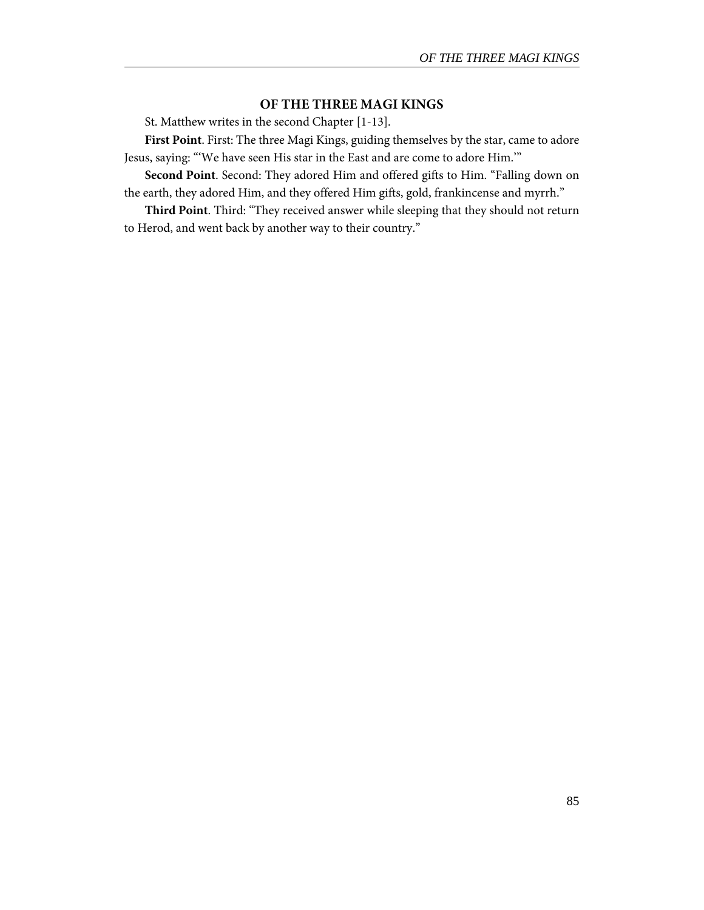## OF THE THREE MAGI KINGS

St. Matthew writes in the second Chapter [1-13].

**First Point**. First: The three Magi Kings, guiding themselves by the star, came to adore Jesus, saying: "'We have seen His star in the East and are come to adore Him.'"

**Second Point**. Second: They adored Him and offered gifts to Him. "Falling down on the earth, they adored Him, and they offered Him gifts, gold, frankincense and myrrh."

**Third Point**. Third: "They received answer while sleeping that they should not return to Herod, and went back by another way to their country."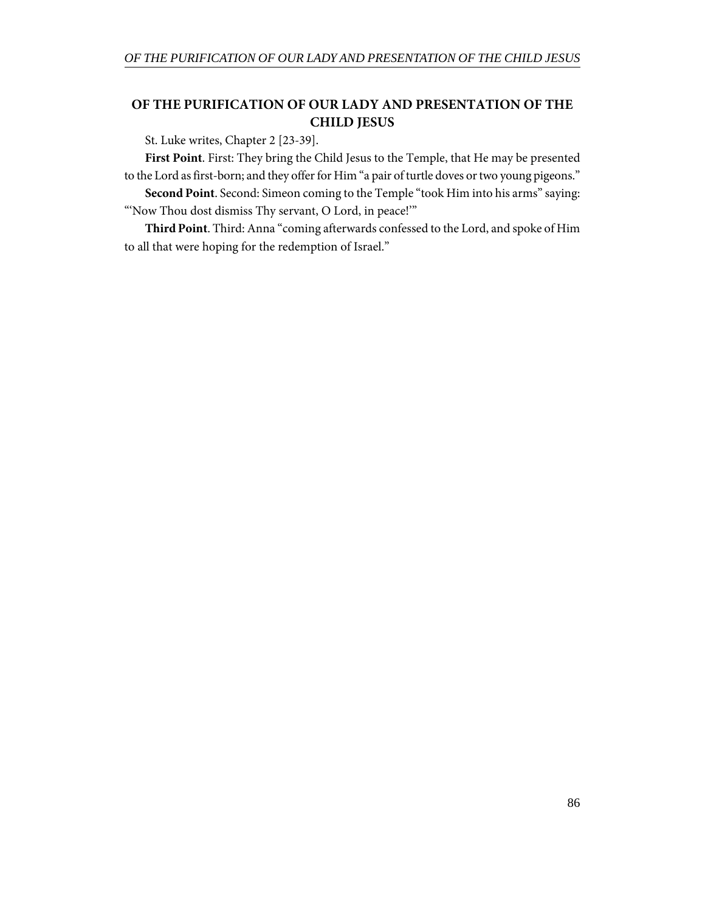## OF THE PURIFICATION OF OUR LADY AND PRESENTATION OF THE CHILD JESUS

St. Luke writes, Chapter 2 [23-39].

**First Point**. First: They bring the Child Jesus to the Temple, that He may be presented to the Lord as first-born; and they offer for Him "a pair of turtle doves or two young pigeons."

**Second Point**. Second: Simeon coming to the Temple "took Him into his arms" saying: "'Now Thou dost dismiss Thy servant, O Lord, in peace!'"

**Third Point**. Third: Anna "coming afterwards confessed to the Lord, and spoke of Him to all that were hoping for the redemption of Israel."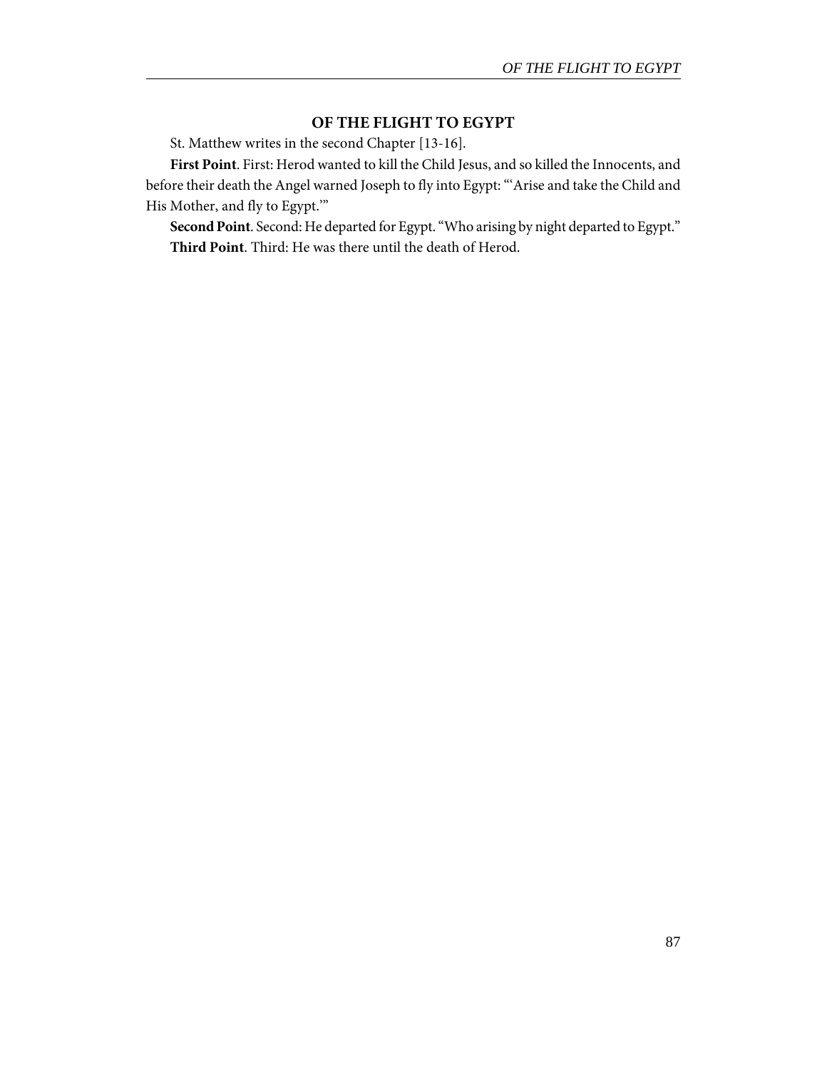## OF THE FLIGHT TO EGYPT

St. Matthew writes in the second Chapter [13-16].

**First Point**. First: Herod wanted to kill the Child Jesus, and so killed the Innocents, and before their death the Angel warned Joseph to fly into Egypt: "'Arise and take the Child and His Mother, and fly to Egypt.'"

**Second Point**. Second: He departed for Egypt. "Who arising by night departed to Egypt."

**Third Point**. Third: He was there until the death of Herod.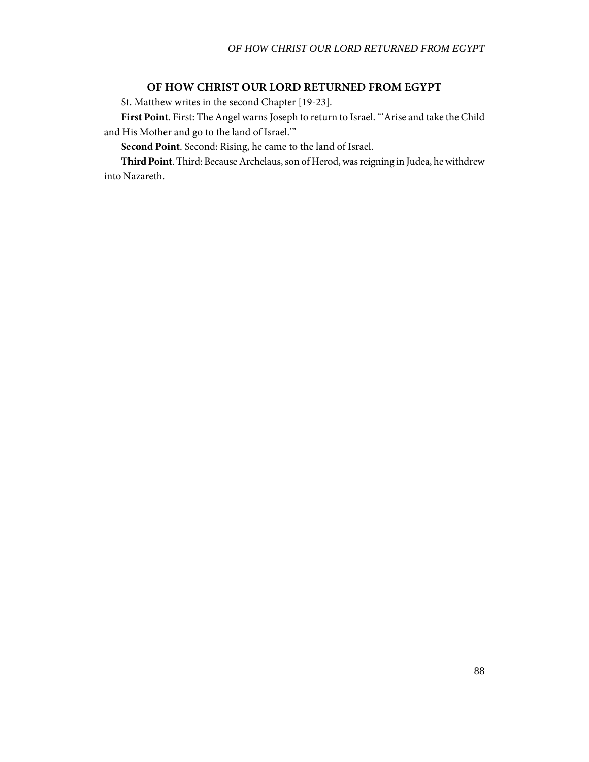## OF HOW CHRIST OUR LORD RETURNED FROM EGYPT

St. Matthew writes in the second Chapter [19-23].

**First Point**. First: The Angel warns Joseph to return to Israel. "'Arise and take the Child and His Mother and go to the land of Israel.'"

**Second Point**. Second: Rising, he came to the land of Israel.

**Third Point**. Third: Because Archelaus, son of Herod, was reigning in Judea, he withdrew into Nazareth.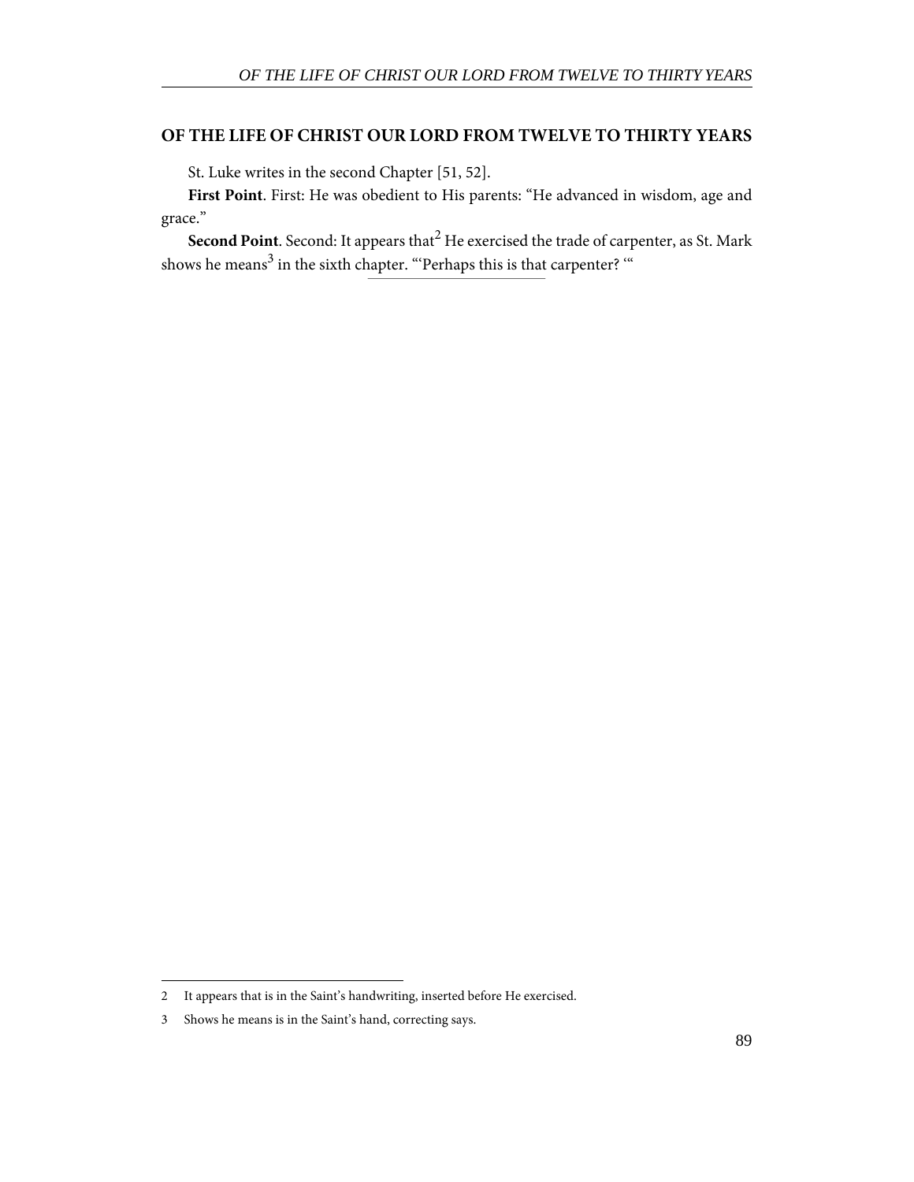## OF THE LIFE OF CHRIST OUR LORD FROM TWELVE TO THIRTY YEARS

St. Luke writes in the second Chapter [51, 52].

**First Point**. First: He was obedient to His parents: “He advanced in wisdom, age and grace.”

**Second Point**. Second: It appears that[2] He exercised the trade of carpenter, as St. Mark shows he means[3] in the sixth chapter. “‘Perhaps this is that carpenter? ‘“

---

2 It appears that is in the Saint’s handwriting, inserted before He exercised.

3 Shows he means is in the Saint’s hand, correcting says.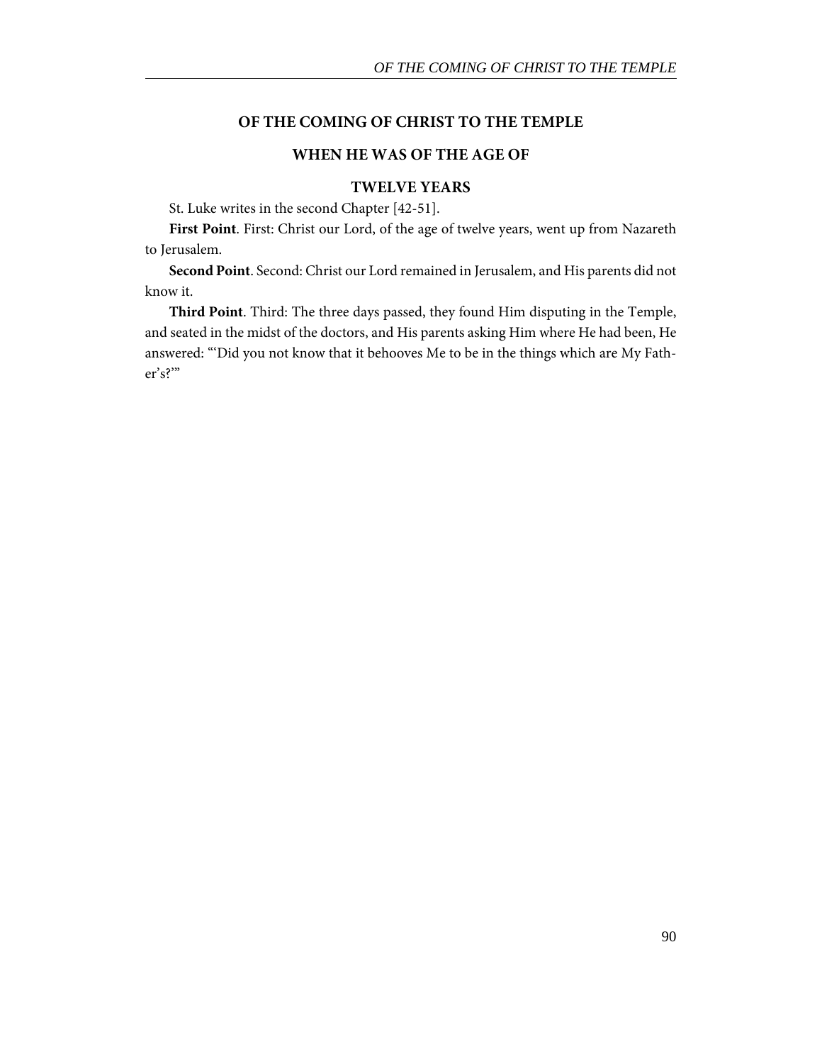## OF THE COMING OF CHRIST TO THE TEMPLE

## WHEN HE WAS OF THE AGE OF

## TWELVE YEARS

St. Luke writes in the second Chapter [42-51].

**First Point**. First: Christ our Lord, of the age of twelve years, went up from Nazareth to Jerusalem.

**Second Point**. Second: Christ our Lord remained in Jerusalem, and His parents did not know it.

**Third Point**. Third: The three days passed, they found Him disputing in the Temple, and seated in the midst of the doctors, and His parents asking Him where He had been, He answered: "'Did you not know that it behooves Me to be in the things which are My Father's?'"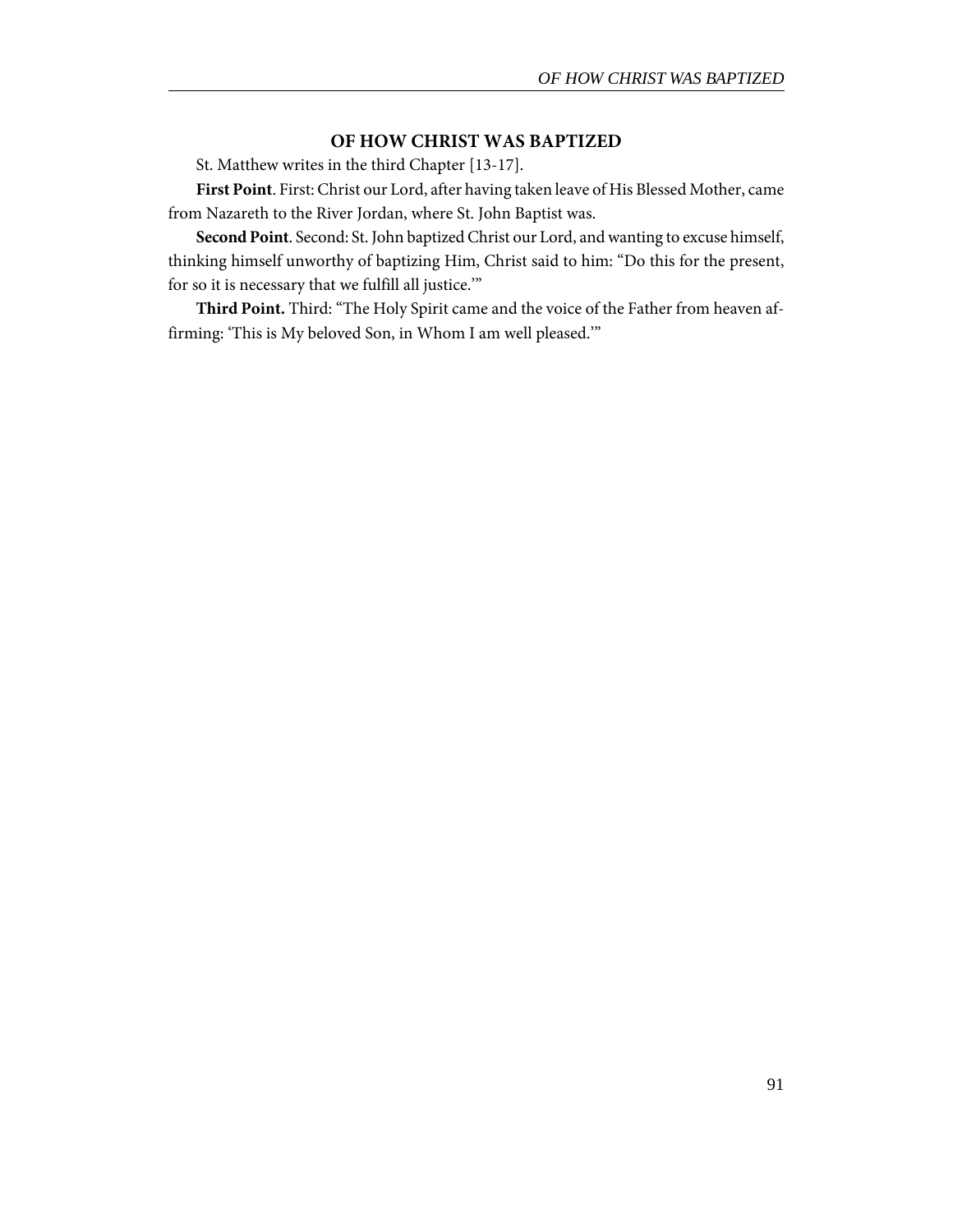## OF HOW CHRIST WAS BAPTIZED

St. Matthew writes in the third Chapter [13-17].

**First Point**. First: Christ our Lord, after having taken leave of His Blessed Mother, came from Nazareth to the River Jordan, where St. John Baptist was.

**Second Point**. Second: St. John baptized Christ our Lord, and wanting to excuse himself, thinking himself unworthy of baptizing Him, Christ said to him: "Do this for the present, for so it is necessary that we fulfill all justice.'"

**Third Point.** Third: "The Holy Spirit came and the voice of the Father from heaven affirming: 'This is My beloved Son, in Whom I am well pleased.'"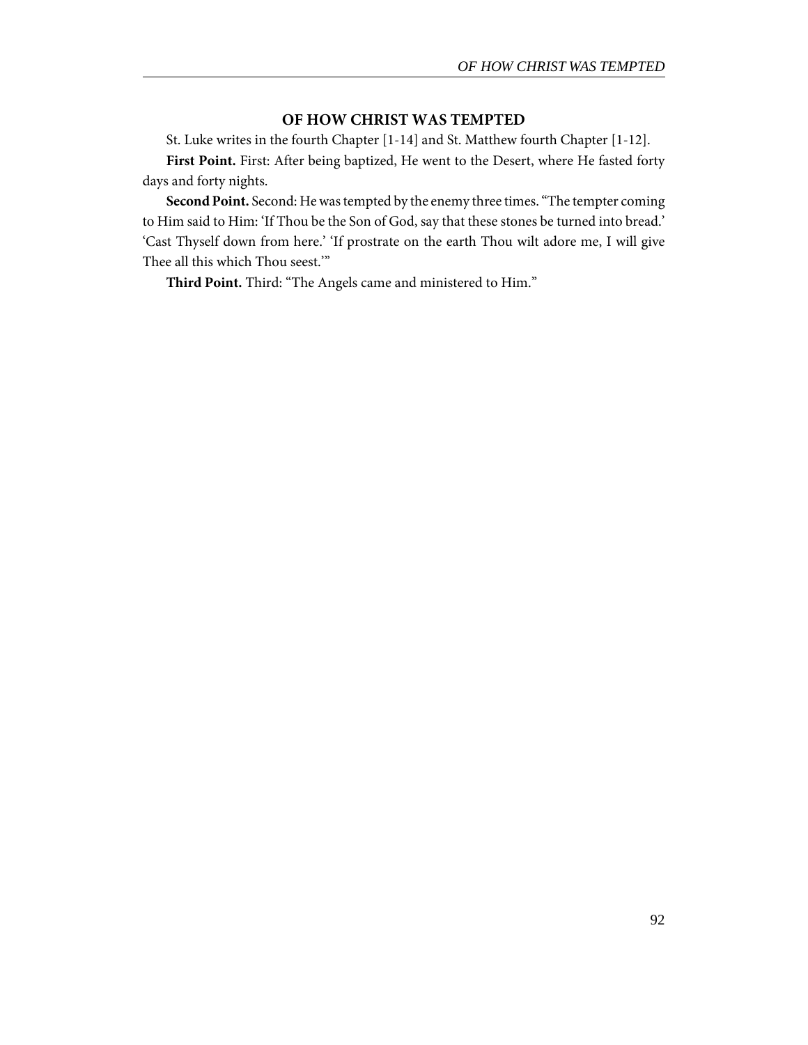## OF HOW CHRIST WAS TEMPTED

St. Luke writes in the fourth Chapter [1-14] and St. Matthew fourth Chapter [1-12].

**First Point.** First: After being baptized, He went to the Desert, where He fasted forty days and forty nights.

**Second Point.** Second: He was tempted by the enemy three times. "The tempter coming to Him said to Him: 'If Thou be the Son of God, say that these stones be turned into bread.' 'Cast Thyself down from here.' 'If prostrate on the earth Thou wilt adore me, I will give Thee all this which Thou seest.'"

**Third Point.** Third: "The Angels came and ministered to Him."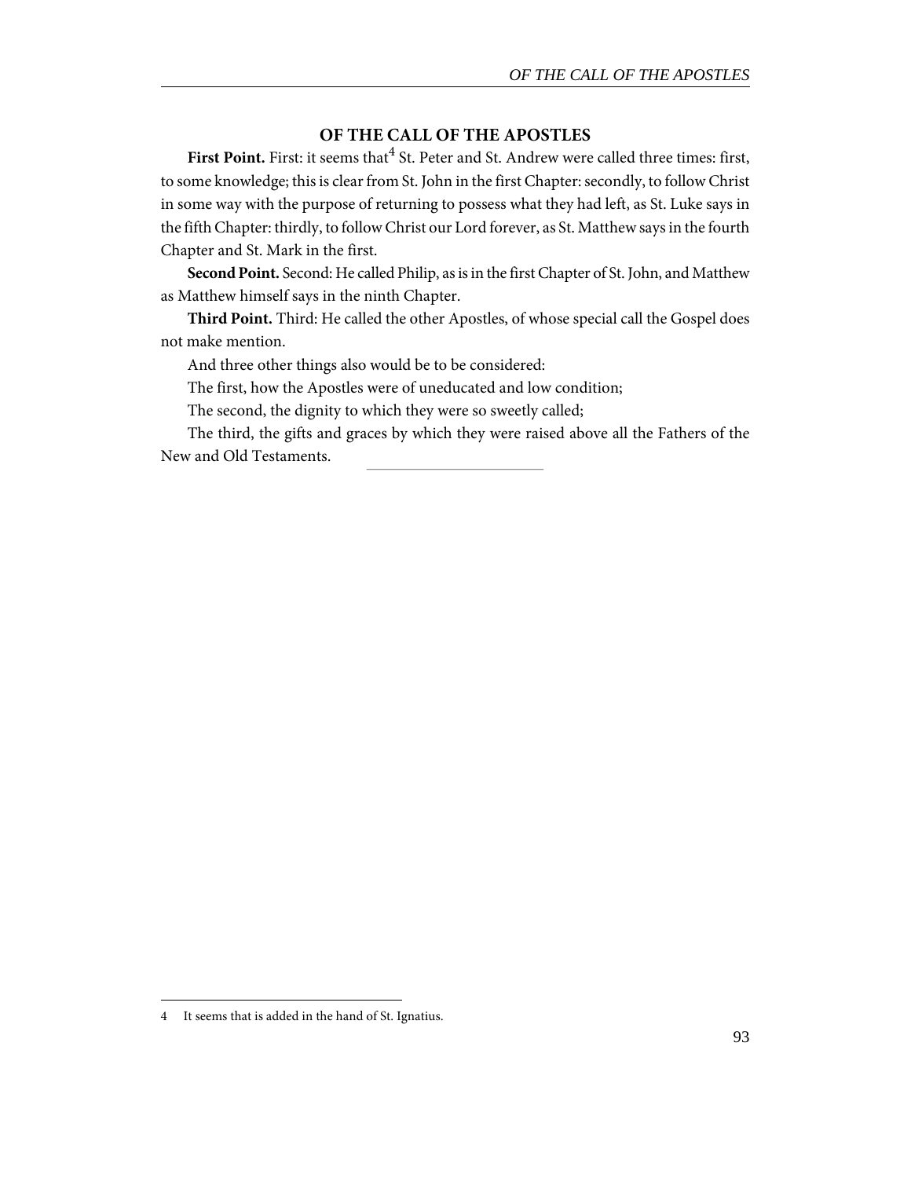## OF THE CALL OF THE APOSTLES

**First Point.** First: it seems that[4] St. Peter and St. Andrew were called three times: first, to some knowledge; this is clear from St. John in the first Chapter: secondly, to follow Christ in some way with the purpose of returning to possess what they had left, as St. Luke says in the fifth Chapter: thirdly, to follow Christ our Lord forever, as St. Matthew says in the fourth Chapter and St. Mark in the first.

**Second Point.** Second: He called Philip, as is in the first Chapter of St. John, and Matthew as Matthew himself says in the ninth Chapter.

**Third Point.** Third: He called the other Apostles, of whose special call the Gospel does not make mention.

And three other things also would be to be considered:

The first, how the Apostles were of uneducated and low condition;

The second, the dignity to which they were so sweetly called;

The third, the gifts and graces by which they were raised above all the Fathers of the New and Old Testaments.

---

4 It seems that is added in the hand of St. Ignatius.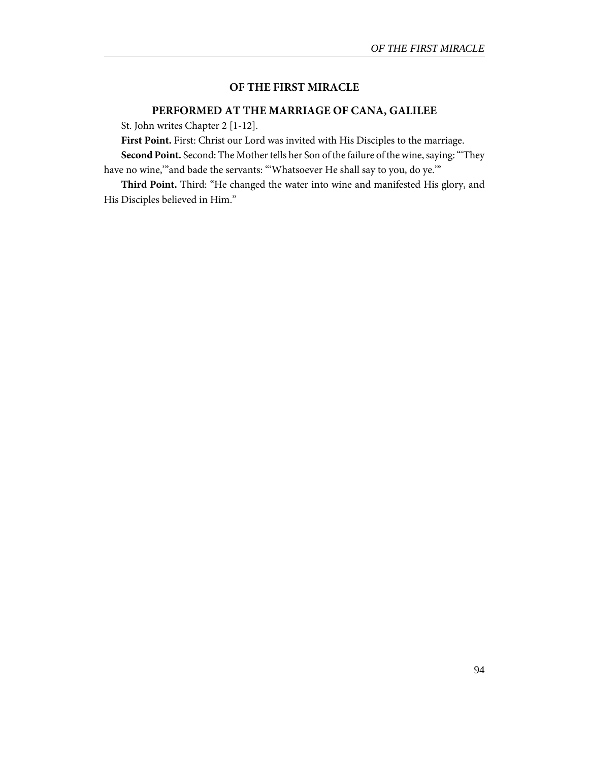## OF THE FIRST MIRACLE

### PERFORMED AT THE MARRIAGE OF CANA, GALILEE

St. John writes Chapter 2 [1-12].

**First Point.** First: Christ our Lord was invited with His Disciples to the marriage.

**Second Point.** Second: The Mother tells her Son of the failure of the wine, saying: "'They have no wine,'"and bade the servants: "'Whatsoever He shall say to you, do ye.'"

**Third Point.** Third: "He changed the water into wine and manifested His glory, and His Disciples believed in Him."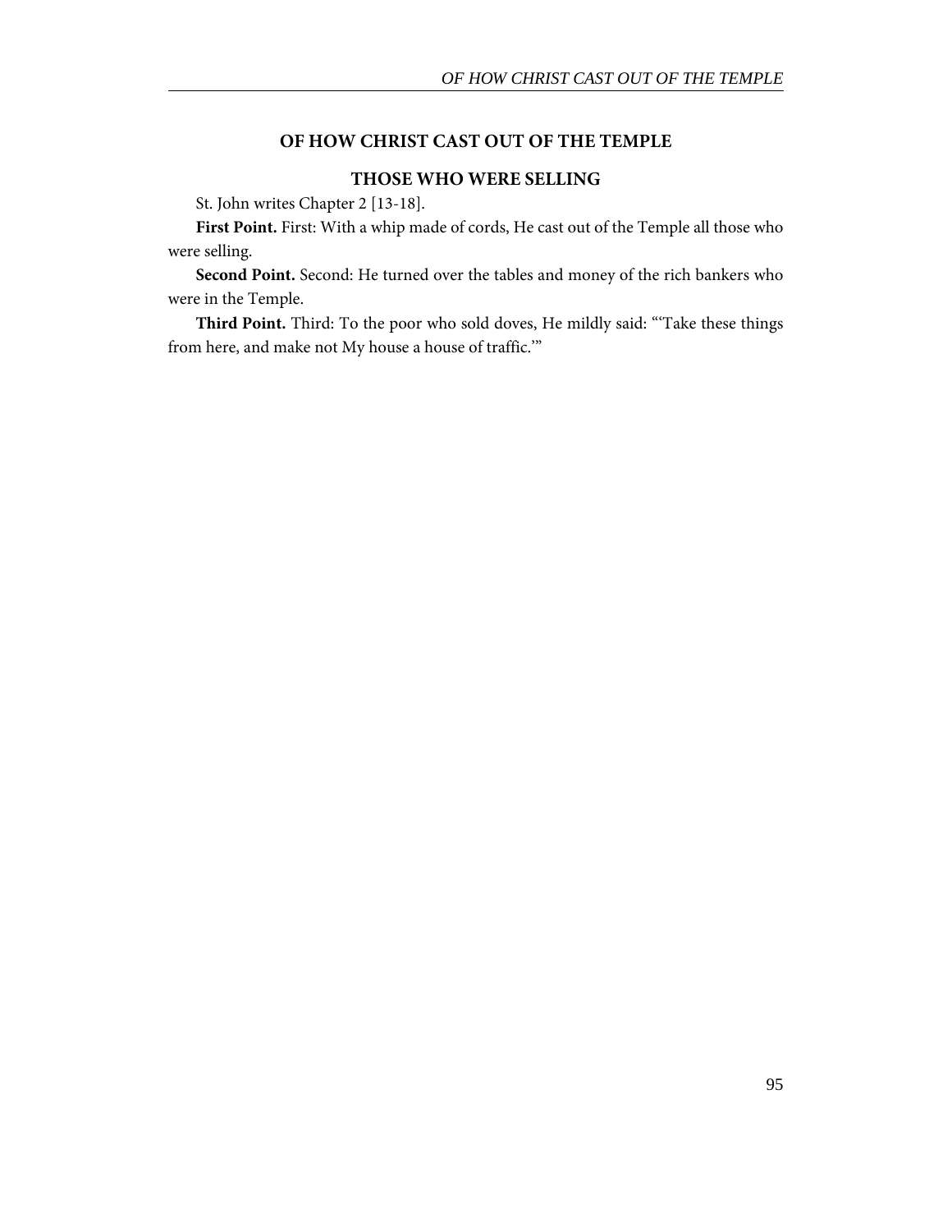## OF HOW CHRIST CAST OUT OF THE TEMPLE

## THOSE WHO WERE SELLING

St. John writes Chapter 2 [13-18].

**First Point.** First: With a whip made of cords, He cast out of the Temple all those who were selling.

**Second Point.** Second: He turned over the tables and money of the rich bankers who were in the Temple.

**Third Point.** Third: To the poor who sold doves, He mildly said: "'Take these things from here, and make not My house a house of traffic.'"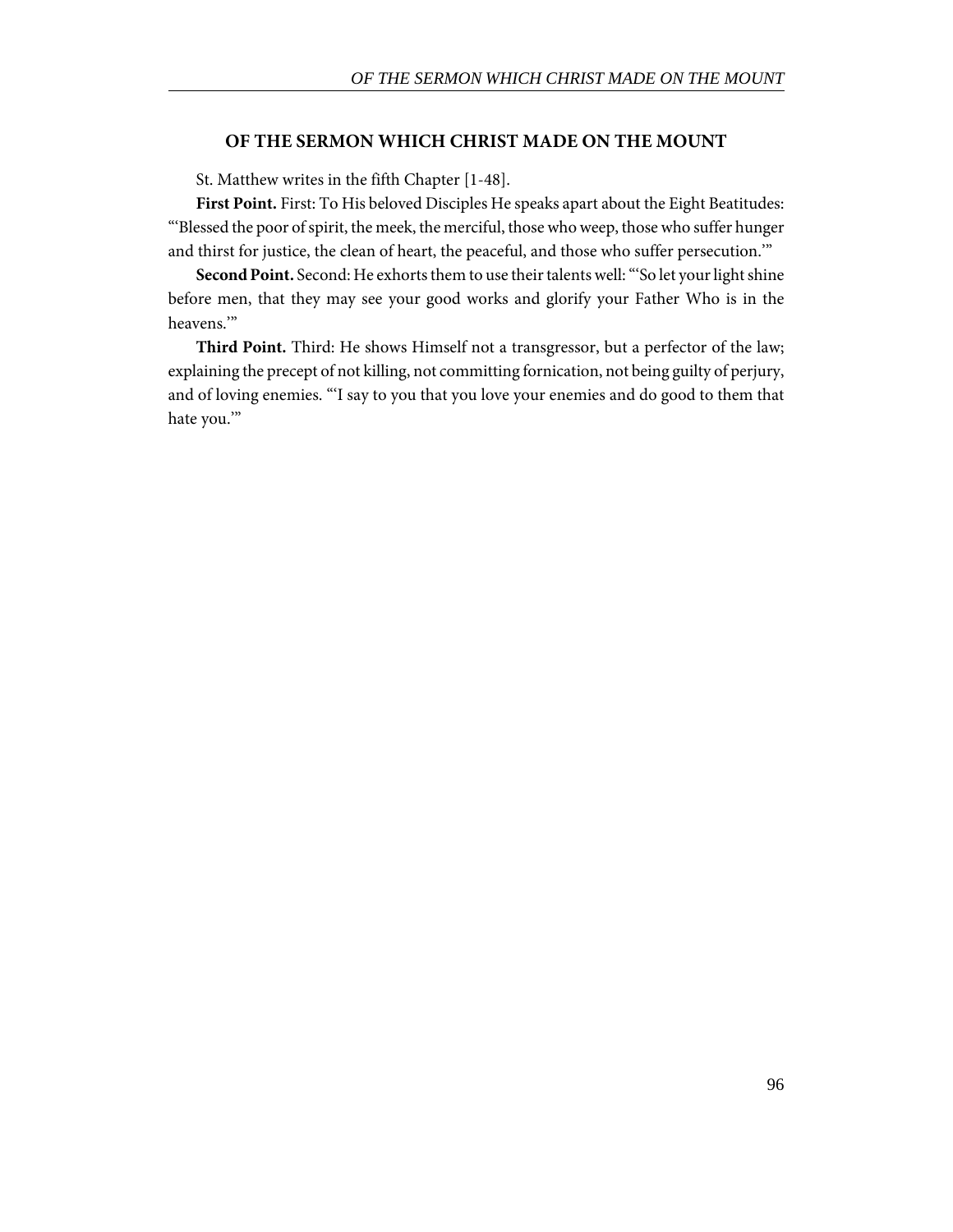## OF THE SERMON WHICH CHRIST MADE ON THE MOUNT

St. Matthew writes in the fifth Chapter [1-48].

**First Point.** First: To His beloved Disciples He speaks apart about the Eight Beatitudes: "'Blessed the poor of spirit, the meek, the merciful, those who weep, those who suffer hunger and thirst for justice, the clean of heart, the peaceful, and those who suffer persecution.'"

**Second Point.** Second: He exhorts them to use their talents well: "'So let your light shine before men, that they may see your good works and glorify your Father Who is in the heavens.'"

**Third Point.** Third: He shows Himself not a transgressor, but a perfector of the law; explaining the precept of not killing, not committing fornication, not being guilty of perjury, and of loving enemies. "'I say to you that you love your enemies and do good to them that hate you.'"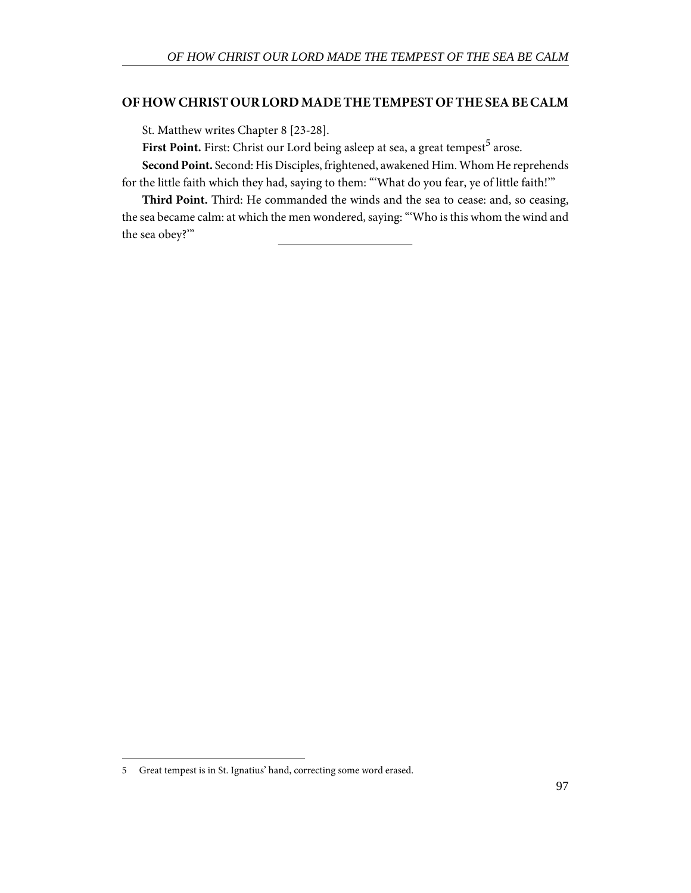## OF HOW CHRIST OUR LORD MADE THE TEMPEST OF THE SEA BE CALM

St. Matthew writes Chapter 8 [23-28].

**First Point.** First: Christ our Lord being asleep at sea, a great tempest[5] arose.

**Second Point.** Second: His Disciples, frightened, awakened Him. Whom He reprehends for the little faith which they had, saying to them: "'What do you fear, ye of little faith!'"

**Third Point.** Third: He commanded the winds and the sea to cease: and, so ceasing, the sea became calm: at which the men wondered, saying: "'Who is this whom the wind and the sea obey?'"

---

5 Great tempest is in St. Ignatius' hand, correcting some word erased.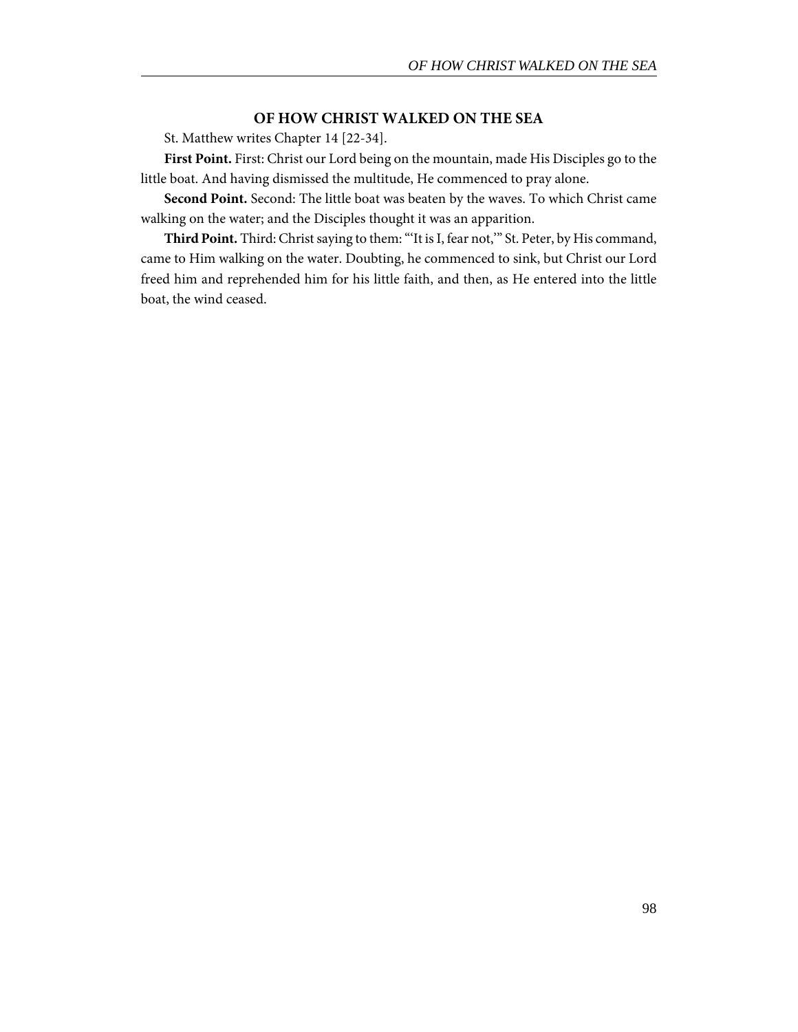## OF HOW CHRIST WALKED ON THE SEA

St. Matthew writes Chapter 14 [22-34].

**First Point.** First: Christ our Lord being on the mountain, made His Disciples go to the little boat. And having dismissed the multitude, He commenced to pray alone.

**Second Point.** Second: The little boat was beaten by the waves. To which Christ came walking on the water; and the Disciples thought it was an apparition.

**Third Point.** Third: Christ saying to them: "'It is I, fear not,'" St. Peter, by His command, came to Him walking on the water. Doubting, he commenced to sink, but Christ our Lord freed him and reprehended him for his little faith, and then, as He entered into the little boat, the wind ceased.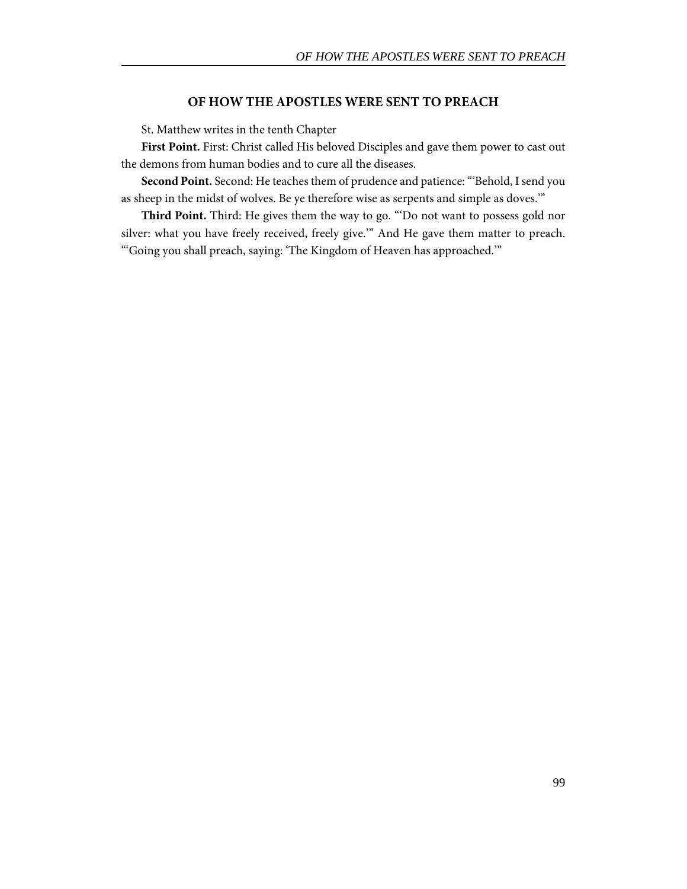## OF HOW THE APOSTLES WERE SENT TO PREACH

St. Matthew writes in the tenth Chapter

**First Point.** First: Christ called His beloved Disciples and gave them power to cast out the demons from human bodies and to cure all the diseases.

**Second Point.** Second: He teaches them of prudence and patience: "'Behold, I send you as sheep in the midst of wolves. Be ye therefore wise as serpents and simple as doves.'"

**Third Point.** Third: He gives them the way to go. "'Do not want to possess gold nor silver: what you have freely received, freely give.'" And He gave them matter to preach. "'Going you shall preach, saying: 'The Kingdom of Heaven has approached.'"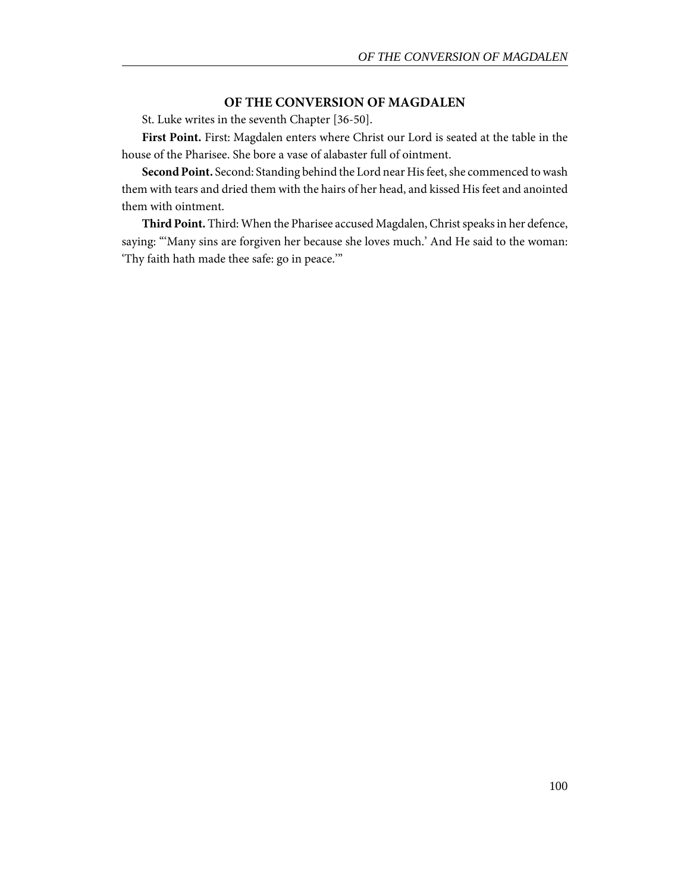## OF THE CONVERSION OF MAGDALEN

St. Luke writes in the seventh Chapter [36-50].

**First Point.** First: Magdalen enters where Christ our Lord is seated at the table in the house of the Pharisee. She bore a vase of alabaster full of ointment.

**Second Point.** Second: Standing behind the Lord near His feet, she commenced to wash them with tears and dried them with the hairs of her head, and kissed His feet and anointed them with ointment.

**Third Point.** Third: When the Pharisee accused Magdalen, Christ speaks in her defence, saying: "'Many sins are forgiven her because she loves much.' And He said to the woman: 'Thy faith hath made thee safe: go in peace.'"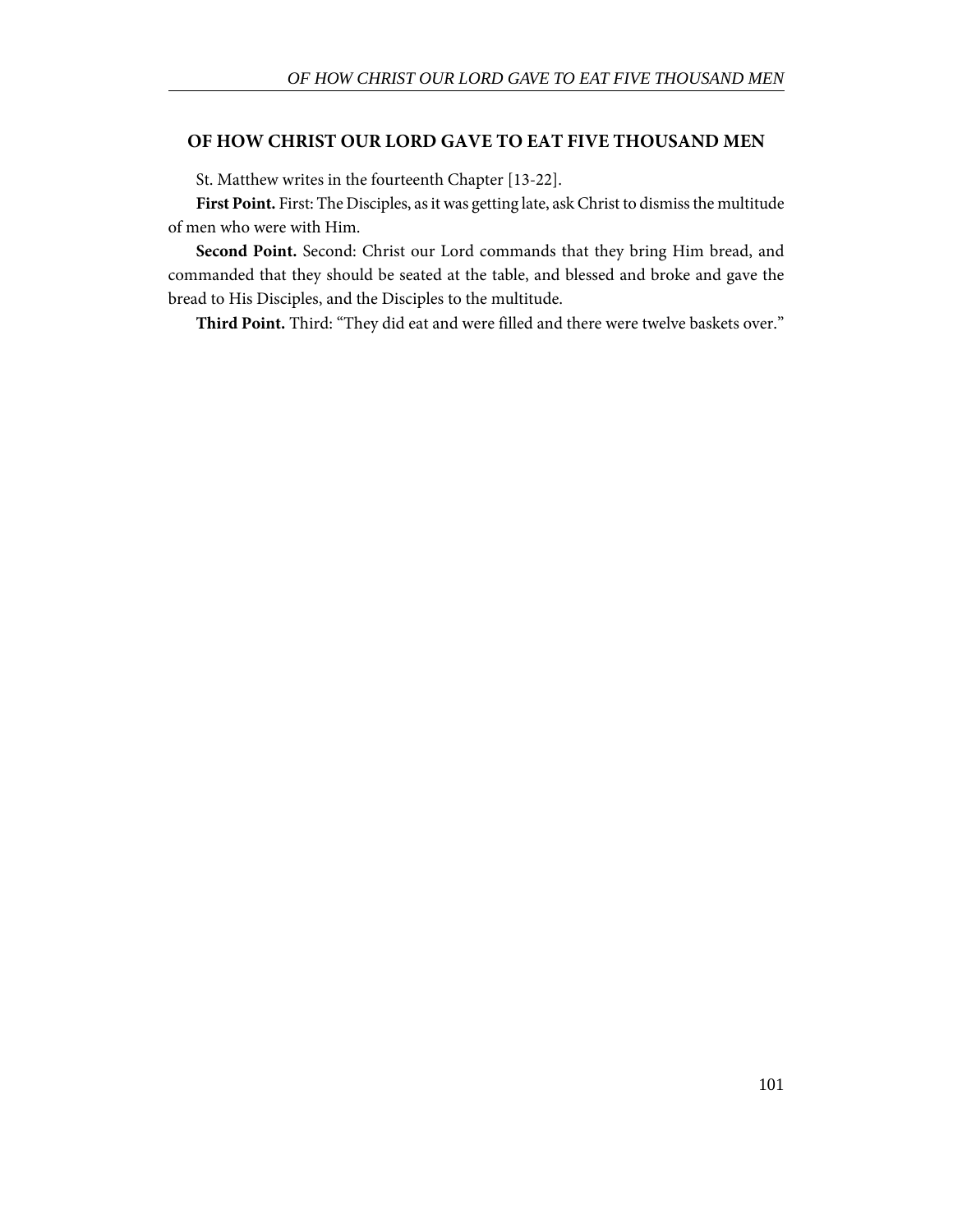## OF HOW CHRIST OUR LORD GAVE TO EAT FIVE THOUSAND MEN

St. Matthew writes in the fourteenth Chapter [13-22].

**First Point.** First: The Disciples, as it was getting late, ask Christ to dismiss the multitude of men who were with Him.

**Second Point.** Second: Christ our Lord commands that they bring Him bread, and commanded that they should be seated at the table, and blessed and broke and gave the bread to His Disciples, and the Disciples to the multitude.

**Third Point.** Third: "They did eat and were filled and there were twelve baskets over."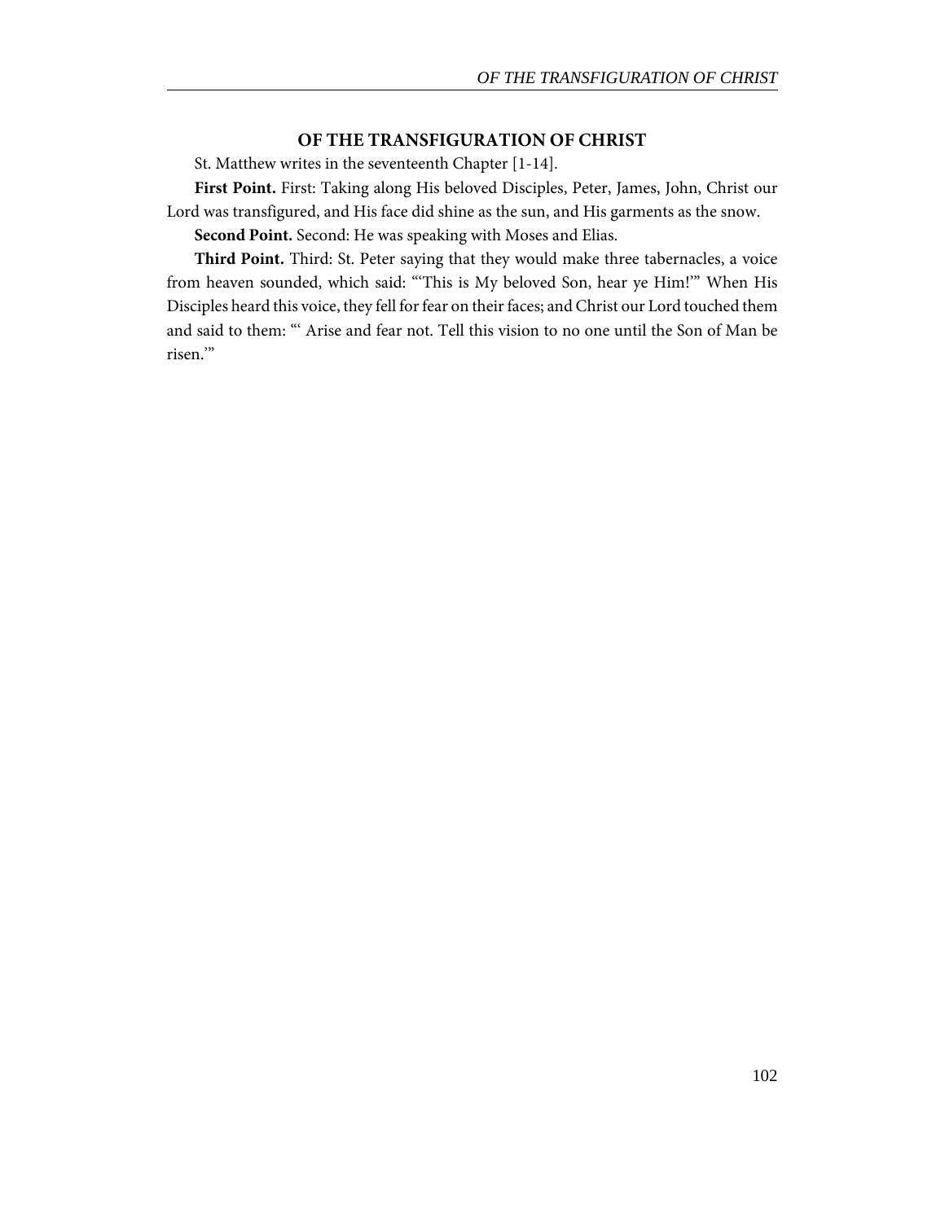## OF THE TRANSFIGURATION OF CHRIST

St. Matthew writes in the seventeenth Chapter [1-14].

**First Point.** First: Taking along His beloved Disciples, Peter, James, John, Christ our Lord was transfigured, and His face did shine as the sun, and His garments as the snow.

**Second Point.** Second: He was speaking with Moses and Elias.

**Third Point.** Third: St. Peter saying that they would make three tabernacles, a voice from heaven sounded, which said: "'This is My beloved Son, hear ye Him!'" When His Disciples heard this voice, they fell for fear on their faces; and Christ our Lord touched them and said to them: "' Arise and fear not. Tell this vision to no one until the Son of Man be risen.'"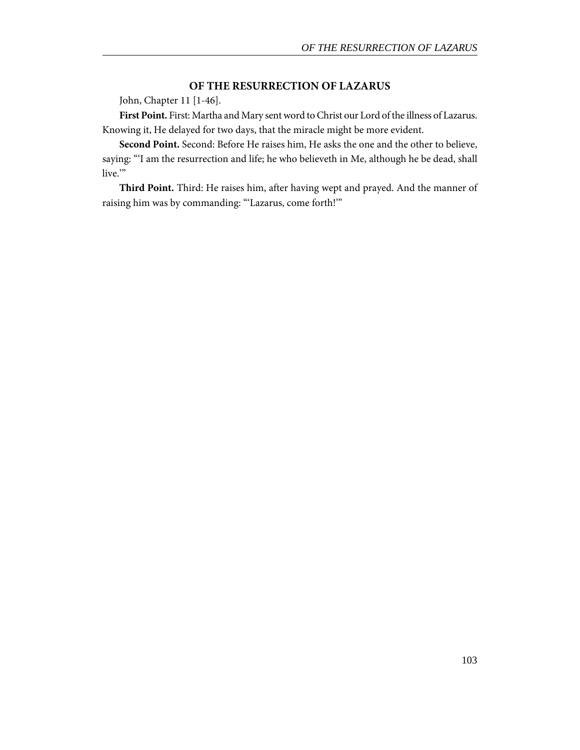## OF THE RESURRECTION OF LAZARUS

John, Chapter 11 [1-46].

**First Point.** First: Martha and Mary sent word to Christ our Lord of the illness of Lazarus. Knowing it, He delayed for two days, that the miracle might be more evident.

**Second Point.** Second: Before He raises him, He asks the one and the other to believe, saying: "'I am the resurrection and life; he who believeth in Me, although he be dead, shall live.'"

**Third Point.** Third: He raises him, after having wept and prayed. And the manner of raising him was by commanding: "'Lazarus, come forth!'"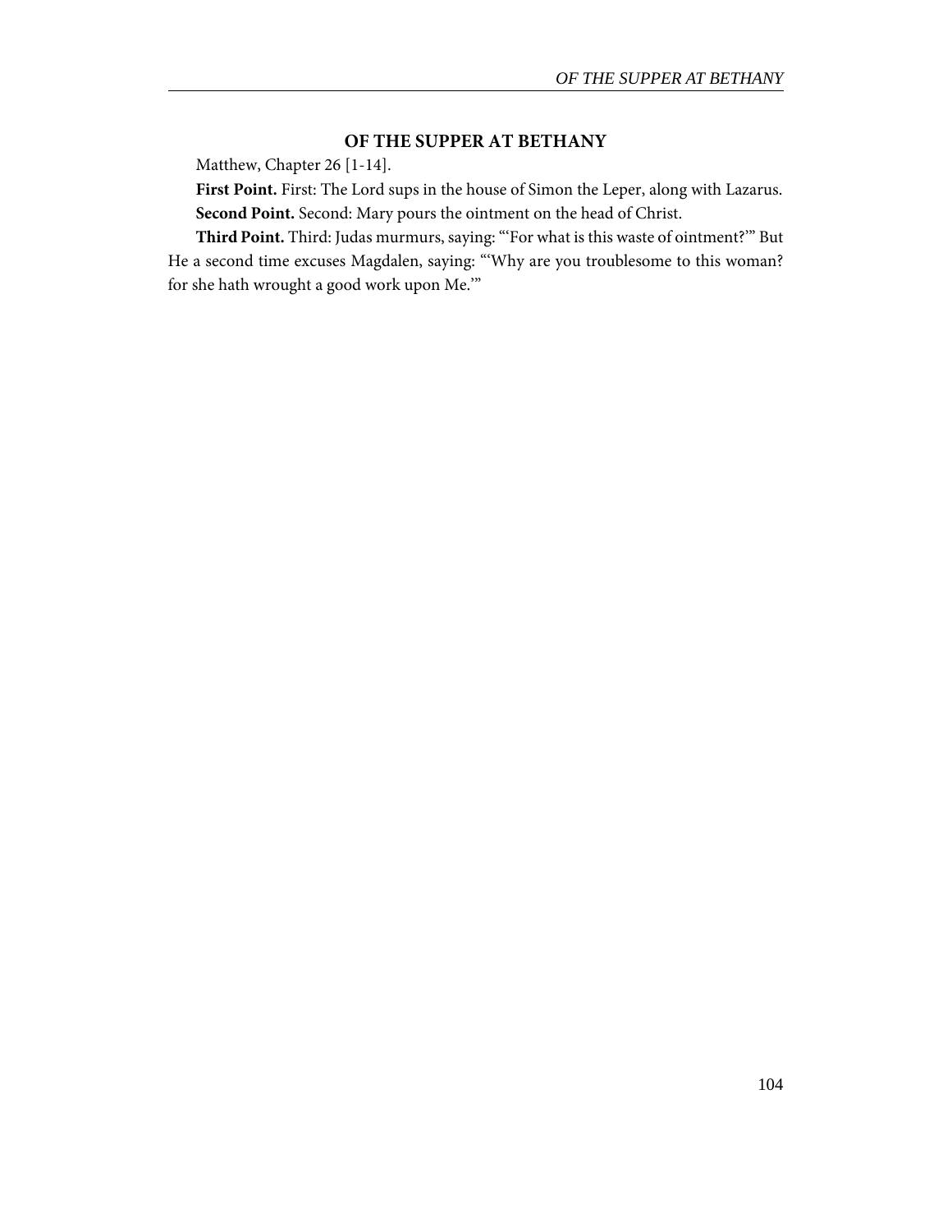## OF THE SUPPER AT BETHANY

Matthew, Chapter 26 [1-14].

**First Point.** First: The Lord sups in the house of Simon the Leper, along with Lazarus.

**Second Point.** Second: Mary pours the ointment on the head of Christ.

**Third Point.** Third: Judas murmurs, saying: "'For what is this waste of ointment?'" But He a second time excuses Magdalen, saying: "'Why are you troublesome to this woman? for she hath wrought a good work upon Me.'"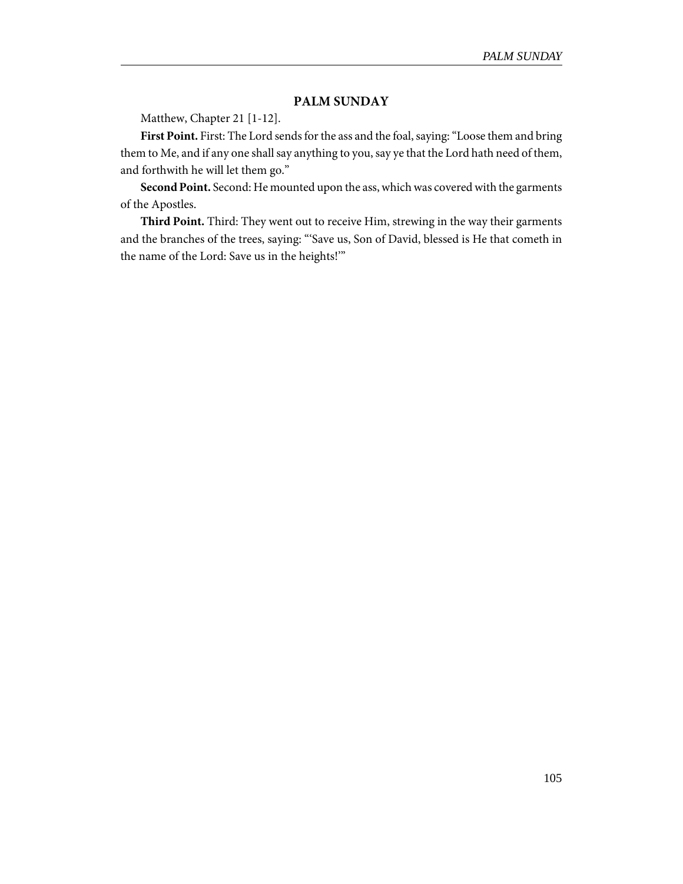## PALM SUNDAY

Matthew, Chapter 21 [1-12].

**First Point.** First: The Lord sends for the ass and the foal, saying: "Loose them and bring them to Me, and if any one shall say anything to you, say ye that the Lord hath need of them, and forthwith he will let them go."

**Second Point.** Second: He mounted upon the ass, which was covered with the garments of the Apostles.

**Third Point.** Third: They went out to receive Him, strewing in the way their garments and the branches of the trees, saying: "'Save us, Son of David, blessed is He that cometh in the name of the Lord: Save us in the heights!'"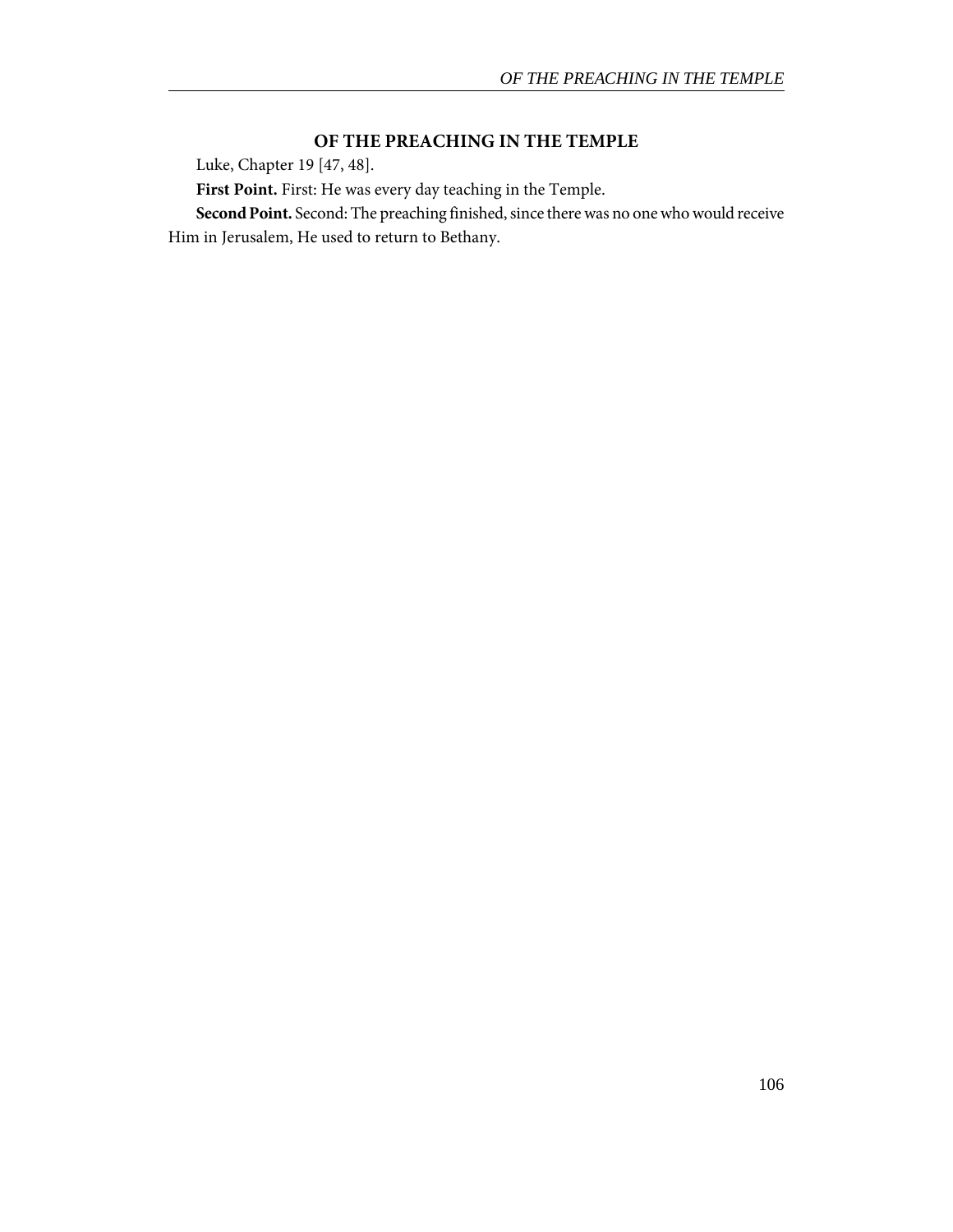## OF THE PREACHING IN THE TEMPLE

Luke, Chapter 19 [47, 48].

**First Point.** First: He was every day teaching in the Temple.

**Second Point.** Second: The preaching finished, since there was no one who would receive Him in Jerusalem, He used to return to Bethany.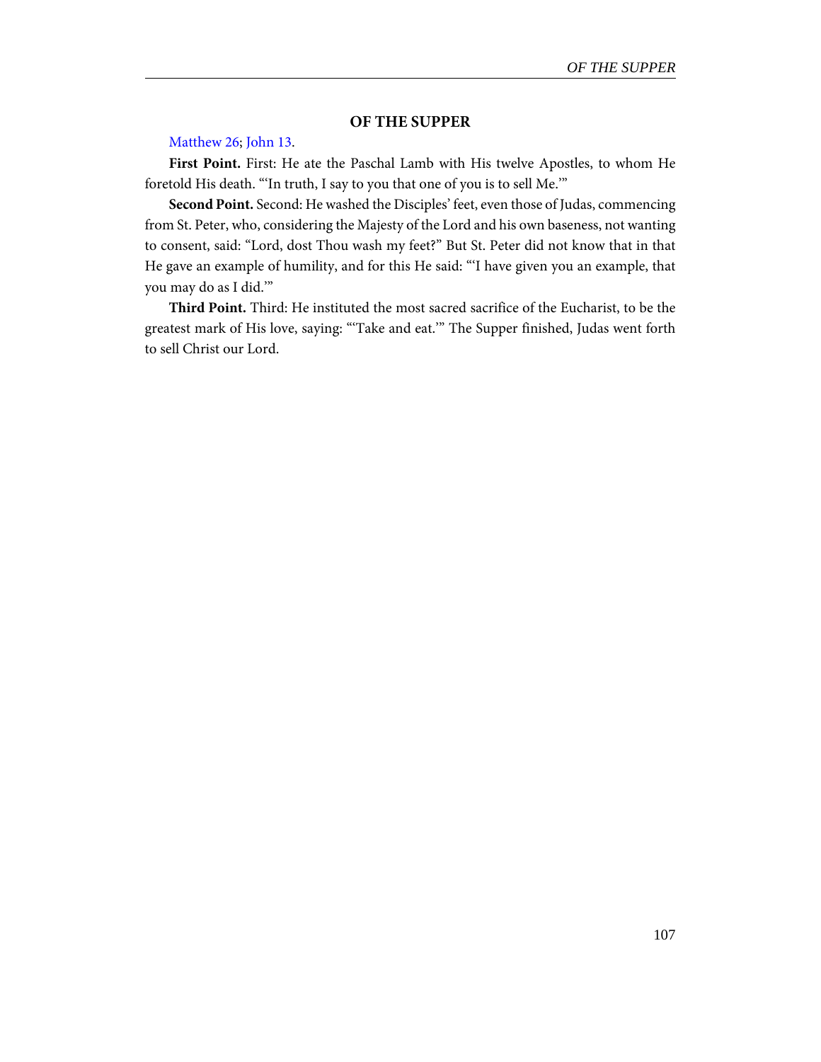## OF THE SUPPER

Matthew 26; John 13.

**First Point.** First: He ate the Paschal Lamb with His twelve Apostles, to whom He foretold His death. "'In truth, I say to you that one of you is to sell Me.'"

**Second Point.** Second: He washed the Disciples' feet, even those of Judas, commencing from St. Peter, who, considering the Majesty of the Lord and his own baseness, not wanting to consent, said: "Lord, dost Thou wash my feet?" But St. Peter did not know that in that He gave an example of humility, and for this He said: "'I have given you an example, that you may do as I did.'"

**Third Point.** Third: He instituted the most sacred sacrifice of the Eucharist, to be the greatest mark of His love, saying: "'Take and eat.'" The Supper finished, Judas went forth to sell Christ our Lord.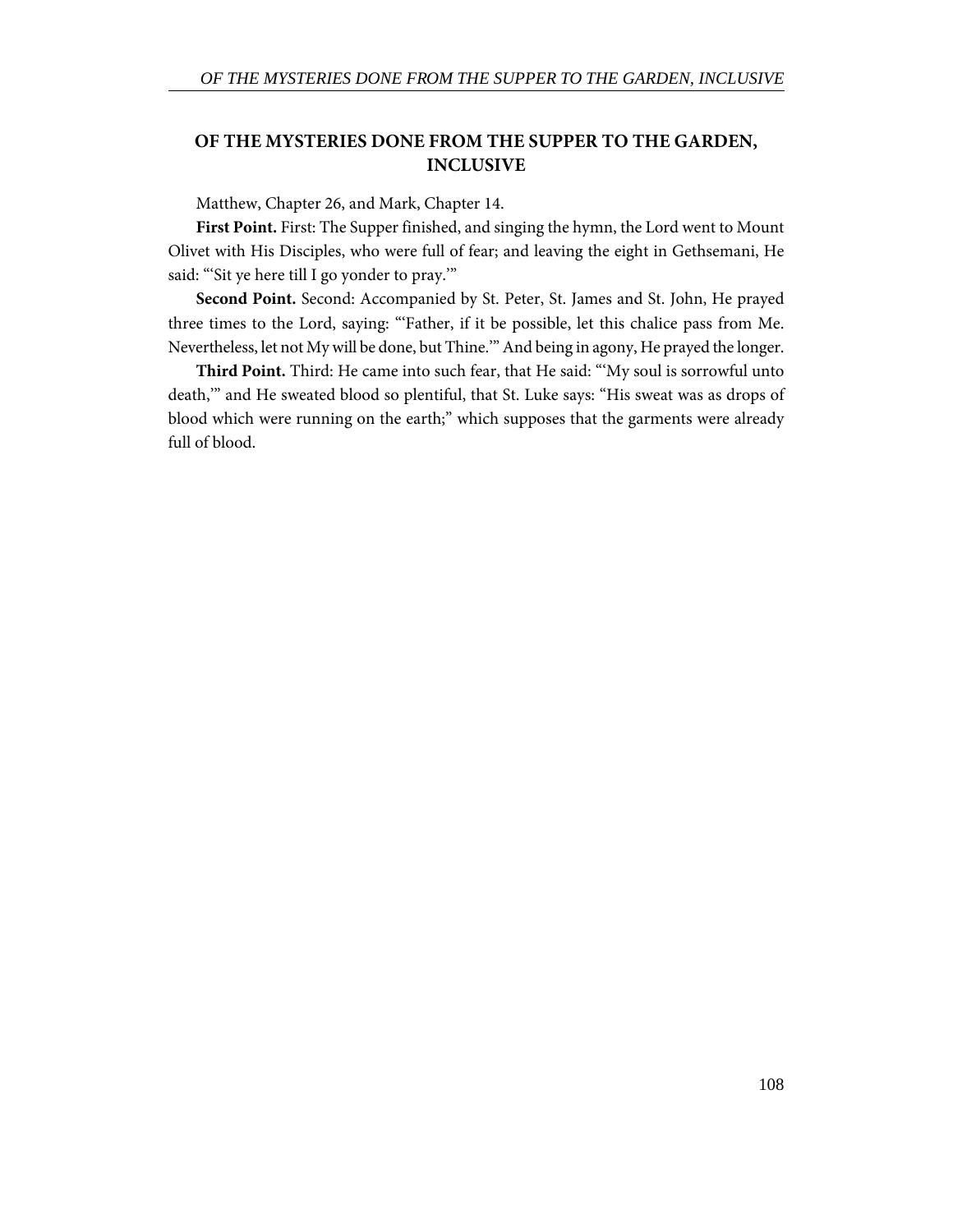## OF THE MYSTERIES DONE FROM THE SUPPER TO THE GARDEN, INCLUSIVE

Matthew, Chapter 26, and Mark, Chapter 14.

**First Point.** First: The Supper finished, and singing the hymn, the Lord went to Mount Olivet with His Disciples, who were full of fear; and leaving the eight in Gethsemani, He said: "'Sit ye here till I go yonder to pray.'"

**Second Point.** Second: Accompanied by St. Peter, St. James and St. John, He prayed three times to the Lord, saying: "'Father, if it be possible, let this chalice pass from Me. Nevertheless, let not My will be done, but Thine.'" And being in agony, He prayed the longer.

**Third Point.** Third: He came into such fear, that He said: "'My soul is sorrowful unto death,'" and He sweated blood so plentiful, that St. Luke says: "His sweat was as drops of blood which were running on the earth;" which supposes that the garments were already full of blood.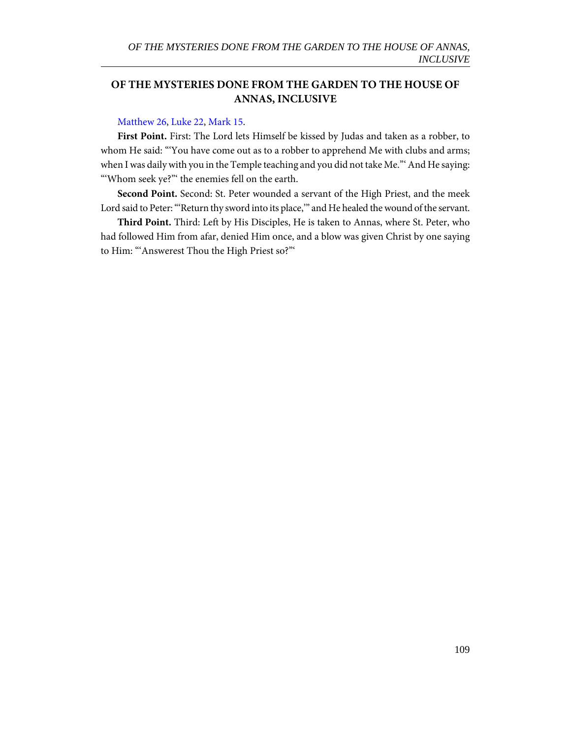## OF THE MYSTERIES DONE FROM THE GARDEN TO THE HOUSE OF ANNAS, INCLUSIVE

Matthew 26, Luke 22, Mark 15.

**First Point.** First: The Lord lets Himself be kissed by Judas and taken as a robber, to whom He said: "'You have come out as to a robber to apprehend Me with clubs and arms; when I was daily with you in the Temple teaching and you did not take Me."' And He saying: "'Whom seek ye?"' the enemies fell on the earth.

**Second Point.** Second: St. Peter wounded a servant of the High Priest, and the meek Lord said to Peter: "'Return thy sword into its place,'" and He healed the wound of the servant.

**Third Point.** Third: Left by His Disciples, He is taken to Annas, where St. Peter, who had followed Him from afar, denied Him once, and a blow was given Christ by one saying to Him: "'Answerest Thou the High Priest so?"'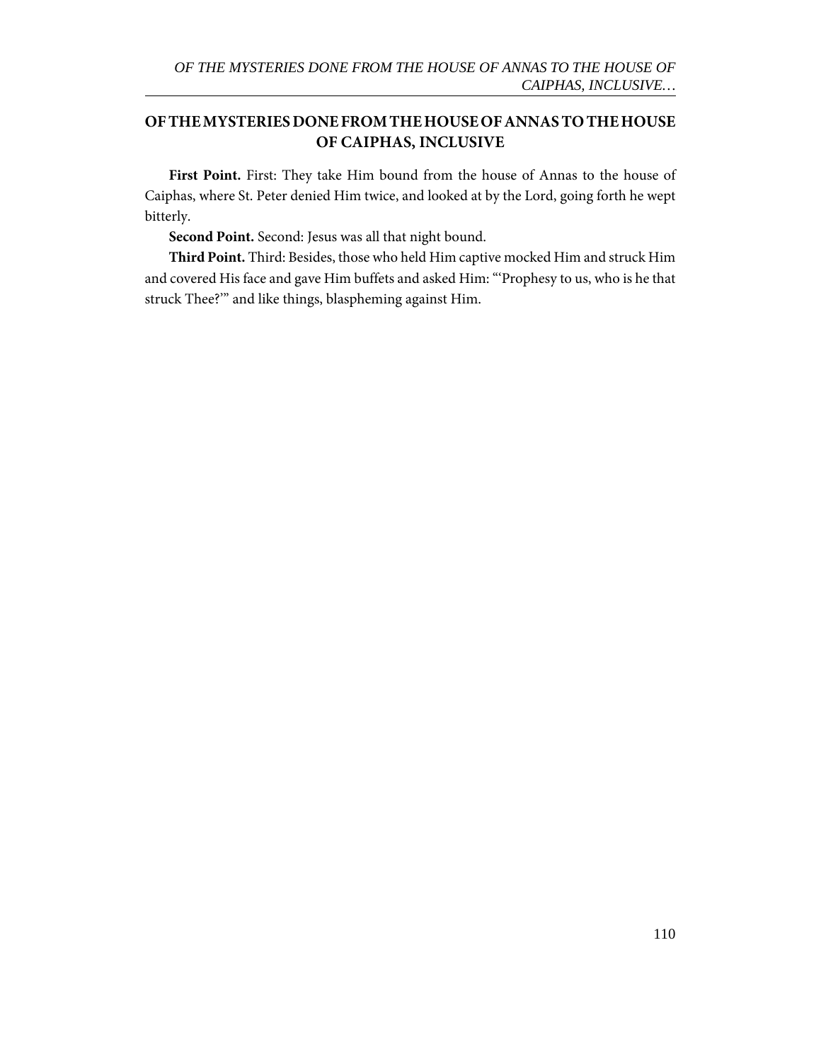## OF THE MYSTERIES DONE FROM THE HOUSE OF ANNAS TO THE HOUSE OF CAIPHAS, INCLUSIVE

**First Point.** First: They take Him bound from the house of Annas to the house of Caiphas, where St. Peter denied Him twice, and looked at by the Lord, going forth he wept bitterly.

**Second Point.** Second: Jesus was all that night bound.

**Third Point.** Third: Besides, those who held Him captive mocked Him and struck Him and covered His face and gave Him buffets and asked Him: "'Prophesy to us, who is he that struck Thee?'" and like things, blaspheming against Him.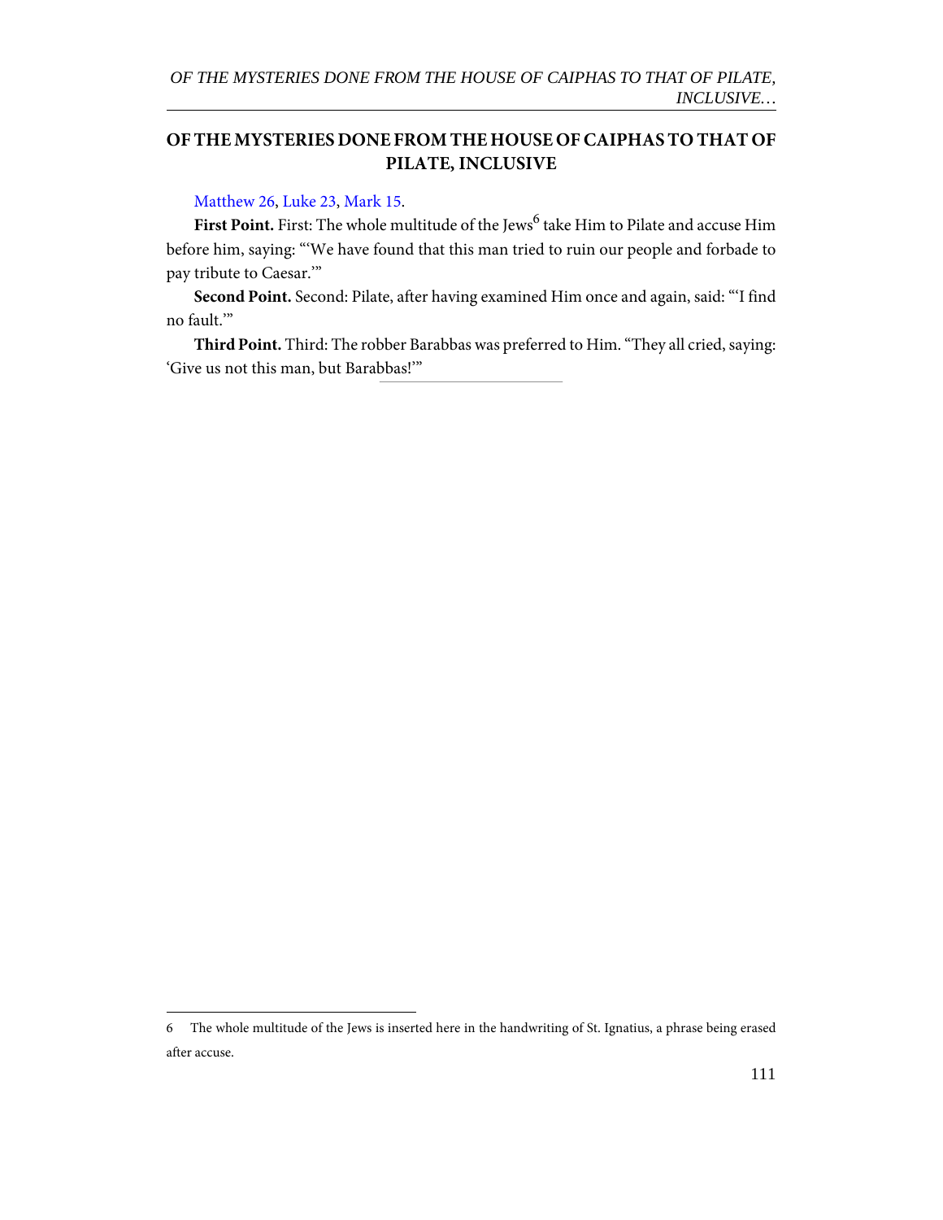## OF THE MYSTERIES DONE FROM THE HOUSE OF CAIPHAS TO THAT OF PILATE, INCLUSIVE

Matthew 26, Luke 23, Mark 15.

**First Point.** First: The whole multitude of the Jews[6] take Him to Pilate and accuse Him before him, saying: "'We have found that this man tried to ruin our people and forbade to pay tribute to Caesar.'"

**Second Point.** Second: Pilate, after having examined Him once and again, said: "'I find no fault.'"

**Third Point.** Third: The robber Barabbas was preferred to Him. "They all cried, saying: 'Give us not this man, but Barabbas!'"

---

6 The whole multitude of the Jews is inserted here in the handwriting of St. Ignatius, a phrase being erased after accuse.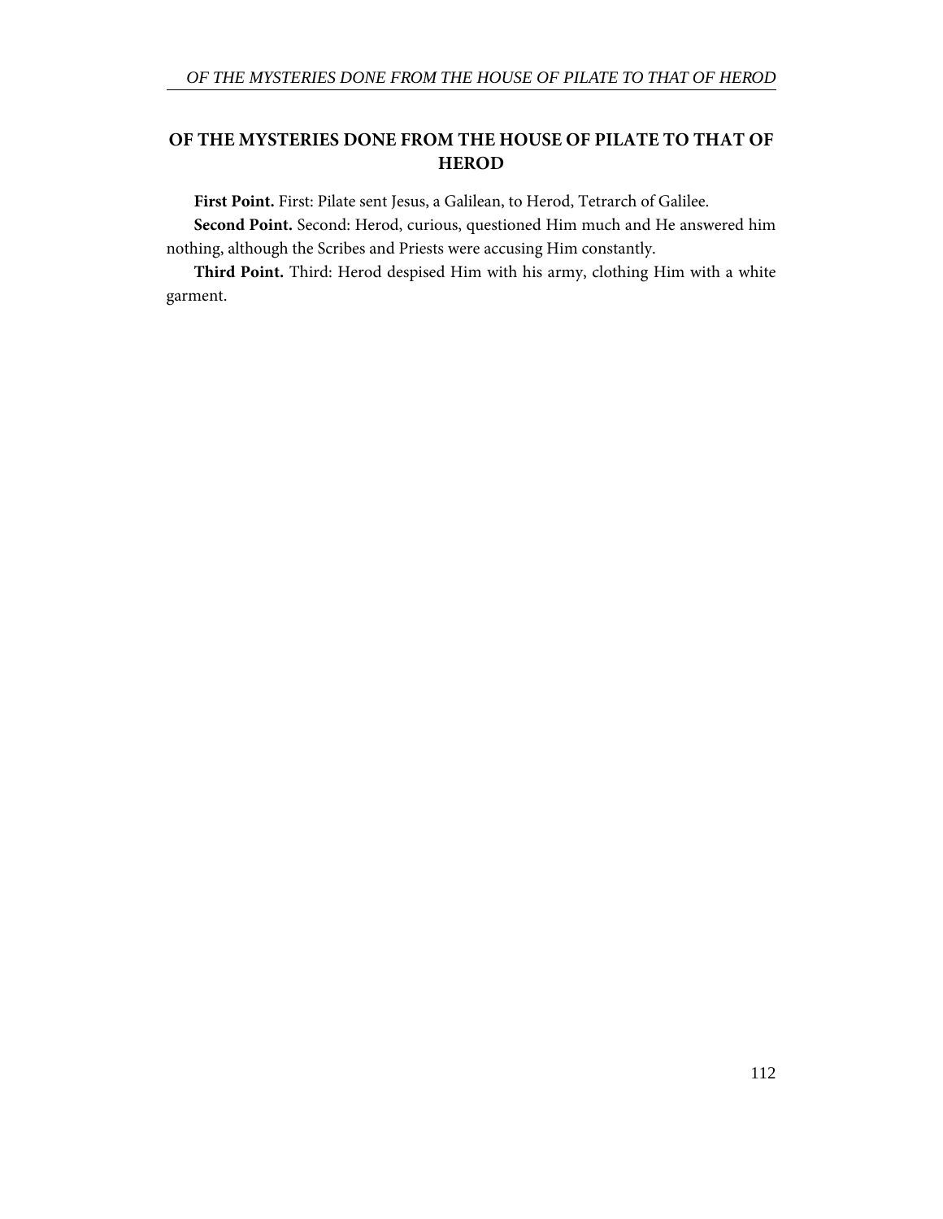## OF THE MYSTERIES DONE FROM THE HOUSE OF PILATE TO THAT OF HEROD

**First Point.** First: Pilate sent Jesus, a Galilean, to Herod, Tetrarch of Galilee.

**Second Point.** Second: Herod, curious, questioned Him much and He answered him nothing, although the Scribes and Priests were accusing Him constantly.

**Third Point.** Third: Herod despised Him with his army, clothing Him with a white garment.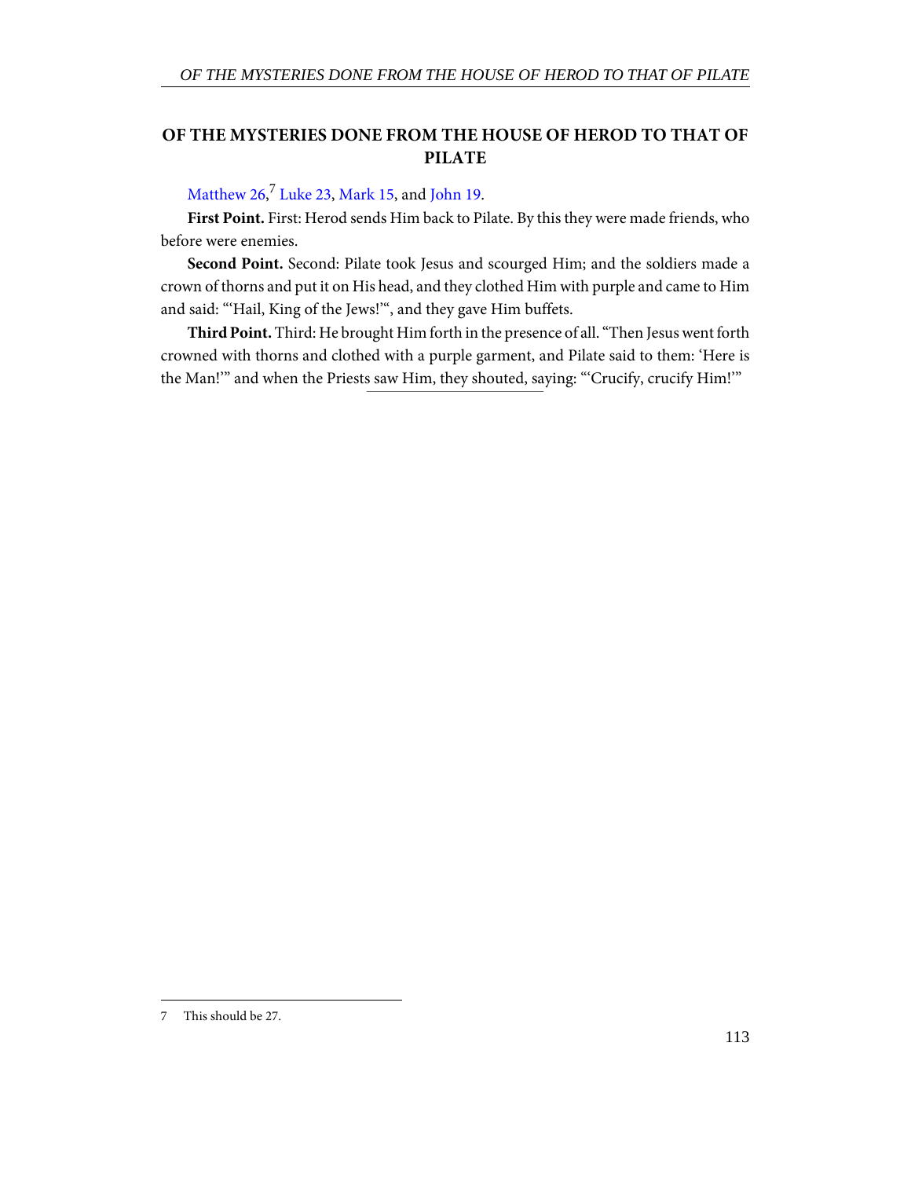## OF THE MYSTERIES DONE FROM THE HOUSE OF HEROD TO THAT OF PILATE

Matthew 26,[7] Luke 23, Mark 15, and John 19.

**First Point.** First: Herod sends Him back to Pilate. By this they were made friends, who before were enemies.

**Second Point.** Second: Pilate took Jesus and scourged Him; and the soldiers made a crown of thorns and put it on His head, and they clothed Him with purple and came to Him and said: "'Hail, King of the Jews!'", and they gave Him buffets.

**Third Point.** Third: He brought Him forth in the presence of all. "Then Jesus went forth crowned with thorns and clothed with a purple garment, and Pilate said to them: 'Here is the Man!'" and when the Priests saw Him, they shouted, saying: "'Crucify, crucify Him!'"

---

7 This should be 27.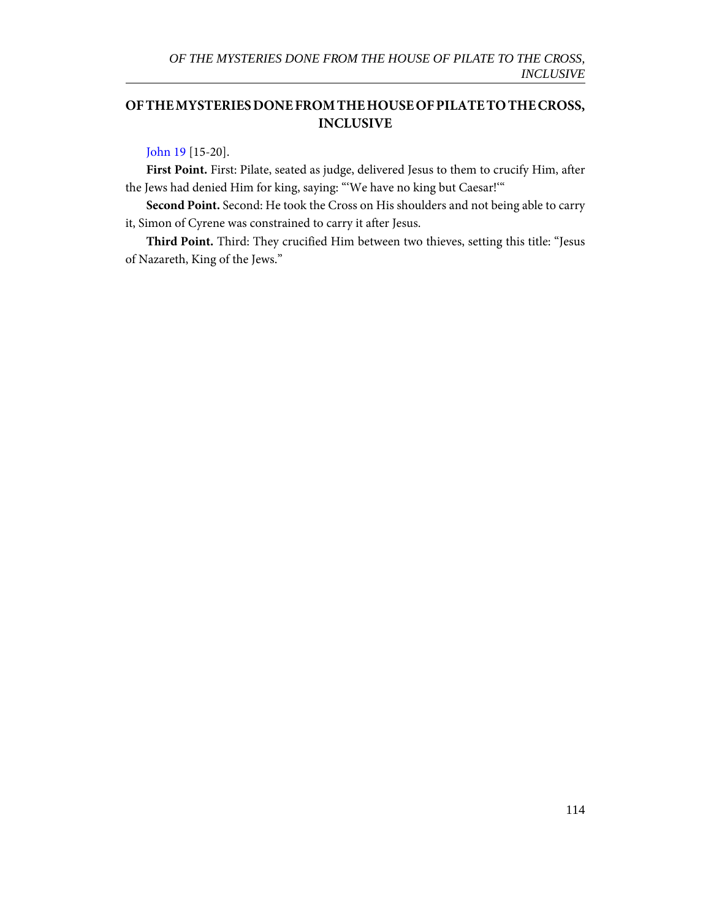## OF THE MYSTERIES DONE FROM THE HOUSE OF PILATE TO THE CROSS, INCLUSIVE

John 19 [15-20].

**First Point.** First: Pilate, seated as judge, delivered Jesus to them to crucify Him, after the Jews had denied Him for king, saying: "'We have no king but Caesar!'"

**Second Point.** Second: He took the Cross on His shoulders and not being able to carry it, Simon of Cyrene was constrained to carry it after Jesus.

**Third Point.** Third: They crucified Him between two thieves, setting this title: "Jesus of Nazareth, King of the Jews."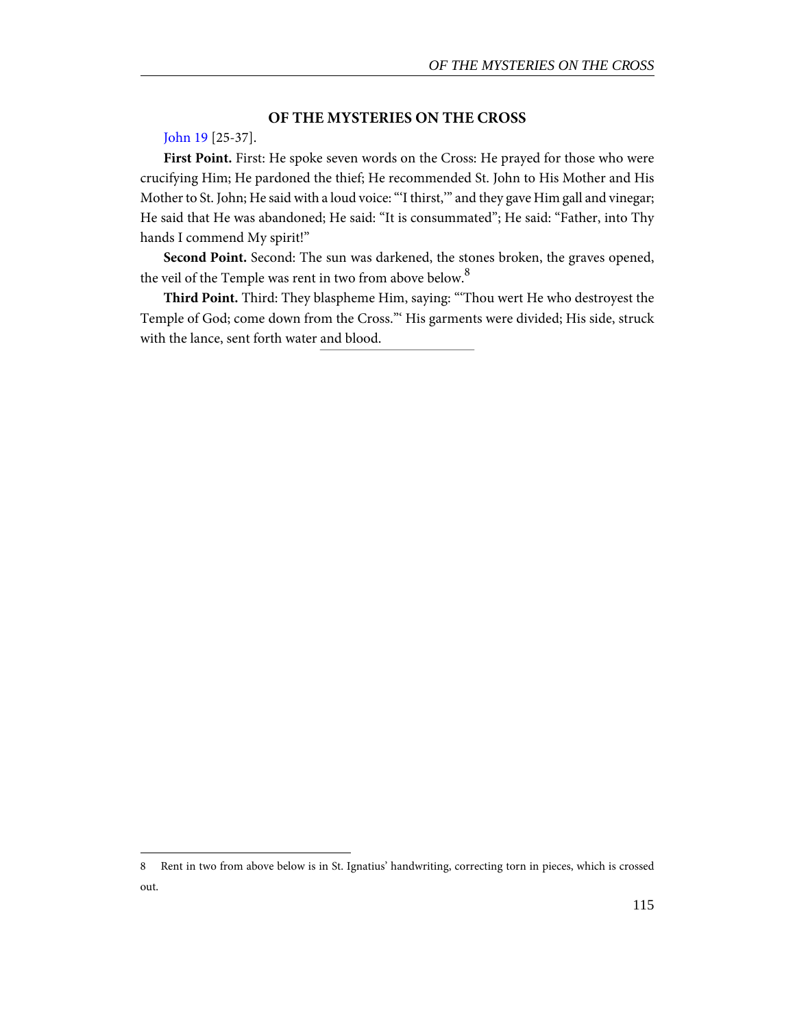## OF THE MYSTERIES ON THE CROSS

John 19 [25-37].

**First Point.** First: He spoke seven words on the Cross: He prayed for those who were crucifying Him; He pardoned the thief; He recommended St. John to His Mother and His Mother to St. John; He said with a loud voice: "'I thirst,'" and they gave Him gall and vinegar; He said that He was abandoned; He said: "It is consummated"; He said: "Father, into Thy hands I commend My spirit!"

**Second Point.** Second: The sun was darkened, the stones broken, the graves opened, the veil of the Temple was rent in two from above below.[8]

**Third Point.** Third: They blaspheme Him, saying: "'Thou wert He who destroyest the Temple of God; come down from the Cross."' His garments were divided; His side, struck with the lance, sent forth water and blood.

---

8 Rent in two from above below is in St. Ignatius' handwriting, correcting torn in pieces, which is crossed out.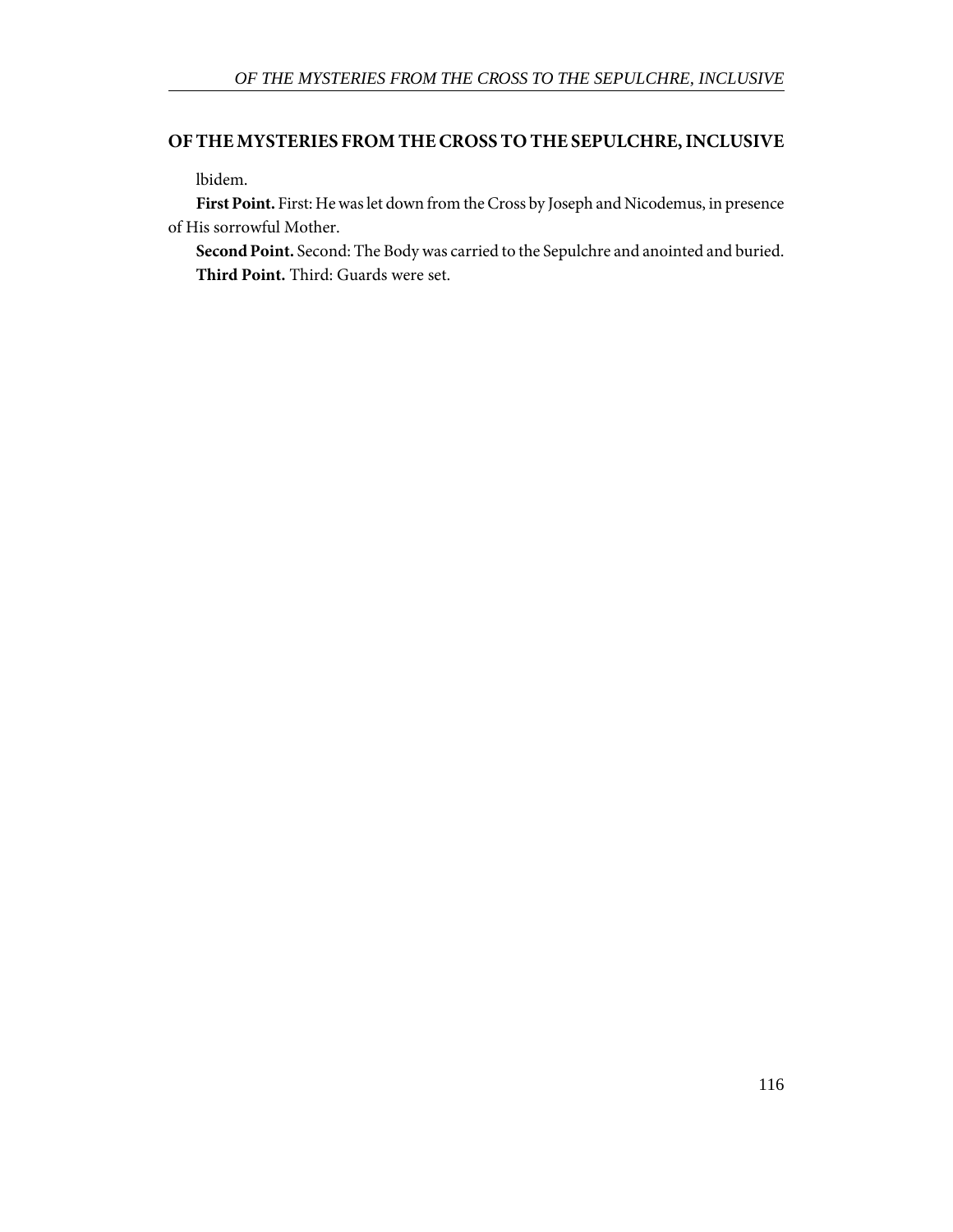## OF THE MYSTERIES FROM THE CROSS TO THE SEPULCHRE, INCLUSIVE

lbidem.

**First Point.** First: He was let down from the Cross by Joseph and Nicodemus, in presence of His sorrowful Mother.

**Second Point.** Second: The Body was carried to the Sepulchre and anointed and buried.

**Third Point.** Third: Guards were set.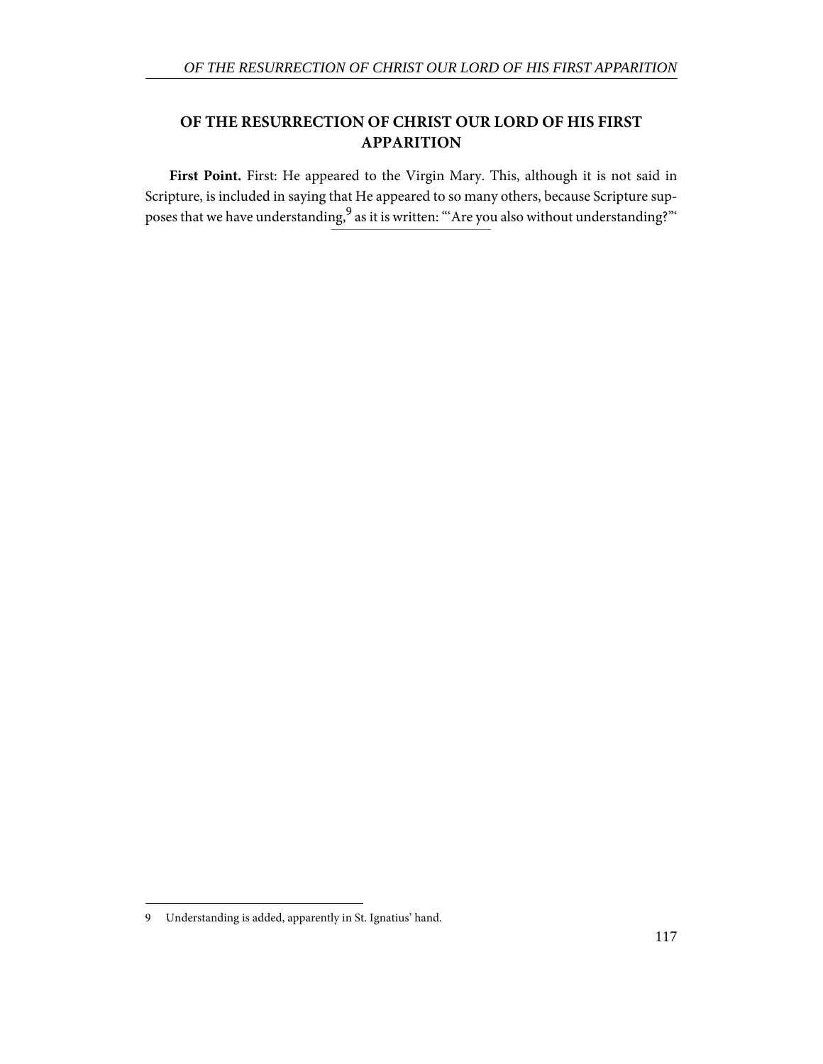## OF THE RESURRECTION OF CHRIST OUR LORD OF HIS FIRST APPARITION

**First Point.** First: He appeared to the Virgin Mary. This, although it is not said in Scripture, is included in saying that He appeared to so many others, because Scripture supposes that we have understanding,[9] as it is written: "'Are you also without understanding?"'

---

9 Understanding is added, apparently in St. Ignatius' hand.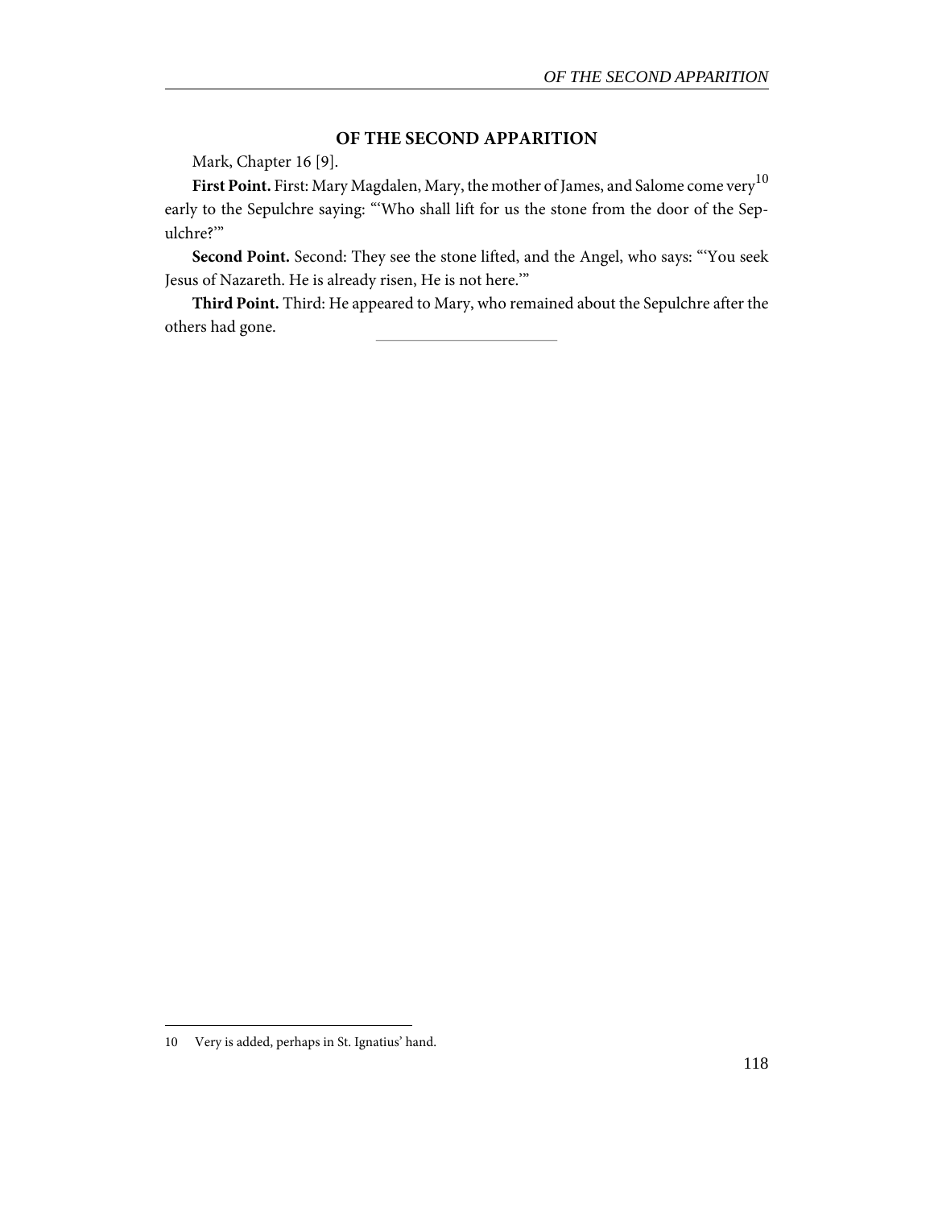## OF THE SECOND APPARITION

Mark, Chapter 16 [9].

**First Point.** First: Mary Magdalen, Mary, the mother of James, and Salome come very[10] early to the Sepulchre saying: "'Who shall lift for us the stone from the door of the Sepulchre?'"

**Second Point.** Second: They see the stone lifted, and the Angel, who says: "'You seek Jesus of Nazareth. He is already risen, He is not here.'"

**Third Point.** Third: He appeared to Mary, who remained about the Sepulchre after the others had gone.

---

10 Very is added, perhaps in St. Ignatius' hand.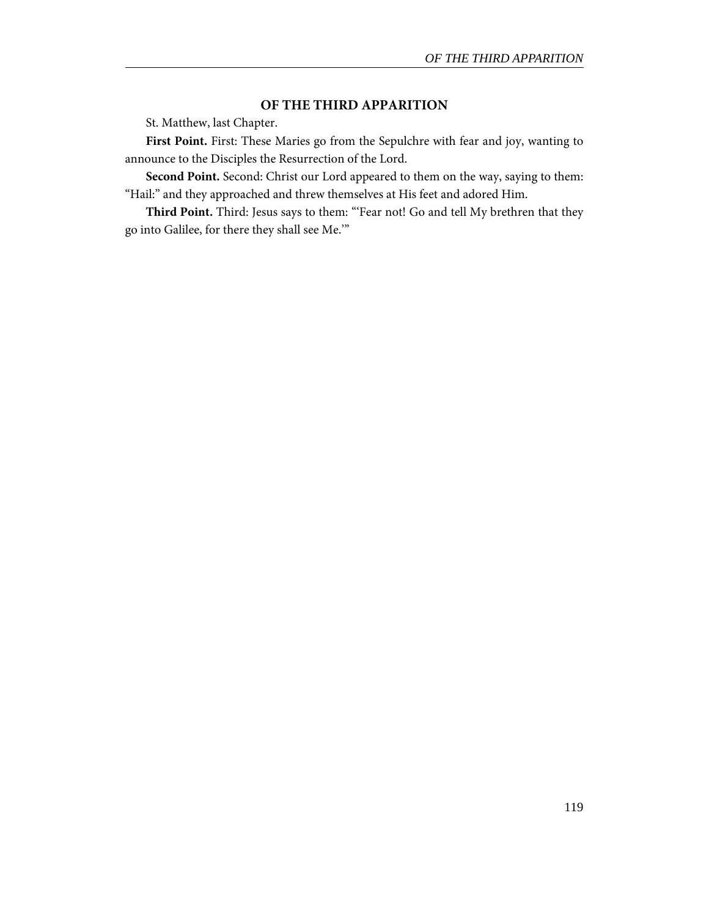### OF THE THIRD APPARITION

St. Matthew, last Chapter.

**First Point.** First: These Maries go from the Sepulchre with fear and joy, wanting to announce to the Disciples the Resurrection of the Lord.

**Second Point.** Second: Christ our Lord appeared to them on the way, saying to them: "Hail:" and they approached and threw themselves at His feet and adored Him.

**Third Point.** Third: Jesus says to them: "'Fear not! Go and tell My brethren that they go into Galilee, for there they shall see Me.'"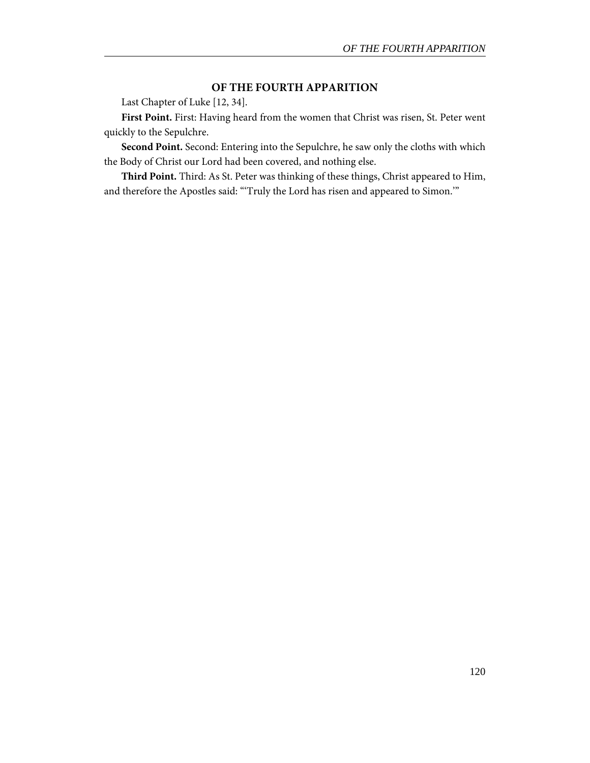## OF THE FOURTH APPARITION

Last Chapter of Luke [12, 34].

**First Point.** First: Having heard from the women that Christ was risen, St. Peter went quickly to the Sepulchre.

**Second Point.** Second: Entering into the Sepulchre, he saw only the cloths with which the Body of Christ our Lord had been covered, and nothing else.

**Third Point.** Third: As St. Peter was thinking of these things, Christ appeared to Him, and therefore the Apostles said: "'Truly the Lord has risen and appeared to Simon.'"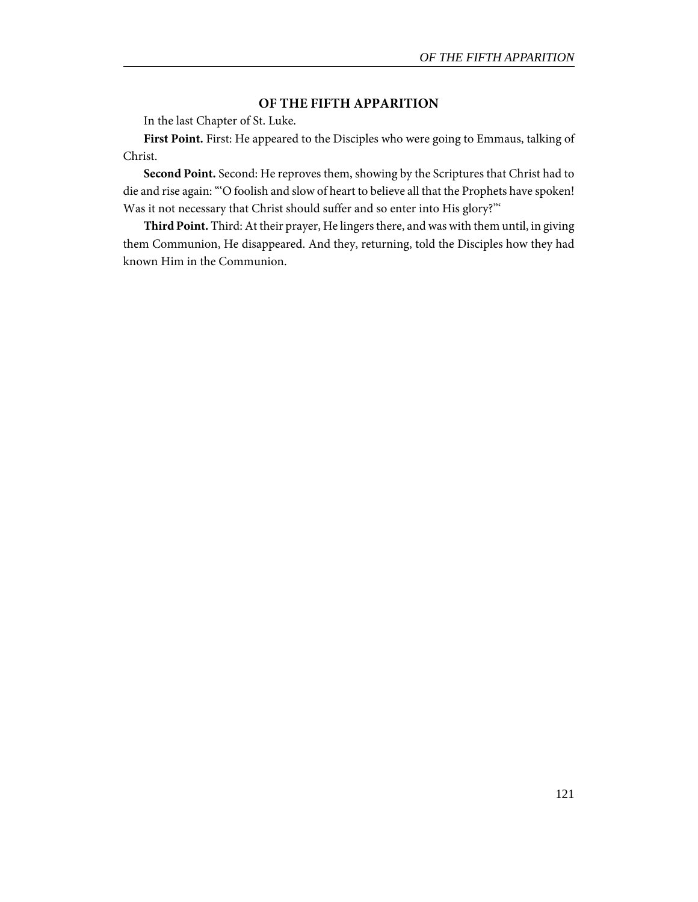## OF THE FIFTH APPARITION

In the last Chapter of St. Luke.

**First Point.** First: He appeared to the Disciples who were going to Emmaus, talking of Christ.

**Second Point.** Second: He reproves them, showing by the Scriptures that Christ had to die and rise again: "'O foolish and slow of heart to believe all that the Prophets have spoken! Was it not necessary that Christ should suffer and so enter into His glory?"'

**Third Point.** Third: At their prayer, He lingers there, and was with them until, in giving them Communion, He disappeared. And they, returning, told the Disciples how they had known Him in the Communion.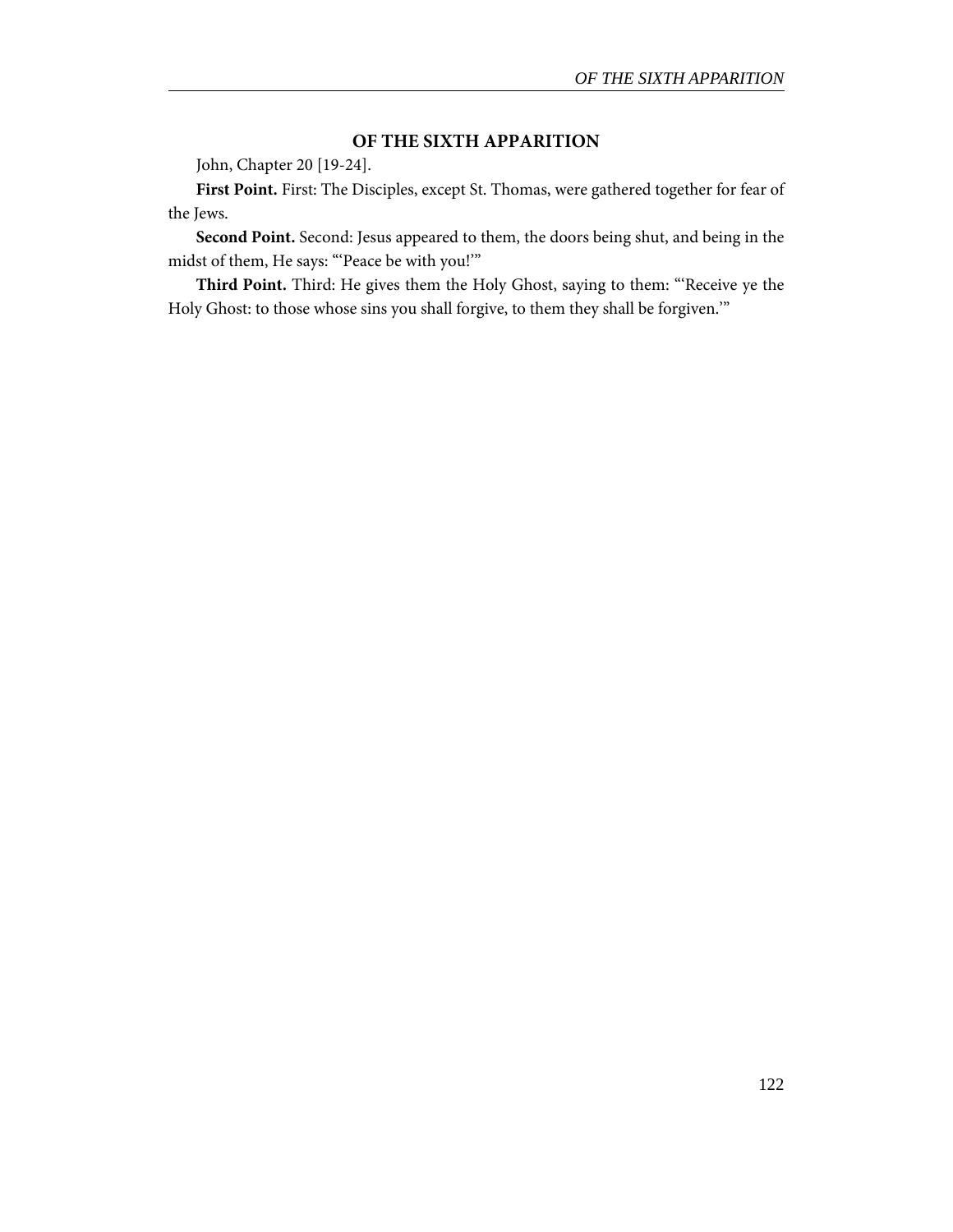## OF THE SIXTH APPARITION

John, Chapter 20 [19-24].

**First Point.** First: The Disciples, except St. Thomas, were gathered together for fear of the Jews.

**Second Point.** Second: Jesus appeared to them, the doors being shut, and being in the midst of them, He says: "'Peace be with you!'"

**Third Point.** Third: He gives them the Holy Ghost, saying to them: "'Receive ye the Holy Ghost: to those whose sins you shall forgive, to them they shall be forgiven.'"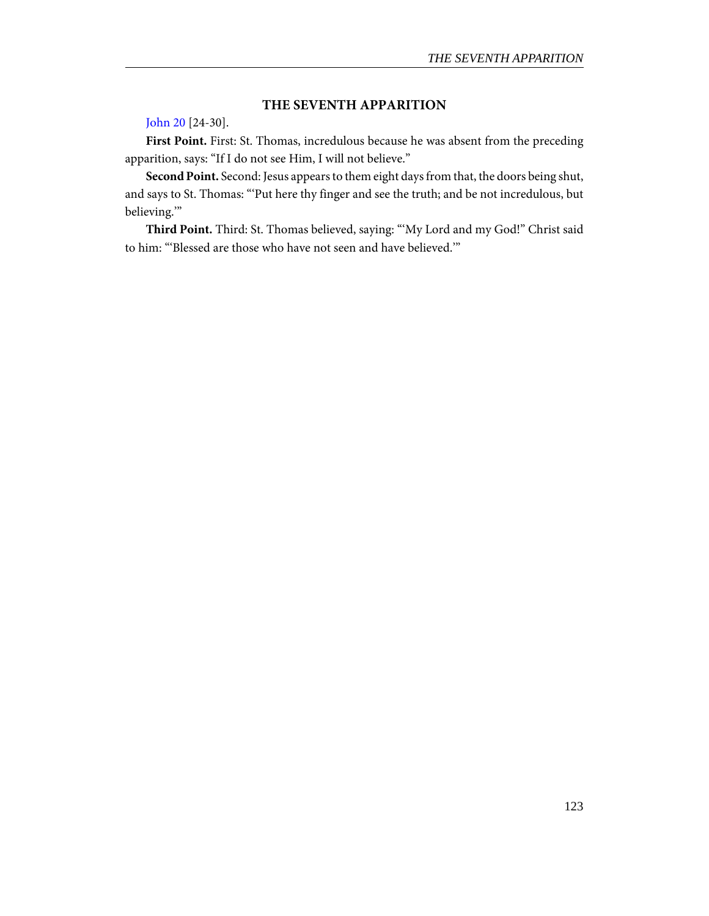## THE SEVENTH APPARITION

John 20 [24-30].

**First Point.** First: St. Thomas, incredulous because he was absent from the preceding apparition, says: "If I do not see Him, I will not believe."

**Second Point.** Second: Jesus appears to them eight days from that, the doors being shut, and says to St. Thomas: "'Put here thy finger and see the truth; and be not incredulous, but believing.'"

**Third Point.** Third: St. Thomas believed, saying: "'My Lord and my God!" Christ said to him: "'Blessed are those who have not seen and have believed.'"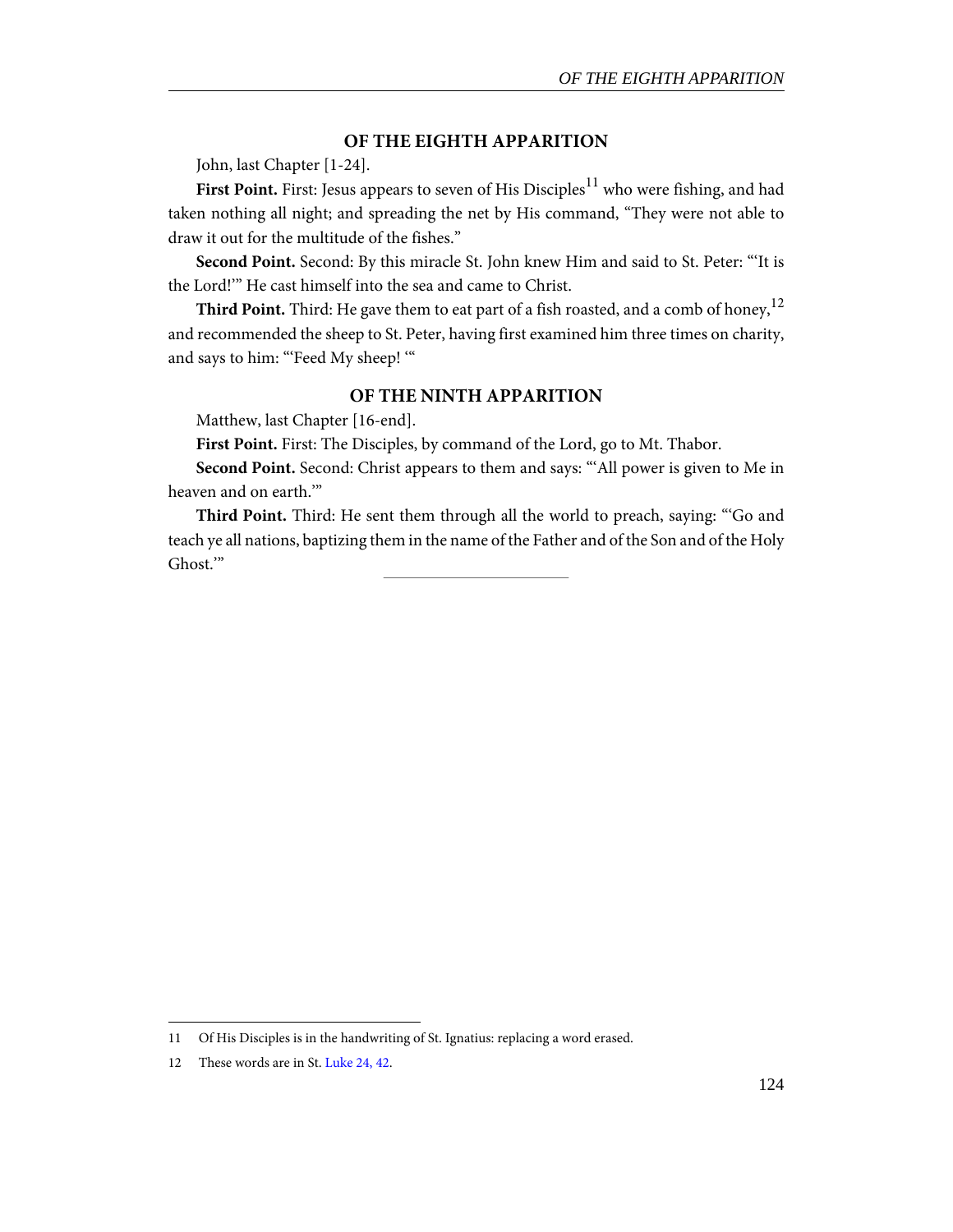## OF THE EIGHTH APPARITION

John, last Chapter [1-24].

**First Point.** First: Jesus appears to seven of His Disciples[11] who were fishing, and had taken nothing all night; and spreading the net by His command, "They were not able to draw it out for the multitude of the fishes."

**Second Point.** Second: By this miracle St. John knew Him and said to St. Peter: "'It is the Lord!'" He cast himself into the sea and came to Christ.

**Third Point.** Third: He gave them to eat part of a fish roasted, and a comb of honey,[12] and recommended the sheep to St. Peter, having first examined him three times on charity, and says to him: "'Feed My sheep! '"

## OF THE NINTH APPARITION

Matthew, last Chapter [16-end].

**First Point.** First: The Disciples, by command of the Lord, go to Mt. Thabor.

**Second Point.** Second: Christ appears to them and says: "'All power is given to Me in heaven and on earth.'"

**Third Point.** Third: He sent them through all the world to preach, saying: "'Go and teach ye all nations, baptizing them in the name of the Father and of the Son and of the Holy Ghost.'"

---

11 Of His Disciples is in the handwriting of St. Ignatius: replacing a word erased.

12 These words are in St. Luke 24, 42.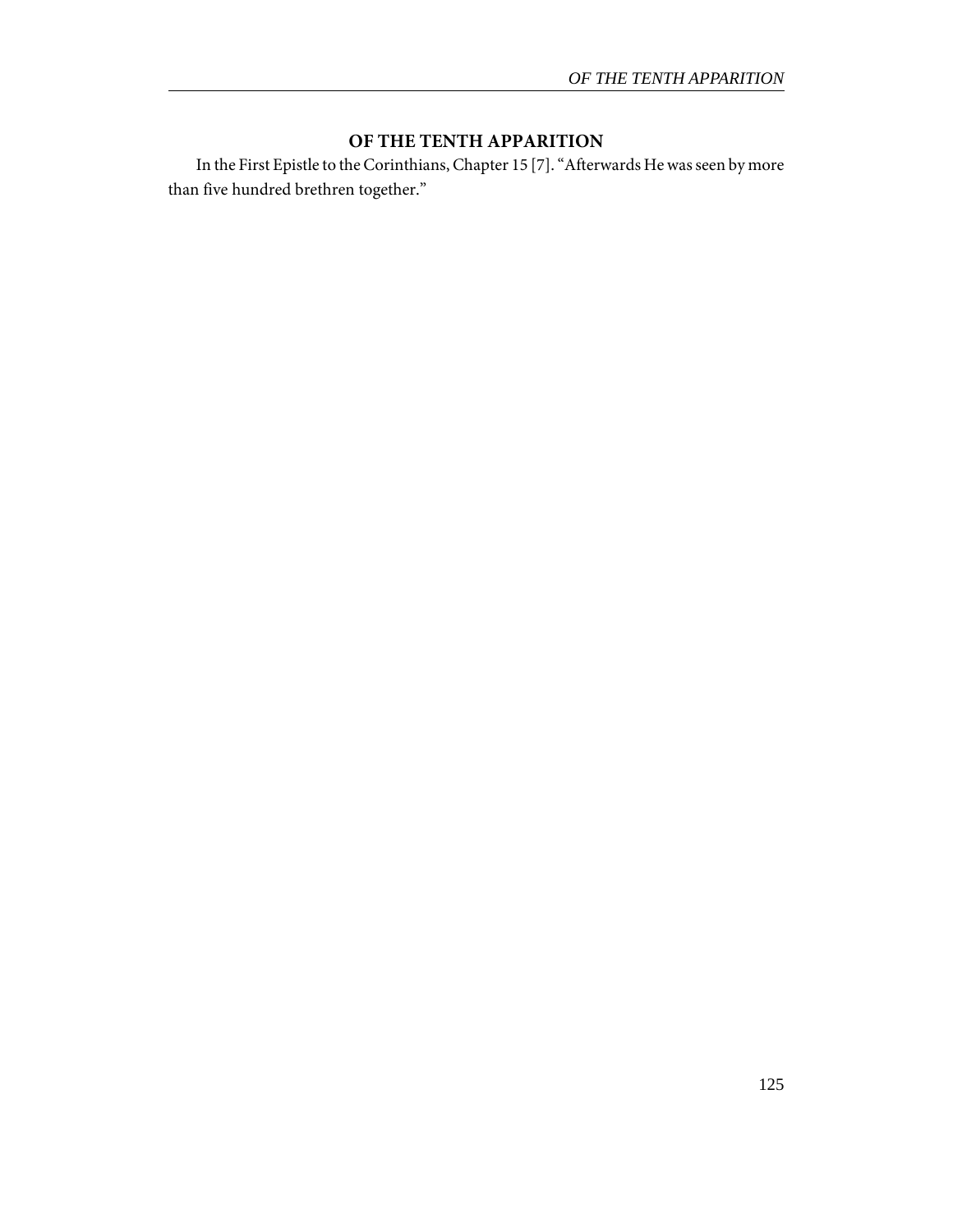## OF THE TENTH APPARITION

In the First Epistle to the Corinthians, Chapter 15 [7]. "Afterwards He was seen by more than five hundred brethren together."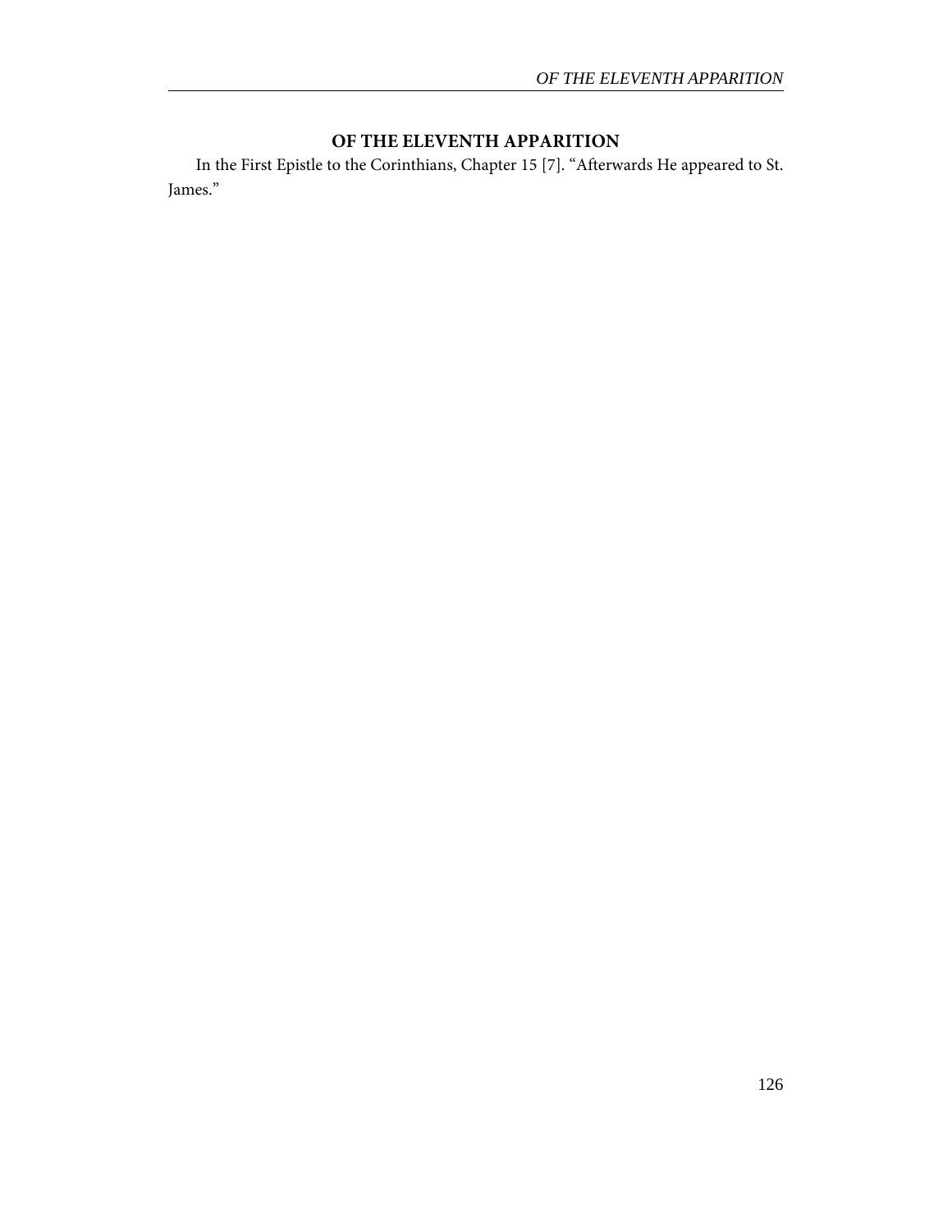## OF THE ELEVENTH APPARITION

In the First Epistle to the Corinthians, Chapter 15 [7]. "Afterwards He appeared to St. James."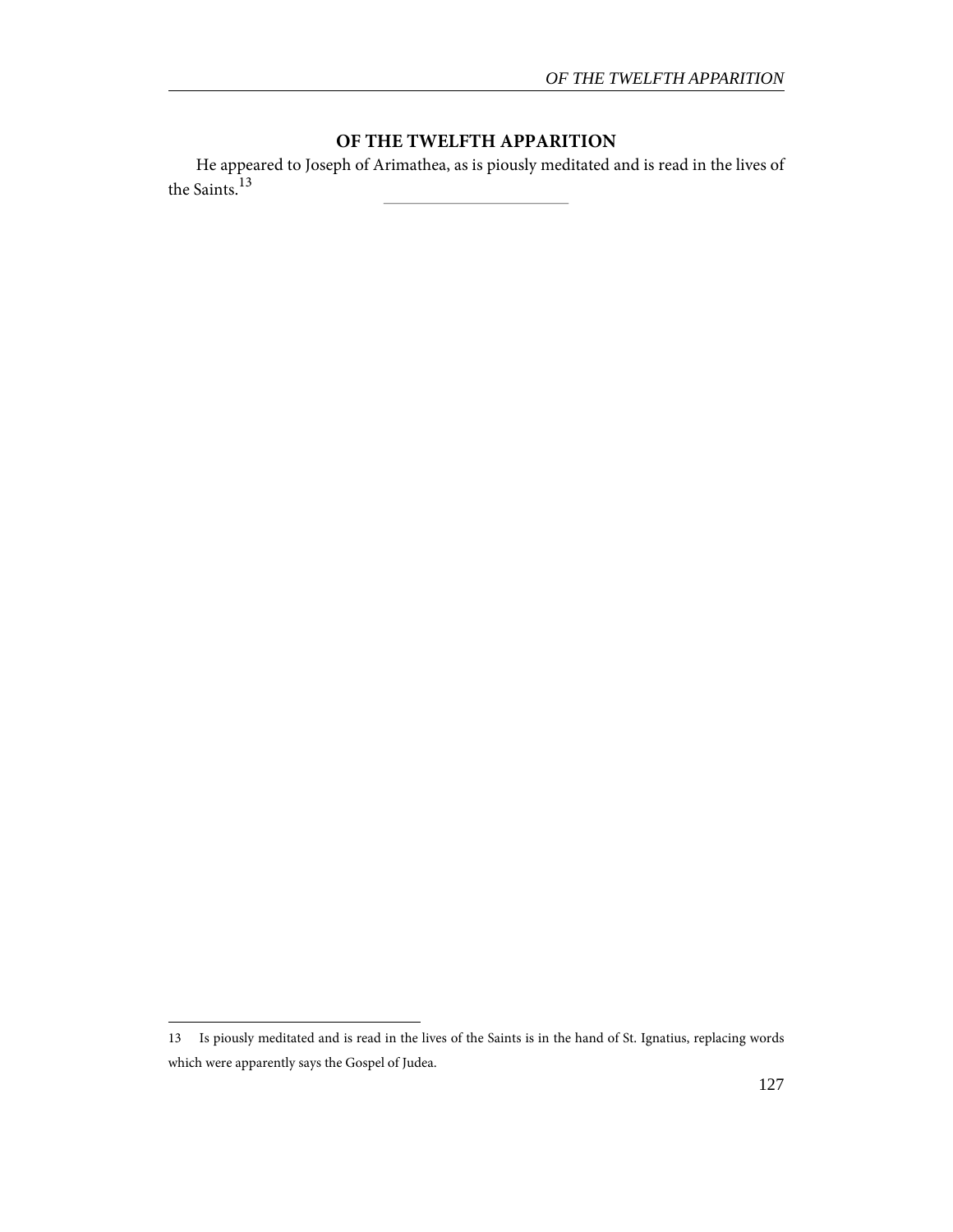## OF THE TWELFTH APPARITION

He appeared to Joseph of Arimathea, as is piously meditated and is read in the lives of the Saints.[13]

---

13 Is piously meditated and is read in the lives of the Saints is in the hand of St. Ignatius, replacing words which were apparently says the Gospel of Judea.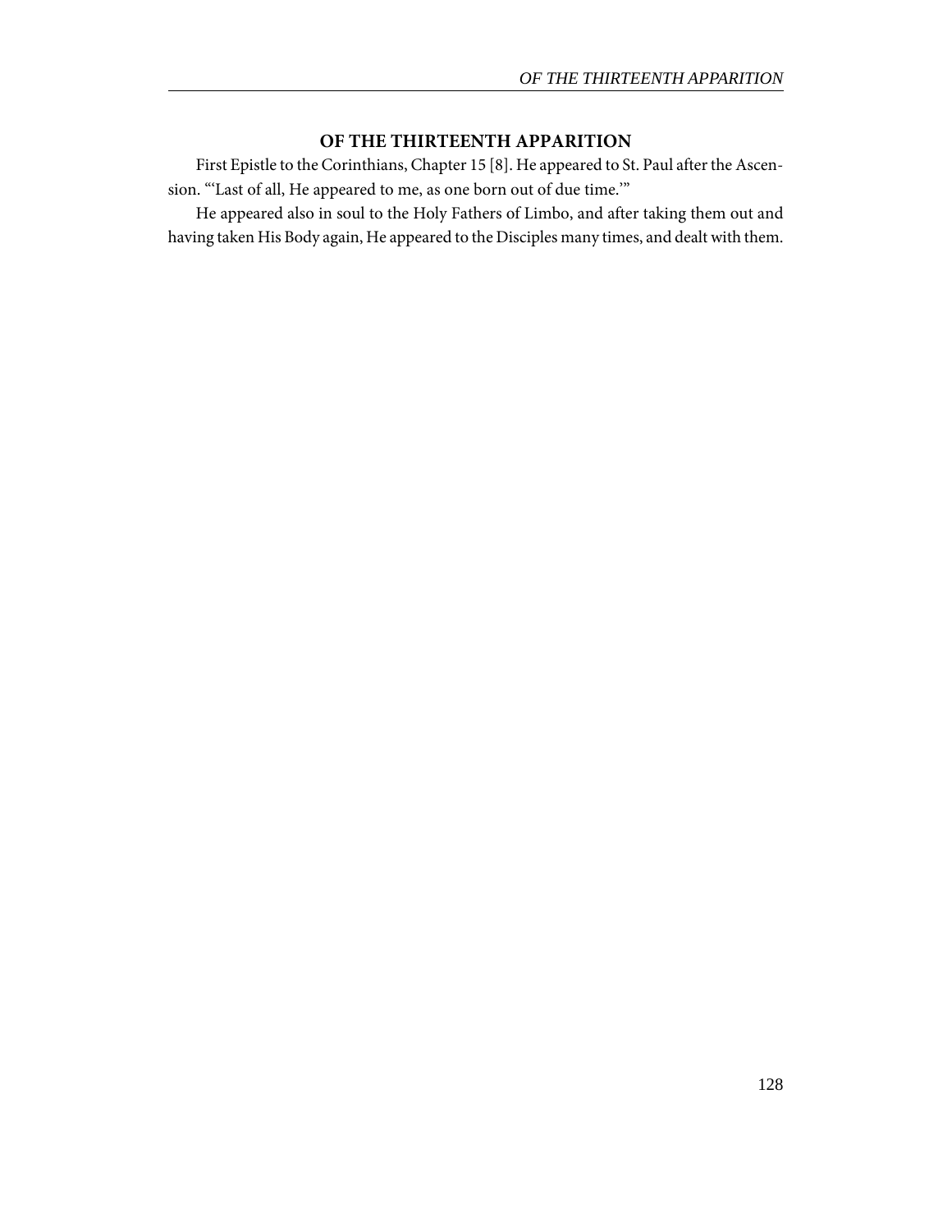## OF THE THIRTEENTH APPARITION

First Epistle to the Corinthians, Chapter 15 [8]. He appeared to St. Paul after the Ascension. "'Last of all, He appeared to me, as one born out of due time.'"

He appeared also in soul to the Holy Fathers of Limbo, and after taking them out and having taken His Body again, He appeared to the Disciples many times, and dealt with them.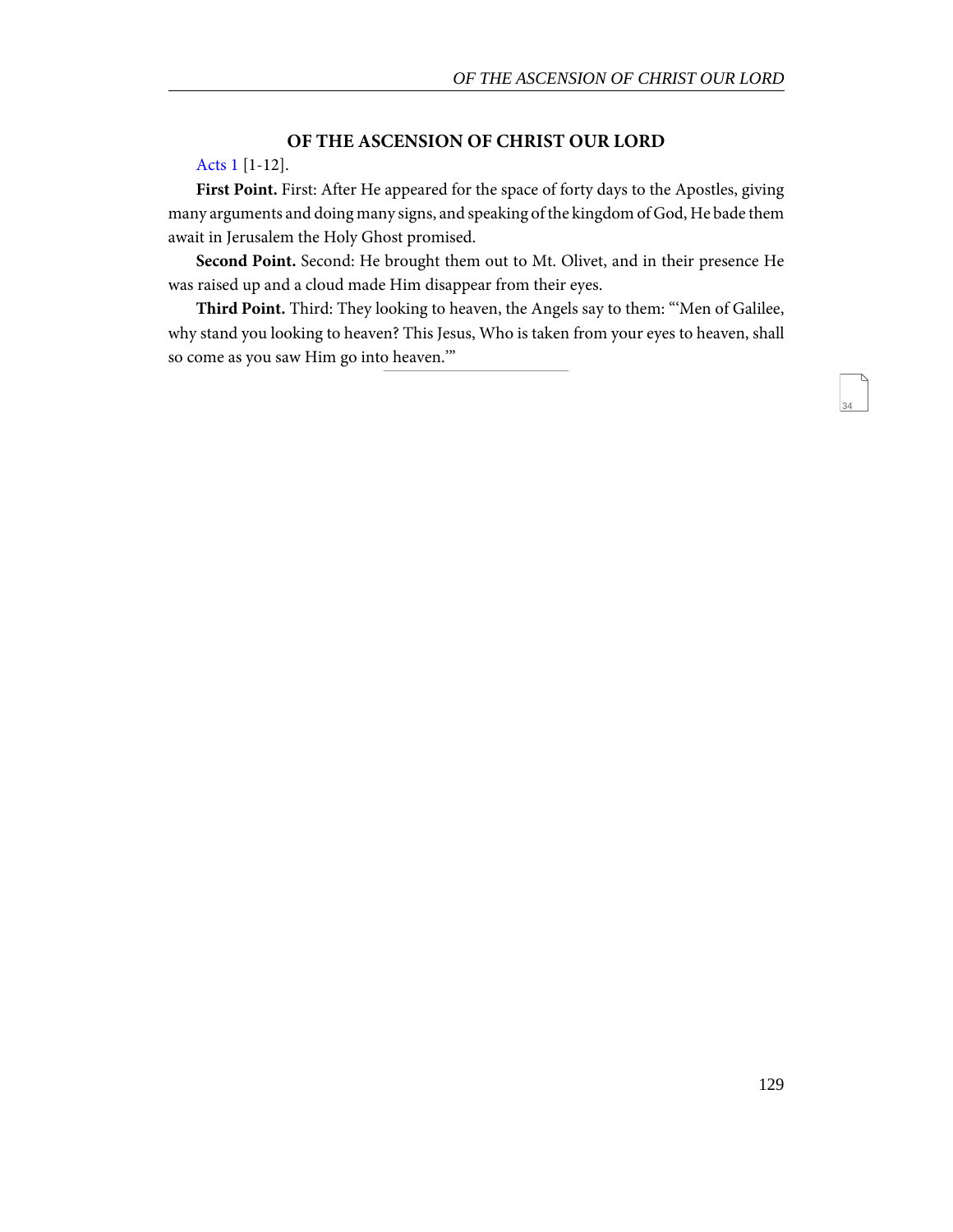## OF THE ASCENSION OF CHRIST OUR LORD

Acts 1 [1-12].

**First Point.** First: After He appeared for the space of forty days to the Apostles, giving many arguments and doing many signs, and speaking of the kingdom of God, He bade them await in Jerusalem the Holy Ghost promised.

**Second Point.** Second: He brought them out to Mt. Olivet, and in their presence He was raised up and a cloud made Him disappear from their eyes.

**Third Point.** Third: They looking to heaven, the Angels say to them: "'Men of Galilee, why stand you looking to heaven? This Jesus, Who is taken from your eyes to heaven, shall so come as you saw Him go into heaven.'"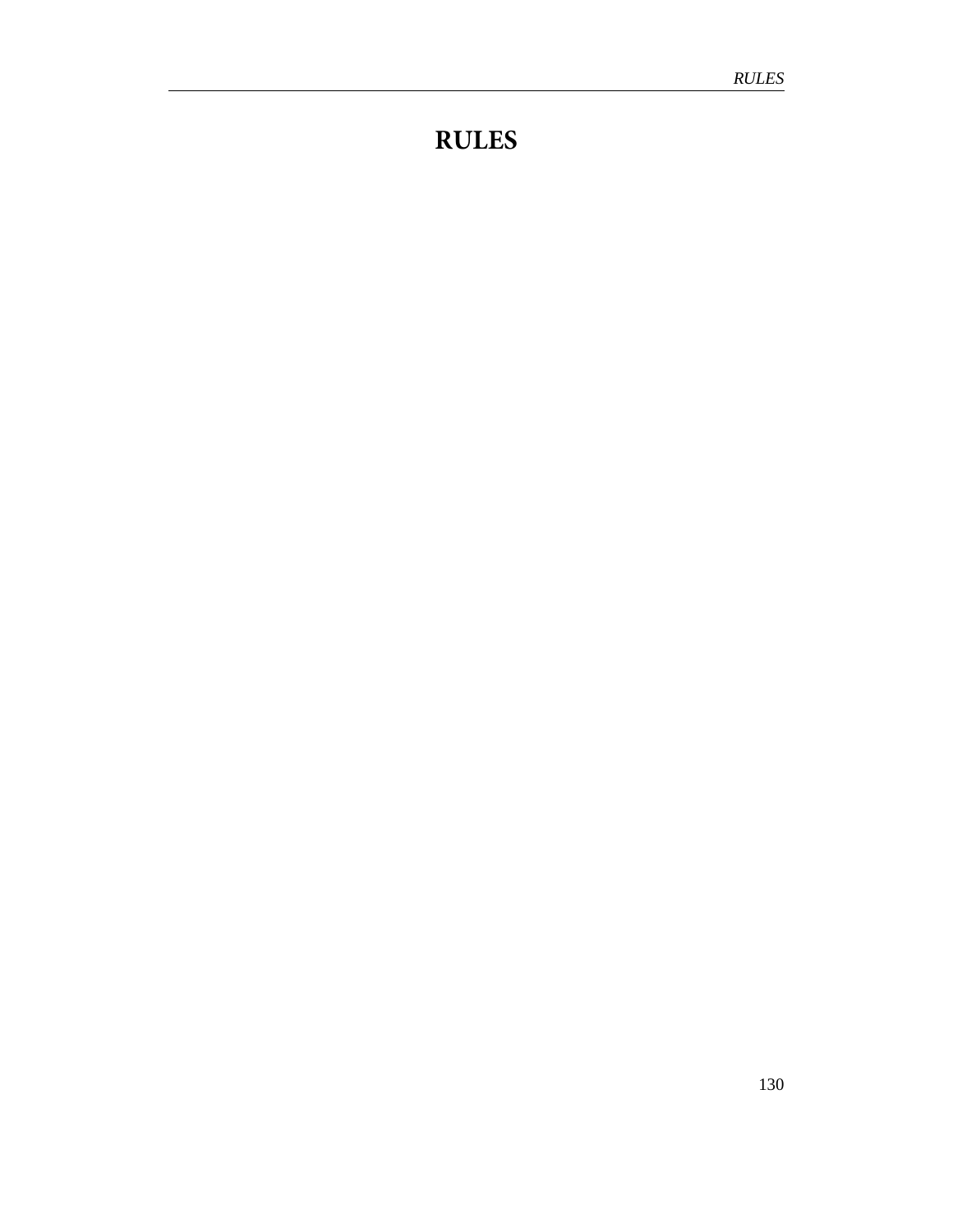# RULES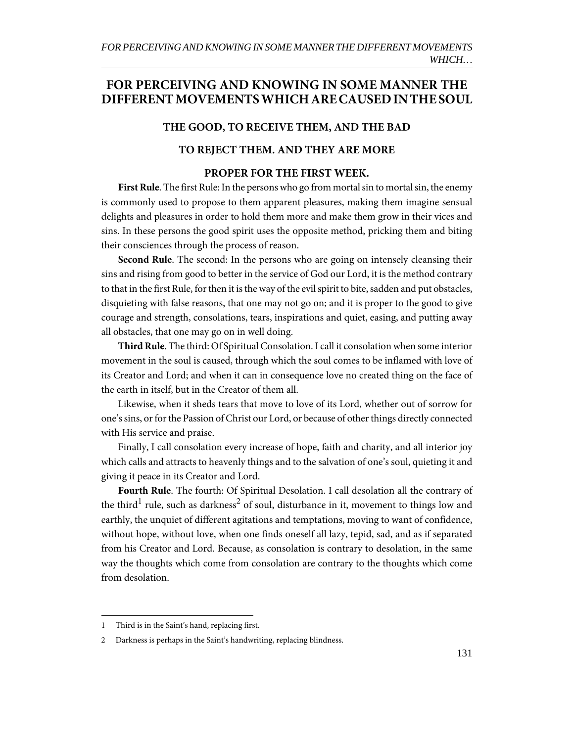## FOR PERCEIVING AND KNOWING IN SOME MANNER THE DIFFERENT MOVEMENTS WHICH ARE CAUSED IN THE SOUL

### THE GOOD, TO RECEIVE THEM, AND THE BAD

### TO REJECT THEM. AND THEY ARE MORE

### PROPER FOR THE FIRST WEEK.

**First Rule**. The first Rule: In the persons who go from mortal sin to mortal sin, the enemy is commonly used to propose to them apparent pleasures, making them imagine sensual delights and pleasures in order to hold them more and make them grow in their vices and sins. In these persons the good spirit uses the opposite method, pricking them and biting their consciences through the process of reason.

**Second Rule**. The second: In the persons who are going on intensely cleansing their sins and rising from good to better in the service of God our Lord, it is the method contrary to that in the first Rule, for then it is the way of the evil spirit to bite, sadden and put obstacles, disquieting with false reasons, that one may not go on; and it is proper to the good to give courage and strength, consolations, tears, inspirations and quiet, easing, and putting away all obstacles, that one may go on in well doing.

**Third Rule**. The third: Of Spiritual Consolation. I call it consolation when some interior movement in the soul is caused, through which the soul comes to be inflamed with love of its Creator and Lord; and when it can in consequence love no created thing on the face of the earth in itself, but in the Creator of them all.

Likewise, when it sheds tears that move to love of its Lord, whether out of sorrow for one's sins, or for the Passion of Christ our Lord, or because of other things directly connected with His service and praise.

Finally, I call consolation every increase of hope, faith and charity, and all interior joy which calls and attracts to heavenly things and to the salvation of one's soul, quieting it and giving it peace in its Creator and Lord.

**Fourth Rule**. The fourth: Of Spiritual Desolation. I call desolation all the contrary of the third[1] rule, such as darkness[2] of soul, disturbance in it, movement to things low and earthly, the unquiet of different agitations and temptations, moving to want of confidence, without hope, without love, when one finds oneself all lazy, tepid, sad, and as if separated from his Creator and Lord. Because, as consolation is contrary to desolation, in the same way the thoughts which come from consolation are contrary to the thoughts which come from desolation.

---

1 Third is in the Saint's hand, replacing first.

2 Darkness is perhaps in the Saint's handwriting, replacing blindness.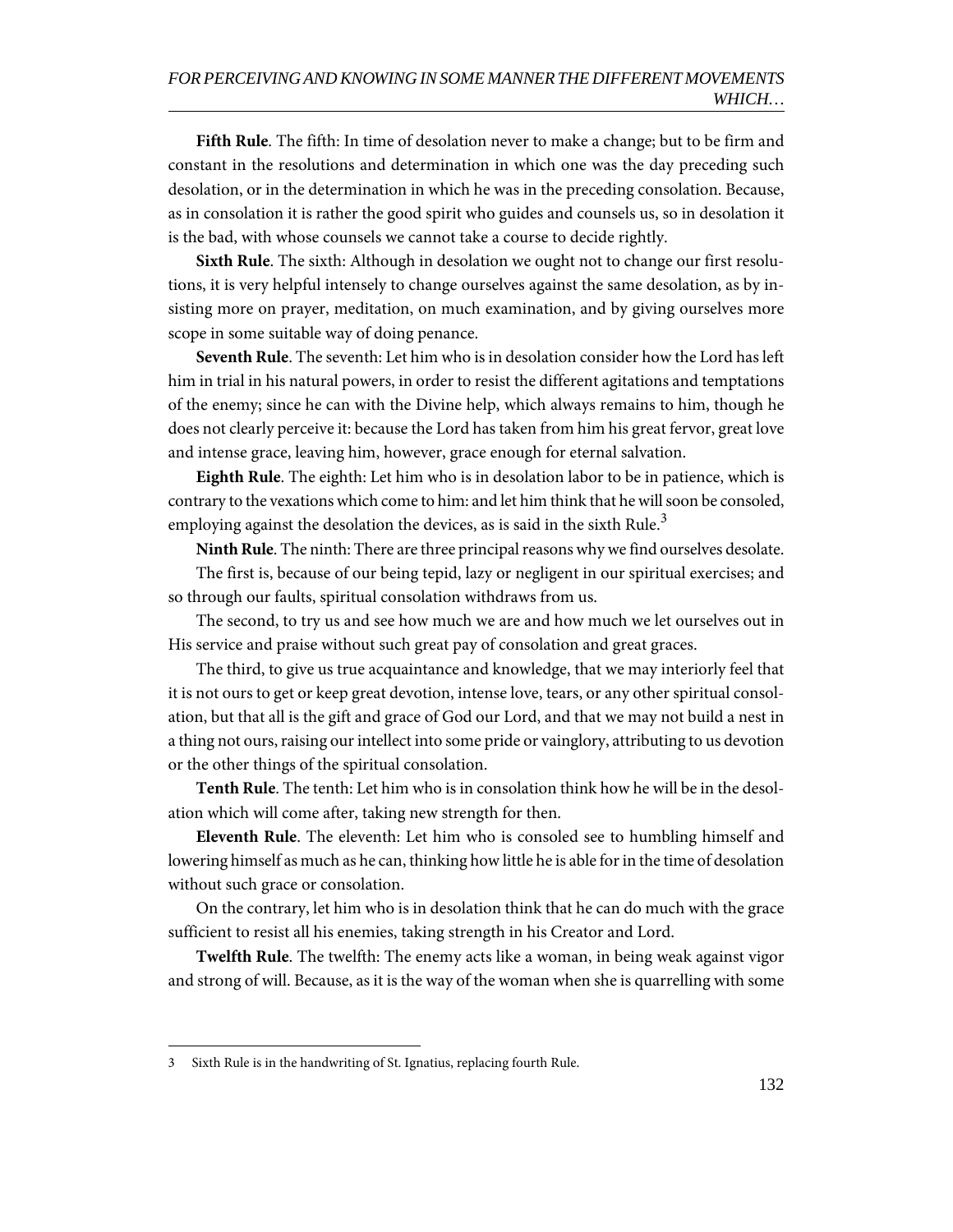**Fifth Rule**. The fifth: In time of desolation never to make a change; but to be firm and constant in the resolutions and determination in which one was the day preceding such desolation, or in the determination in which he was in the preceding consolation. Because, as in consolation it is rather the good spirit who guides and counsels us, so in desolation it is the bad, with whose counsels we cannot take a course to decide rightly.

**Sixth Rule**. The sixth: Although in desolation we ought not to change our first resolutions, it is very helpful intensely to change ourselves against the same desolation, as by insisting more on prayer, meditation, on much examination, and by giving ourselves more scope in some suitable way of doing penance.

**Seventh Rule**. The seventh: Let him who is in desolation consider how the Lord has left him in trial in his natural powers, in order to resist the different agitations and temptations of the enemy; since he can with the Divine help, which always remains to him, though he does not clearly perceive it: because the Lord has taken from him his great fervor, great love and intense grace, leaving him, however, grace enough for eternal salvation.

**Eighth Rule**. The eighth: Let him who is in desolation labor to be in patience, which is contrary to the vexations which come to him: and let him think that he will soon be consoled, employing against the desolation the devices, as is said in the sixth Rule.[3]

**Ninth Rule**. The ninth: There are three principal reasons why we find ourselves desolate.

The first is, because of our being tepid, lazy or negligent in our spiritual exercises; and so through our faults, spiritual consolation withdraws from us.

The second, to try us and see how much we are and how much we let ourselves out in His service and praise without such great pay of consolation and great graces.

The third, to give us true acquaintance and knowledge, that we may interiorly feel that it is not ours to get or keep great devotion, intense love, tears, or any other spiritual consolation, but that all is the gift and grace of God our Lord, and that we may not build a nest in a thing not ours, raising our intellect into some pride or vainglory, attributing to us devotion or the other things of the spiritual consolation.

**Tenth Rule**. The tenth: Let him who is in consolation think how he will be in the desolation which will come after, taking new strength for then.

**Eleventh Rule**. The eleventh: Let him who is consoled see to humbling himself and lowering himself as much as he can, thinking how little he is able for in the time of desolation without such grace or consolation.

On the contrary, let him who is in desolation think that he can do much with the grace sufficient to resist all his enemies, taking strength in his Creator and Lord.

**Twelfth Rule**. The twelfth: The enemy acts like a woman, in being weak against vigor and strong of will. Because, as it is the way of the woman when she is quarrelling with some

---

3 Sixth Rule is in the handwriting of St. Ignatius, replacing fourth Rule.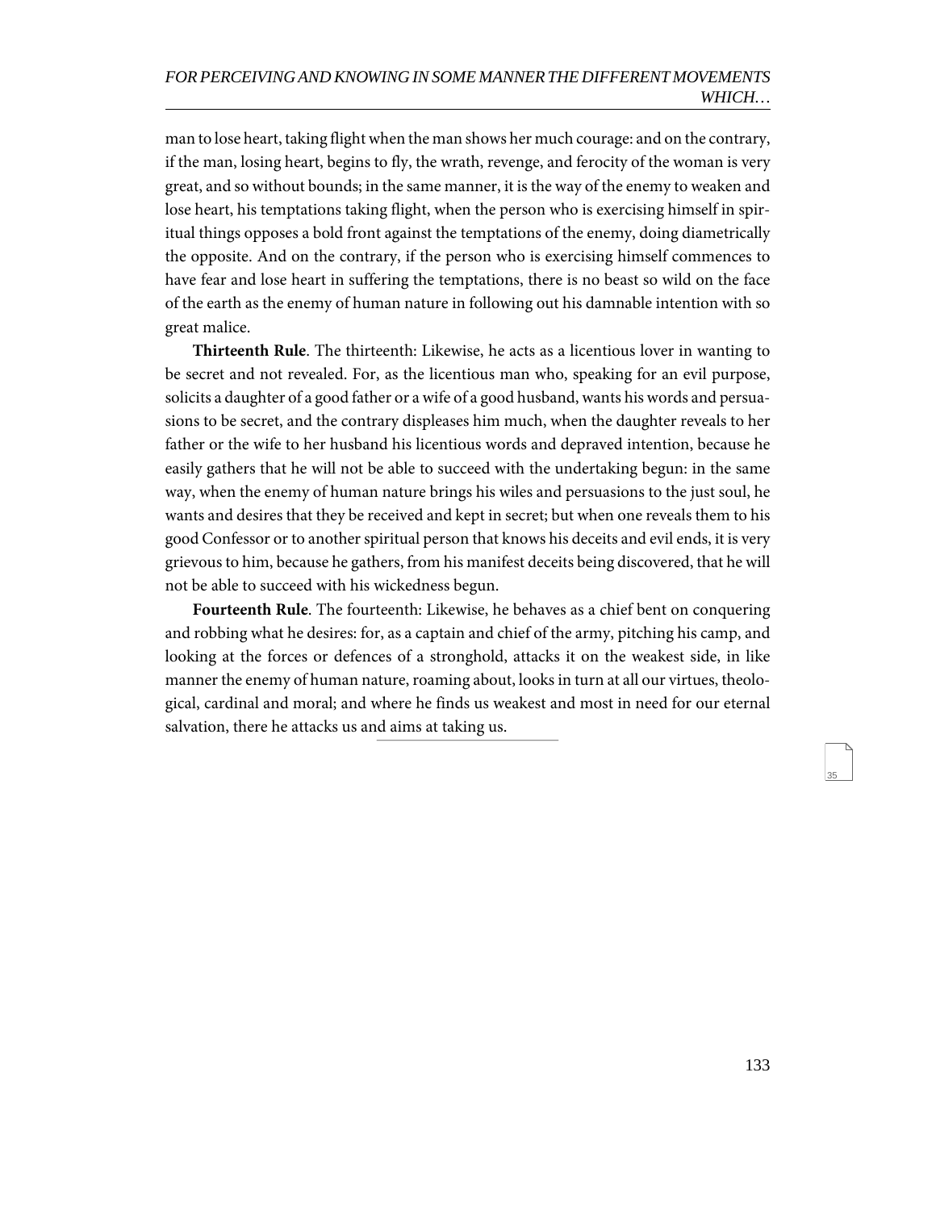man to lose heart, taking flight when the man shows her much courage: and on the contrary, if the man, losing heart, begins to fly, the wrath, revenge, and ferocity of the woman is very great, and so without bounds; in the same manner, it is the way of the enemy to weaken and lose heart, his temptations taking flight, when the person who is exercising himself in spiritual things opposes a bold front against the temptations of the enemy, doing diametrically the opposite. And on the contrary, if the person who is exercising himself commences to have fear and lose heart in suffering the temptations, there is no beast so wild on the face of the earth as the enemy of human nature in following out his damnable intention with so great malice.

**Thirteenth Rule**. The thirteenth: Likewise, he acts as a licentious lover in wanting to be secret and not revealed. For, as the licentious man who, speaking for an evil purpose, solicits a daughter of a good father or a wife of a good husband, wants his words and persuasions to be secret, and the contrary displeases him much, when the daughter reveals to her father or the wife to her husband his licentious words and depraved intention, because he easily gathers that he will not be able to succeed with the undertaking begun: in the same way, when the enemy of human nature brings his wiles and persuasions to the just soul, he wants and desires that they be received and kept in secret; but when one reveals them to his good Confessor or to another spiritual person that knows his deceits and evil ends, it is very grievous to him, because he gathers, from his manifest deceits being discovered, that he will not be able to succeed with his wickedness begun.

**Fourteenth Rule**. The fourteenth: Likewise, he behaves as a chief bent on conquering and robbing what he desires: for, as a captain and chief of the army, pitching his camp, and looking at the forces or defences of a stronghold, attacks it on the weakest side, in like manner the enemy of human nature, roaming about, looks in turn at all our virtues, theological, cardinal and moral; and where he finds us weakest and most in need for our eternal salvation, there he attacks us and aims at taking us.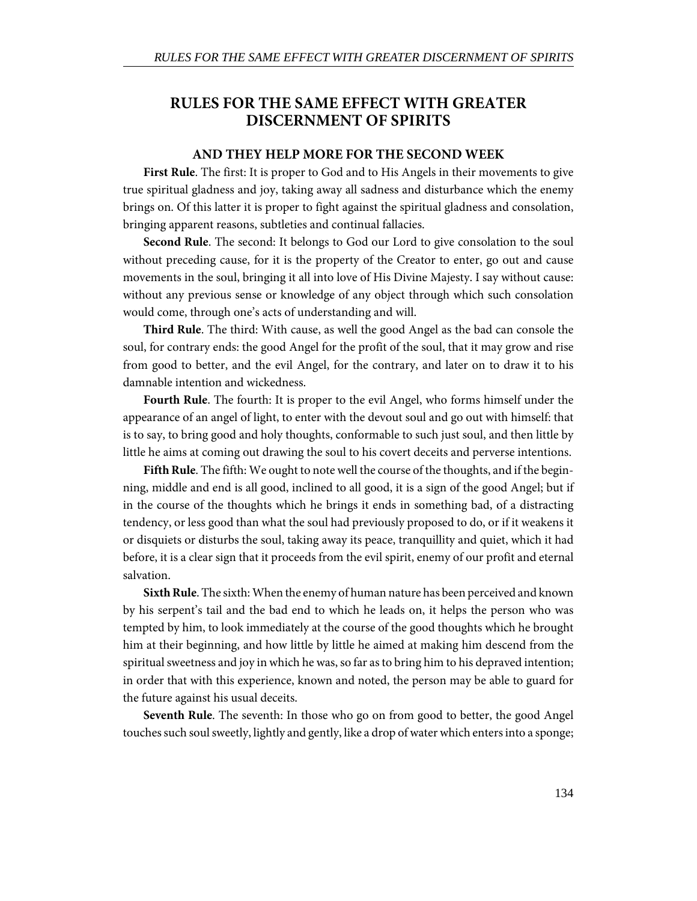## RULES FOR THE SAME EFFECT WITH GREATER DISCERNMENT OF SPIRITS

### AND THEY HELP MORE FOR THE SECOND WEEK

**First Rule**. The first: It is proper to God and to His Angels in their movements to give true spiritual gladness and joy, taking away all sadness and disturbance which the enemy brings on. Of this latter it is proper to fight against the spiritual gladness and consolation, bringing apparent reasons, subtleties and continual fallacies.

**Second Rule**. The second: It belongs to God our Lord to give consolation to the soul without preceding cause, for it is the property of the Creator to enter, go out and cause movements in the soul, bringing it all into love of His Divine Majesty. I say without cause: without any previous sense or knowledge of any object through which such consolation would come, through one's acts of understanding and will.

**Third Rule**. The third: With cause, as well the good Angel as the bad can console the soul, for contrary ends: the good Angel for the profit of the soul, that it may grow and rise from good to better, and the evil Angel, for the contrary, and later on to draw it to his damnable intention and wickedness.

**Fourth Rule**. The fourth: It is proper to the evil Angel, who forms himself under the appearance of an angel of light, to enter with the devout soul and go out with himself: that is to say, to bring good and holy thoughts, conformable to such just soul, and then little by little he aims at coming out drawing the soul to his covert deceits and perverse intentions.

**Fifth Rule**. The fifth: We ought to note well the course of the thoughts, and if the beginning, middle and end is all good, inclined to all good, it is a sign of the good Angel; but if in the course of the thoughts which he brings it ends in something bad, of a distracting tendency, or less good than what the soul had previously proposed to do, or if it weakens it or disquiets or disturbs the soul, taking away its peace, tranquillity and quiet, which it had before, it is a clear sign that it proceeds from the evil spirit, enemy of our profit and eternal salvation.

**Sixth Rule**. The sixth: When the enemy of human nature has been perceived and known by his serpent's tail and the bad end to which he leads on, it helps the person who was tempted by him, to look immediately at the course of the good thoughts which he brought him at their beginning, and how little by little he aimed at making him descend from the spiritual sweetness and joy in which he was, so far as to bring him to his depraved intention; in order that with this experience, known and noted, the person may be able to guard for the future against his usual deceits.

**Seventh Rule**. The seventh: In those who go on from good to better, the good Angel touches such soul sweetly, lightly and gently, like a drop of water which enters into a sponge;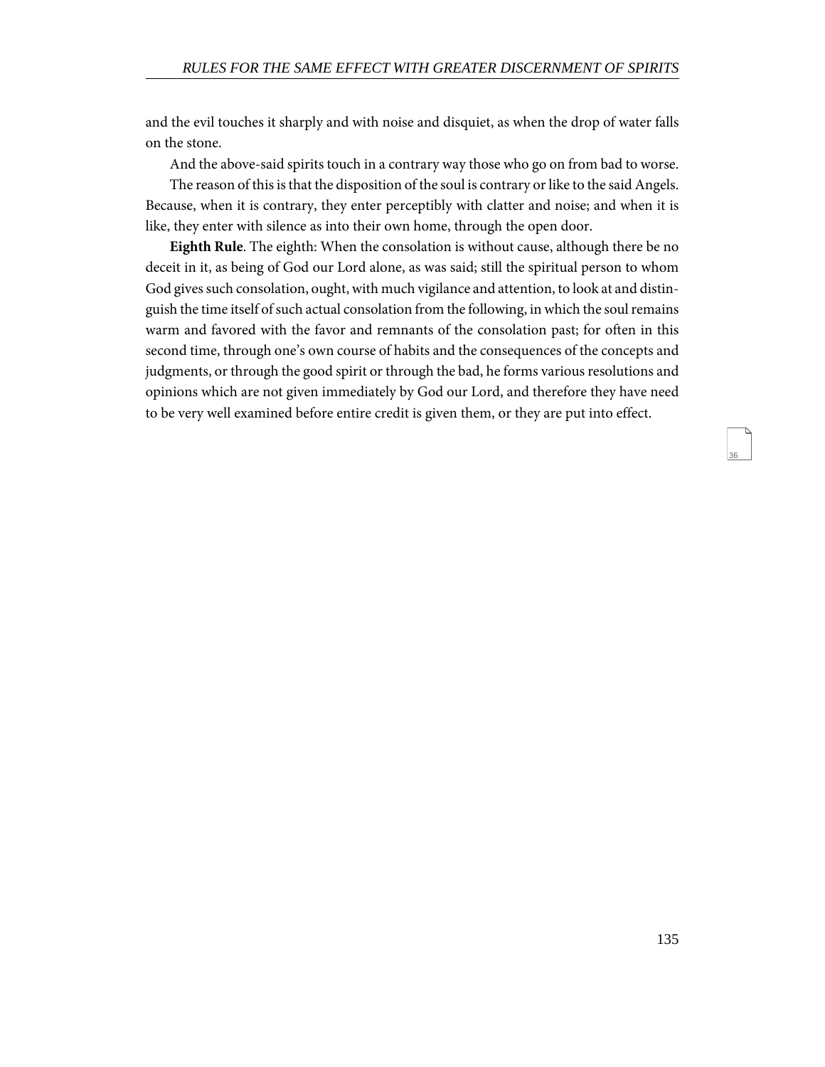and the evil touches it sharply and with noise and disquiet, as when the drop of water falls on the stone.

And the above-said spirits touch in a contrary way those who go on from bad to worse.

The reason of this is that the disposition of the soul is contrary or like to the said Angels. Because, when it is contrary, they enter perceptibly with clatter and noise; and when it is like, they enter with silence as into their own home, through the open door.

**Eighth Rule**. The eighth: When the consolation is without cause, although there be no deceit in it, as being of God our Lord alone, as was said; still the spiritual person to whom God gives such consolation, ought, with much vigilance and attention, to look at and distinguish the time itself of such actual consolation from the following, in which the soul remains warm and favored with the favor and remnants of the consolation past; for often in this second time, through one's own course of habits and the consequences of the concepts and judgments, or through the good spirit or through the bad, he forms various resolutions and opinions which are not given immediately by God our Lord, and therefore they have need to be very well examined before entire credit is given them, or they are put into effect.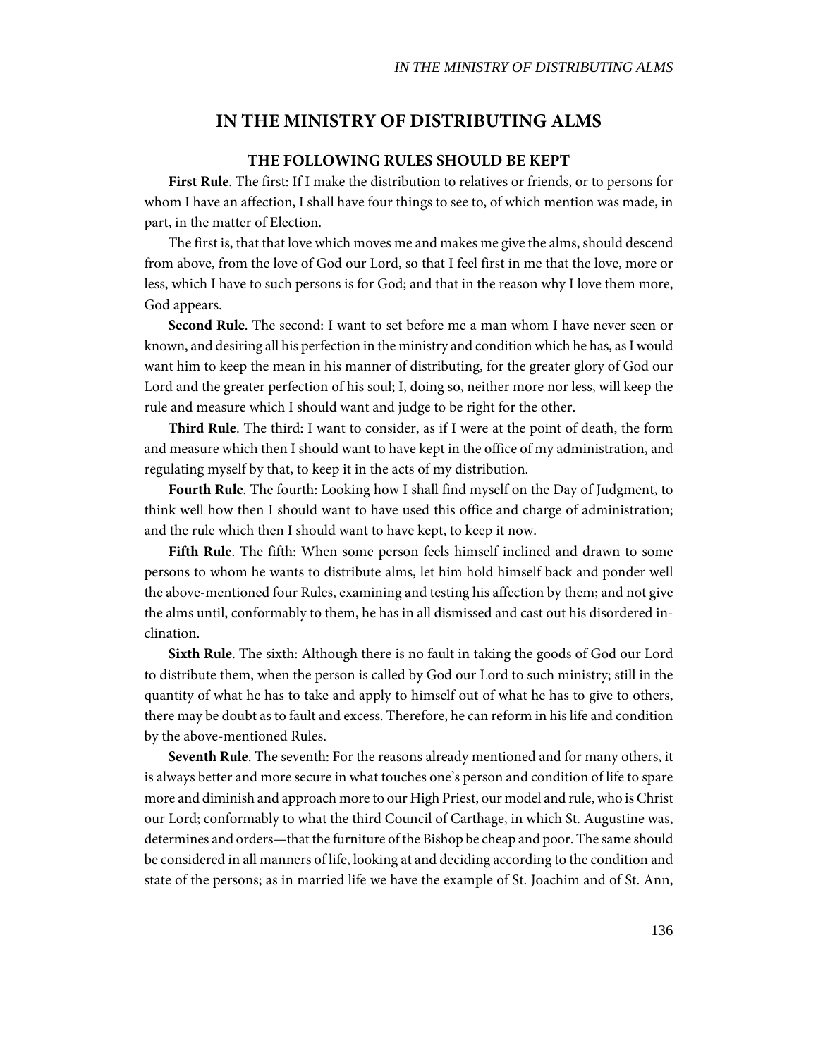## IN THE MINISTRY OF DISTRIBUTING ALMS

### THE FOLLOWING RULES SHOULD BE KEPT

**First Rule**. The first: If I make the distribution to relatives or friends, or to persons for whom I have an affection, I shall have four things to see to, of which mention was made, in part, in the matter of Election.

The first is, that that love which moves me and makes me give the alms, should descend from above, from the love of God our Lord, so that I feel first in me that the love, more or less, which I have to such persons is for God; and that in the reason why I love them more, God appears.

**Second Rule**. The second: I want to set before me a man whom I have never seen or known, and desiring all his perfection in the ministry and condition which he has, as I would want him to keep the mean in his manner of distributing, for the greater glory of God our Lord and the greater perfection of his soul; I, doing so, neither more nor less, will keep the rule and measure which I should want and judge to be right for the other.

**Third Rule**. The third: I want to consider, as if I were at the point of death, the form and measure which then I should want to have kept in the office of my administration, and regulating myself by that, to keep it in the acts of my distribution.

**Fourth Rule**. The fourth: Looking how I shall find myself on the Day of Judgment, to think well how then I should want to have used this office and charge of administration; and the rule which then I should want to have kept, to keep it now.

**Fifth Rule**. The fifth: When some person feels himself inclined and drawn to some persons to whom he wants to distribute alms, let him hold himself back and ponder well the above-mentioned four Rules, examining and testing his affection by them; and not give the alms until, conformably to them, he has in all dismissed and cast out his disordered inclination.

**Sixth Rule**. The sixth: Although there is no fault in taking the goods of God our Lord to distribute them, when the person is called by God our Lord to such ministry; still in the quantity of what he has to take and apply to himself out of what he has to give to others, there may be doubt as to fault and excess. Therefore, he can reform in his life and condition by the above-mentioned Rules.

**Seventh Rule**. The seventh: For the reasons already mentioned and for many others, it is always better and more secure in what touches one's person and condition of life to spare more and diminish and approach more to our High Priest, our model and rule, who is Christ our Lord; conformably to what the third Council of Carthage, in which St. Augustine was, determines and orders—that the furniture of the Bishop be cheap and poor. The same should be considered in all manners of life, looking at and deciding according to the condition and state of the persons; as in married life we have the example of St. Joachim and of St. Ann,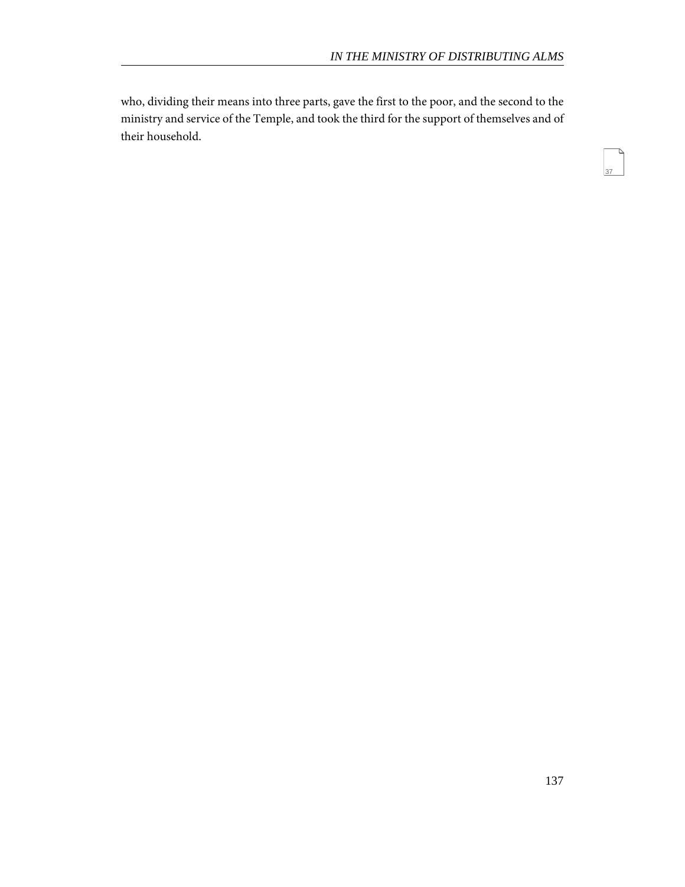who, dividing their means into three parts, gave the first to the poor, and the second to the ministry and service of the Temple, and took the third for the support of themselves and of their household.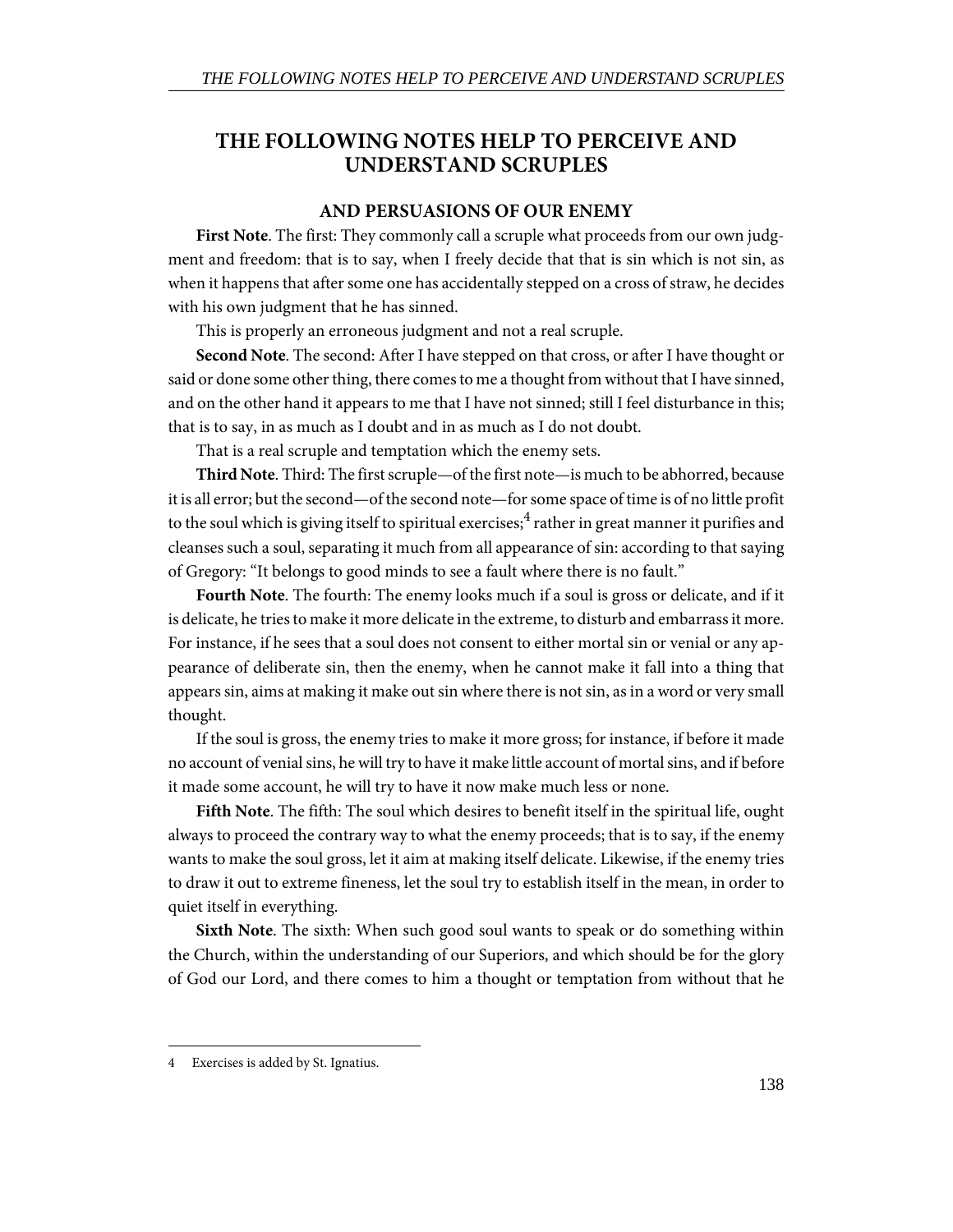## THE FOLLOWING NOTES HELP TO PERCEIVE AND UNDERSTAND SCRUPLES

### AND PERSUASIONS OF OUR ENEMY

**First Note**. The first: They commonly call a scruple what proceeds from our own judgment and freedom: that is to say, when I freely decide that that is sin which is not sin, as when it happens that after some one has accidentally stepped on a cross of straw, he decides with his own judgment that he has sinned.

This is properly an erroneous judgment and not a real scruple.

**Second Note**. The second: After I have stepped on that cross, or after I have thought or said or done some other thing, there comes to me a thought from without that I have sinned, and on the other hand it appears to me that I have not sinned; still I feel disturbance in this; that is to say, in as much as I doubt and in as much as I do not doubt.

That is a real scruple and temptation which the enemy sets.

**Third Note**. Third: The first scruple—of the first note—is much to be abhorred, because it is all error; but the second—of the second note—for some space of time is of no little profit to the soul which is giving itself to spiritual exercises;[4] rather in great manner it purifies and cleanses such a soul, separating it much from all appearance of sin: according to that saying of Gregory: "It belongs to good minds to see a fault where there is no fault."

**Fourth Note**. The fourth: The enemy looks much if a soul is gross or delicate, and if it is delicate, he tries to make it more delicate in the extreme, to disturb and embarrass it more. For instance, if he sees that a soul does not consent to either mortal sin or venial or any appearance of deliberate sin, then the enemy, when he cannot make it fall into a thing that appears sin, aims at making it make out sin where there is not sin, as in a word or very small thought.

If the soul is gross, the enemy tries to make it more gross; for instance, if before it made no account of venial sins, he will try to have it make little account of mortal sins, and if before it made some account, he will try to have it now make much less or none.

**Fifth Note**. The fifth: The soul which desires to benefit itself in the spiritual life, ought always to proceed the contrary way to what the enemy proceeds; that is to say, if the enemy wants to make the soul gross, let it aim at making itself delicate. Likewise, if the enemy tries to draw it out to extreme fineness, let the soul try to establish itself in the mean, in order to quiet itself in everything.

**Sixth Note**. The sixth: When such good soul wants to speak or do something within the Church, within the understanding of our Superiors, and which should be for the glory of God our Lord, and there comes to him a thought or temptation from without that he

---

4 Exercises is added by St. Ignatius.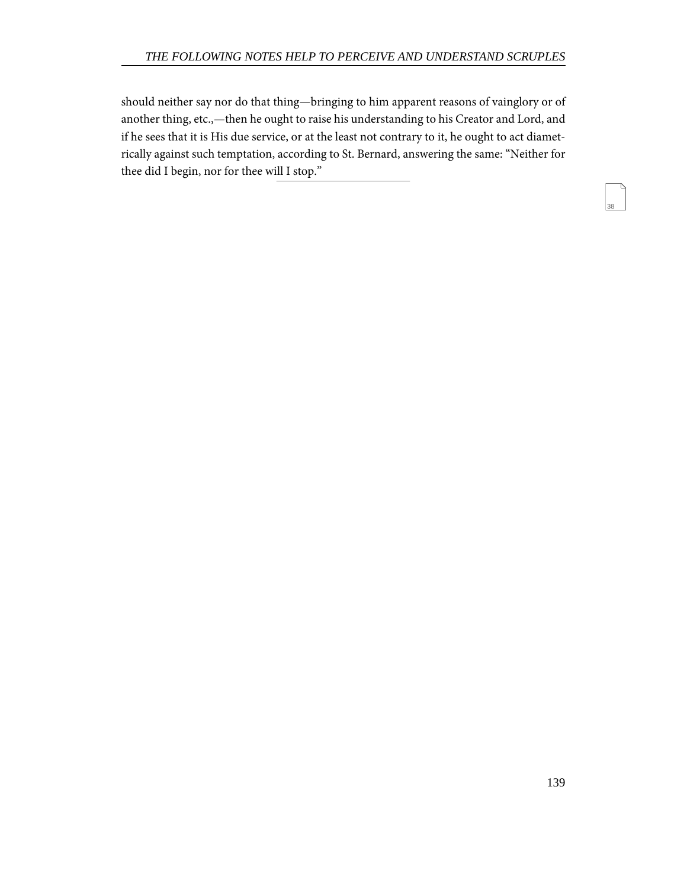should neither say nor do that thing—bringing to him apparent reasons of vainglory or of another thing, etc.,—then he ought to raise his understanding to his Creator and Lord, and if he sees that it is His due service, or at the least not contrary to it, he ought to act diametrically against such temptation, according to St. Bernard, answering the same: “Neither for thee did I begin, nor for thee will I stop.”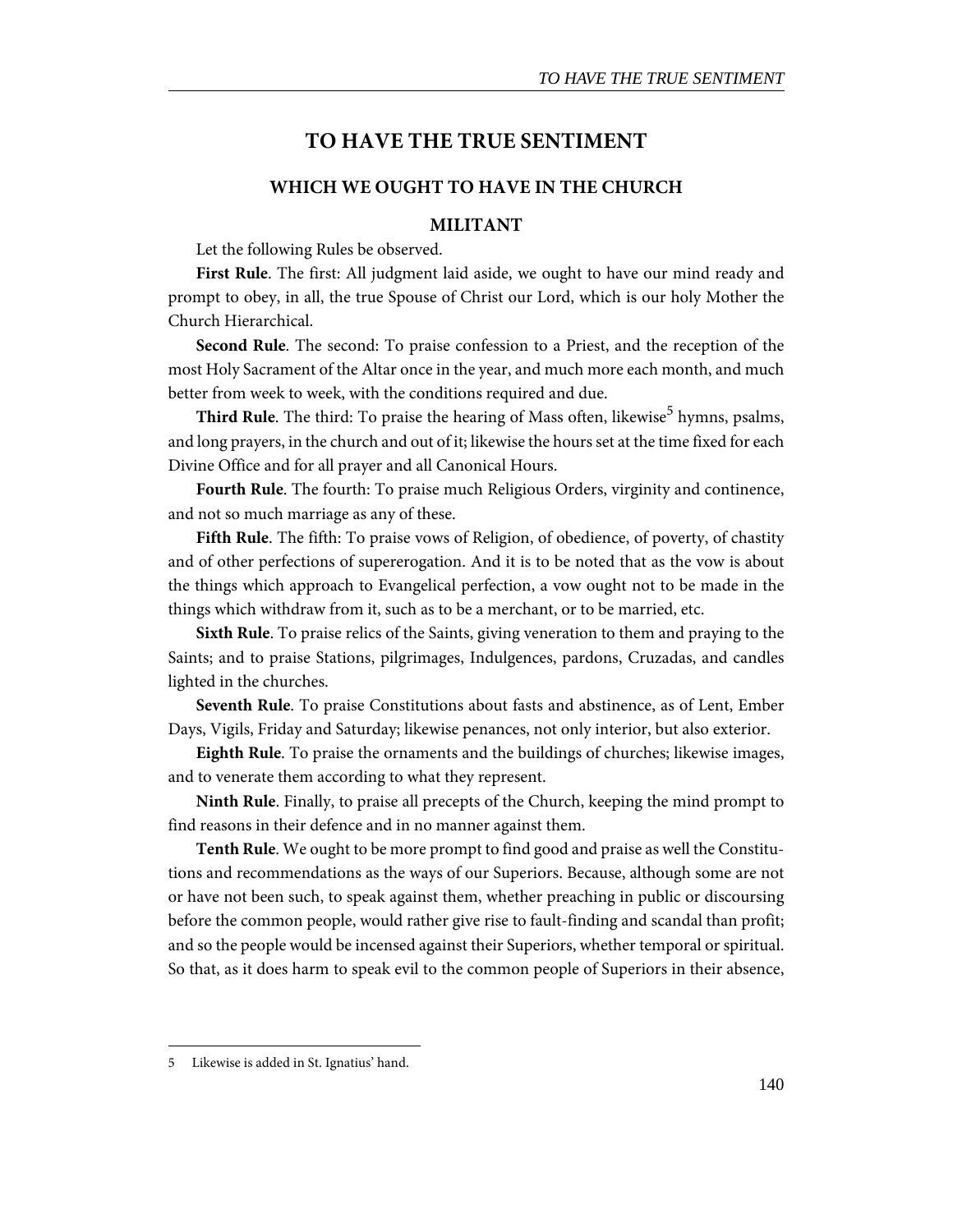# TO HAVE THE TRUE SENTIMENT

## WHICH WE OUGHT TO HAVE IN THE CHURCH MILITANT

Let the following Rules be observed.

**First Rule**. The first: All judgment laid aside, we ought to have our mind ready and prompt to obey, in all, the true Spouse of Christ our Lord, which is our holy Mother the Church Hierarchical.

**Second Rule**. The second: To praise confession to a Priest, and the reception of the most Holy Sacrament of the Altar once in the year, and much more each month, and much better from week to week, with the conditions required and due.

**Third Rule**. The third: To praise the hearing of Mass often, likewise[5] hymns, psalms, and long prayers, in the church and out of it; likewise the hours set at the time fixed for each Divine Office and for all prayer and all Canonical Hours.

**Fourth Rule**. The fourth: To praise much Religious Orders, virginity and continence, and not so much marriage as any of these.

**Fifth Rule**. The fifth: To praise vows of Religion, of obedience, of poverty, of chastity and of other perfections of supererogation. And it is to be noted that as the vow is about the things which approach to Evangelical perfection, a vow ought not to be made in the things which withdraw from it, such as to be a merchant, or to be married, etc.

**Sixth Rule**. To praise relics of the Saints, giving veneration to them and praying to the Saints; and to praise Stations, pilgrimages, Indulgences, pardons, Cruzadas, and candles lighted in the churches.

**Seventh Rule**. To praise Constitutions about fasts and abstinence, as of Lent, Ember Days, Vigils, Friday and Saturday; likewise penances, not only interior, but also exterior.

**Eighth Rule**. To praise the ornaments and the buildings of churches; likewise images, and to venerate them according to what they represent.

**Ninth Rule**. Finally, to praise all precepts of the Church, keeping the mind prompt to find reasons in their defence and in no manner against them.

**Tenth Rule**. We ought to be more prompt to find good and praise as well the Constitutions and recommendations as the ways of our Superiors. Because, although some are not or have not been such, to speak against them, whether preaching in public or discoursing before the common people, would rather give rise to fault-finding and scandal than profit; and so the people would be incensed against their Superiors, whether temporal or spiritual. So that, as it does harm to speak evil to the common people of Superiors in their absence,

5 Likewise is added in St. Ignatius' hand.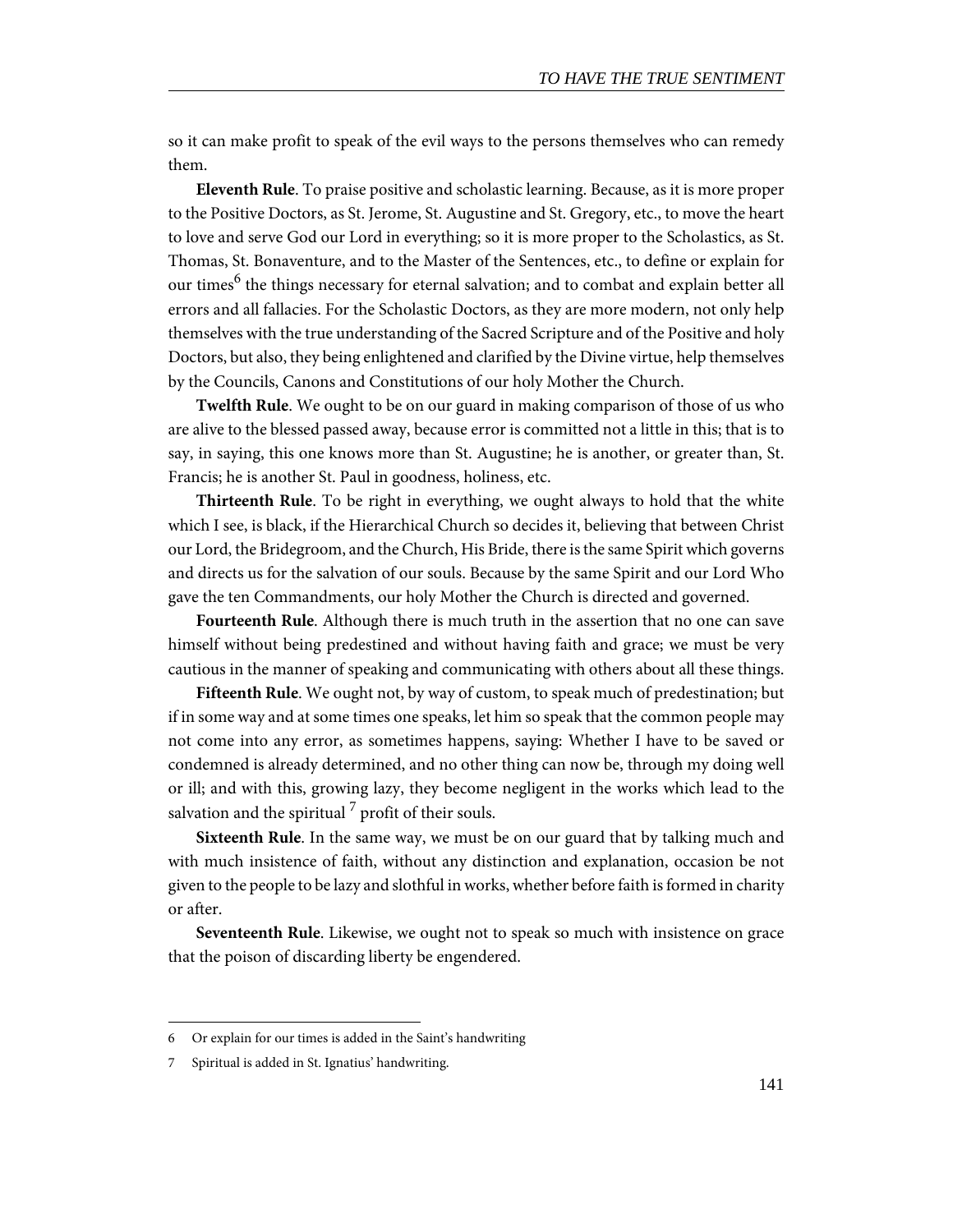so it can make profit to speak of the evil ways to the persons themselves who can remedy them.

**Eleventh Rule**. To praise positive and scholastic learning. Because, as it is more proper to the Positive Doctors, as St. Jerome, St. Augustine and St. Gregory, etc., to move the heart to love and serve God our Lord in everything; so it is more proper to the Scholastics, as St. Thomas, St. Bonaventure, and to the Master of the Sentences, etc., to define or explain for our times[6] the things necessary for eternal salvation; and to combat and explain better all errors and all fallacies. For the Scholastic Doctors, as they are more modern, not only help themselves with the true understanding of the Sacred Scripture and of the Positive and holy Doctors, but also, they being enlightened and clarified by the Divine virtue, help themselves by the Councils, Canons and Constitutions of our holy Mother the Church.

**Twelfth Rule**. We ought to be on our guard in making comparison of those of us who are alive to the blessed passed away, because error is committed not a little in this; that is to say, in saying, this one knows more than St. Augustine; he is another, or greater than, St. Francis; he is another St. Paul in goodness, holiness, etc.

**Thirteenth Rule**. To be right in everything, we ought always to hold that the white which I see, is black, if the Hierarchical Church so decides it, believing that between Christ our Lord, the Bridegroom, and the Church, His Bride, there is the same Spirit which governs and directs us for the salvation of our souls. Because by the same Spirit and our Lord Who gave the ten Commandments, our holy Mother the Church is directed and governed.

**Fourteenth Rule**. Although there is much truth in the assertion that no one can save himself without being predestined and without having faith and grace; we must be very cautious in the manner of speaking and communicating with others about all these things.

**Fifteenth Rule**. We ought not, by way of custom, to speak much of predestination; but if in some way and at some times one speaks, let him so speak that the common people may not come into any error, as sometimes happens, saying: Whether I have to be saved or condemned is already determined, and no other thing can now be, through my doing well or ill; and with this, growing lazy, they become negligent in the works which lead to the salvation and the spiritual [7] profit of their souls.

**Sixteenth Rule**. In the same way, we must be on our guard that by talking much and with much insistence of faith, without any distinction and explanation, occasion be not given to the people to be lazy and slothful in works, whether before faith is formed in charity or after.

**Seventeenth Rule**. Likewise, we ought not to speak so much with insistence on grace that the poison of discarding liberty be engendered.

---

6 Or explain for our times is added in the Saint's handwriting

7 Spiritual is added in St. Ignatius' handwriting.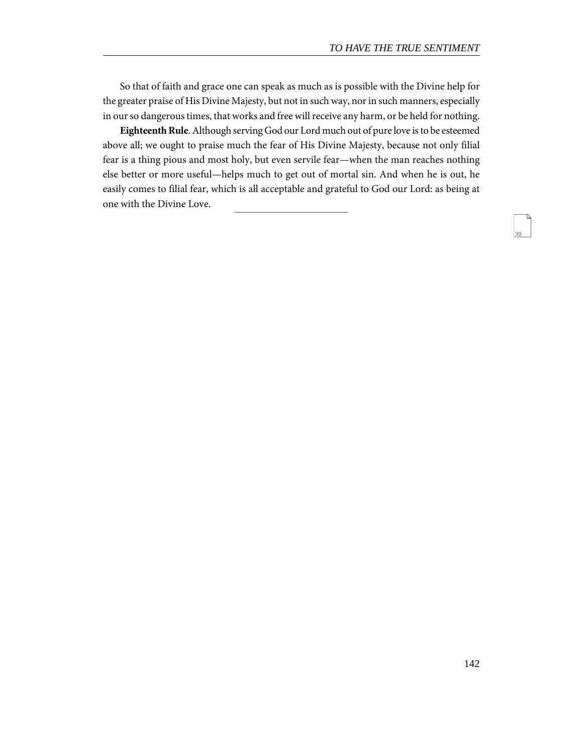So that of faith and grace one can speak as much as is possible with the Divine help for the greater praise of His Divine Majesty, but not in such way, nor in such manners, especially in our so dangerous times, that works and free will receive any harm, or be held for nothing.

**Eighteenth Rule**. Although serving God our Lord much out of pure love is to be esteemed above all; we ought to praise much the fear of His Divine Majesty, because not only filial fear is a thing pious and most holy, but even servile fear—when the man reaches nothing else better or more useful—helps much to get out of mortal sin. And when he is out, he easily comes to filial fear, which is all acceptable and grateful to God our Lord: as being at one with the Divine Love.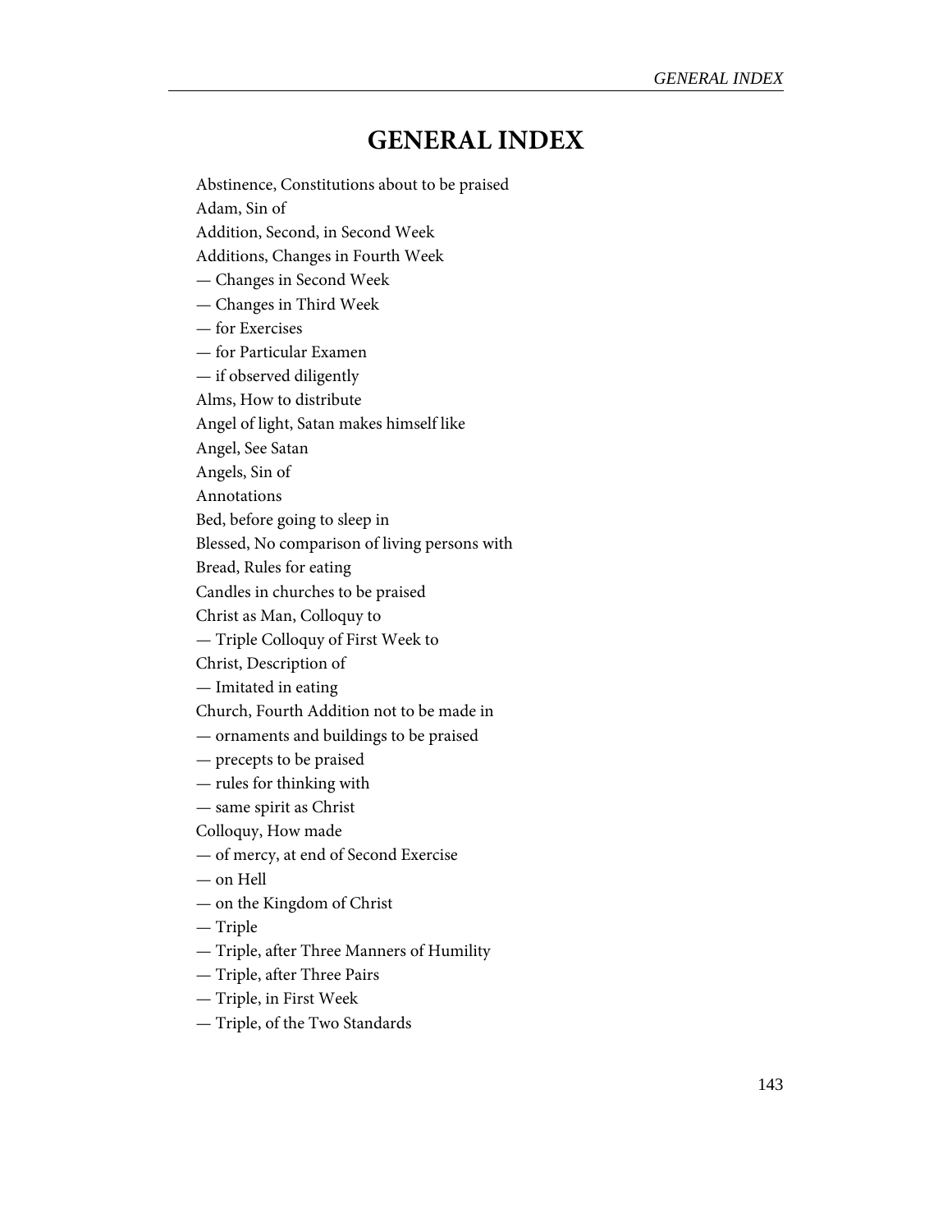# GENERAL INDEX

Abstinence, Constitutions about to be praised

Adam, Sin of

Addition, Second, in Second Week

Additions, Changes in Fourth Week

— Changes in Second Week

— Changes in Third Week

— for Exercises

— for Particular Examen

— if observed diligently

Alms, How to distribute

Angel of light, Satan makes himself like

Angel, See Satan

Angels, Sin of

Annotations

Bed, before going to sleep in

Blessed, No comparison of living persons with

Bread, Rules for eating

Candles in churches to be praised

Christ as Man, Colloquy to

— Triple Colloquy of First Week to

Christ, Description of

— Imitated in eating

Church, Fourth Addition not to be made in

— ornaments and buildings to be praised

— precepts to be praised

— rules for thinking with

— same spirit as Christ

Colloquy, How made

— of mercy, at end of Second Exercise

— on Hell

— on the Kingdom of Christ

— Triple

— Triple, after Three Manners of Humility

— Triple, after Three Pairs

— Triple, in First Week

— Triple, of the Two Standards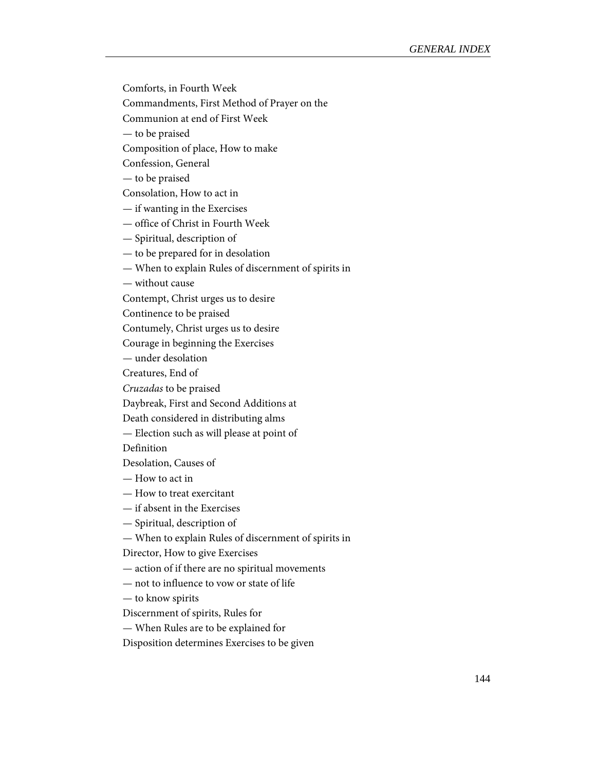Comforts, in Fourth Week

Commandments, First Method of Prayer on the

Communion at end of First Week

— to be praised

Composition of place, How to make

Confession, General

— to be praised

Consolation, How to act in

— if wanting in the Exercises

— office of Christ in Fourth Week

— Spiritual, description of

— to be prepared for in desolation

— When to explain Rules of discernment of spirits in

— without cause

Contempt, Christ urges us to desire

Continence to be praised

Contumely, Christ urges us to desire

Courage in beginning the Exercises

— under desolation

Creatures, End of

*Cruzadas* to be praised

Daybreak, First and Second Additions at

Death considered in distributing alms

— Election such as will please at point of

Definition

Desolation, Causes of

— How to act in

— How to treat exercitant

— if absent in the Exercises

— Spiritual, description of

— When to explain Rules of discernment of spirits in

Director, How to give Exercises

— action of if there are no spiritual movements

— not to influence to vow or state of life

— to know spirits

Discernment of spirits, Rules for

— When Rules are to be explained for

Disposition determines Exercises to be given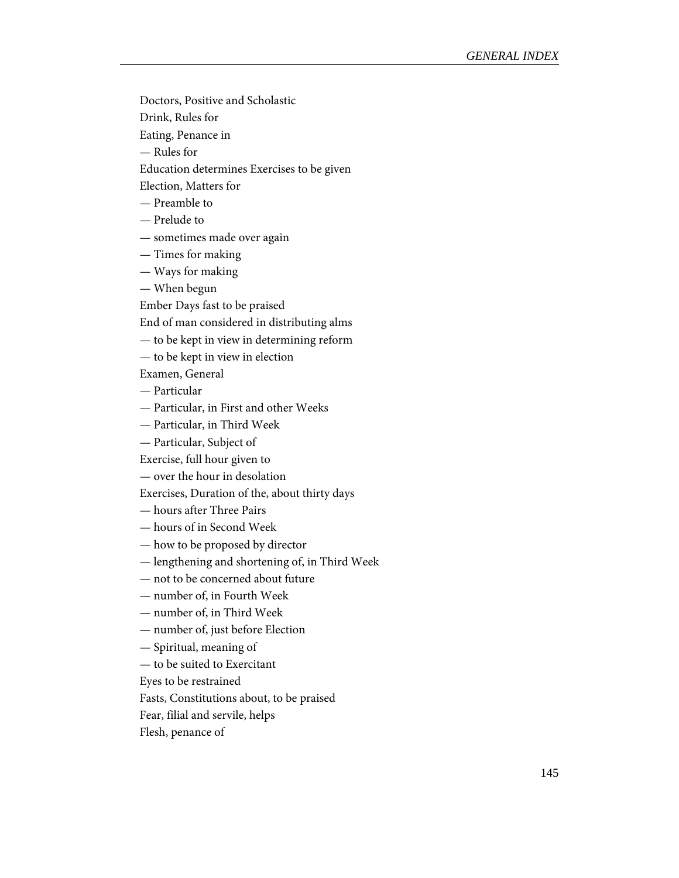Doctors, Positive and Scholastic

Drink, Rules for

Eating, Penance in

— Rules for

Education determines Exercises to be given

Election, Matters for

— Preamble to

— Prelude to

— sometimes made over again

— Times for making

— Ways for making

— When begun

Ember Days fast to be praised

End of man considered in distributing alms

— to be kept in view in determining reform

— to be kept in view in election

Examen, General

— Particular

— Particular, in First and other Weeks

— Particular, in Third Week

— Particular, Subject of

Exercise, full hour given to

— over the hour in desolation

Exercises, Duration of the, about thirty days

— hours after Three Pairs

— hours of in Second Week

— how to be proposed by director

— lengthening and shortening of, in Third Week

— not to be concerned about future

— number of, in Fourth Week

— number of, in Third Week

— number of, just before Election

— Spiritual, meaning of

— to be suited to Exercitant

Eyes to be restrained

Fasts, Constitutions about, to be praised

Fear, filial and servile, helps

Flesh, penance of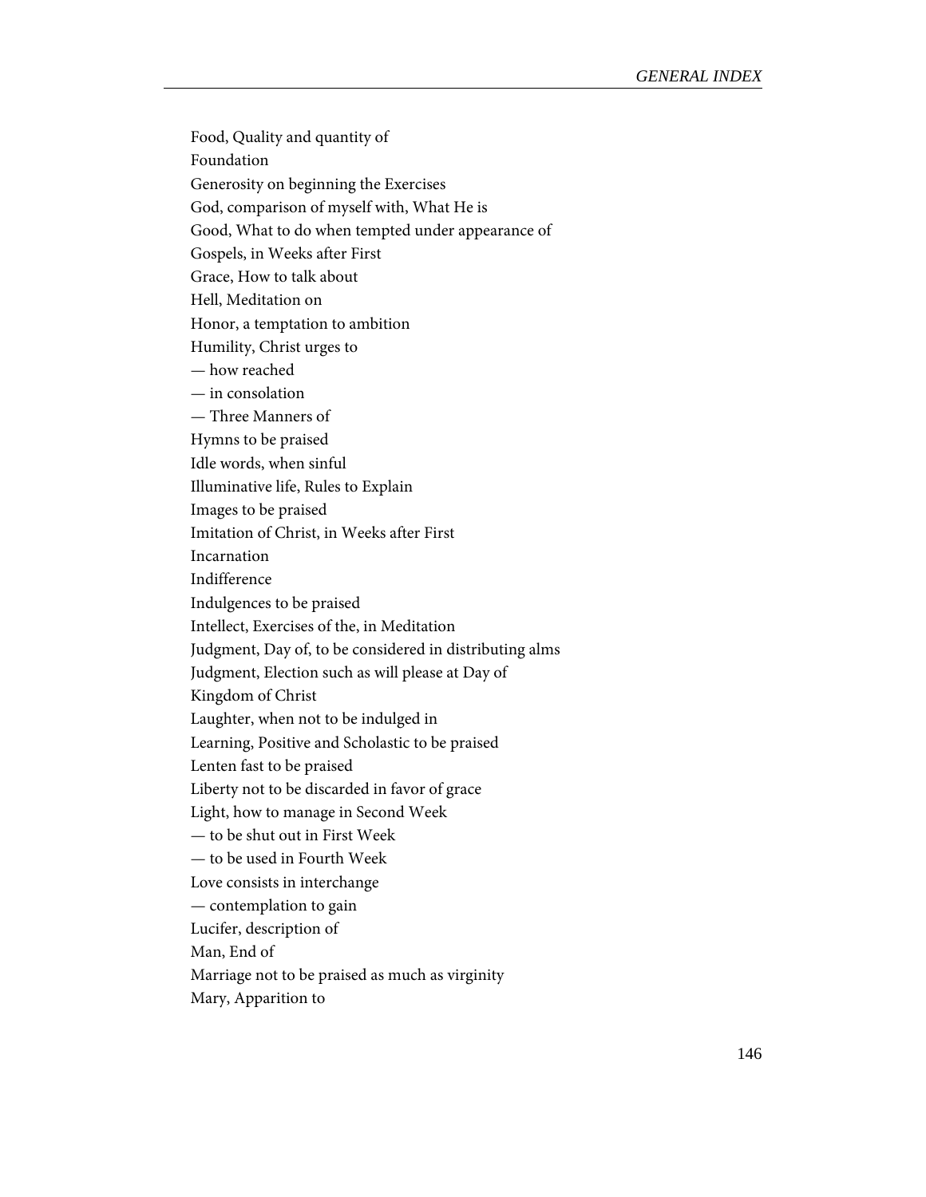Food, Quality and quantity of

Foundation

Generosity on beginning the Exercises

God, comparison of myself with, What He is

Good, What to do when tempted under appearance of

Gospels, in Weeks after First

Grace, How to talk about

Hell, Meditation on

Honor, a temptation to ambition

Humility, Christ urges to

— how reached

— in consolation

— Three Manners of

Hymns to be praised

Idle words, when sinful

Illuminative life, Rules to Explain

Images to be praised

Imitation of Christ, in Weeks after First

Incarnation

Indifference

Indulgences to be praised

Intellect, Exercises of the, in Meditation

Judgment, Day of, to be considered in distributing alms

Judgment, Election such as will please at Day of

Kingdom of Christ

Laughter, when not to be indulged in

Learning, Positive and Scholastic to be praised

Lenten fast to be praised

Liberty not to be discarded in favor of grace

Light, how to manage in Second Week

— to be shut out in First Week

— to be used in Fourth Week

Love consists in interchange

— contemplation to gain

Lucifer, description of

Man, End of

Marriage not to be praised as much as virginity

Mary, Apparition to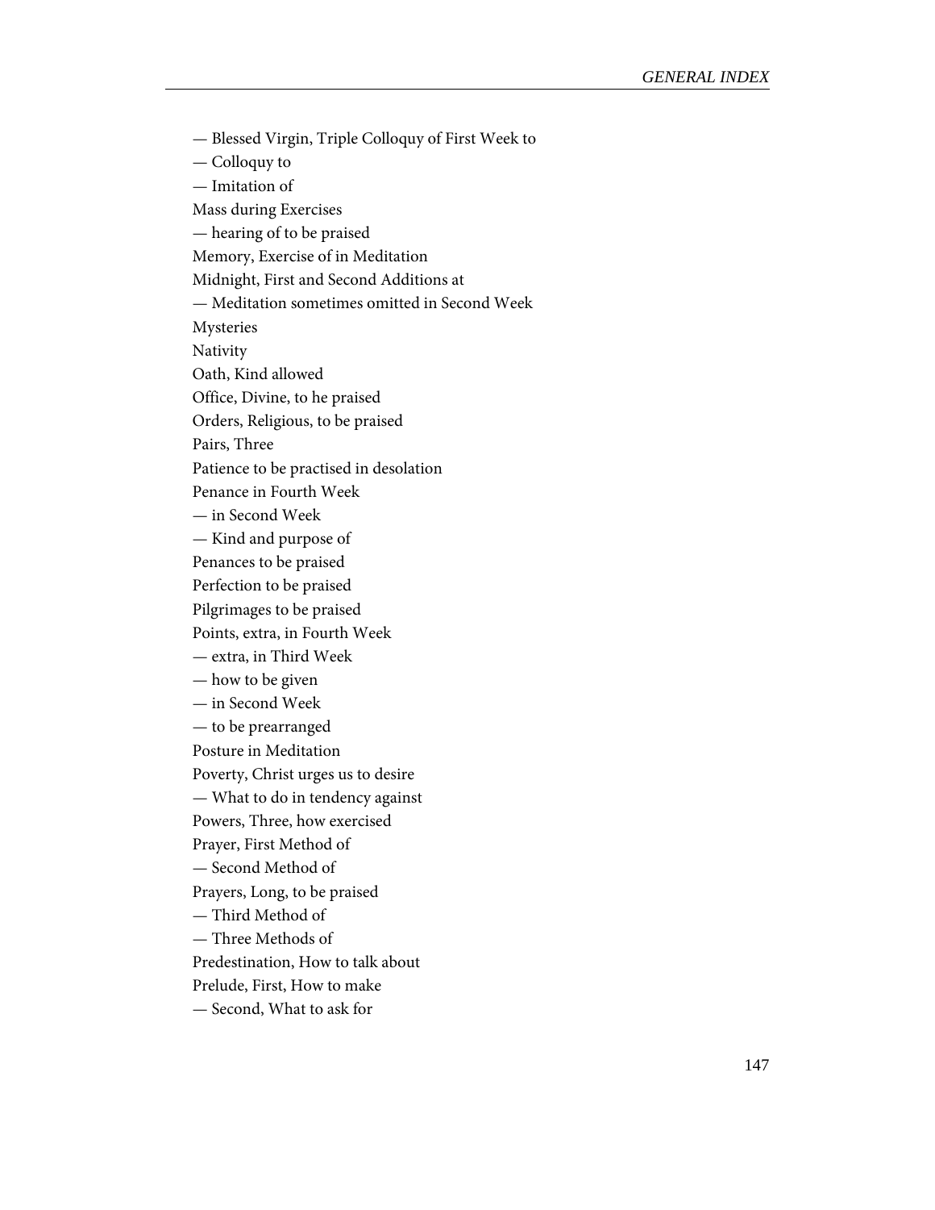— Blessed Virgin, Triple Colloquy of First Week to

— Colloquy to

— Imitation of

Mass during Exercises

— hearing of to be praised

Memory, Exercise of in Meditation

Midnight, First and Second Additions at

— Meditation sometimes omitted in Second Week

Mysteries

Nativity

Oath, Kind allowed

Office, Divine, to he praised

Orders, Religious, to be praised

Pairs, Three

Patience to be practised in desolation

Penance in Fourth Week

— in Second Week

— Kind and purpose of

Penances to be praised

Perfection to be praised

Pilgrimages to be praised

Points, extra, in Fourth Week

— extra, in Third Week

— how to be given

— in Second Week

— to be prearranged

Posture in Meditation

Poverty, Christ urges us to desire

— What to do in tendency against

Powers, Three, how exercised

Prayer, First Method of

— Second Method of

Prayers, Long, to be praised

— Third Method of

— Three Methods of

Predestination, How to talk about

Prelude, First, How to make

— Second, What to ask for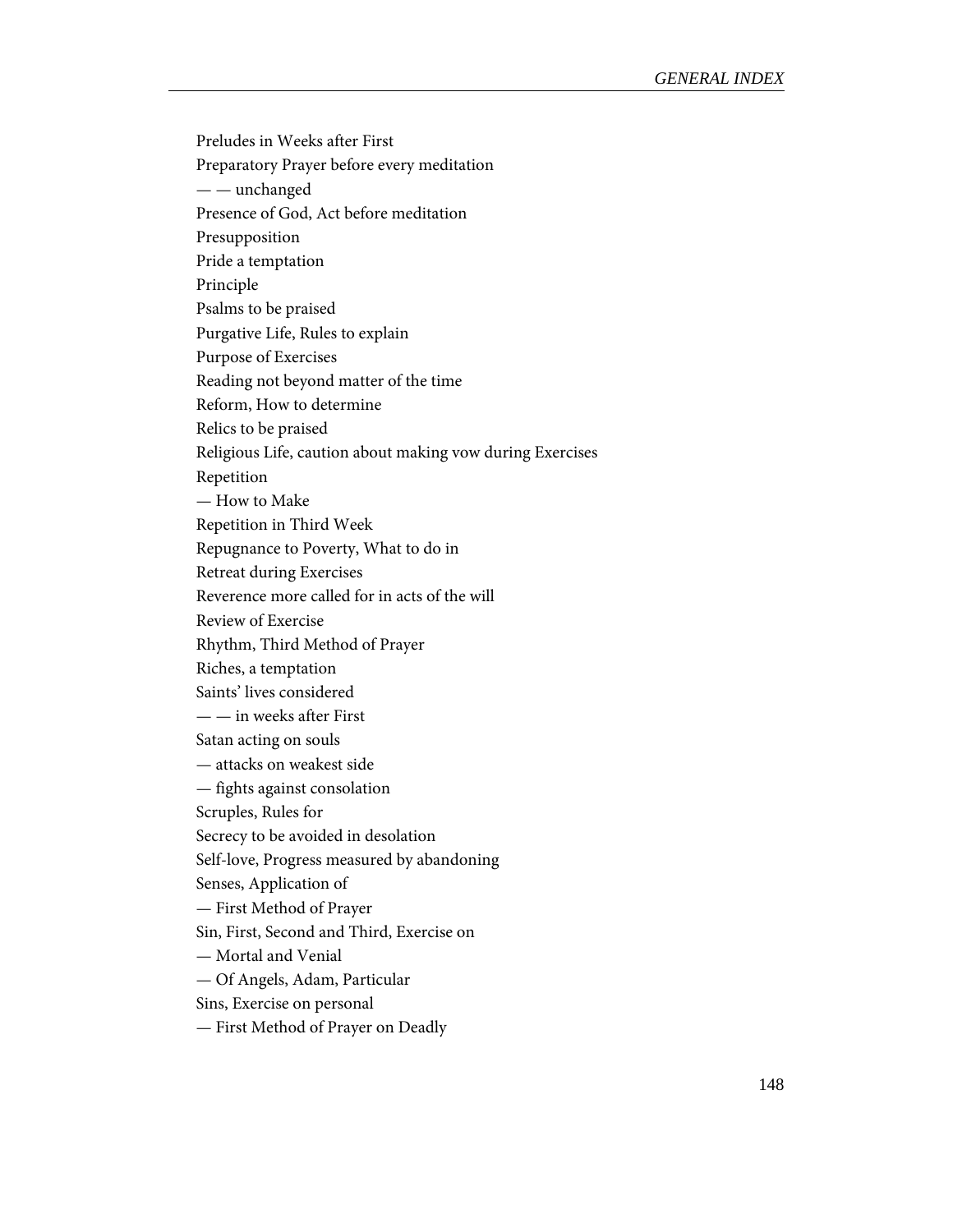Preludes in Weeks after First

Preparatory Prayer before every meditation

— — unchanged

Presence of God, Act before meditation

Presupposition

Pride a temptation

Principle

Psalms to be praised

Purgative Life, Rules to explain

Purpose of Exercises

Reading not beyond matter of the time

Reform, How to determine

Relics to be praised

Religious Life, caution about making vow during Exercises

Repetition

— How to Make

Repetition in Third Week

Repugnance to Poverty, What to do in

Retreat during Exercises

Reverence more called for in acts of the will

Review of Exercise

Rhythm, Third Method of Prayer

Riches, a temptation

Saints' lives considered

— — in weeks after First

Satan acting on souls

— attacks on weakest side

— fights against consolation

Scruples, Rules for

Secrecy to be avoided in desolation

Self-love, Progress measured by abandoning

Senses, Application of

— First Method of Prayer

Sin, First, Second and Third, Exercise on

— Mortal and Venial

— Of Angels, Adam, Particular

Sins, Exercise on personal

— First Method of Prayer on Deadly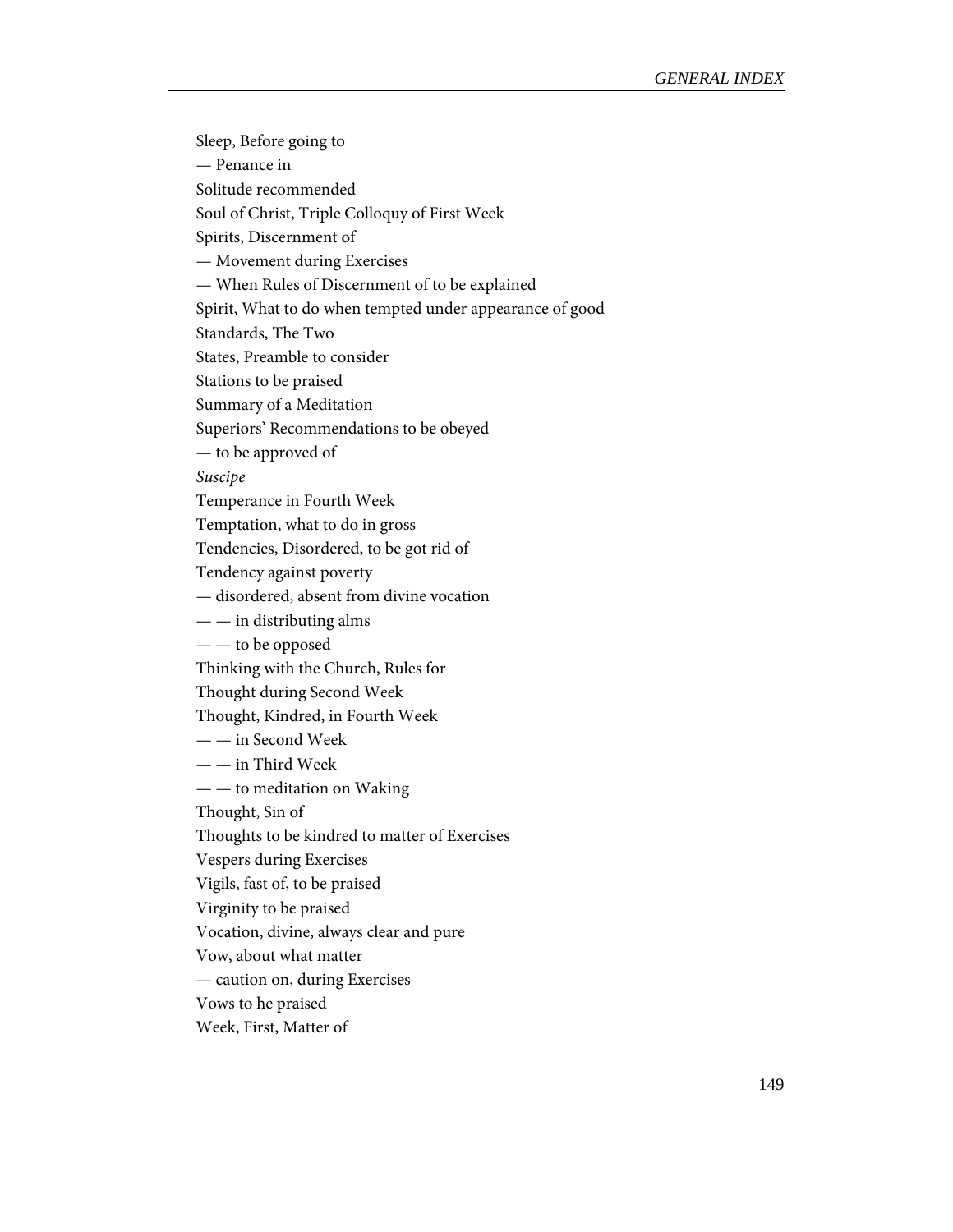Sleep, Before going to

— Penance in

Solitude recommended

Soul of Christ, Triple Colloquy of First Week

Spirits, Discernment of

— Movement during Exercises

— When Rules of Discernment of to be explained

Spirit, What to do when tempted under appearance of good

Standards, The Two

States, Preamble to consider

Stations to be praised

Summary of a Meditation

Superiors' Recommendations to be obeyed

— to be approved of

*Suscipe*

Temperance in Fourth Week

Temptation, what to do in gross

Tendencies, Disordered, to be got rid of

Tendency against poverty

— disordered, absent from divine vocation

— — in distributing alms

— — to be opposed

Thinking with the Church, Rules for

Thought during Second Week

Thought, Kindred, in Fourth Week

— — in Second Week

— — in Third Week

— — to meditation on Waking

Thought, Sin of

Thoughts to be kindred to matter of Exercises

Vespers during Exercises

Vigils, fast of, to be praised

Virginity to be praised

Vocation, divine, always clear and pure

Vow, about what matter

— caution on, during Exercises

Vows to he praised

Week, First, Matter of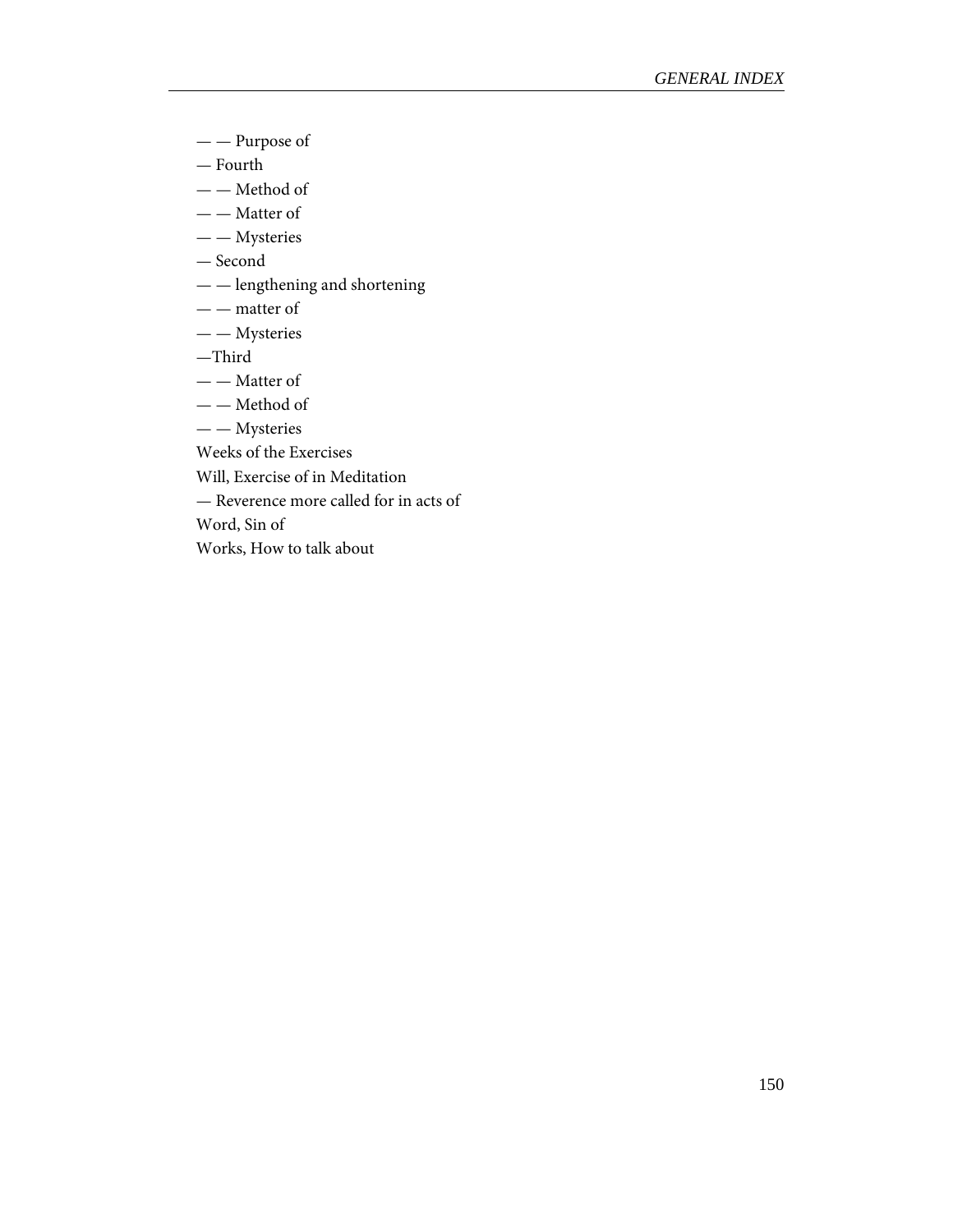— — Purpose of

— Fourth

— — Method of

— — Matter of

— — Mysteries

— Second

— — lengthening and shortening

— — matter of

— — Mysteries

—Third

— — Matter of

— — Method of

— — Mysteries

Weeks of the Exercises

Will, Exercise of in Meditation

— Reverence more called for in acts of

Word, Sin of

Works, How to talk about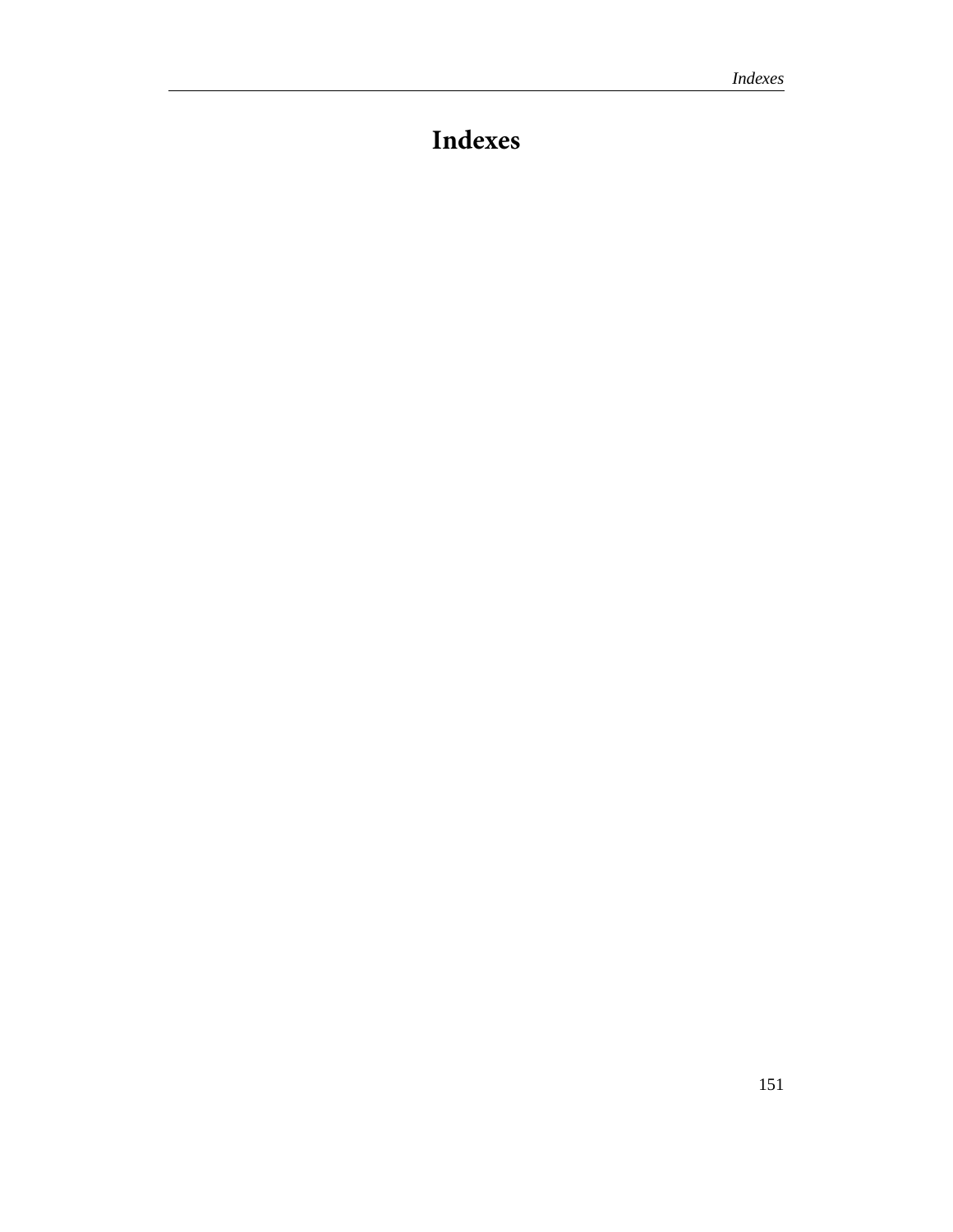# Indexes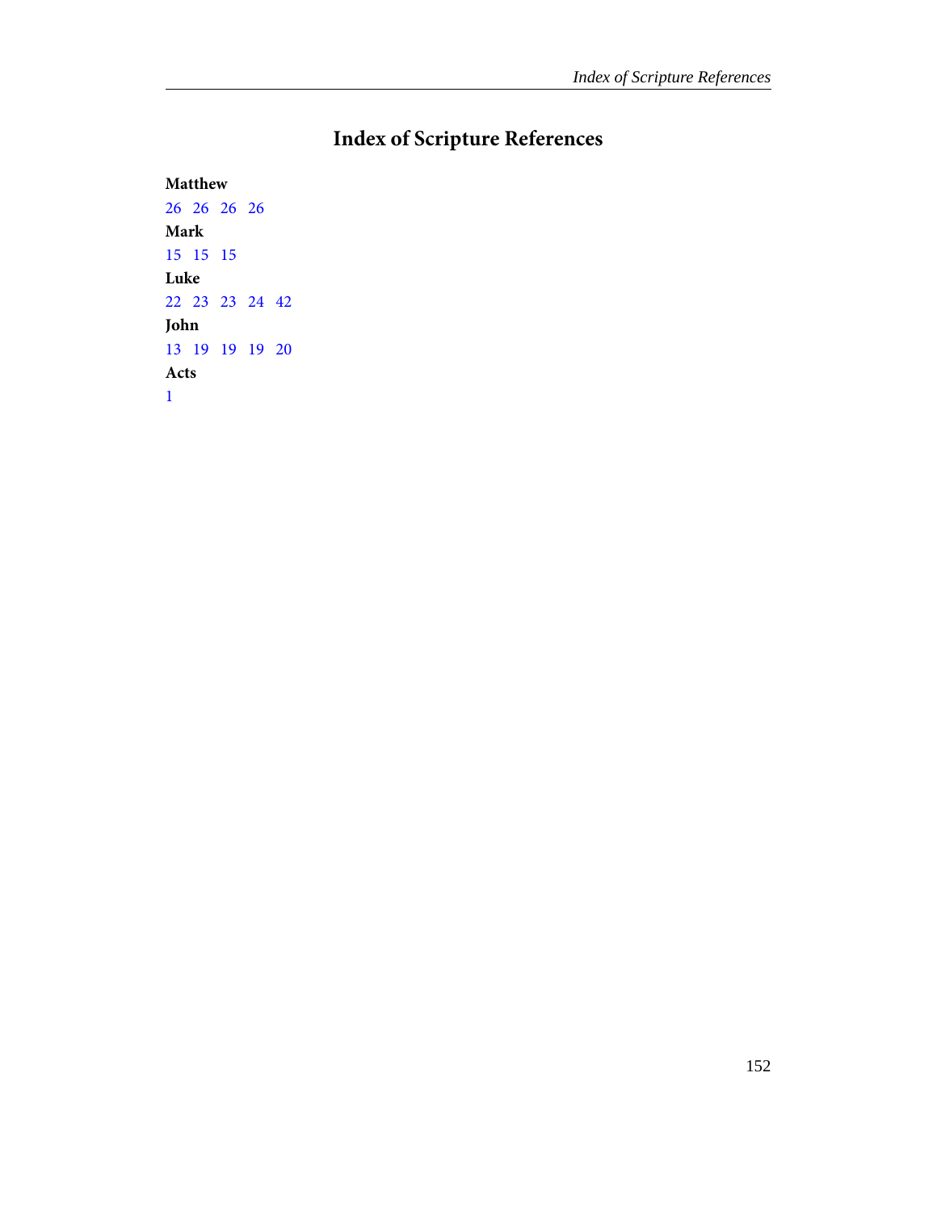# Index of Scripture References

**Matthew**

26 26 26 26

**Mark**

15 15 15

**Luke**

22 23 23 24 42

**John**

13 19 19 19 20

**Acts**

1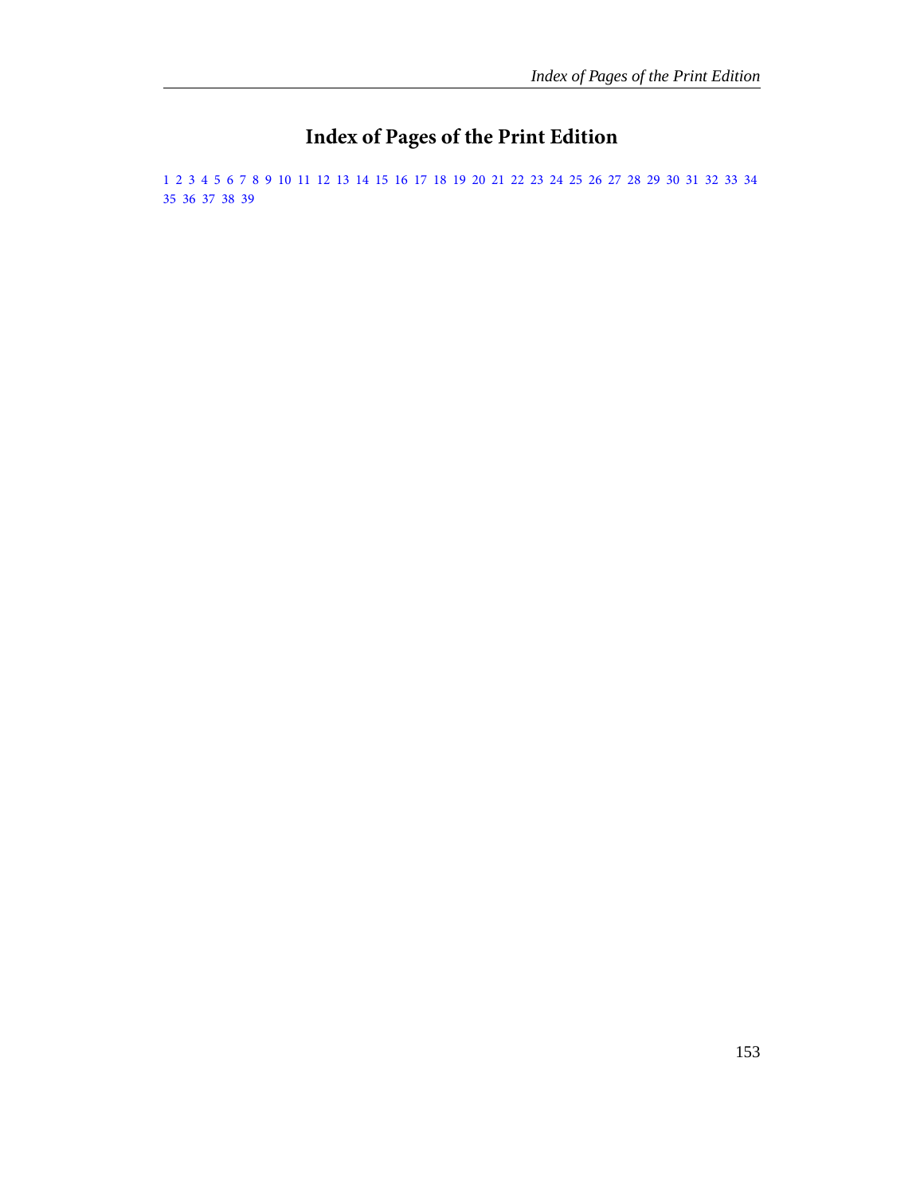# Index of Pages of the Print Edition

1 2 3 4 5 6 7 8 9 10 11 12 13 14 15 16 17 18 19 20 21 22 23 24 25 26 27 28 29 30 31 32 33 34 35 36 37 38 39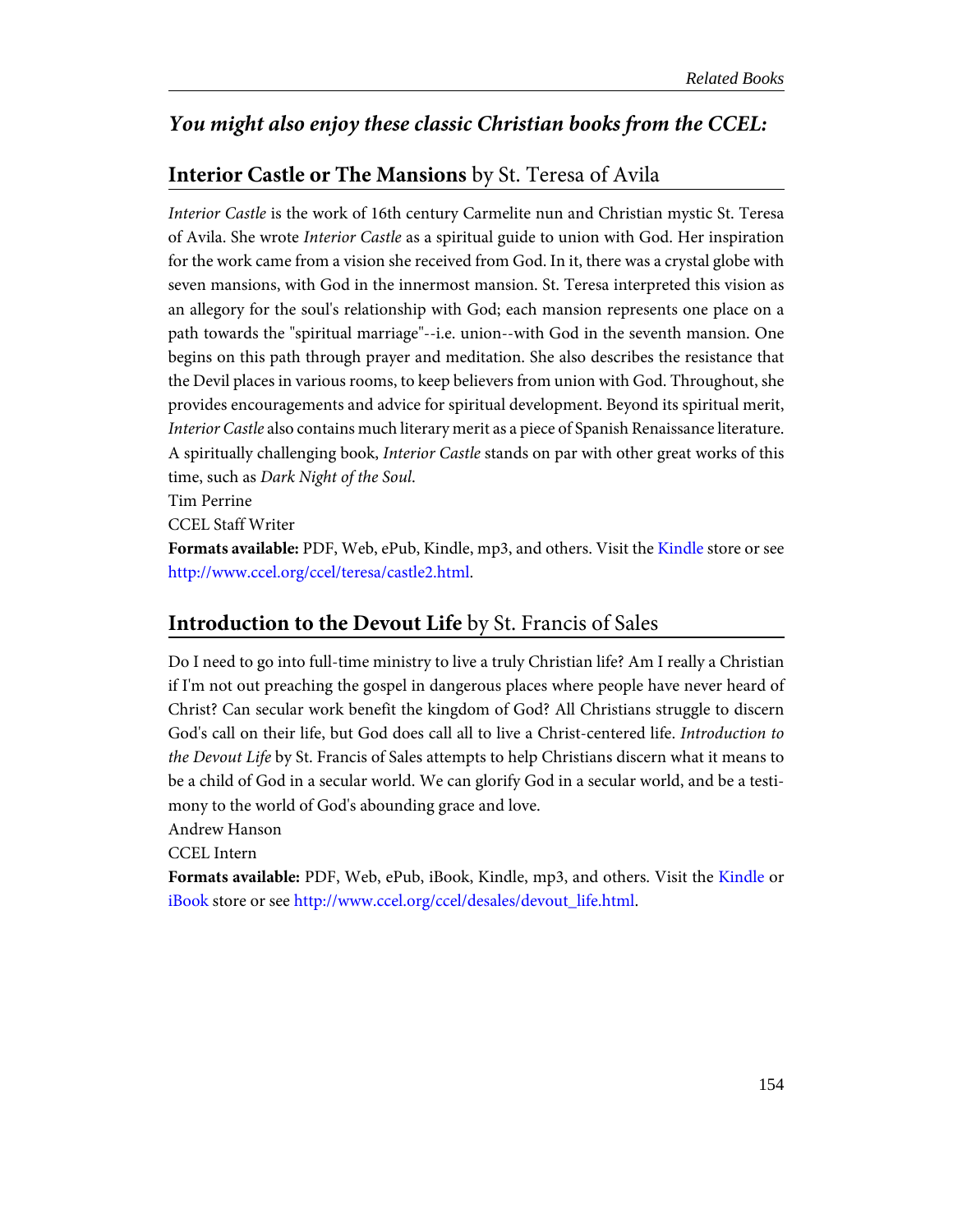## *You might also enjoy these classic Christian books from the CCEL:*

### **Interior Castle or The Mansions** by St. Teresa of Avila

*Interior Castle* is the work of 16th century Carmelite nun and Christian mystic St. Teresa of Avila. She wrote *Interior Castle* as a spiritual guide to union with God. Her inspiration for the work came from a vision she received from God. In it, there was a crystal globe with seven mansions, with God in the innermost mansion. St. Teresa interpreted this vision as an allegory for the soul's relationship with God; each mansion represents one place on a path towards the "spiritual marriage"--i.e. union--with God in the seventh mansion. One begins on this path through prayer and meditation. She also describes the resistance that the Devil places in various rooms, to keep believers from union with God. Throughout, she provides encouragements and advice for spiritual development. Beyond its spiritual merit, *Interior Castle* also contains much literary merit as a piece of Spanish Renaissance literature. A spiritually challenging book, *Interior Castle* stands on par with other great works of this time, such as *Dark Night of the Soul*.

Tim Perrine

CCEL Staff Writer

**Formats available:** PDF, Web, ePub, Kindle, mp3, and others. Visit the Kindle store or see http://www.ccel.org/ccel/teresa/castle2.html.

### **Introduction to the Devout Life** by St. Francis of Sales

Do I need to go into full-time ministry to live a truly Christian life? Am I really a Christian if I'm not out preaching the gospel in dangerous places where people have never heard of Christ? Can secular work benefit the kingdom of God? All Christians struggle to discern God's call on their life, but God does call all to live a Christ-centered life. *Introduction to the Devout Life* by St. Francis of Sales attempts to help Christians discern what it means to be a child of God in a secular world. We can glorify God in a secular world, and be a testimony to the world of God's abounding grace and love.

Andrew Hanson

CCEL Intern

**Formats available:** PDF, Web, ePub, iBook, Kindle, mp3, and others. Visit the Kindle or iBook store or see http://www.ccel.org/ccel/desales/devout_life.html.